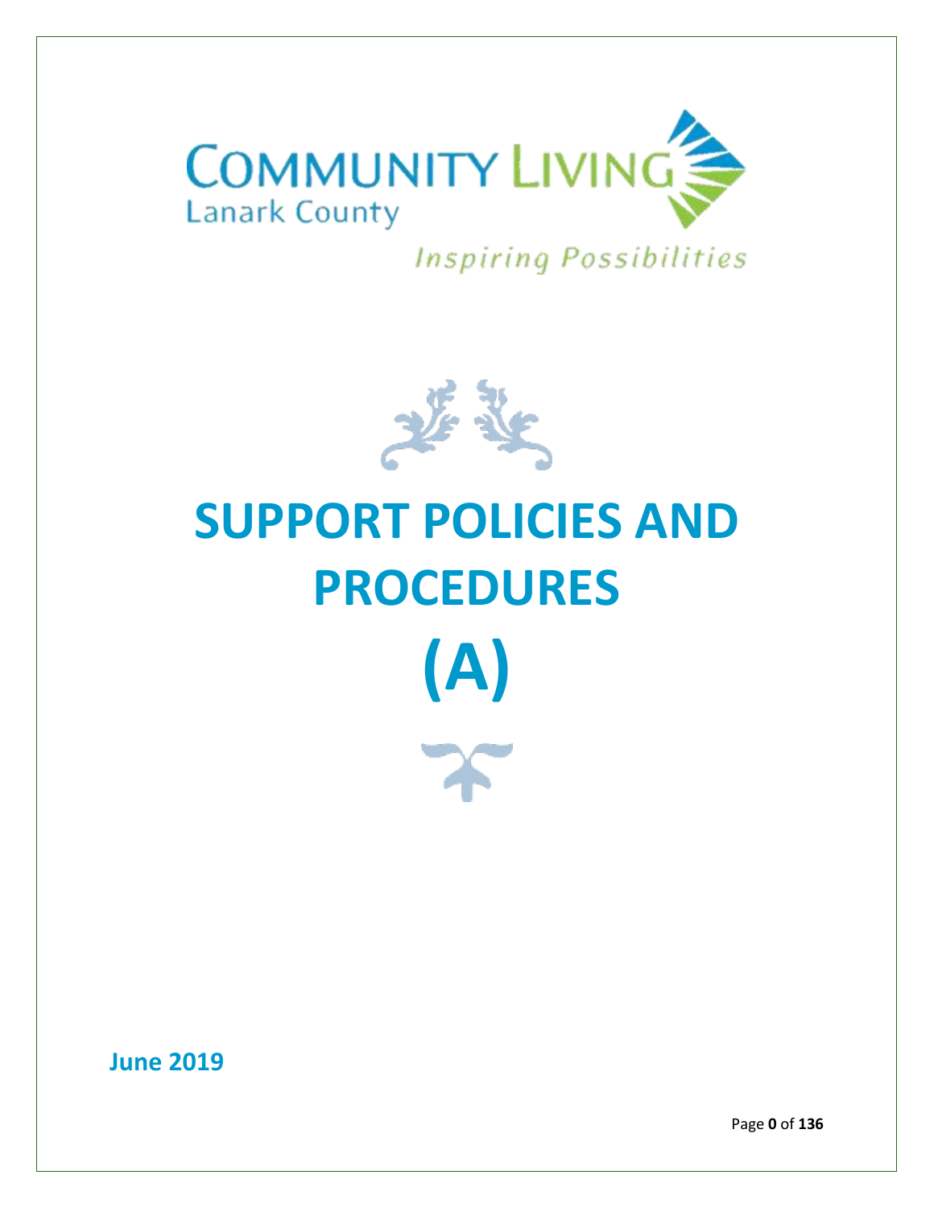COMMUNITY LIVING
Lanark County

*Inspiring Possibilities*

# SUPPORT POLICIES AND PROCEDURES

# (A)

**June 2019**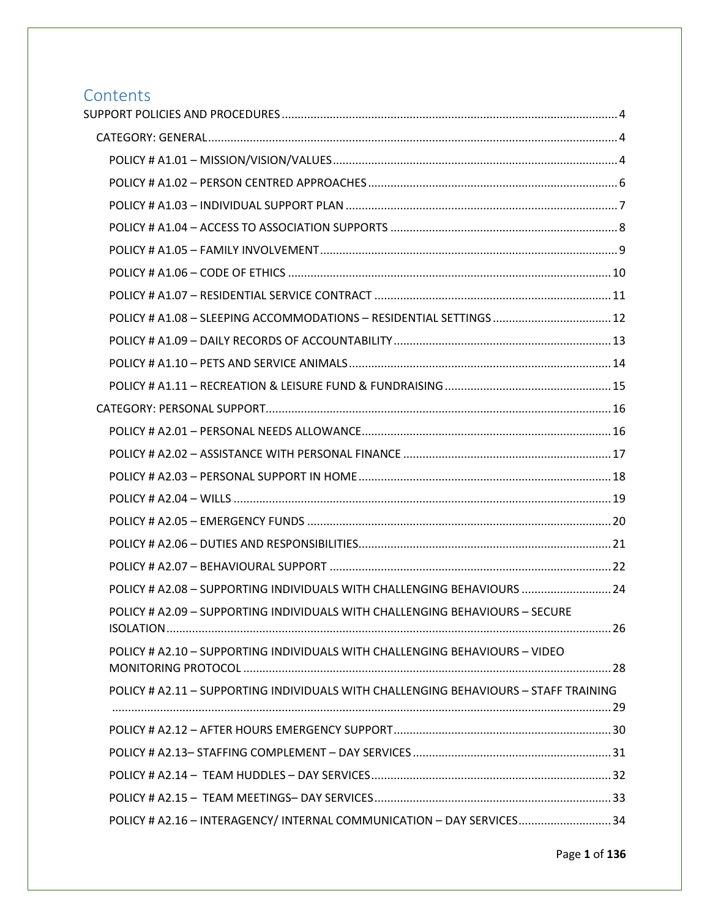# Contents

SUPPORT POLICIES AND PROCEDURES ........ 4

- CATEGORY: GENERAL ........ 4
  - POLICY # A1.01 – MISSION/VISION/VALUES ........ 4
  - POLICY # A1.02 – PERSON CENTRED APPROACHES ........ 6
  - POLICY # A1.03 – INDIVIDUAL SUPPORT PLAN ........ 7
  - POLICY # A1.04 – ACCESS TO ASSOCIATION SUPPORTS ........ 8
  - POLICY # A1.05 – FAMILY INVOLVEMENT ........ 9
  - POLICY # A1.06 – CODE OF ETHICS ........ 10
  - POLICY # A1.07 – RESIDENTIAL SERVICE CONTRACT ........ 11
  - POLICY # A1.08 – SLEEPING ACCOMMODATIONS – RESIDENTIAL SETTINGS ........ 12
  - POLICY # A1.09 – DAILY RECORDS OF ACCOUNTABILITY ........ 13
  - POLICY # A1.10 – PETS AND SERVICE ANIMALS ........ 14
  - POLICY # A1.11 – RECREATION & LEISURE FUND & FUNDRAISING ........ 15
- CATEGORY: PERSONAL SUPPORT ........ 16
  - POLICY # A2.01 – PERSONAL NEEDS ALLOWANCE ........ 16
  - POLICY # A2.02 – ASSISTANCE WITH PERSONAL FINANCE ........ 17
  - POLICY # A2.03 – PERSONAL SUPPORT IN HOME ........ 18
  - POLICY # A2.04 – WILLS ........ 19
  - POLICY # A2.05 – EMERGENCY FUNDS ........ 20
  - POLICY # A2.06 – DUTIES AND RESPONSIBILITIES ........ 21
  - POLICY # A2.07 – BEHAVIOURAL SUPPORT ........ 22
  - POLICY # A2.08 – SUPPORTING INDIVIDUALS WITH CHALLENGING BEHAVIOURS ........ 24
  - POLICY # A2.09 – SUPPORTING INDIVIDUALS WITH CHALLENGING BEHAVIOURS – SECURE ISOLATION ........ 26
  - POLICY # A2.10 – SUPPORTING INDIVIDUALS WITH CHALLENGING BEHAVIOURS – VIDEO MONITORING PROTOCOL ........ 28
  - POLICY # A2.11 – SUPPORTING INDIVIDUALS WITH CHALLENGING BEHAVIOURS – STAFF TRAINING ........ 29
  - POLICY # A2.12 – AFTER HOURS EMERGENCY SUPPORT ........ 30
  - POLICY # A2.13– STAFFING COMPLEMENT – DAY SERVICES ........ 31
  - POLICY # A2.14 – TEAM HUDDLES – DAY SERVICES ........ 32
  - POLICY # A2.15 – TEAM MEETINGS– DAY SERVICES ........ 33
  - POLICY # A2.16 – INTERAGENCY/ INTERNAL COMMUNICATION – DAY SERVICES ........ 34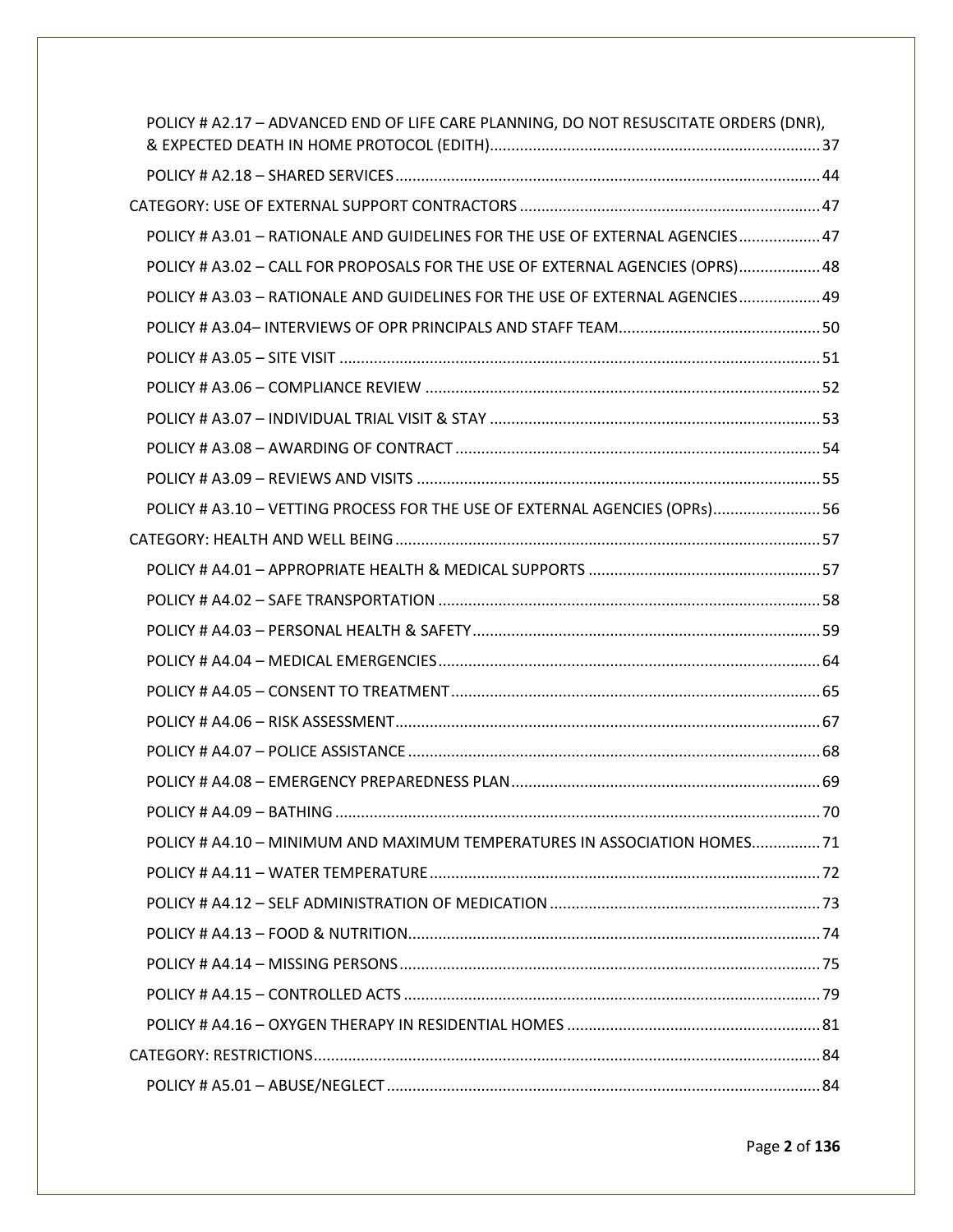POLICY # A2.17 – ADVANCED END OF LIFE CARE PLANNING, DO NOT RESUSCITATE ORDERS (DNR), & EXPECTED DEATH IN HOME PROTOCOL (EDITH) ........ 37

POLICY # A2.18 – SHARED SERVICES ........ 44

CATEGORY: USE OF EXTERNAL SUPPORT CONTRACTORS ........ 47

POLICY # A3.01 – RATIONALE AND GUIDELINES FOR THE USE OF EXTERNAL AGENCIES ........ 47

POLICY # A3.02 – CALL FOR PROPOSALS FOR THE USE OF EXTERNAL AGENCIES (OPRS) ........ 48

POLICY # A3.03 – RATIONALE AND GUIDELINES FOR THE USE OF EXTERNAL AGENCIES ........ 49

POLICY # A3.04– INTERVIEWS OF OPR PRINCIPALS AND STAFF TEAM ........ 50

POLICY # A3.05 – SITE VISIT ........ 51

POLICY # A3.06 – COMPLIANCE REVIEW ........ 52

POLICY # A3.07 – INDIVIDUAL TRIAL VISIT & STAY ........ 53

POLICY # A3.08 – AWARDING OF CONTRACT ........ 54

POLICY # A3.09 – REVIEWS AND VISITS ........ 55

POLICY # A3.10 – VETTING PROCESS FOR THE USE OF EXTERNAL AGENCIES (OPRs) ........ 56

CATEGORY: HEALTH AND WELL BEING ........ 57

POLICY # A4.01 – APPROPRIATE HEALTH & MEDICAL SUPPORTS ........ 57

POLICY # A4.02 – SAFE TRANSPORTATION ........ 58

POLICY # A4.03 – PERSONAL HEALTH & SAFETY ........ 59

POLICY # A4.04 – MEDICAL EMERGENCIES ........ 64

POLICY # A4.05 – CONSENT TO TREATMENT ........ 65

POLICY # A4.06 – RISK ASSESSMENT ........ 67

POLICY # A4.07 – POLICE ASSISTANCE ........ 68

POLICY # A4.08 – EMERGENCY PREPAREDNESS PLAN ........ 69

POLICY # A4.09 – BATHING ........ 70

POLICY # A4.10 – MINIMUM AND MAXIMUM TEMPERATURES IN ASSOCIATION HOMES ........ 71

POLICY # A4.11 – WATER TEMPERATURE ........ 72

POLICY # A4.12 – SELF ADMINISTRATION OF MEDICATION ........ 73

POLICY # A4.13 – FOOD & NUTRITION ........ 74

POLICY # A4.14 – MISSING PERSONS ........ 75

POLICY # A4.15 – CONTROLLED ACTS ........ 79

POLICY # A4.16 – OXYGEN THERAPY IN RESIDENTIAL HOMES ........ 81

CATEGORY: RESTRICTIONS ........ 84

POLICY # A5.01 – ABUSE/NEGLECT ........ 84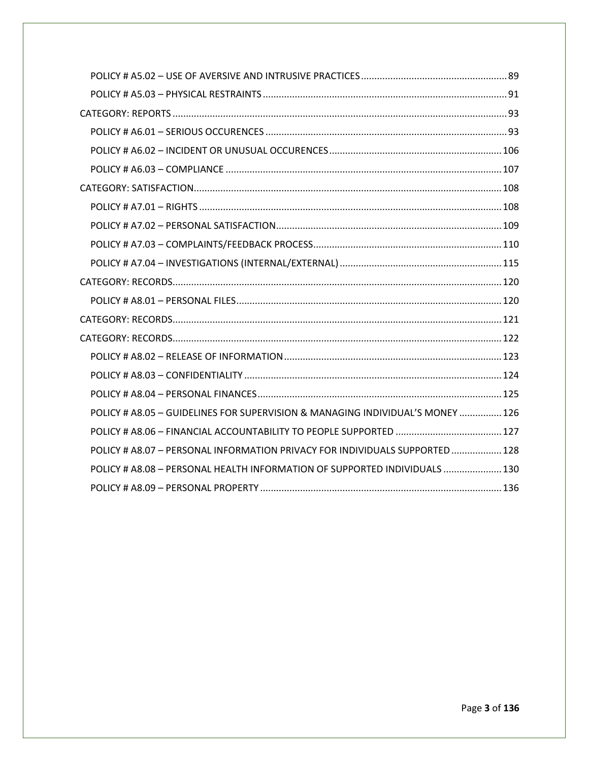- POLICY # A5.02 – USE OF AVERSIVE AND INTRUSIVE PRACTICES .......... 89
- POLICY # A5.03 – PHYSICAL RESTRAINTS .......... 91

CATEGORY: REPORTS .......... 93

- POLICY # A6.01 – SERIOUS OCCURENCES .......... 93
- POLICY # A6.02 – INCIDENT OR UNUSUAL OCCURENCES .......... 106
- POLICY # A6.03 – COMPLIANCE .......... 107

CATEGORY: SATISFACTION .......... 108

- POLICY # A7.01 – RIGHTS .......... 108
- POLICY # A7.02 – PERSONAL SATISFACTION .......... 109
- POLICY # A7.03 – COMPLAINTS/FEEDBACK PROCESS .......... 110
- POLICY # A7.04 – INVESTIGATIONS (INTERNAL/EXTERNAL) .......... 115

CATEGORY: RECORDS .......... 120

- POLICY # A8.01 – PERSONAL FILES .......... 120

CATEGORY: RECORDS .......... 121

CATEGORY: RECORDS .......... 122

- POLICY # A8.02 – RELEASE OF INFORMATION .......... 123
- POLICY # A8.03 – CONFIDENTIALITY .......... 124
- POLICY # A8.04 – PERSONAL FINANCES .......... 125
- POLICY # A8.05 – GUIDELINES FOR SUPERVISION & MANAGING INDIVIDUAL'S MONEY .......... 126
- POLICY # A8.06 – FINANCIAL ACCOUNTABILITY TO PEOPLE SUPPORTED .......... 127
- POLICY # A8.07 – PERSONAL INFORMATION PRIVACY FOR INDIVIDUALS SUPPORTED .......... 128
- POLICY # A8.08 – PERSONAL HEALTH INFORMATION OF SUPPORTED INDIVIDUALS .......... 130
- POLICY # A8.09 – PERSONAL PROPERTY .......... 136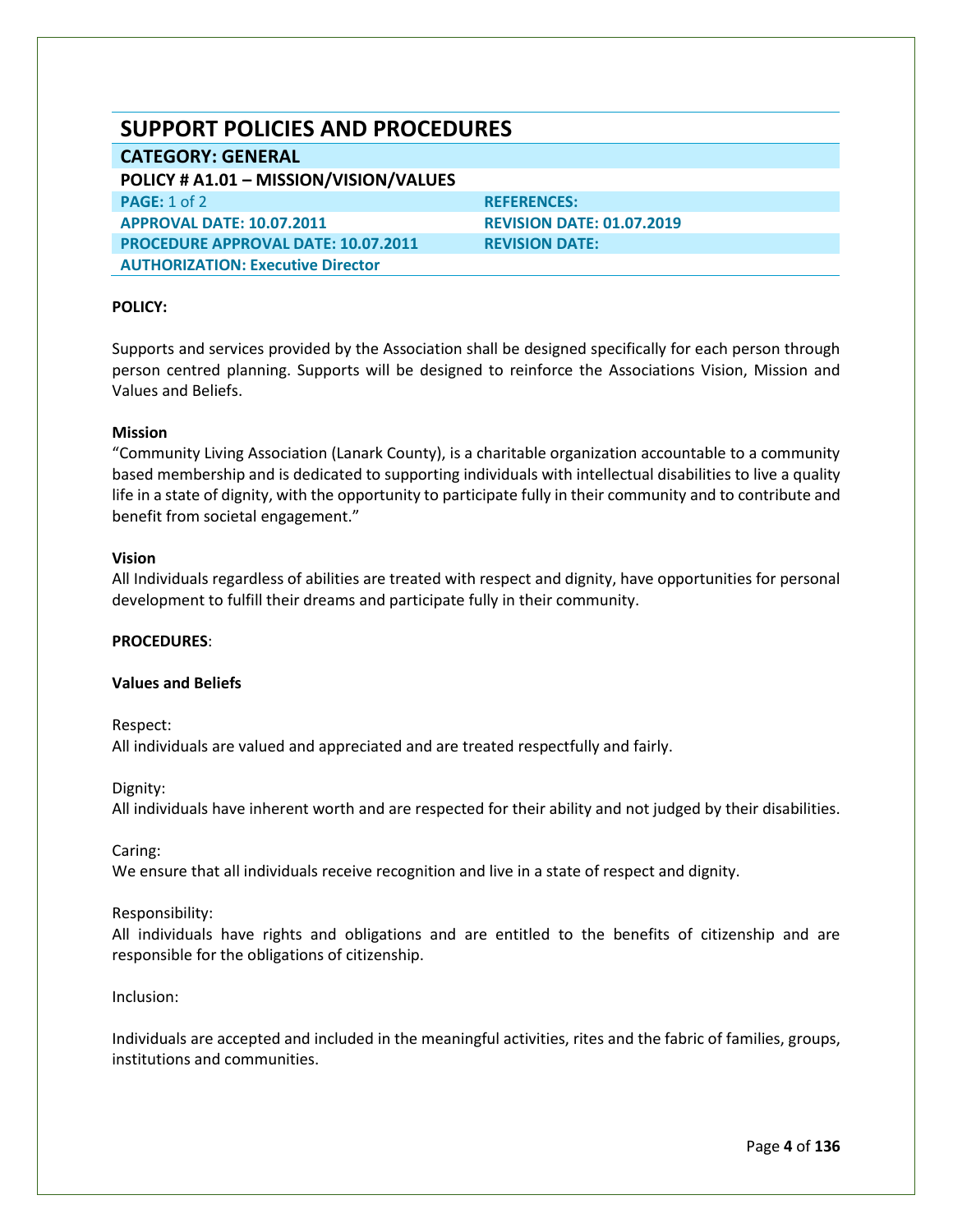# SUPPORT POLICIES AND PROCEDURES

## CATEGORY: GENERAL

### POLICY # A1.01 – MISSION/VISION/VALUES

| PAGE: 1 of 2 | REFERENCES: |
|---|---|
| APPROVAL DATE: 10.07.2011 | REVISION DATE: 01.07.2019 |
| PROCEDURE APPROVAL DATE: 10.07.2011 | REVISION DATE: |
| AUTHORIZATION: Executive Director | |

**POLICY:**

Supports and services provided by the Association shall be designed specifically for each person through person centred planning. Supports will be designed to reinforce the Associations Vision, Mission and Values and Beliefs.

**Mission**

"Community Living Association (Lanark County), is a charitable organization accountable to a community based membership and is dedicated to supporting individuals with intellectual disabilities to live a quality life in a state of dignity, with the opportunity to participate fully in their community and to contribute and benefit from societal engagement."

**Vision**

All Individuals regardless of abilities are treated with respect and dignity, have opportunities for personal development to fulfill their dreams and participate fully in their community.

**PROCEDURES**:

**Values and Beliefs**

Respect:
All individuals are valued and appreciated and are treated respectfully and fairly.

Dignity:
All individuals have inherent worth and are respected for their ability and not judged by their disabilities.

Caring:
We ensure that all individuals receive recognition and live in a state of respect and dignity.

Responsibility:
All individuals have rights and obligations and are entitled to the benefits of citizenship and are responsible for the obligations of citizenship.

Inclusion:

Individuals are accepted and included in the meaningful activities, rites and the fabric of families, groups, institutions and communities.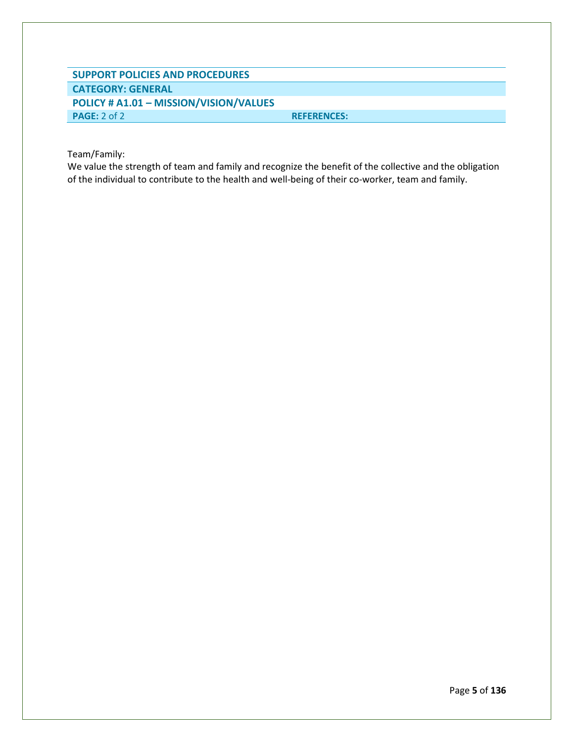| SUPPORT POLICIES AND PROCEDURES | |
| --- | --- |
| **CATEGORY: GENERAL** | |
| **POLICY # A1.01 – MISSION/VISION/VALUES** | |
| **PAGE:** 2 of 2 | **REFERENCES:** |

Team/Family:
We value the strength of team and family and recognize the benefit of the collective and the obligation of the individual to contribute to the health and well-being of their co-worker, team and family.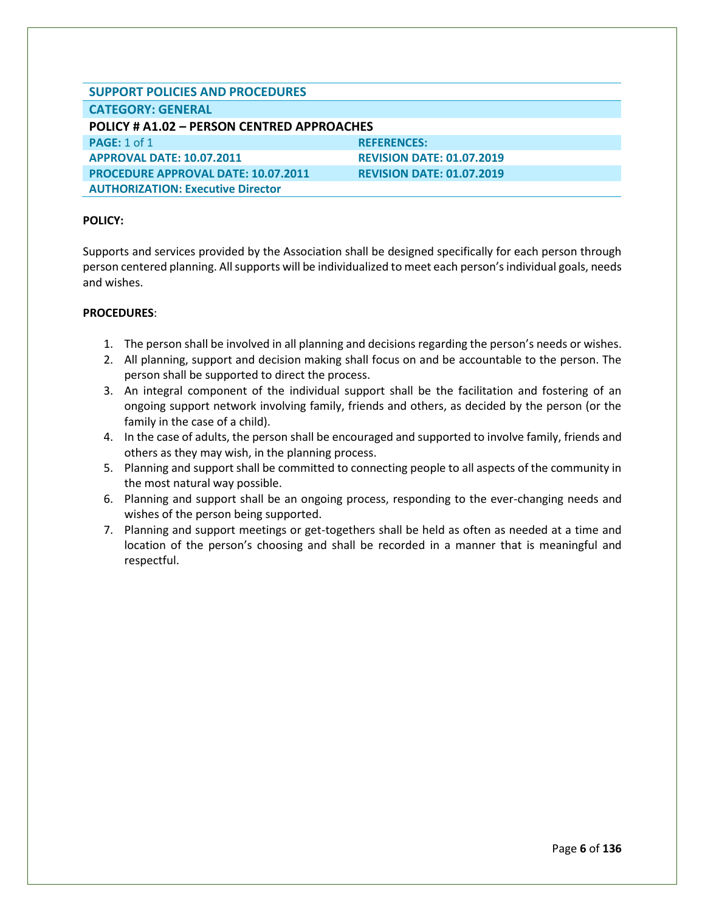| SUPPORT POLICIES AND PROCEDURES | |
|---|---|
| **CATEGORY: GENERAL** | |
| **POLICY # A1.02 – PERSON CENTRED APPROACHES** | |
| **PAGE:** 1 of 1 | **REFERENCES:** |
| **APPROVAL DATE: 10.07.2011** | **REVISION DATE: 01.07.2019** |
| **PROCEDURE APPROVAL DATE: 10.07.2011** | **REVISION DATE: 01.07.2019** |
| **AUTHORIZATION: Executive Director** | |

**POLICY:**

Supports and services provided by the Association shall be designed specifically for each person through person centered planning. All supports will be individualized to meet each person's individual goals, needs and wishes.

**PROCEDURES**:

1. The person shall be involved in all planning and decisions regarding the person's needs or wishes.
2. All planning, support and decision making shall focus on and be accountable to the person. The person shall be supported to direct the process.
3. An integral component of the individual support shall be the facilitation and fostering of an ongoing support network involving family, friends and others, as decided by the person (or the family in the case of a child).
4. In the case of adults, the person shall be encouraged and supported to involve family, friends and others as they may wish, in the planning process.
5. Planning and support shall be committed to connecting people to all aspects of the community in the most natural way possible.
6. Planning and support shall be an ongoing process, responding to the ever-changing needs and wishes of the person being supported.
7. Planning and support meetings or get-togethers shall be held as often as needed at a time and location of the person's choosing and shall be recorded in a manner that is meaningful and respectful.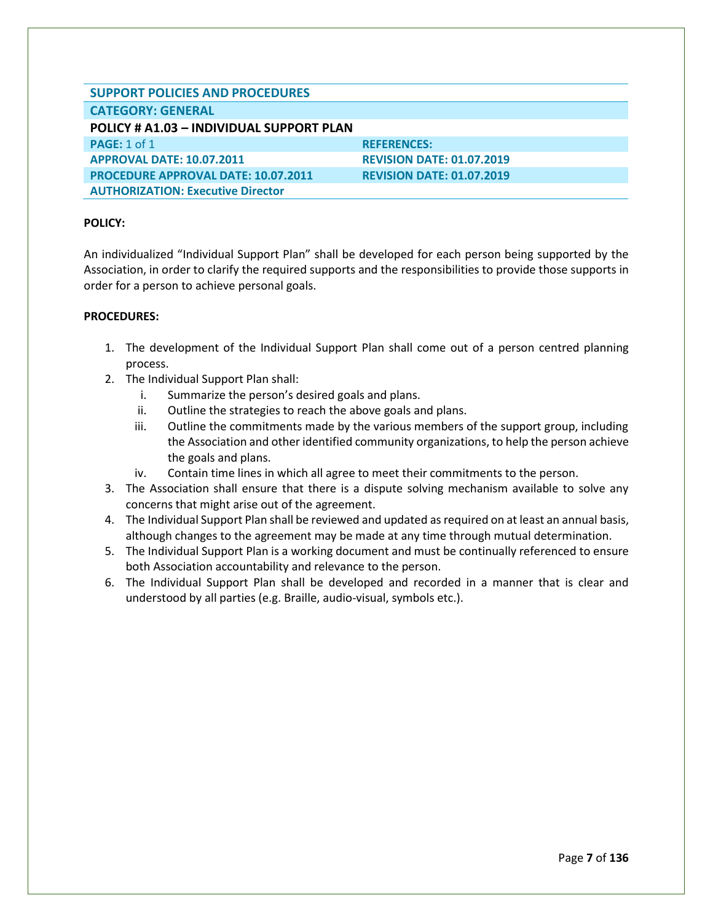| SUPPORT POLICIES AND PROCEDURES | |
|---|---|
| **CATEGORY: GENERAL** | |
| **POLICY # A1.03 – INDIVIDUAL SUPPORT PLAN** | |
| **PAGE:** 1 of 1 | **REFERENCES:** |
| **APPROVAL DATE: 10.07.2011** | **REVISION DATE: 01.07.2019** |
| **PROCEDURE APPROVAL DATE: 10.07.2011** | **REVISION DATE: 01.07.2019** |
| **AUTHORIZATION: Executive Director** | |

**POLICY:**

An individualized "Individual Support Plan" shall be developed for each person being supported by the Association, in order to clarify the required supports and the responsibilities to provide those supports in order for a person to achieve personal goals.

**PROCEDURES:**

1. The development of the Individual Support Plan shall come out of a person centred planning process.
2. The Individual Support Plan shall:
   i. Summarize the person's desired goals and plans.
   ii. Outline the strategies to reach the above goals and plans.
   iii. Outline the commitments made by the various members of the support group, including the Association and other identified community organizations, to help the person achieve the goals and plans.
   iv. Contain time lines in which all agree to meet their commitments to the person.
3. The Association shall ensure that there is a dispute solving mechanism available to solve any concerns that might arise out of the agreement.
4. The Individual Support Plan shall be reviewed and updated as required on at least an annual basis, although changes to the agreement may be made at any time through mutual determination.
5. The Individual Support Plan is a working document and must be continually referenced to ensure both Association accountability and relevance to the person.
6. The Individual Support Plan shall be developed and recorded in a manner that is clear and understood by all parties (e.g. Braille, audio-visual, symbols etc.).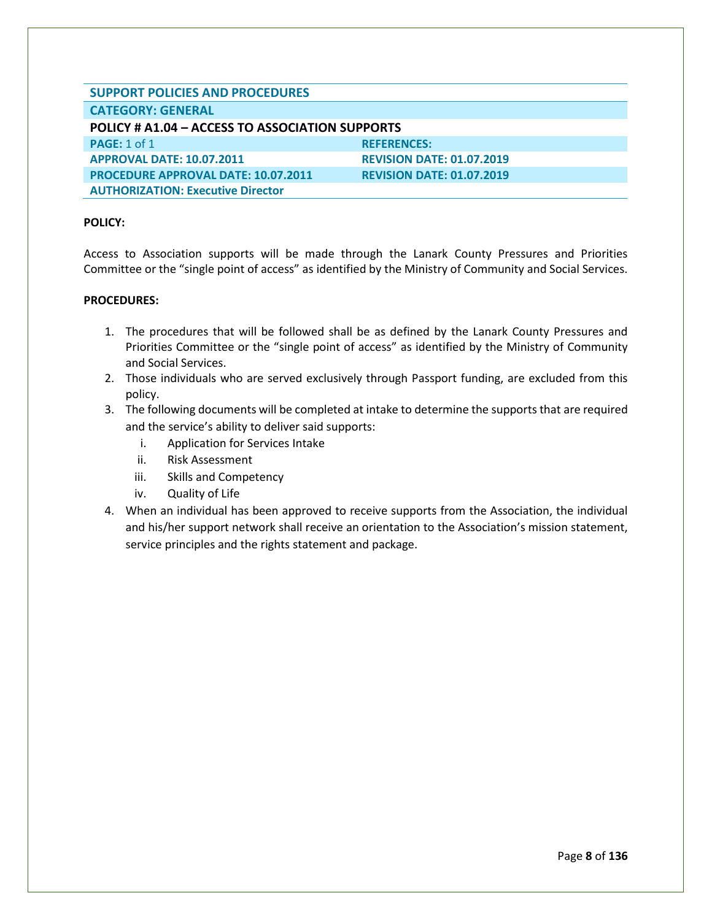| SUPPORT POLICIES AND PROCEDURES | |
|---|---|
| **CATEGORY: GENERAL** | |
| **POLICY # A1.04 – ACCESS TO ASSOCIATION SUPPORTS** | |
| **PAGE:** 1 of 1 | **REFERENCES:** |
| **APPROVAL DATE: 10.07.2011** | **REVISION DATE: 01.07.2019** |
| **PROCEDURE APPROVAL DATE: 10.07.2011** | **REVISION DATE: 01.07.2019** |
| **AUTHORIZATION: Executive Director** | |

**POLICY:**

Access to Association supports will be made through the Lanark County Pressures and Priorities Committee or the "single point of access" as identified by the Ministry of Community and Social Services.

**PROCEDURES:**

1. The procedures that will be followed shall be as defined by the Lanark County Pressures and Priorities Committee or the "single point of access" as identified by the Ministry of Community and Social Services.
2. Those individuals who are served exclusively through Passport funding, are excluded from this policy.
3. The following documents will be completed at intake to determine the supports that are required and the service's ability to deliver said supports:
   i. Application for Services Intake
   ii. Risk Assessment
   iii. Skills and Competency
   iv. Quality of Life
4. When an individual has been approved to receive supports from the Association, the individual and his/her support network shall receive an orientation to the Association's mission statement, service principles and the rights statement and package.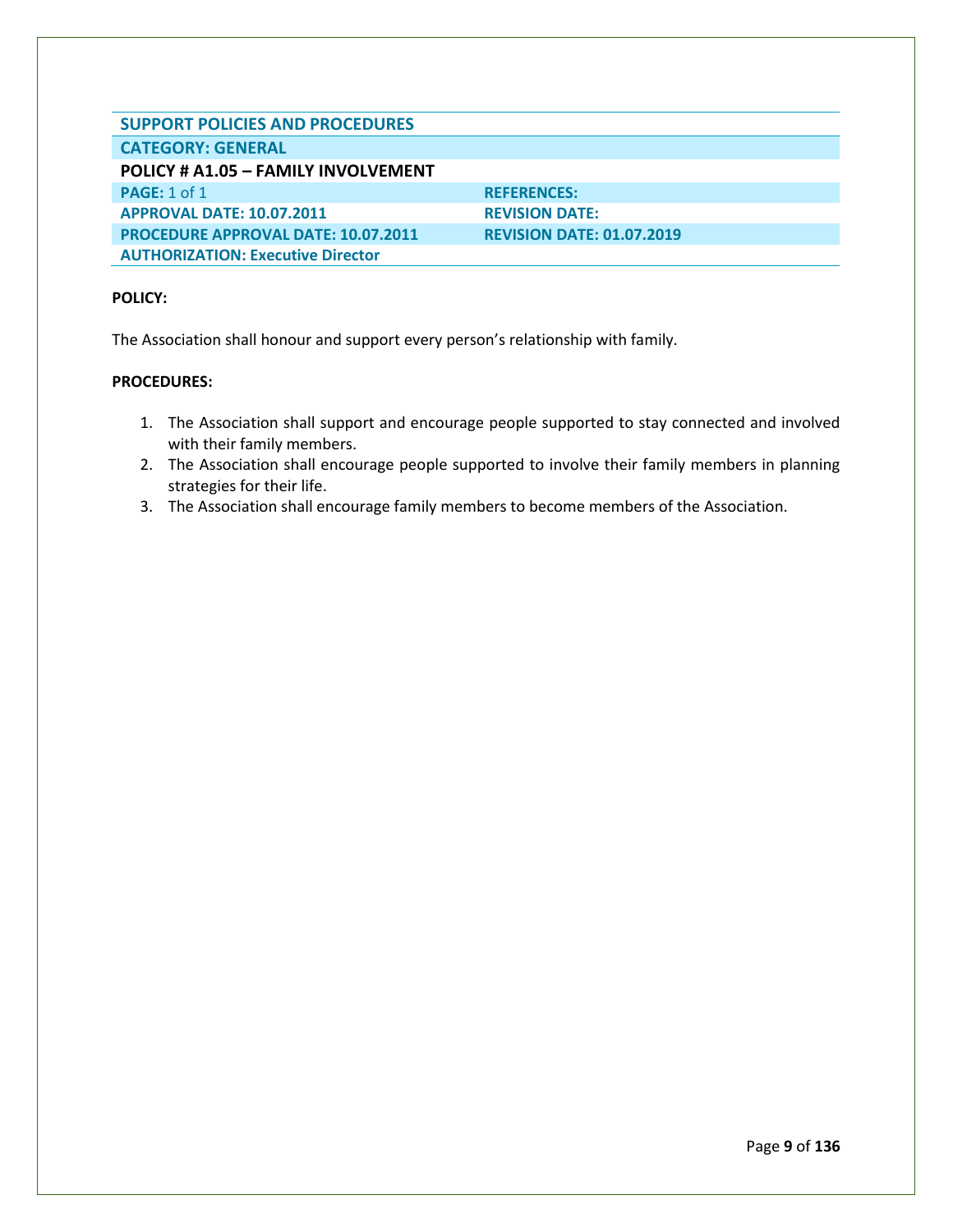| SUPPORT POLICIES AND PROCEDURES | |
|---|---|
| **CATEGORY: GENERAL** | |
| **POLICY # A1.05 – FAMILY INVOLVEMENT** | |
| **PAGE:** 1 of 1 | **REFERENCES:** |
| **APPROVAL DATE: 10.07.2011** | **REVISION DATE:** |
| **PROCEDURE APPROVAL DATE: 10.07.2011** | **REVISION DATE: 01.07.2019** |
| **AUTHORIZATION: Executive Director** | |

**POLICY:**

The Association shall honour and support every person's relationship with family.

**PROCEDURES:**

1. The Association shall support and encourage people supported to stay connected and involved with their family members.
2. The Association shall encourage people supported to involve their family members in planning strategies for their life.
3. The Association shall encourage family members to become members of the Association.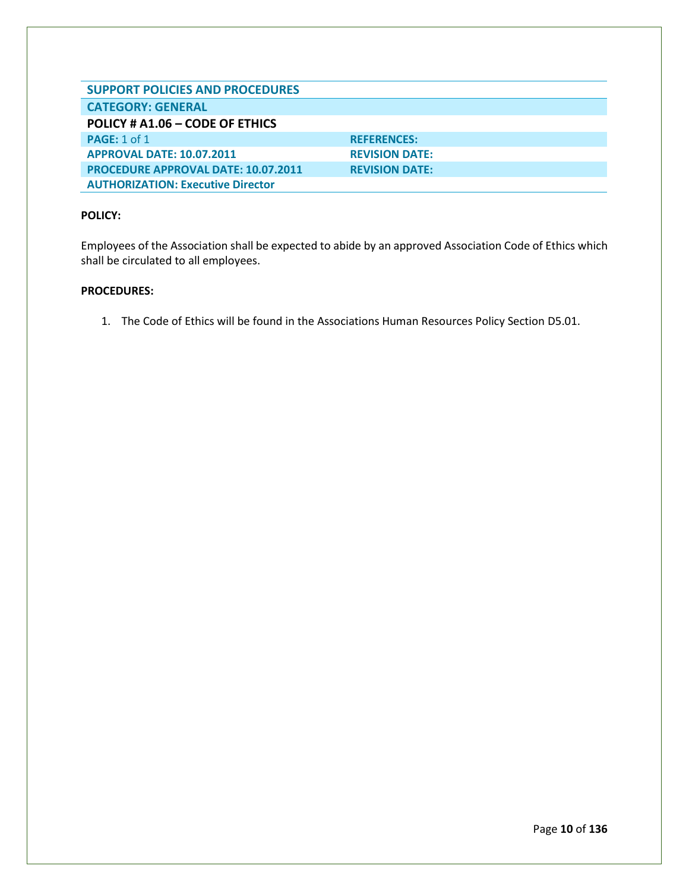## SUPPORT POLICIES AND PROCEDURES

| CATEGORY: GENERAL | |
|---|---|
| **POLICY # A1.06 – CODE OF ETHICS** | |
| **PAGE:** 1 of 1 | **REFERENCES:** |
| **APPROVAL DATE: 10.07.2011** | **REVISION DATE:** |
| **PROCEDURE APPROVAL DATE: 10.07.2011** | **REVISION DATE:** |
| **AUTHORIZATION: Executive Director** | |

**POLICY:**

Employees of the Association shall be expected to abide by an approved Association Code of Ethics which shall be circulated to all employees.

**PROCEDURES:**

1. The Code of Ethics will be found in the Associations Human Resources Policy Section D5.01.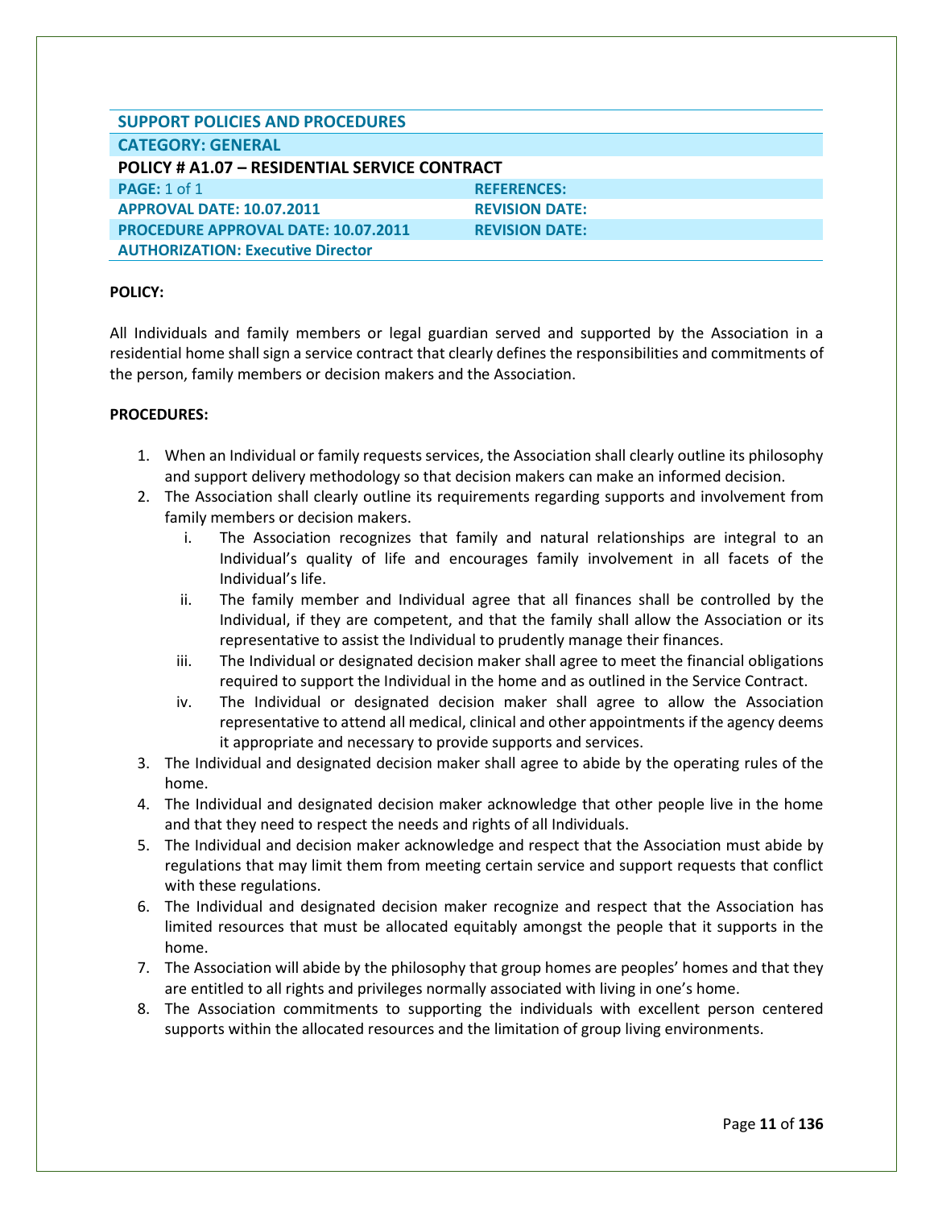| SUPPORT POLICIES AND PROCEDURES | |
|---|---|
| CATEGORY: GENERAL | |
| POLICY # A1.07 – RESIDENTIAL SERVICE CONTRACT | |
| PAGE: 1 of 1 | REFERENCES: |
| APPROVAL DATE: 10.07.2011 | REVISION DATE: |
| PROCEDURE APPROVAL DATE: 10.07.2011 | REVISION DATE: |
| AUTHORIZATION: Executive Director | |

**POLICY:**

All Individuals and family members or legal guardian served and supported by the Association in a residential home shall sign a service contract that clearly defines the responsibilities and commitments of the person, family members or decision makers and the Association.

**PROCEDURES:**

1. When an Individual or family requests services, the Association shall clearly outline its philosophy and support delivery methodology so that decision makers can make an informed decision.
2. The Association shall clearly outline its requirements regarding supports and involvement from family members or decision makers.
   i. The Association recognizes that family and natural relationships are integral to an Individual's quality of life and encourages family involvement in all facets of the Individual's life.
   ii. The family member and Individual agree that all finances shall be controlled by the Individual, if they are competent, and that the family shall allow the Association or its representative to assist the Individual to prudently manage their finances.
   iii. The Individual or designated decision maker shall agree to meet the financial obligations required to support the Individual in the home and as outlined in the Service Contract.
   iv. The Individual or designated decision maker shall agree to allow the Association representative to attend all medical, clinical and other appointments if the agency deems it appropriate and necessary to provide supports and services.
3. The Individual and designated decision maker shall agree to abide by the operating rules of the home.
4. The Individual and designated decision maker acknowledge that other people live in the home and that they need to respect the needs and rights of all Individuals.
5. The Individual and decision maker acknowledge and respect that the Association must abide by regulations that may limit them from meeting certain service and support requests that conflict with these regulations.
6. The Individual and designated decision maker recognize and respect that the Association has limited resources that must be allocated equitably amongst the people that it supports in the home.
7. The Association will abide by the philosophy that group homes are peoples' homes and that they are entitled to all rights and privileges normally associated with living in one's home.
8. The Association commitments to supporting the individuals with excellent person centered supports within the allocated resources and the limitation of group living environments.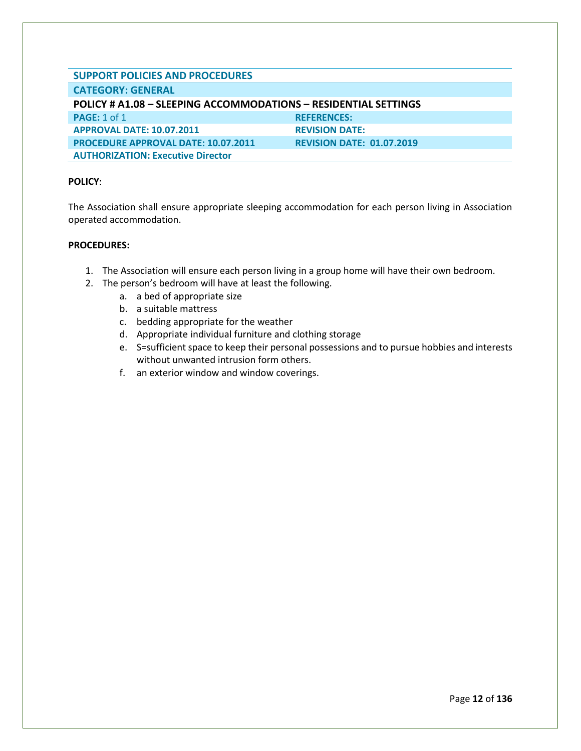| SUPPORT POLICIES AND PROCEDURES | |
|---|---|
| **CATEGORY: GENERAL** | |
| **POLICY # A1.08 – SLEEPING ACCOMMODATIONS – RESIDENTIAL SETTINGS** | |
| **PAGE:** 1 of 1 | **REFERENCES:** |
| **APPROVAL DATE: 10.07.2011** | **REVISION DATE:** |
| **PROCEDURE APPROVAL DATE: 10.07.2011** | **REVISION DATE: 01.07.2019** |
| **AUTHORIZATION: Executive Director** | |

**POLICY:**

The Association shall ensure appropriate sleeping accommodation for each person living in Association operated accommodation.

**PROCEDURES:**

1. The Association will ensure each person living in a group home will have their own bedroom.
2. The person's bedroom will have at least the following.
   a. a bed of appropriate size
   b. a suitable mattress
   c. bedding appropriate for the weather
   d. Appropriate individual furniture and clothing storage
   e. S=sufficient space to keep their personal possessions and to pursue hobbies and interests without unwanted intrusion form others.
   f. an exterior window and window coverings.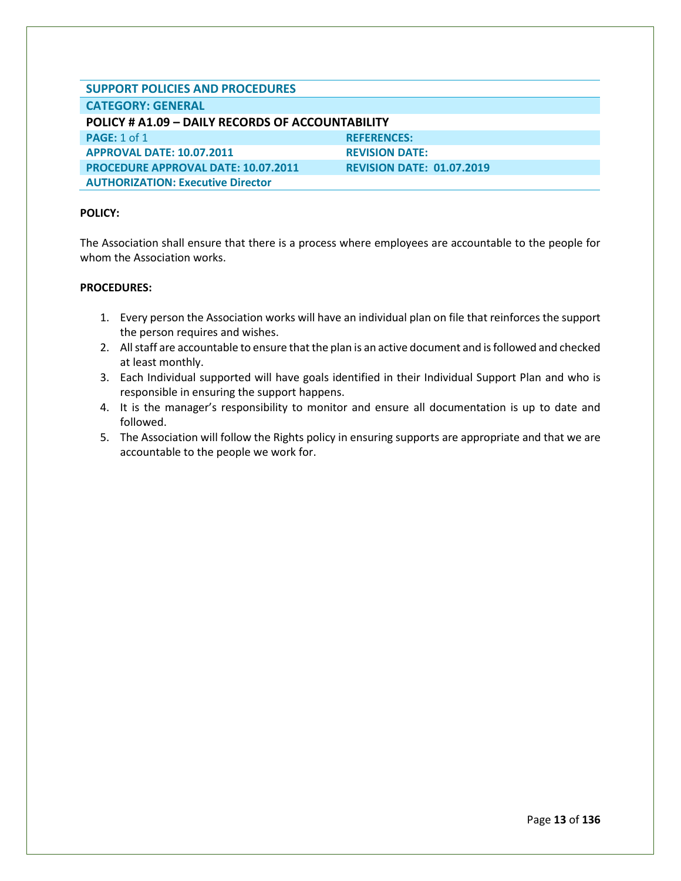| SUPPORT POLICIES AND PROCEDURES | |
|---|---|
| **CATEGORY: GENERAL** | |
| **POLICY # A1.09 – DAILY RECORDS OF ACCOUNTABILITY** | |
| **PAGE:** 1 of 1 | **REFERENCES:** |
| **APPROVAL DATE: 10.07.2011** | **REVISION DATE:** |
| **PROCEDURE APPROVAL DATE: 10.07.2011** | **REVISION DATE: 01.07.2019** |
| **AUTHORIZATION: Executive Director** | |

**POLICY:**

The Association shall ensure that there is a process where employees are accountable to the people for whom the Association works.

**PROCEDURES:**

1. Every person the Association works will have an individual plan on file that reinforces the support the person requires and wishes.
2. All staff are accountable to ensure that the plan is an active document and is followed and checked at least monthly.
3. Each Individual supported will have goals identified in their Individual Support Plan and who is responsible in ensuring the support happens.
4. It is the manager's responsibility to monitor and ensure all documentation is up to date and followed.
5. The Association will follow the Rights policy in ensuring supports are appropriate and that we are accountable to the people we work for.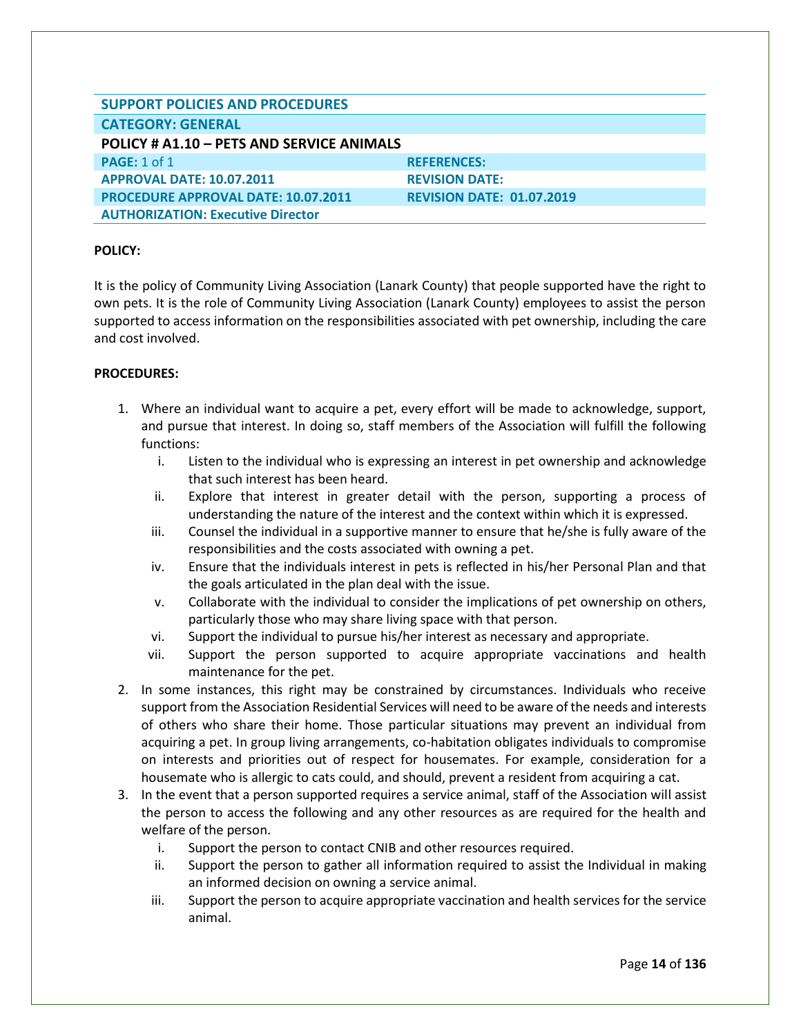| SUPPORT POLICIES AND PROCEDURES | |
|---|---|
| **CATEGORY: GENERAL** | |
| **POLICY # A1.10 – PETS AND SERVICE ANIMALS** | |
| **PAGE:** 1 of 1 | **REFERENCES:** |
| **APPROVAL DATE: 10.07.2011** | **REVISION DATE:** |
| **PROCEDURE APPROVAL DATE: 10.07.2011** | **REVISION DATE: 01.07.2019** |
| **AUTHORIZATION: Executive Director** | |

**POLICY:**

It is the policy of Community Living Association (Lanark County) that people supported have the right to own pets. It is the role of Community Living Association (Lanark County) employees to assist the person supported to access information on the responsibilities associated with pet ownership, including the care and cost involved.

**PROCEDURES:**

1. Where an individual want to acquire a pet, every effort will be made to acknowledge, support, and pursue that interest. In doing so, staff members of the Association will fulfill the following functions:
   i. Listen to the individual who is expressing an interest in pet ownership and acknowledge that such interest has been heard.
   ii. Explore that interest in greater detail with the person, supporting a process of understanding the nature of the interest and the context within which it is expressed.
   iii. Counsel the individual in a supportive manner to ensure that he/she is fully aware of the responsibilities and the costs associated with owning a pet.
   iv. Ensure that the individuals interest in pets is reflected in his/her Personal Plan and that the goals articulated in the plan deal with the issue.
   v. Collaborate with the individual to consider the implications of pet ownership on others, particularly those who may share living space with that person.
   vi. Support the individual to pursue his/her interest as necessary and appropriate.
   vii. Support the person supported to acquire appropriate vaccinations and health maintenance for the pet.
2. In some instances, this right may be constrained by circumstances. Individuals who receive support from the Association Residential Services will need to be aware of the needs and interests of others who share their home. Those particular situations may prevent an individual from acquiring a pet. In group living arrangements, co-habitation obligates individuals to compromise on interests and priorities out of respect for housemates. For example, consideration for a housemate who is allergic to cats could, and should, prevent a resident from acquiring a cat.
3. In the event that a person supported requires a service animal, staff of the Association will assist the person to access the following and any other resources as are required for the health and welfare of the person.
   i. Support the person to contact CNIB and other resources required.
   ii. Support the person to gather all information required to assist the Individual in making an informed decision on owning a service animal.
   iii. Support the person to acquire appropriate vaccination and health services for the service animal.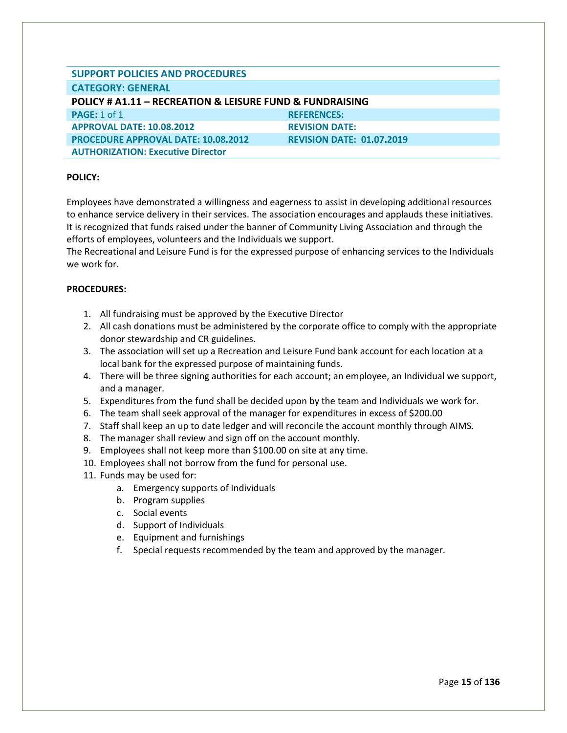| SUPPORT POLICIES AND PROCEDURES | |
|---|---|
| **CATEGORY: GENERAL** | |
| **POLICY # A1.11 – RECREATION & LEISURE FUND & FUNDRAISING** | |
| **PAGE:** 1 of 1 | **REFERENCES:** |
| **APPROVAL DATE: 10.08.2012** | **REVISION DATE:** |
| **PROCEDURE APPROVAL DATE: 10.08.2012** | **REVISION DATE: 01.07.2019** |
| **AUTHORIZATION: Executive Director** | |

**POLICY:**

Employees have demonstrated a willingness and eagerness to assist in developing additional resources to enhance service delivery in their services. The association encourages and applauds these initiatives. It is recognized that funds raised under the banner of Community Living Association and through the efforts of employees, volunteers and the Individuals we support.
The Recreational and Leisure Fund is for the expressed purpose of enhancing services to the Individuals we work for.

**PROCEDURES:**

1. All fundraising must be approved by the Executive Director
2. All cash donations must be administered by the corporate office to comply with the appropriate donor stewardship and CR guidelines.
3. The association will set up a Recreation and Leisure Fund bank account for each location at a local bank for the expressed purpose of maintaining funds.
4. There will be three signing authorities for each account; an employee, an Individual we support, and a manager.
5. Expenditures from the fund shall be decided upon by the team and Individuals we work for.
6. The team shall seek approval of the manager for expenditures in excess of $200.00
7. Staff shall keep an up to date ledger and will reconcile the account monthly through AIMS.
8. The manager shall review and sign off on the account monthly.
9. Employees shall not keep more than $100.00 on site at any time.
10. Employees shall not borrow from the fund for personal use.
11. Funds may be used for:
    a. Emergency supports of Individuals
    b. Program supplies
    c. Social events
    d. Support of Individuals
    e. Equipment and furnishings
    f. Special requests recommended by the team and approved by the manager.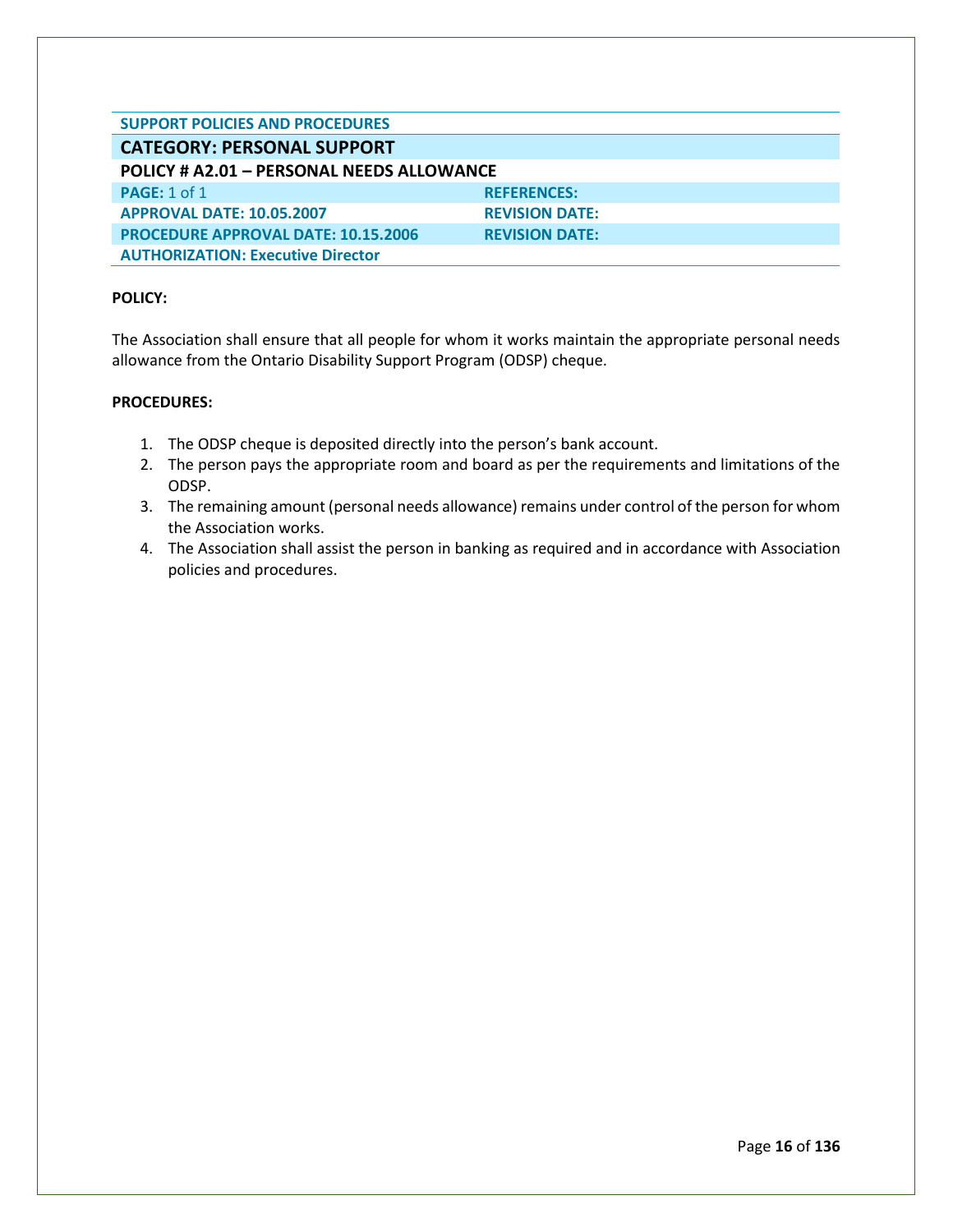**SUPPORT POLICIES AND PROCEDURES**

## CATEGORY: PERSONAL SUPPORT

### POLICY # A2.01 – PERSONAL NEEDS ALLOWANCE

| | |
|---|---|
| **PAGE:** 1 of 1 | **REFERENCES:** |
| **APPROVAL DATE: 10.05.2007** | **REVISION DATE:** |
| **PROCEDURE APPROVAL DATE: 10.15.2006** | **REVISION DATE:** |
| **AUTHORIZATION: Executive Director** | |

**POLICY:**

The Association shall ensure that all people for whom it works maintain the appropriate personal needs allowance from the Ontario Disability Support Program (ODSP) cheque.

**PROCEDURES:**

1. The ODSP cheque is deposited directly into the person's bank account.
2. The person pays the appropriate room and board as per the requirements and limitations of the ODSP.
3. The remaining amount (personal needs allowance) remains under control of the person for whom the Association works.
4. The Association shall assist the person in banking as required and in accordance with Association policies and procedures.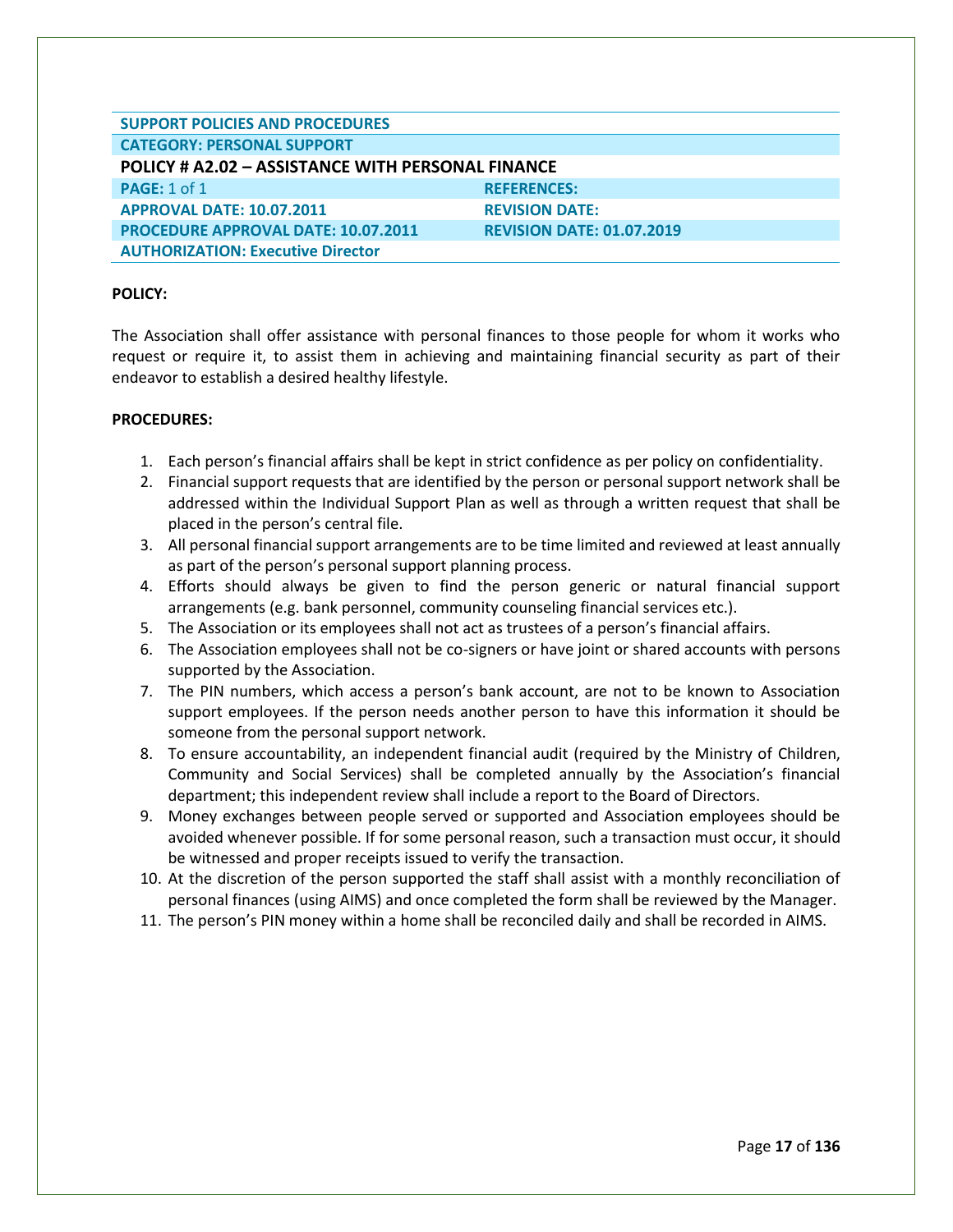| SUPPORT POLICIES AND PROCEDURES | |
|---|---|
| **CATEGORY: PERSONAL SUPPORT** | |
| **POLICY # A2.02 – ASSISTANCE WITH PERSONAL FINANCE** | |
| **PAGE:** 1 of 1 | **REFERENCES:** |
| **APPROVAL DATE: 10.07.2011** | **REVISION DATE:** |
| **PROCEDURE APPROVAL DATE: 10.07.2011** | **REVISION DATE: 01.07.2019** |
| **AUTHORIZATION: Executive Director** | |

**POLICY:**

The Association shall offer assistance with personal finances to those people for whom it works who request or require it, to assist them in achieving and maintaining financial security as part of their endeavor to establish a desired healthy lifestyle.

**PROCEDURES:**

1. Each person's financial affairs shall be kept in strict confidence as per policy on confidentiality.
2. Financial support requests that are identified by the person or personal support network shall be addressed within the Individual Support Plan as well as through a written request that shall be placed in the person's central file.
3. All personal financial support arrangements are to be time limited and reviewed at least annually as part of the person's personal support planning process.
4. Efforts should always be given to find the person generic or natural financial support arrangements (e.g. bank personnel, community counseling financial services etc.).
5. The Association or its employees shall not act as trustees of a person's financial affairs.
6. The Association employees shall not be co-signers or have joint or shared accounts with persons supported by the Association.
7. The PIN numbers, which access a person's bank account, are not to be known to Association support employees. If the person needs another person to have this information it should be someone from the personal support network.
8. To ensure accountability, an independent financial audit (required by the Ministry of Children, Community and Social Services) shall be completed annually by the Association's financial department; this independent review shall include a report to the Board of Directors.
9. Money exchanges between people served or supported and Association employees should be avoided whenever possible. If for some personal reason, such a transaction must occur, it should be witnessed and proper receipts issued to verify the transaction.
10. At the discretion of the person supported the staff shall assist with a monthly reconciliation of personal finances (using AIMS) and once completed the form shall be reviewed by the Manager.
11. The person's PIN money within a home shall be reconciled daily and shall be recorded in AIMS.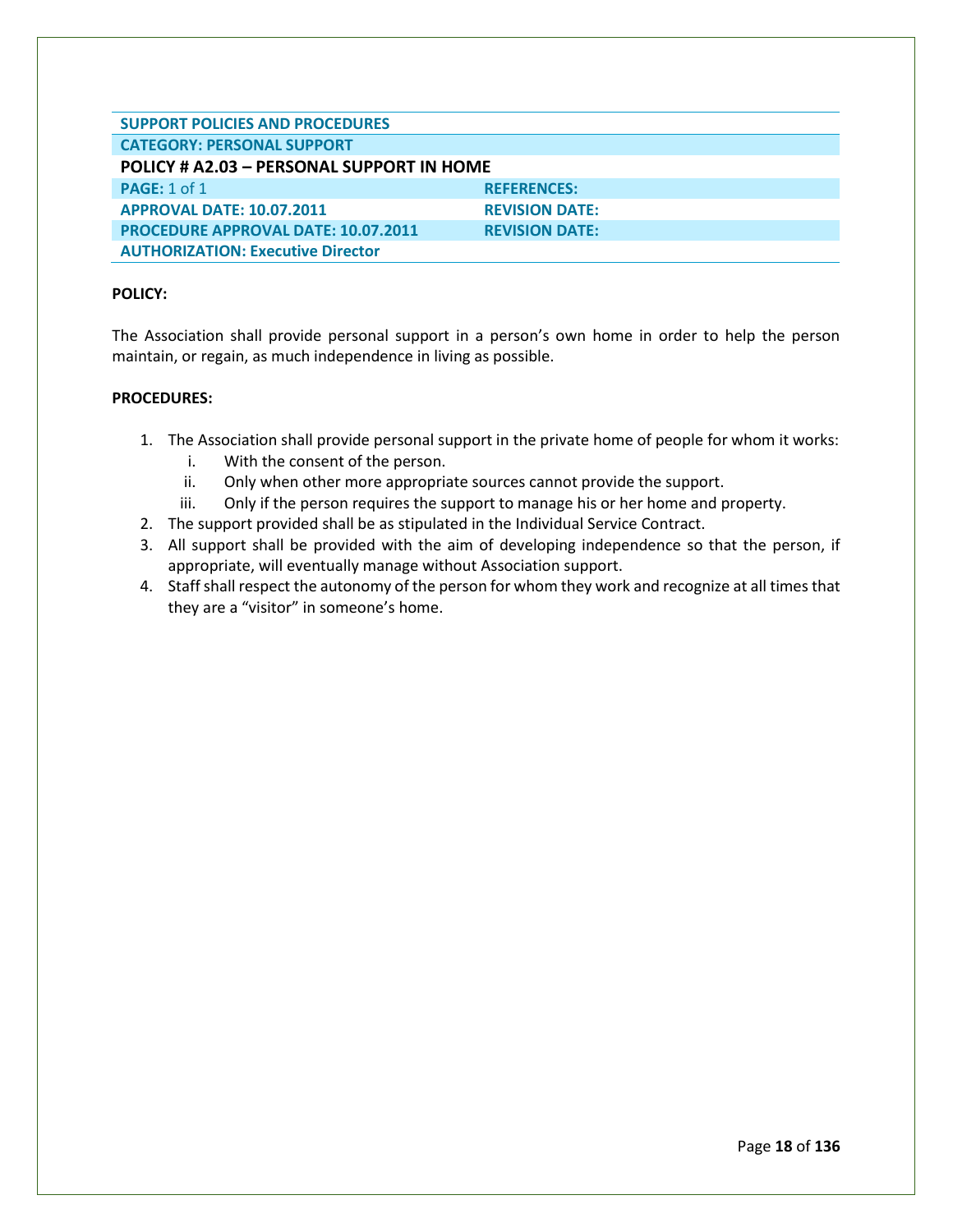| SUPPORT POLICIES AND PROCEDURES | |
|---|---|
| **CATEGORY: PERSONAL SUPPORT** | |
| **POLICY # A2.03 – PERSONAL SUPPORT IN HOME** | |
| **PAGE:** 1 of 1 | **REFERENCES:** |
| **APPROVAL DATE: 10.07.2011** | **REVISION DATE:** |
| **PROCEDURE APPROVAL DATE: 10.07.2011** | **REVISION DATE:** |
| **AUTHORIZATION: Executive Director** | |

**POLICY:**

The Association shall provide personal support in a person's own home in order to help the person maintain, or regain, as much independence in living as possible.

**PROCEDURES:**

1. The Association shall provide personal support in the private home of people for whom it works:
   i. With the consent of the person.
   ii. Only when other more appropriate sources cannot provide the support.
   iii. Only if the person requires the support to manage his or her home and property.
2. The support provided shall be as stipulated in the Individual Service Contract.
3. All support shall be provided with the aim of developing independence so that the person, if appropriate, will eventually manage without Association support.
4. Staff shall respect the autonomy of the person for whom they work and recognize at all times that they are a "visitor" in someone's home.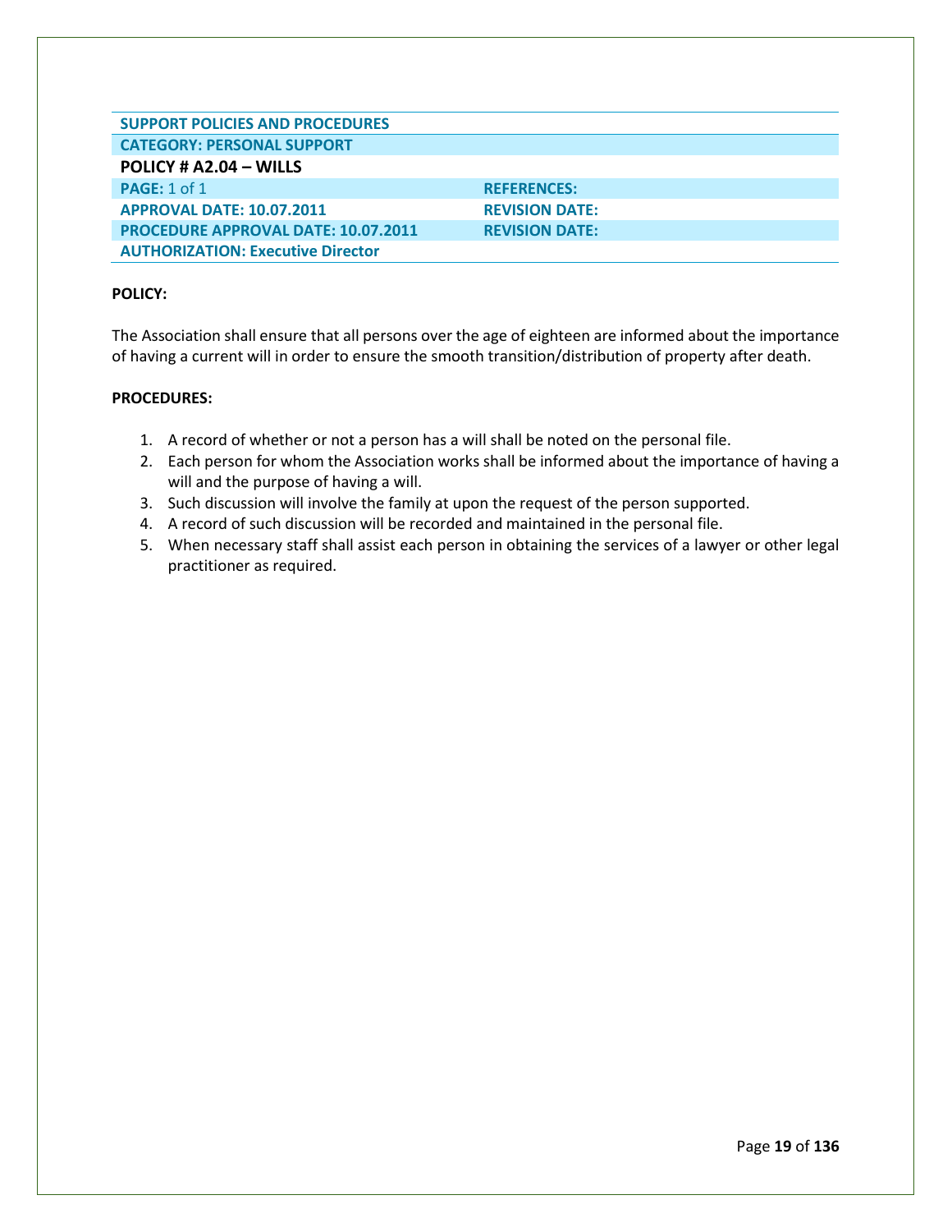| SUPPORT POLICIES AND PROCEDURES | |
| --- | --- |
| CATEGORY: PERSONAL SUPPORT | |
| **POLICY # A2.04 – WILLS** | |
| PAGE: 1 of 1 | REFERENCES: |
| APPROVAL DATE: 10.07.2011 | REVISION DATE: |
| PROCEDURE APPROVAL DATE: 10.07.2011 | REVISION DATE: |
| AUTHORIZATION: Executive Director | |

**POLICY:**

The Association shall ensure that all persons over the age of eighteen are informed about the importance of having a current will in order to ensure the smooth transition/distribution of property after death.

**PROCEDURES:**

1. A record of whether or not a person has a will shall be noted on the personal file.
2. Each person for whom the Association works shall be informed about the importance of having a will and the purpose of having a will.
3. Such discussion will involve the family at upon the request of the person supported.
4. A record of such discussion will be recorded and maintained in the personal file.
5. When necessary staff shall assist each person in obtaining the services of a lawyer or other legal practitioner as required.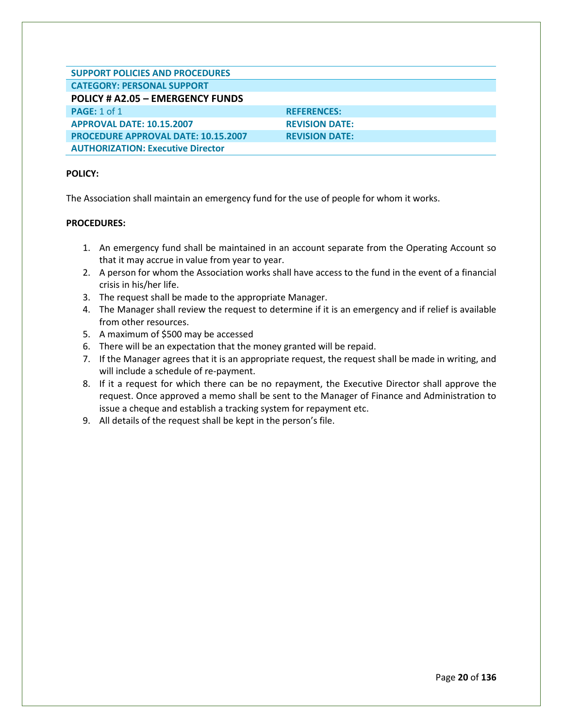| SUPPORT POLICIES AND PROCEDURES | |
|---|---|
| **CATEGORY: PERSONAL SUPPORT** | |
| **POLICY # A2.05 – EMERGENCY FUNDS** | |
| **PAGE:** 1 of 1 | **REFERENCES:** |
| **APPROVAL DATE: 10.15.2007** | **REVISION DATE:** |
| **PROCEDURE APPROVAL DATE: 10.15.2007** | **REVISION DATE:** |
| **AUTHORIZATION: Executive Director** | |

**POLICY:**

The Association shall maintain an emergency fund for the use of people for whom it works.

**PROCEDURES:**

1. An emergency fund shall be maintained in an account separate from the Operating Account so that it may accrue in value from year to year.
2. A person for whom the Association works shall have access to the fund in the event of a financial crisis in his/her life.
3. The request shall be made to the appropriate Manager.
4. The Manager shall review the request to determine if it is an emergency and if relief is available from other resources.
5. A maximum of $500 may be accessed
6. There will be an expectation that the money granted will be repaid.
7. If the Manager agrees that it is an appropriate request, the request shall be made in writing, and will include a schedule of re-payment.
8. If it a request for which there can be no repayment, the Executive Director shall approve the request. Once approved a memo shall be sent to the Manager of Finance and Administration to issue a cheque and establish a tracking system for repayment etc.
9. All details of the request shall be kept in the person's file.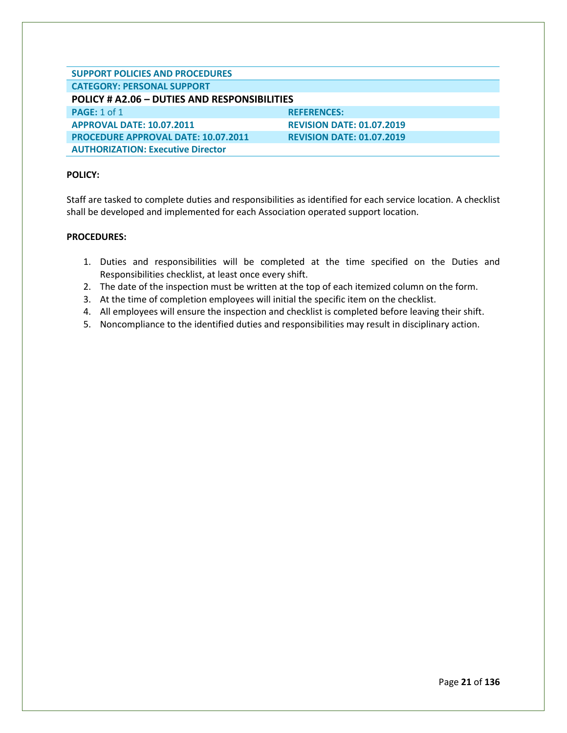| SUPPORT POLICIES AND PROCEDURES | |
|---|---|
| **CATEGORY: PERSONAL SUPPORT** | |
| **POLICY # A2.06 – DUTIES AND RESPONSIBILITIES** | |
| **PAGE:** 1 of 1 | **REFERENCES:** |
| **APPROVAL DATE: 10.07.2011** | **REVISION DATE: 01.07.2019** |
| **PROCEDURE APPROVAL DATE: 10.07.2011** | **REVISION DATE: 01.07.2019** |
| **AUTHORIZATION: Executive Director** | |

**POLICY:**

Staff are tasked to complete duties and responsibilities as identified for each service location. A checklist shall be developed and implemented for each Association operated support location.

**PROCEDURES:**

1. Duties and responsibilities will be completed at the time specified on the Duties and Responsibilities checklist, at least once every shift.
2. The date of the inspection must be written at the top of each itemized column on the form.
3. At the time of completion employees will initial the specific item on the checklist.
4. All employees will ensure the inspection and checklist is completed before leaving their shift.
5. Noncompliance to the identified duties and responsibilities may result in disciplinary action.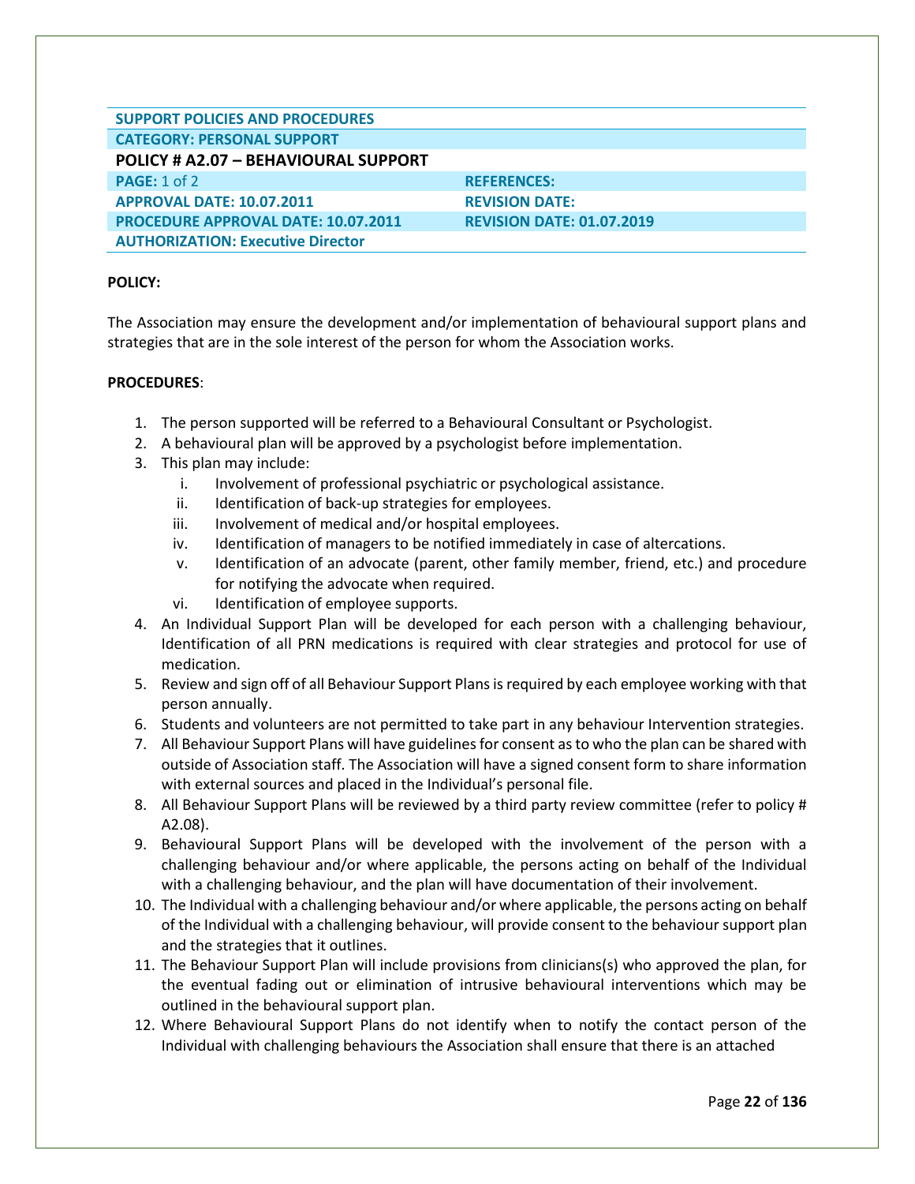| SUPPORT POLICIES AND PROCEDURES | |
|---|---|
| CATEGORY: PERSONAL SUPPORT | |
| POLICY # A2.07 – BEHAVIOURAL SUPPORT | |
| PAGE: 1 of 2 | REFERENCES: |
| APPROVAL DATE: 10.07.2011 | REVISION DATE: |
| PROCEDURE APPROVAL DATE: 10.07.2011 | REVISION DATE: 01.07.2019 |
| AUTHORIZATION: Executive Director | |

**POLICY:**

The Association may ensure the development and/or implementation of behavioural support plans and strategies that are in the sole interest of the person for whom the Association works.

**PROCEDURES**:

1. The person supported will be referred to a Behavioural Consultant or Psychologist.
2. A behavioural plan will be approved by a psychologist before implementation.
3. This plan may include:
   i. Involvement of professional psychiatric or psychological assistance.
   ii. Identification of back-up strategies for employees.
   iii. Involvement of medical and/or hospital employees.
   iv. Identification of managers to be notified immediately in case of altercations.
   v. Identification of an advocate (parent, other family member, friend, etc.) and procedure for notifying the advocate when required.
   vi. Identification of employee supports.
4. An Individual Support Plan will be developed for each person with a challenging behaviour, Identification of all PRN medications is required with clear strategies and protocol for use of medication.
5. Review and sign off of all Behaviour Support Plans is required by each employee working with that person annually.
6. Students and volunteers are not permitted to take part in any behaviour Intervention strategies.
7. All Behaviour Support Plans will have guidelines for consent as to who the plan can be shared with outside of Association staff. The Association will have a signed consent form to share information with external sources and placed in the Individual's personal file.
8. All Behaviour Support Plans will be reviewed by a third party review committee (refer to policy # A2.08).
9. Behavioural Support Plans will be developed with the involvement of the person with a challenging behaviour and/or where applicable, the persons acting on behalf of the Individual with a challenging behaviour, and the plan will have documentation of their involvement.
10. The Individual with a challenging behaviour and/or where applicable, the persons acting on behalf of the Individual with a challenging behaviour, will provide consent to the behaviour support plan and the strategies that it outlines.
11. The Behaviour Support Plan will include provisions from clinicians(s) who approved the plan, for the eventual fading out or elimination of intrusive behavioural interventions which may be outlined in the behavioural support plan.
12. Where Behavioural Support Plans do not identify when to notify the contact person of the Individual with challenging behaviours the Association shall ensure that there is an attached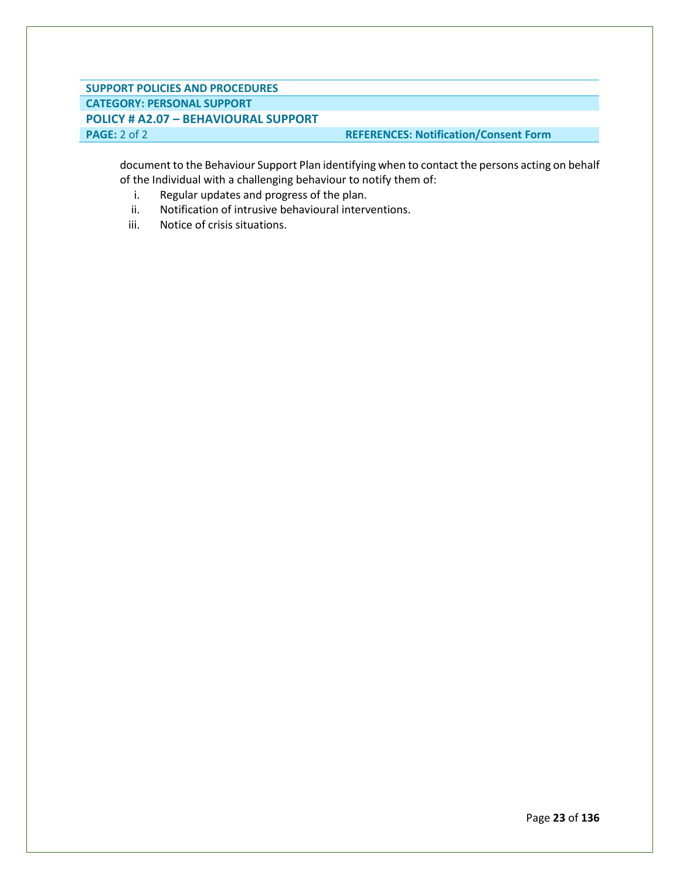document to the Behaviour Support Plan identifying when to contact the persons acting on behalf of the Individual with a challenging behaviour to notify them of:

i. Regular updates and progress of the plan.
ii. Notification of intrusive behavioural interventions.
iii. Notice of crisis situations.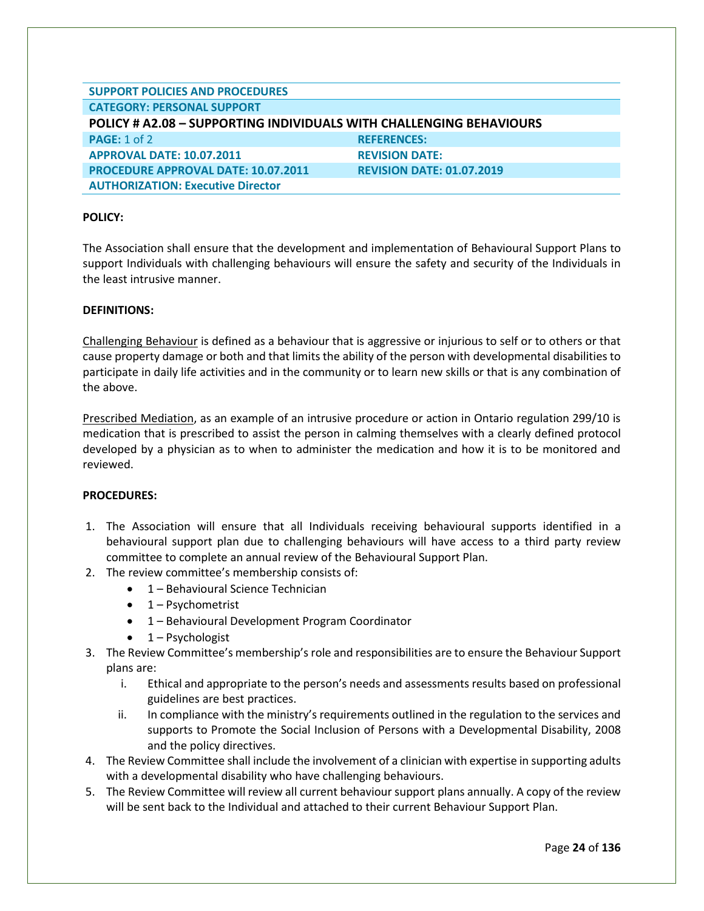| SUPPORT POLICIES AND PROCEDURES | |
|---|---|
| CATEGORY: PERSONAL SUPPORT | |
| **POLICY # A2.08 – SUPPORTING INDIVIDUALS WITH CHALLENGING BEHAVIOURS** | |
| **PAGE:** 1 of 2 | **REFERENCES:** |
| **APPROVAL DATE: 10.07.2011** | **REVISION DATE:** |
| **PROCEDURE APPROVAL DATE: 10.07.2011** | **REVISION DATE: 01.07.2019** |
| **AUTHORIZATION: Executive Director** | |

**POLICY:**

The Association shall ensure that the development and implementation of Behavioural Support Plans to support Individuals with challenging behaviours will ensure the safety and security of the Individuals in the least intrusive manner.

**DEFINITIONS:**

Challenging Behaviour is defined as a behaviour that is aggressive or injurious to self or to others or that cause property damage or both and that limits the ability of the person with developmental disabilities to participate in daily life activities and in the community or to learn new skills or that is any combination of the above.

Prescribed Mediation, as an example of an intrusive procedure or action in Ontario regulation 299/10 is medication that is prescribed to assist the person in calming themselves with a clearly defined protocol developed by a physician as to when to administer the medication and how it is to be monitored and reviewed.

**PROCEDURES:**

1. The Association will ensure that all Individuals receiving behavioural supports identified in a behavioural support plan due to challenging behaviours will have access to a third party review committee to complete an annual review of the Behavioural Support Plan.
2. The review committee's membership consists of:
   - 1 – Behavioural Science Technician
   - 1 – Psychometrist
   - 1 – Behavioural Development Program Coordinator
   - 1 – Psychologist
3. The Review Committee's membership's role and responsibilities are to ensure the Behaviour Support plans are:
   i. Ethical and appropriate to the person's needs and assessments results based on professional guidelines are best practices.
   ii. In compliance with the ministry's requirements outlined in the regulation to the services and supports to Promote the Social Inclusion of Persons with a Developmental Disability, 2008 and the policy directives.
4. The Review Committee shall include the involvement of a clinician with expertise in supporting adults with a developmental disability who have challenging behaviours.
5. The Review Committee will review all current behaviour support plans annually. A copy of the review will be sent back to the Individual and attached to their current Behaviour Support Plan.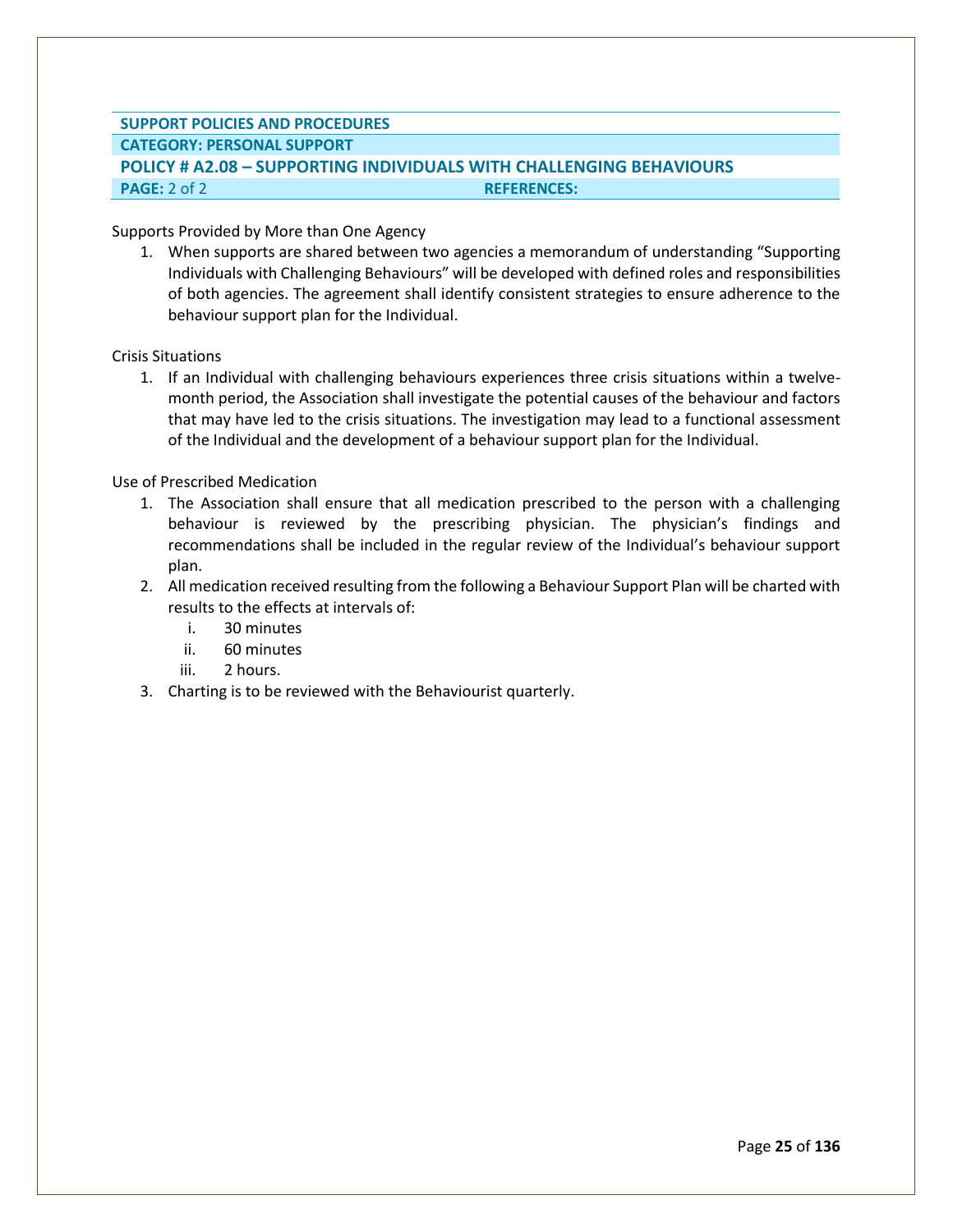**SUPPORT POLICIES AND PROCEDURES**

**CATEGORY: PERSONAL SUPPORT**

## POLICY # A2.08 – SUPPORTING INDIVIDUALS WITH CHALLENGING BEHAVIOURS

**PAGE:** 2 of 2 **REFERENCES:**

Supports Provided by More than One Agency

1. When supports are shared between two agencies a memorandum of understanding "Supporting Individuals with Challenging Behaviours" will be developed with defined roles and responsibilities of both agencies. The agreement shall identify consistent strategies to ensure adherence to the behaviour support plan for the Individual.

Crisis Situations

1. If an Individual with challenging behaviours experiences three crisis situations within a twelve-month period, the Association shall investigate the potential causes of the behaviour and factors that may have led to the crisis situations. The investigation may lead to a functional assessment of the Individual and the development of a behaviour support plan for the Individual.

Use of Prescribed Medication

1. The Association shall ensure that all medication prescribed to the person with a challenging behaviour is reviewed by the prescribing physician. The physician's findings and recommendations shall be included in the regular review of the Individual's behaviour support plan.
2. All medication received resulting from the following a Behaviour Support Plan will be charted with results to the effects at intervals of:
   i. 30 minutes
   ii. 60 minutes
   iii. 2 hours.
3. Charting is to be reviewed with the Behaviourist quarterly.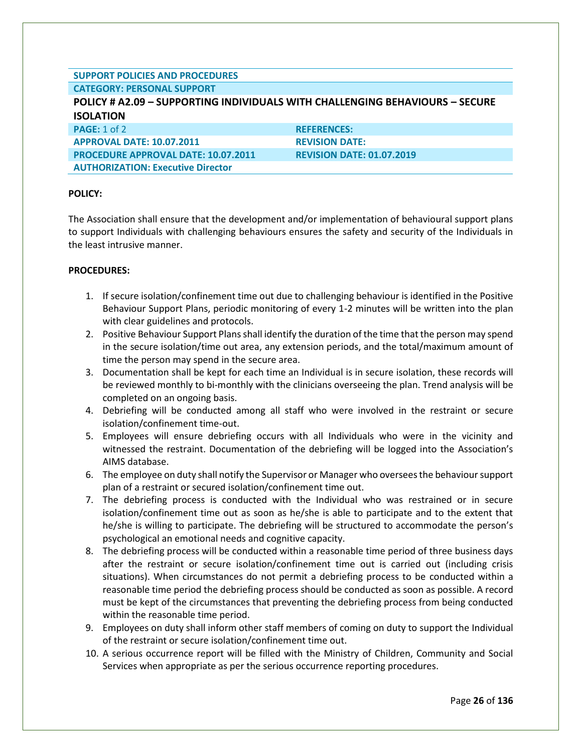| SUPPORT POLICIES AND PROCEDURES | |
|---|---|
| CATEGORY: PERSONAL SUPPORT | |
| **POLICY # A2.09 – SUPPORTING INDIVIDUALS WITH CHALLENGING BEHAVIOURS – SECURE ISOLATION** | |
| PAGE: 1 of 2 | REFERENCES: |
| APPROVAL DATE: 10.07.2011 | REVISION DATE: |
| PROCEDURE APPROVAL DATE: 10.07.2011 | REVISION DATE: 01.07.2019 |
| AUTHORIZATION: Executive Director | |

**POLICY:**

The Association shall ensure that the development and/or implementation of behavioural support plans to support Individuals with challenging behaviours ensures the safety and security of the Individuals in the least intrusive manner.

**PROCEDURES:**

1. If secure isolation/confinement time out due to challenging behaviour is identified in the Positive Behaviour Support Plans, periodic monitoring of every 1-2 minutes will be written into the plan with clear guidelines and protocols.
2. Positive Behaviour Support Plans shall identify the duration of the time that the person may spend in the secure isolation/time out area, any extension periods, and the total/maximum amount of time the person may spend in the secure area.
3. Documentation shall be kept for each time an Individual is in secure isolation, these records will be reviewed monthly to bi-monthly with the clinicians overseeing the plan. Trend analysis will be completed on an ongoing basis.
4. Debriefing will be conducted among all staff who were involved in the restraint or secure isolation/confinement time-out.
5. Employees will ensure debriefing occurs with all Individuals who were in the vicinity and witnessed the restraint. Documentation of the debriefing will be logged into the Association's AIMS database.
6. The employee on duty shall notify the Supervisor or Manager who oversees the behaviour support plan of a restraint or secured isolation/confinement time out.
7. The debriefing process is conducted with the Individual who was restrained or in secure isolation/confinement time out as soon as he/she is able to participate and to the extent that he/she is willing to participate. The debriefing will be structured to accommodate the person's psychological an emotional needs and cognitive capacity.
8. The debriefing process will be conducted within a reasonable time period of three business days after the restraint or secure isolation/confinement time out is carried out (including crisis situations). When circumstances do not permit a debriefing process to be conducted within a reasonable time period the debriefing process should be conducted as soon as possible. A record must be kept of the circumstances that preventing the debriefing process from being conducted within the reasonable time period.
9. Employees on duty shall inform other staff members of coming on duty to support the Individual of the restraint or secure isolation/confinement time out.
10. A serious occurrence report will be filled with the Ministry of Children, Community and Social Services when appropriate as per the serious occurrence reporting procedures.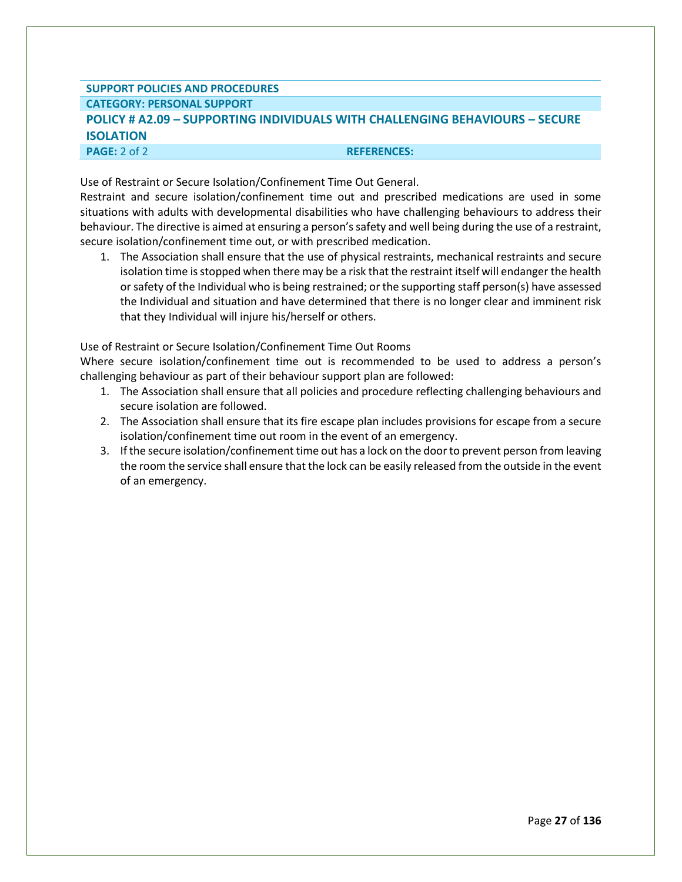**SUPPORT POLICIES AND PROCEDURES**

**CATEGORY: PERSONAL SUPPORT**

## POLICY # A2.09 – SUPPORTING INDIVIDUALS WITH CHALLENGING BEHAVIOURS – SECURE ISOLATION

**PAGE:** 2 of 2 **REFERENCES:**

Use of Restraint or Secure Isolation/Confinement Time Out General.

Restraint and secure isolation/confinement time out and prescribed medications are used in some situations with adults with developmental disabilities who have challenging behaviours to address their behaviour. The directive is aimed at ensuring a person's safety and well being during the use of a restraint, secure isolation/confinement time out, or with prescribed medication.

1. The Association shall ensure that the use of physical restraints, mechanical restraints and secure isolation time is stopped when there may be a risk that the restraint itself will endanger the health or safety of the Individual who is being restrained; or the supporting staff person(s) have assessed the Individual and situation and have determined that there is no longer clear and imminent risk that they Individual will injure his/herself or others.

Use of Restraint or Secure Isolation/Confinement Time Out Rooms

Where secure isolation/confinement time out is recommended to be used to address a person's challenging behaviour as part of their behaviour support plan are followed:

1. The Association shall ensure that all policies and procedure reflecting challenging behaviours and secure isolation are followed.
2. The Association shall ensure that its fire escape plan includes provisions for escape from a secure isolation/confinement time out room in the event of an emergency.
3. If the secure isolation/confinement time out has a lock on the door to prevent person from leaving the room the service shall ensure that the lock can be easily released from the outside in the event of an emergency.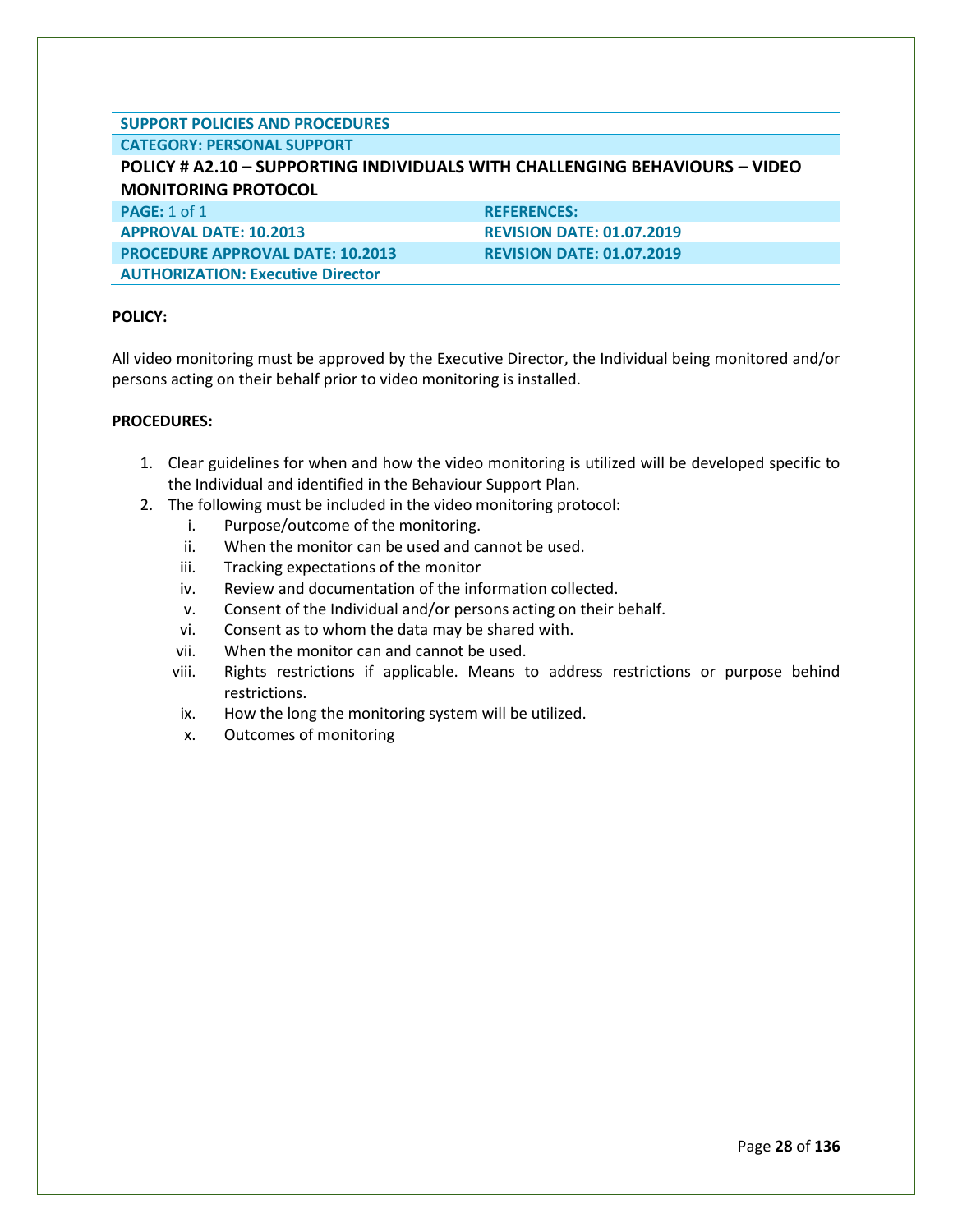**SUPPORT POLICIES AND PROCEDURES**

**CATEGORY: PERSONAL SUPPORT**

## POLICY # A2.10 – SUPPORTING INDIVIDUALS WITH CHALLENGING BEHAVIOURS – VIDEO MONITORING PROTOCOL

| | |
|---|---|
| **PAGE:** 1 of 1 | **REFERENCES:** |
| **APPROVAL DATE: 10.2013** | **REVISION DATE: 01.07.2019** |
| **PROCEDURE APPROVAL DATE: 10.2013** | **REVISION DATE: 01.07.2019** |
| **AUTHORIZATION: Executive Director** | |

**POLICY:**

All video monitoring must be approved by the Executive Director, the Individual being monitored and/or persons acting on their behalf prior to video monitoring is installed.

**PROCEDURES:**

1. Clear guidelines for when and how the video monitoring is utilized will be developed specific to the Individual and identified in the Behaviour Support Plan.
2. The following must be included in the video monitoring protocol:
   i. Purpose/outcome of the monitoring.
   ii. When the monitor can be used and cannot be used.
   iii. Tracking expectations of the monitor
   iv. Review and documentation of the information collected.
   v. Consent of the Individual and/or persons acting on their behalf.
   vi. Consent as to whom the data may be shared with.
   vii. When the monitor can and cannot be used.
   viii. Rights restrictions if applicable. Means to address restrictions or purpose behind restrictions.
   ix. How the long the monitoring system will be utilized.
   x. Outcomes of monitoring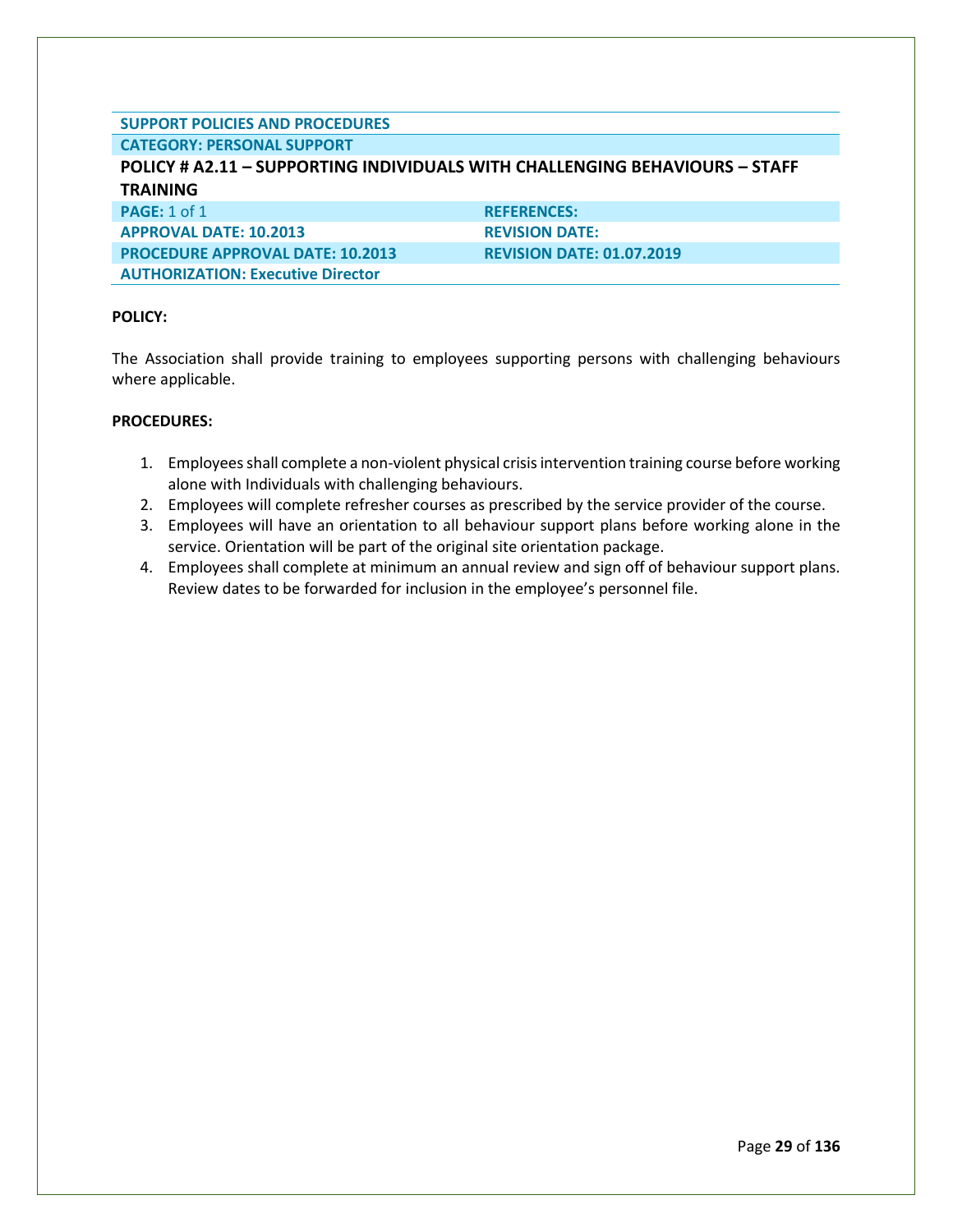| SUPPORT POLICIES AND PROCEDURES | |
| --- | --- |
| CATEGORY: PERSONAL SUPPORT | |
| **POLICY # A2.11 – SUPPORTING INDIVIDUALS WITH CHALLENGING BEHAVIOURS – STAFF TRAINING** | |
| **PAGE:** 1 of 1 | **REFERENCES:** |
| **APPROVAL DATE: 10.2013** | **REVISION DATE:** |
| **PROCEDURE APPROVAL DATE: 10.2013** | **REVISION DATE: 01.07.2019** |
| **AUTHORIZATION: Executive Director** | |

**POLICY:**

The Association shall provide training to employees supporting persons with challenging behaviours where applicable.

**PROCEDURES:**

1. Employees shall complete a non-violent physical crisis intervention training course before working alone with Individuals with challenging behaviours.
2. Employees will complete refresher courses as prescribed by the service provider of the course.
3. Employees will have an orientation to all behaviour support plans before working alone in the service. Orientation will be part of the original site orientation package.
4. Employees shall complete at minimum an annual review and sign off of behaviour support plans. Review dates to be forwarded for inclusion in the employee's personnel file.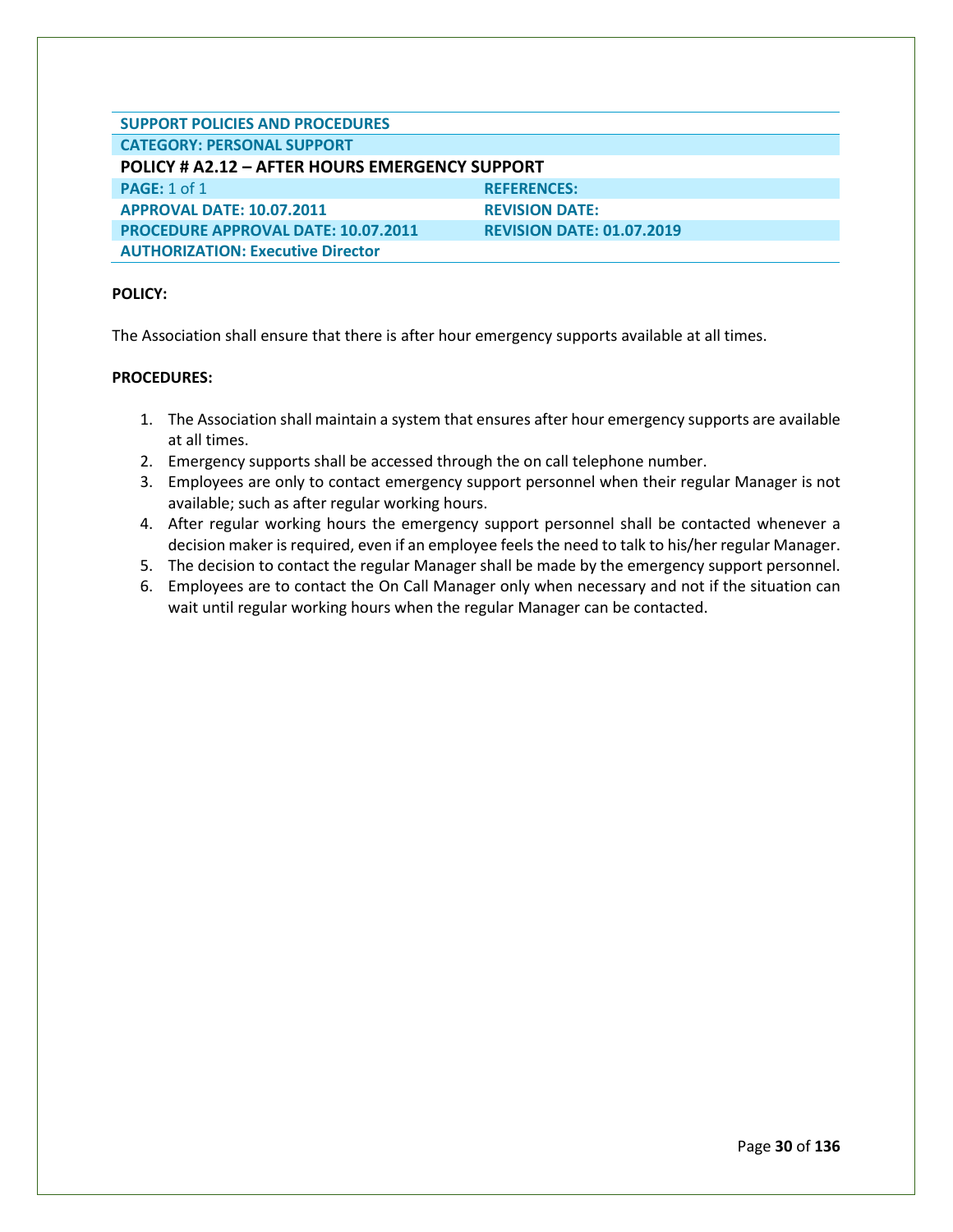| SUPPORT POLICIES AND PROCEDURES | |
| --- | --- |
| CATEGORY: PERSONAL SUPPORT | |
| **POLICY # A2.12 – AFTER HOURS EMERGENCY SUPPORT** | |
| PAGE: 1 of 1 | REFERENCES: |
| APPROVAL DATE: 10.07.2011 | REVISION DATE: |
| PROCEDURE APPROVAL DATE: 10.07.2011 | REVISION DATE: 01.07.2019 |
| AUTHORIZATION: Executive Director | |

**POLICY:**

The Association shall ensure that there is after hour emergency supports available at all times.

**PROCEDURES:**

1. The Association shall maintain a system that ensures after hour emergency supports are available at all times.
2. Emergency supports shall be accessed through the on call telephone number.
3. Employees are only to contact emergency support personnel when their regular Manager is not available; such as after regular working hours.
4. After regular working hours the emergency support personnel shall be contacted whenever a decision maker is required, even if an employee feels the need to talk to his/her regular Manager.
5. The decision to contact the regular Manager shall be made by the emergency support personnel.
6. Employees are to contact the On Call Manager only when necessary and not if the situation can wait until regular working hours when the regular Manager can be contacted.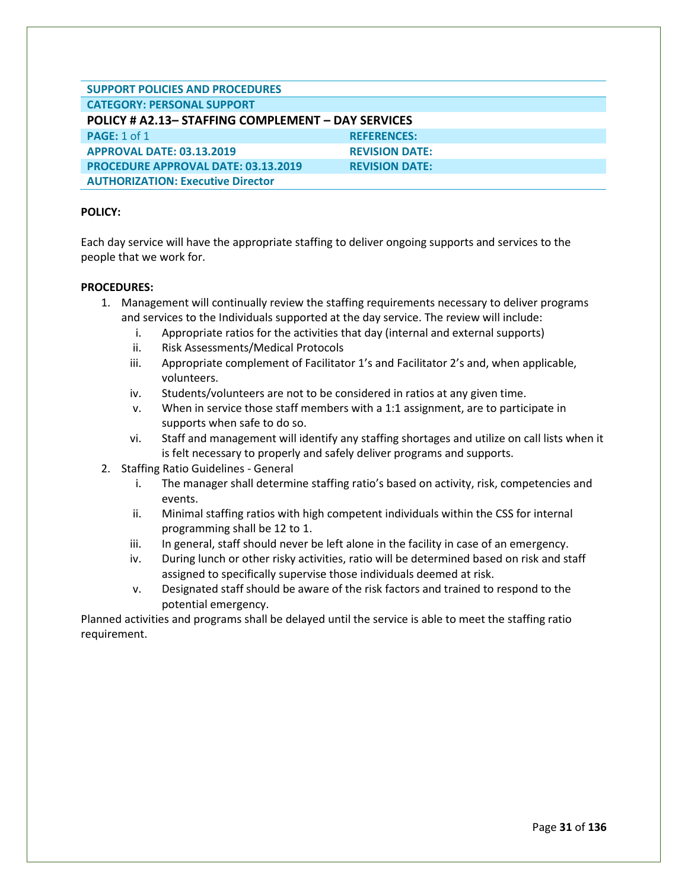| SUPPORT POLICIES AND PROCEDURES | |
|---|---|
| **CATEGORY: PERSONAL SUPPORT** | |
| **POLICY # A2.13– STAFFING COMPLEMENT – DAY SERVICES** | |
| **PAGE:** 1 of 1 | **REFERENCES:** |
| **APPROVAL DATE: 03.13.2019** | **REVISION DATE:** |
| **PROCEDURE APPROVAL DATE: 03.13.2019** | **REVISION DATE:** |
| **AUTHORIZATION: Executive Director** | |

**POLICY:**

Each day service will have the appropriate staffing to deliver ongoing supports and services to the people that we work for.

**PROCEDURES:**

1. Management will continually review the staffing requirements necessary to deliver programs and services to the Individuals supported at the day service. The review will include:
   i. Appropriate ratios for the activities that day (internal and external supports)
   ii. Risk Assessments/Medical Protocols
   iii. Appropriate complement of Facilitator 1's and Facilitator 2's and, when applicable, volunteers.
   iv. Students/volunteers are not to be considered in ratios at any given time.
   v. When in service those staff members with a 1:1 assignment, are to participate in supports when safe to do so.
   vi. Staff and management will identify any staffing shortages and utilize on call lists when it is felt necessary to properly and safely deliver programs and supports.
2. Staffing Ratio Guidelines - General
   i. The manager shall determine staffing ratio's based on activity, risk, competencies and events.
   ii. Minimal staffing ratios with high competent individuals within the CSS for internal programming shall be 12 to 1.
   iii. In general, staff should never be left alone in the facility in case of an emergency.
   iv. During lunch or other risky activities, ratio will be determined based on risk and staff assigned to specifically supervise those individuals deemed at risk.
   v. Designated staff should be aware of the risk factors and trained to respond to the potential emergency.

Planned activities and programs shall be delayed until the service is able to meet the staffing ratio requirement.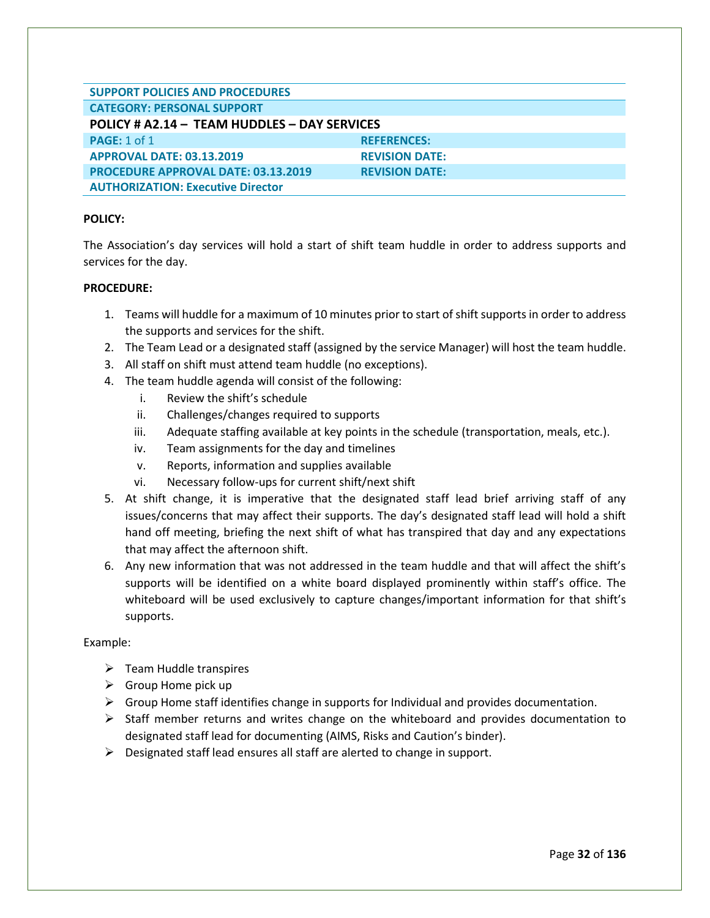| SUPPORT POLICIES AND PROCEDURES | |
|---|---|
| **CATEGORY: PERSONAL SUPPORT** | |
| **POLICY # A2.14 – TEAM HUDDLES – DAY SERVICES** | |
| **PAGE:** 1 of 1 | **REFERENCES:** |
| **APPROVAL DATE: 03.13.2019** | **REVISION DATE:** |
| **PROCEDURE APPROVAL DATE: 03.13.2019** | **REVISION DATE:** |
| **AUTHORIZATION: Executive Director** | |

**POLICY:**

The Association's day services will hold a start of shift team huddle in order to address supports and services for the day.

**PROCEDURE:**

1. Teams will huddle for a maximum of 10 minutes prior to start of shift supports in order to address the supports and services for the shift.
2. The Team Lead or a designated staff (assigned by the service Manager) will host the team huddle.
3. All staff on shift must attend team huddle (no exceptions).
4. The team huddle agenda will consist of the following:
   i. Review the shift's schedule
   ii. Challenges/changes required to supports
   iii. Adequate staffing available at key points in the schedule (transportation, meals, etc.).
   iv. Team assignments for the day and timelines
   v. Reports, information and supplies available
   vi. Necessary follow-ups for current shift/next shift
5. At shift change, it is imperative that the designated staff lead brief arriving staff of any issues/concerns that may affect their supports. The day's designated staff lead will hold a shift hand off meeting, briefing the next shift of what has transpired that day and any expectations that may affect the afternoon shift.
6. Any new information that was not addressed in the team huddle and that will affect the shift's supports will be identified on a white board displayed prominently within staff's office. The whiteboard will be used exclusively to capture changes/important information for that shift's supports.

Example:

- Team Huddle transpires
- Group Home pick up
- Group Home staff identifies change in supports for Individual and provides documentation.
- Staff member returns and writes change on the whiteboard and provides documentation to designated staff lead for documenting (AIMS, Risks and Caution's binder).
- Designated staff lead ensures all staff are alerted to change in support.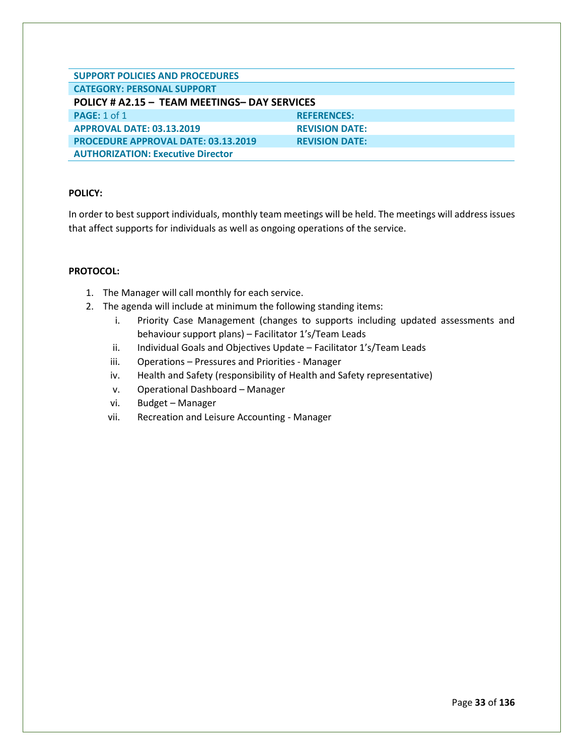| SUPPORT POLICIES AND PROCEDURES | |
|---|---|
| **CATEGORY: PERSONAL SUPPORT** | |
| **POLICY # A2.15 – TEAM MEETINGS– DAY SERVICES** | |
| **PAGE:** 1 of 1 | **REFERENCES:** |
| **APPROVAL DATE: 03.13.2019** | **REVISION DATE:** |
| **PROCEDURE APPROVAL DATE: 03.13.2019** | **REVISION DATE:** |
| **AUTHORIZATION: Executive Director** | |

**POLICY:**

In order to best support individuals, monthly team meetings will be held. The meetings will address issues that affect supports for individuals as well as ongoing operations of the service.

**PROTOCOL:**

1. The Manager will call monthly for each service.
2. The agenda will include at minimum the following standing items:
   i. Priority Case Management (changes to supports including updated assessments and behaviour support plans) – Facilitator 1's/Team Leads
   ii. Individual Goals and Objectives Update – Facilitator 1's/Team Leads
   iii. Operations – Pressures and Priorities - Manager
   iv. Health and Safety (responsibility of Health and Safety representative)
   v. Operational Dashboard – Manager
   vi. Budget – Manager
   vii. Recreation and Leisure Accounting - Manager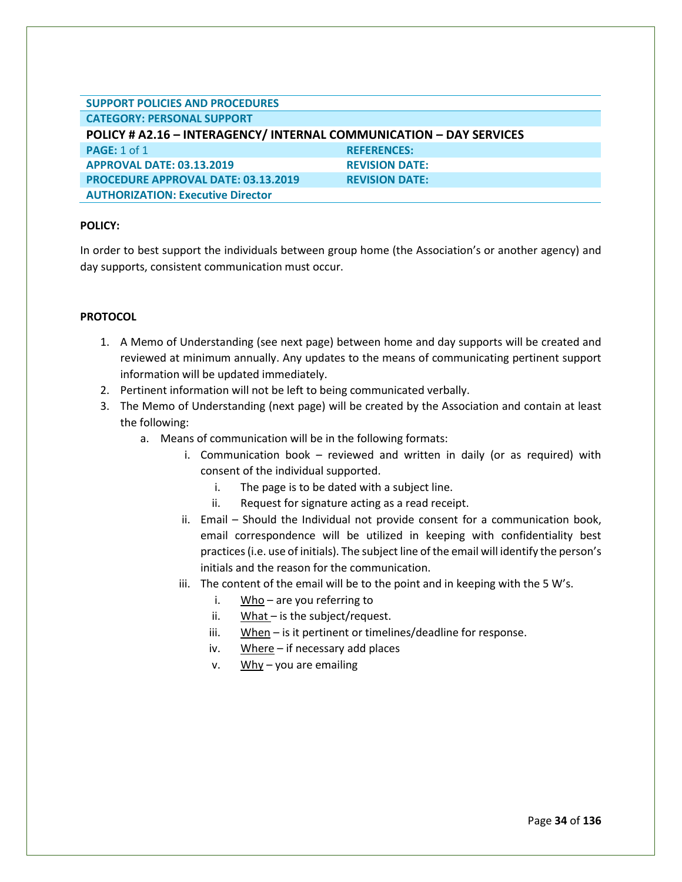| SUPPORT POLICIES AND PROCEDURES | |
|---|---|
| CATEGORY: PERSONAL SUPPORT | |
| **POLICY # A2.16 – INTERAGENCY/ INTERNAL COMMUNICATION – DAY SERVICES** | |
| PAGE: 1 of 1 | REFERENCES: |
| APPROVAL DATE: 03.13.2019 | REVISION DATE: |
| PROCEDURE APPROVAL DATE: 03.13.2019 | REVISION DATE: |
| AUTHORIZATION: Executive Director | |

**POLICY:**

In order to best support the individuals between group home (the Association's or another agency) and day supports, consistent communication must occur.

**PROTOCOL**

1. A Memo of Understanding (see next page) between home and day supports will be created and reviewed at minimum annually. Any updates to the means of communicating pertinent support information will be updated immediately.
2. Pertinent information will not be left to being communicated verbally.
3. The Memo of Understanding (next page) will be created by the Association and contain at least the following:
   a. Means of communication will be in the following formats:
      i. Communication book – reviewed and written in daily (or as required) with consent of the individual supported.
         i. The page is to be dated with a subject line.
         ii. Request for signature acting as a read receipt.
      ii. Email – Should the Individual not provide consent for a communication book, email correspondence will be utilized in keeping with confidentiality best practices (i.e. use of initials). The subject line of the email will identify the person's initials and the reason for the communication.
      iii. The content of the email will be to the point and in keeping with the 5 W's.
         i. Who – are you referring to
         ii. What – is the subject/request.
         iii. When – is it pertinent or timelines/deadline for response.
         iv. Where – if necessary add places
         v. Why – you are emailing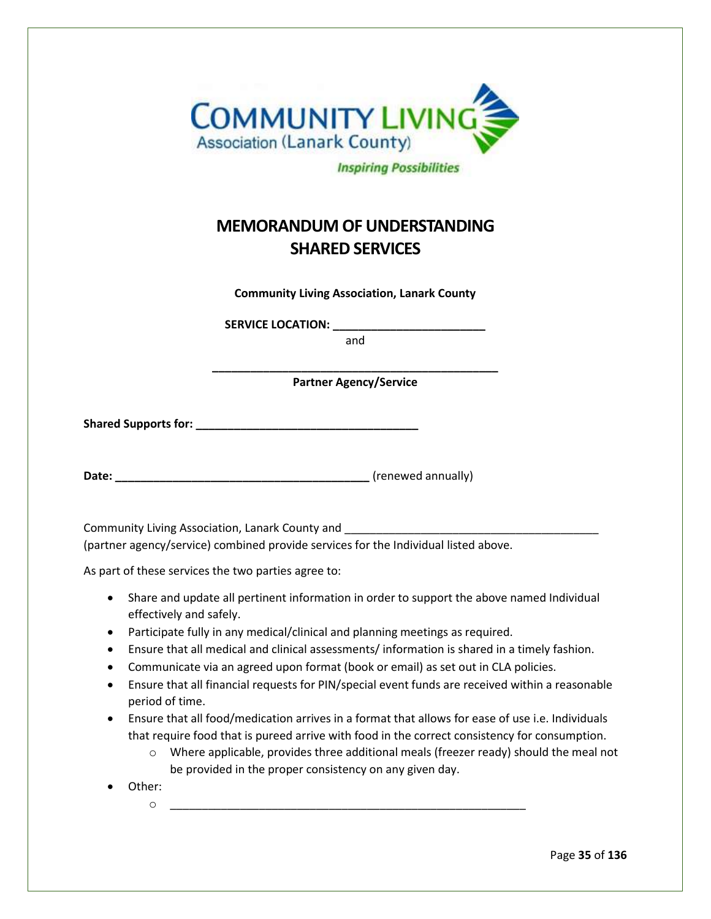# MEMORANDUM OF UNDERSTANDING
# SHARED SERVICES

**Community Living Association, Lanark County**

**SERVICE LOCATION: _______________________**

and

**_____________________________________________**

**Partner Agency/Service**

**Shared Supports for: __________________________________**

**Date: ________________________________________** (renewed annually)

Community Living Association, Lanark County and ________________________________________ (partner agency/service) combined provide services for the Individual listed above.

As part of these services the two parties agree to:

- Share and update all pertinent information in order to support the above named Individual effectively and safely.
- Participate fully in any medical/clinical and planning meetings as required.
- Ensure that all medical and clinical assessments/ information is shared in a timely fashion.
- Communicate via an agreed upon format (book or email) as set out in CLA policies.
- Ensure that all financial requests for PIN/special event funds are received within a reasonable period of time.
- Ensure that all food/medication arrives in a format that allows for ease of use i.e. Individuals that require food that is pureed arrive with food in the correct consistency for consumption.
    - Where applicable, provides three additional meals (freezer ready) should the meal not be provided in the proper consistency on any given day.
- Other:
    - ________________________________________________________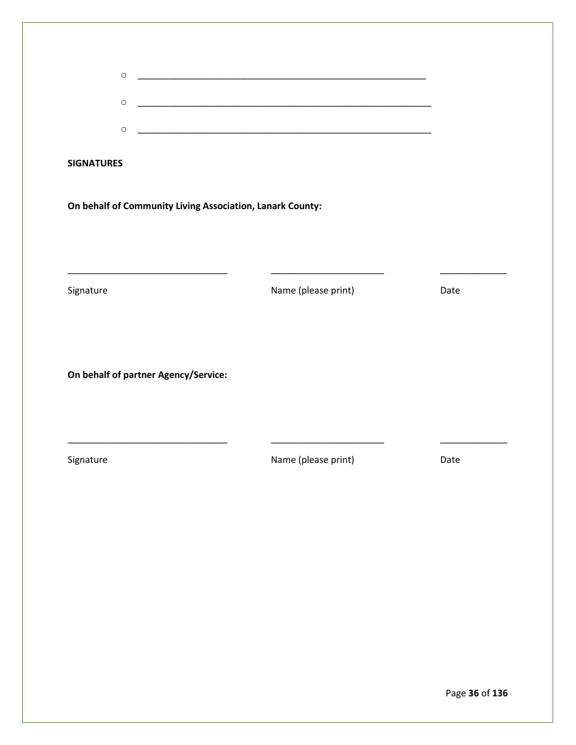- ____________________________________________________
- ____________________________________________________
- ____________________________________________________

**SIGNATURES**

**On behalf of Community Living Association, Lanark County:**

| ______________________________ | ____________________ | ____________ |
|---|---|---|
| Signature | Name (please print) | Date |

**On behalf of partner Agency/Service:**

| ______________________________ | ____________________ | ____________ |
|---|---|---|
| Signature | Name (please print) | Date |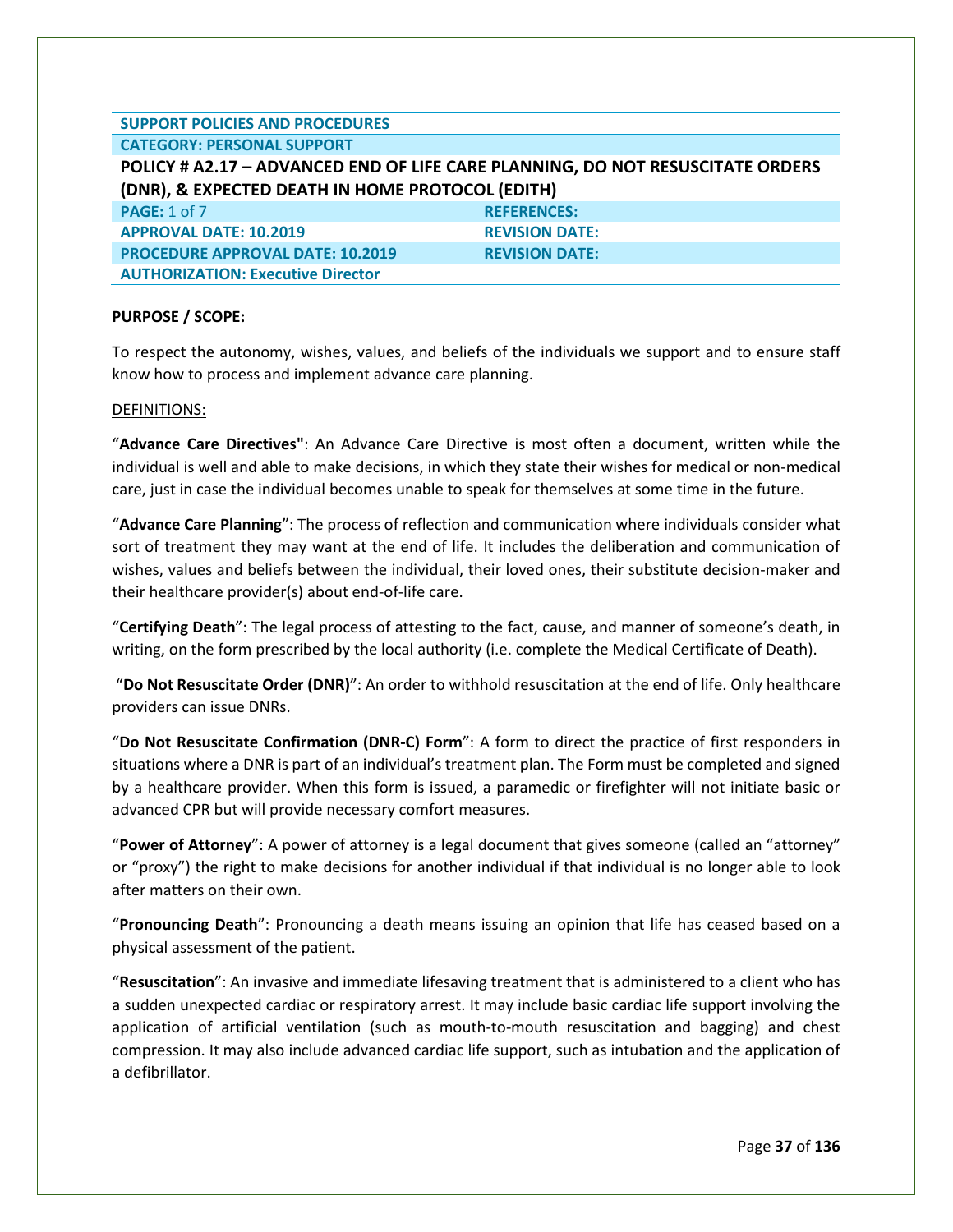**SUPPORT POLICIES AND PROCEDURES**

**CATEGORY: PERSONAL SUPPORT**

**POLICY # A2.17 – ADVANCED END OF LIFE CARE PLANNING, DO NOT RESUSCITATE ORDERS (DNR), & EXPECTED DEATH IN HOME PROTOCOL (EDITH)**

| | |
|---|---|
| **PAGE:** 1 of 7 | **REFERENCES:** |
| **APPROVAL DATE: 10.2019** | **REVISION DATE:** |
| **PROCEDURE APPROVAL DATE: 10.2019** | **REVISION DATE:** |
| **AUTHORIZATION: Executive Director** | |

**PURPOSE / SCOPE:**

To respect the autonomy, wishes, values, and beliefs of the individuals we support and to ensure staff know how to process and implement advance care planning.

DEFINITIONS:

"**Advance Care Directives"**: An Advance Care Directive is most often a document, written while the individual is well and able to make decisions, in which they state their wishes for medical or non-medical care, just in case the individual becomes unable to speak for themselves at some time in the future.

"**Advance Care Planning**": The process of reflection and communication where individuals consider what sort of treatment they may want at the end of life. It includes the deliberation and communication of wishes, values and beliefs between the individual, their loved ones, their substitute decision-maker and their healthcare provider(s) about end-of-life care.

"**Certifying Death**": The legal process of attesting to the fact, cause, and manner of someone's death, in writing, on the form prescribed by the local authority (i.e. complete the Medical Certificate of Death).

"**Do Not Resuscitate Order (DNR)**": An order to withhold resuscitation at the end of life. Only healthcare providers can issue DNRs.

"**Do Not Resuscitate Confirmation (DNR-C) Form**": A form to direct the practice of first responders in situations where a DNR is part of an individual's treatment plan. The Form must be completed and signed by a healthcare provider. When this form is issued, a paramedic or firefighter will not initiate basic or advanced CPR but will provide necessary comfort measures.

"**Power of Attorney**": A power of attorney is a legal document that gives someone (called an "attorney" or "proxy") the right to make decisions for another individual if that individual is no longer able to look after matters on their own.

"**Pronouncing Death**": Pronouncing a death means issuing an opinion that life has ceased based on a physical assessment of the patient.

"**Resuscitation**": An invasive and immediate lifesaving treatment that is administered to a client who has a sudden unexpected cardiac or respiratory arrest. It may include basic cardiac life support involving the application of artificial ventilation (such as mouth-to-mouth resuscitation and bagging) and chest compression. It may also include advanced cardiac life support, such as intubation and the application of a defibrillator.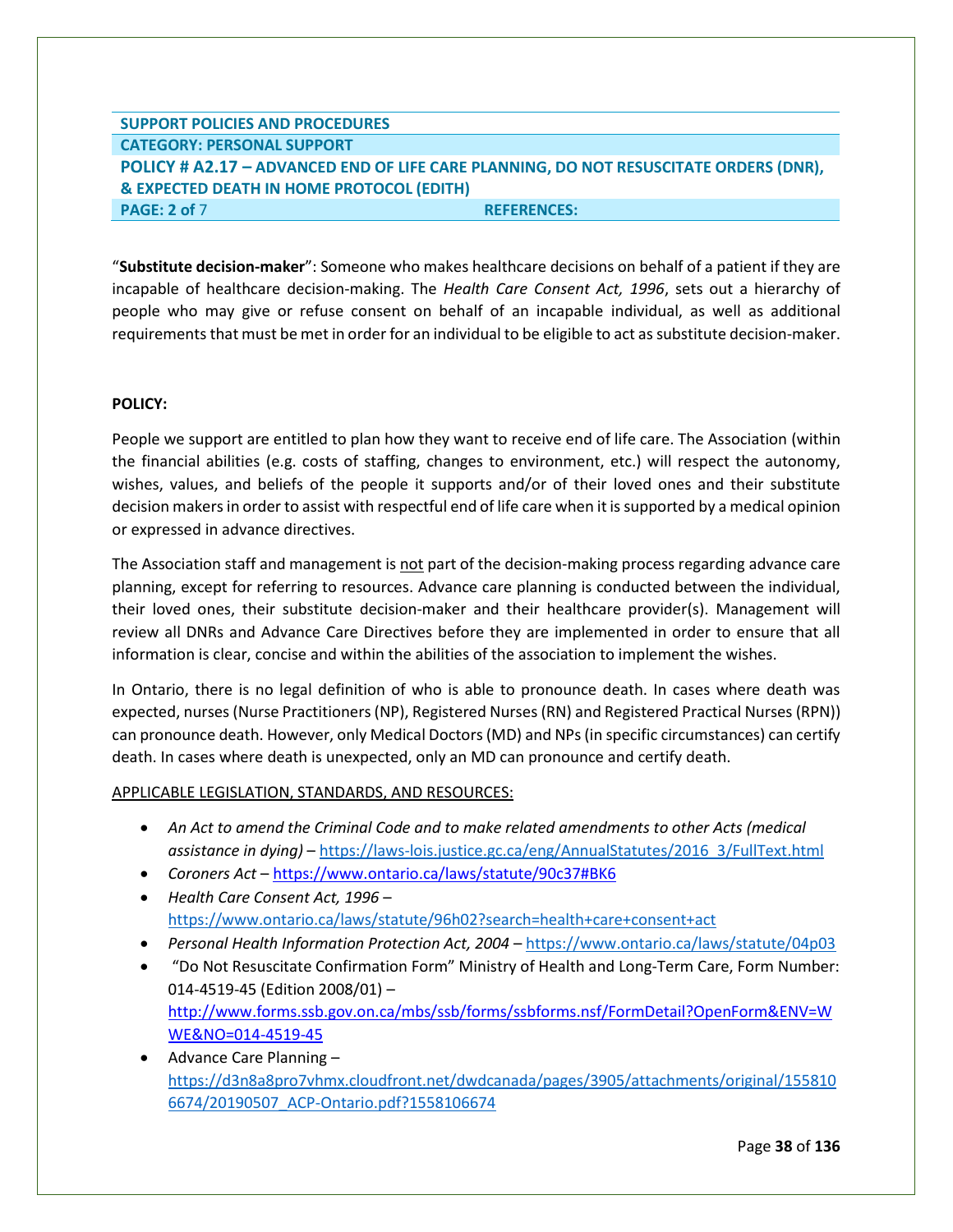"**Substitute decision-maker**": Someone who makes healthcare decisions on behalf of a patient if they are incapable of healthcare decision-making. The *Health Care Consent Act, 1996*, sets out a hierarchy of people who may give or refuse consent on behalf of an incapable individual, as well as additional requirements that must be met in order for an individual to be eligible to act as substitute decision-maker.

**POLICY:**

People we support are entitled to plan how they want to receive end of life care. The Association (within the financial abilities (e.g. costs of staffing, changes to environment, etc.) will respect the autonomy, wishes, values, and beliefs of the people it supports and/or of their loved ones and their substitute decision makers in order to assist with respectful end of life care when it is supported by a medical opinion or expressed in advance directives.

The Association staff and management is <u>not</u> part of the decision-making process regarding advance care planning, except for referring to resources. Advance care planning is conducted between the individual, their loved ones, their substitute decision-maker and their healthcare provider(s). Management will review all DNRs and Advance Care Directives before they are implemented in order to ensure that all information is clear, concise and within the abilities of the association to implement the wishes.

In Ontario, there is no legal definition of who is able to pronounce death. In cases where death was expected, nurses (Nurse Practitioners (NP), Registered Nurses (RN) and Registered Practical Nurses (RPN)) can pronounce death. However, only Medical Doctors (MD) and NPs (in specific circumstances) can certify death. In cases where death is unexpected, only an MD can pronounce and certify death.

<u>APPLICABLE LEGISLATION, STANDARDS, AND RESOURCES:</u>

- *An Act to amend the Criminal Code and to make related amendments to other Acts (medical assistance in dying)* – https://laws-lois.justice.gc.ca/eng/AnnualStatutes/2016_3/FullText.html
- *Coroners Act* – https://www.ontario.ca/laws/statute/90c37#BK6
- *Health Care Consent Act, 1996* – https://www.ontario.ca/laws/statute/96h02?search=health+care+consent+act
- *Personal Health Information Protection Act, 2004* – https://www.ontario.ca/laws/statute/04p03
- "Do Not Resuscitate Confirmation Form" Ministry of Health and Long-Term Care, Form Number: 014-4519-45 (Edition 2008/01) – http://www.forms.ssb.gov.on.ca/mbs/ssb/forms/ssbforms.nsf/FormDetail?OpenForm&ENV=WWE&NO=014-4519-45
- Advance Care Planning – https://d3n8a8pro7vhmx.cloudfront.net/dwdcanada/pages/3905/attachments/original/1558106674/20190507_ACP-Ontario.pdf?1558106674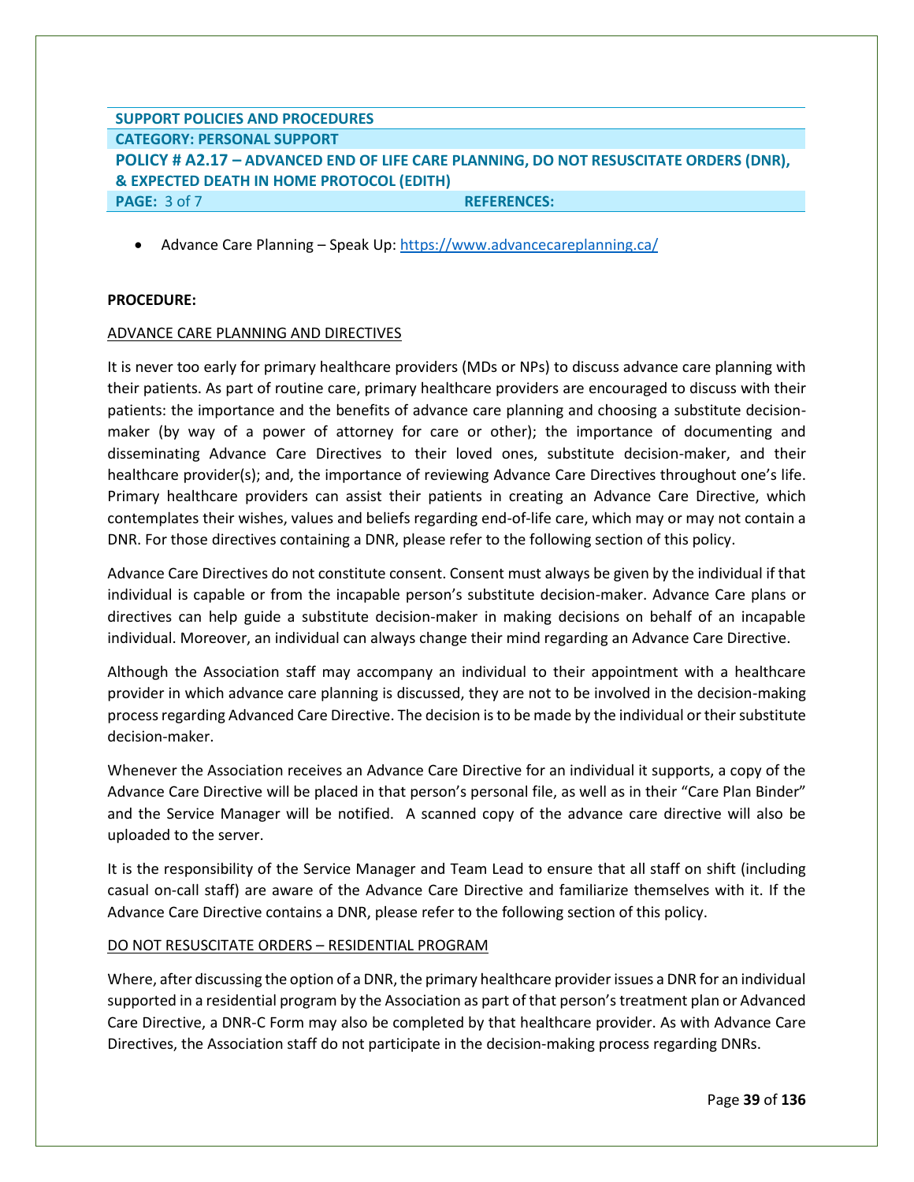- Advance Care Planning – Speak Up: https://www.advancecareplanning.ca/

**PROCEDURE:**

ADVANCE CARE PLANNING AND DIRECTIVES

It is never too early for primary healthcare providers (MDs or NPs) to discuss advance care planning with their patients. As part of routine care, primary healthcare providers are encouraged to discuss with their patients: the importance and the benefits of advance care planning and choosing a substitute decision-maker (by way of a power of attorney for care or other); the importance of documenting and disseminating Advance Care Directives to their loved ones, substitute decision-maker, and their healthcare provider(s); and, the importance of reviewing Advance Care Directives throughout one's life. Primary healthcare providers can assist their patients in creating an Advance Care Directive, which contemplates their wishes, values and beliefs regarding end-of-life care, which may or may not contain a DNR. For those directives containing a DNR, please refer to the following section of this policy.

Advance Care Directives do not constitute consent. Consent must always be given by the individual if that individual is capable or from the incapable person's substitute decision-maker. Advance Care plans or directives can help guide a substitute decision-maker in making decisions on behalf of an incapable individual. Moreover, an individual can always change their mind regarding an Advance Care Directive.

Although the Association staff may accompany an individual to their appointment with a healthcare provider in which advance care planning is discussed, they are not to be involved in the decision-making process regarding Advanced Care Directive. The decision is to be made by the individual or their substitute decision-maker.

Whenever the Association receives an Advance Care Directive for an individual it supports, a copy of the Advance Care Directive will be placed in that person's personal file, as well as in their "Care Plan Binder" and the Service Manager will be notified. A scanned copy of the advance care directive will also be uploaded to the server.

It is the responsibility of the Service Manager and Team Lead to ensure that all staff on shift (including casual on-call staff) are aware of the Advance Care Directive and familiarize themselves with it. If the Advance Care Directive contains a DNR, please refer to the following section of this policy.

DO NOT RESUSCITATE ORDERS – RESIDENTIAL PROGRAM

Where, after discussing the option of a DNR, the primary healthcare provider issues a DNR for an individual supported in a residential program by the Association as part of that person's treatment plan or Advanced Care Directive, a DNR-C Form may also be completed by that healthcare provider. As with Advance Care Directives, the Association staff do not participate in the decision-making process regarding DNRs.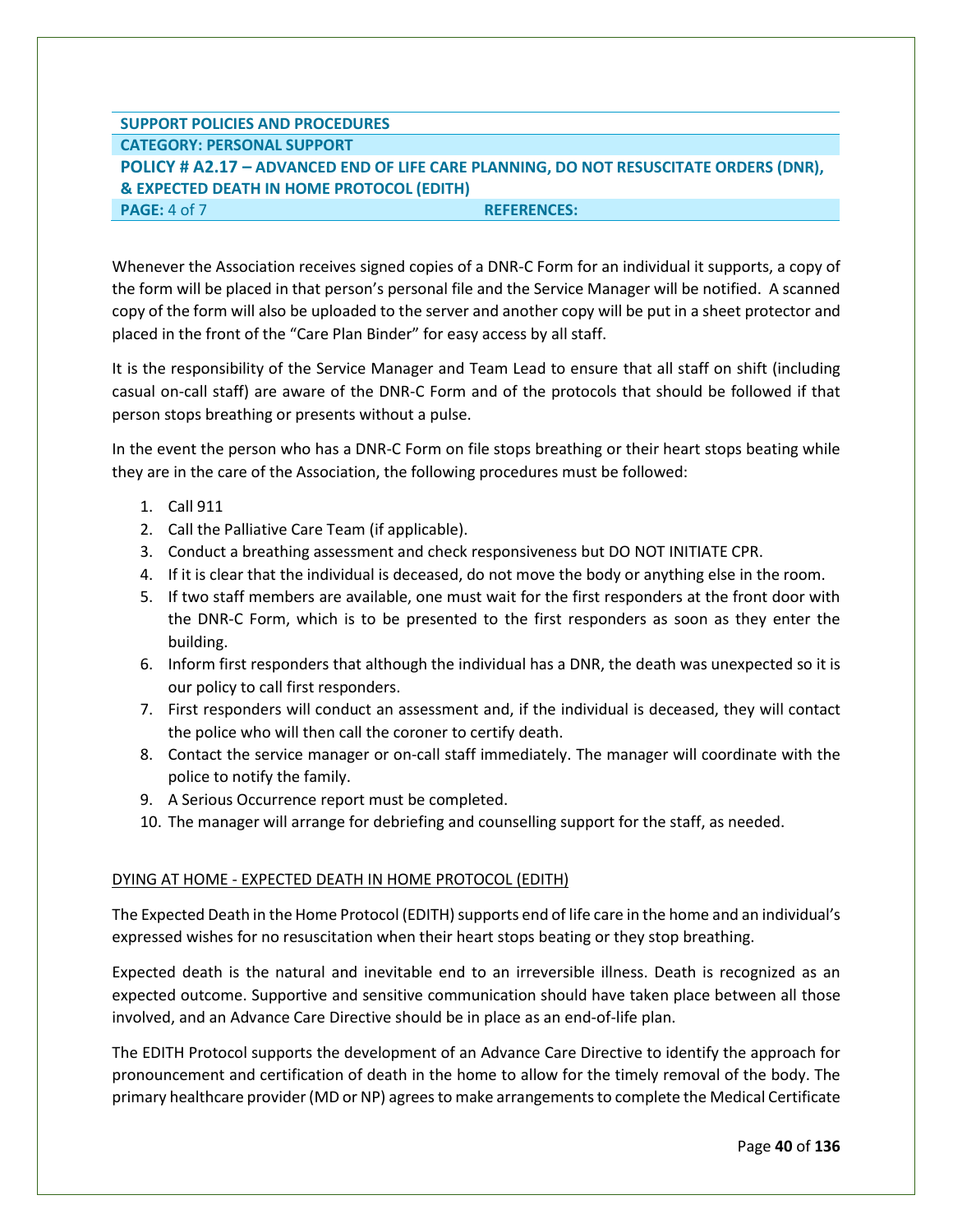Whenever the Association receives signed copies of a DNR-C Form for an individual it supports, a copy of the form will be placed in that person's personal file and the Service Manager will be notified. A scanned copy of the form will also be uploaded to the server and another copy will be put in a sheet protector and placed in the front of the "Care Plan Binder" for easy access by all staff.

It is the responsibility of the Service Manager and Team Lead to ensure that all staff on shift (including casual on-call staff) are aware of the DNR-C Form and of the protocols that should be followed if that person stops breathing or presents without a pulse.

In the event the person who has a DNR-C Form on file stops breathing or their heart stops beating while they are in the care of the Association, the following procedures must be followed:

1. Call 911
2. Call the Palliative Care Team (if applicable).
3. Conduct a breathing assessment and check responsiveness but DO NOT INITIATE CPR.
4. If it is clear that the individual is deceased, do not move the body or anything else in the room.
5. If two staff members are available, one must wait for the first responders at the front door with the DNR-C Form, which is to be presented to the first responders as soon as they enter the building.
6. Inform first responders that although the individual has a DNR, the death was unexpected so it is our policy to call first responders.
7. First responders will conduct an assessment and, if the individual is deceased, they will contact the police who will then call the coroner to certify death.
8. Contact the service manager or on-call staff immediately. The manager will coordinate with the police to notify the family.
9. A Serious Occurrence report must be completed.
10. The manager will arrange for debriefing and counselling support for the staff, as needed.

## DYING AT HOME - EXPECTED DEATH IN HOME PROTOCOL (EDITH)

The Expected Death in the Home Protocol (EDITH) supports end of life care in the home and an individual's expressed wishes for no resuscitation when their heart stops beating or they stop breathing.

Expected death is the natural and inevitable end to an irreversible illness. Death is recognized as an expected outcome. Supportive and sensitive communication should have taken place between all those involved, and an Advance Care Directive should be in place as an end-of-life plan.

The EDITH Protocol supports the development of an Advance Care Directive to identify the approach for pronouncement and certification of death in the home to allow for the timely removal of the body. The primary healthcare provider (MD or NP) agrees to make arrangements to complete the Medical Certificate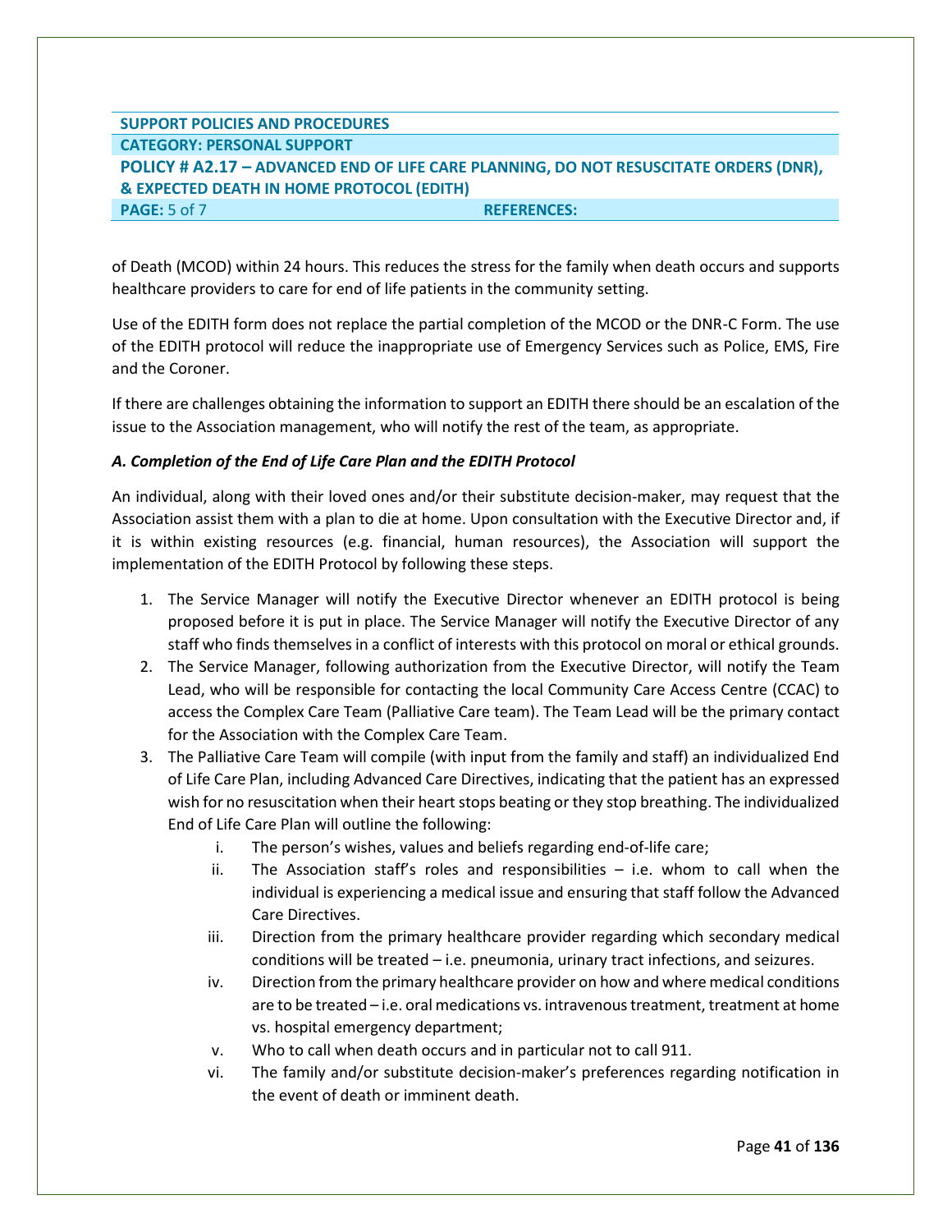of Death (MCOD) within 24 hours. This reduces the stress for the family when death occurs and supports healthcare providers to care for end of life patients in the community setting.

Use of the EDITH form does not replace the partial completion of the MCOD or the DNR-C Form. The use of the EDITH protocol will reduce the inappropriate use of Emergency Services such as Police, EMS, Fire and the Coroner.

If there are challenges obtaining the information to support an EDITH there should be an escalation of the issue to the Association management, who will notify the rest of the team, as appropriate.

***A. Completion of the End of Life Care Plan and the EDITH Protocol***

An individual, along with their loved ones and/or their substitute decision-maker, may request that the Association assist them with a plan to die at home. Upon consultation with the Executive Director and, if it is within existing resources (e.g. financial, human resources), the Association will support the implementation of the EDITH Protocol by following these steps.

1. The Service Manager will notify the Executive Director whenever an EDITH protocol is being proposed before it is put in place. The Service Manager will notify the Executive Director of any staff who finds themselves in a conflict of interests with this protocol on moral or ethical grounds.
2. The Service Manager, following authorization from the Executive Director, will notify the Team Lead, who will be responsible for contacting the local Community Care Access Centre (CCAC) to access the Complex Care Team (Palliative Care team). The Team Lead will be the primary contact for the Association with the Complex Care Team.
3. The Palliative Care Team will compile (with input from the family and staff) an individualized End of Life Care Plan, including Advanced Care Directives, indicating that the patient has an expressed wish for no resuscitation when their heart stops beating or they stop breathing. The individualized End of Life Care Plan will outline the following:
    1. The person's wishes, values and beliefs regarding end-of-life care;
    2. The Association staff's roles and responsibilities – i.e. whom to call when the individual is experiencing a medical issue and ensuring that staff follow the Advanced Care Directives.
    3. Direction from the primary healthcare provider regarding which secondary medical conditions will be treated – i.e. pneumonia, urinary tract infections, and seizures.
    4. Direction from the primary healthcare provider on how and where medical conditions are to be treated – i.e. oral medications vs. intravenous treatment, treatment at home vs. hospital emergency department;
    5. Who to call when death occurs and in particular not to call 911.
    6. The family and/or substitute decision-maker's preferences regarding notification in the event of death or imminent death.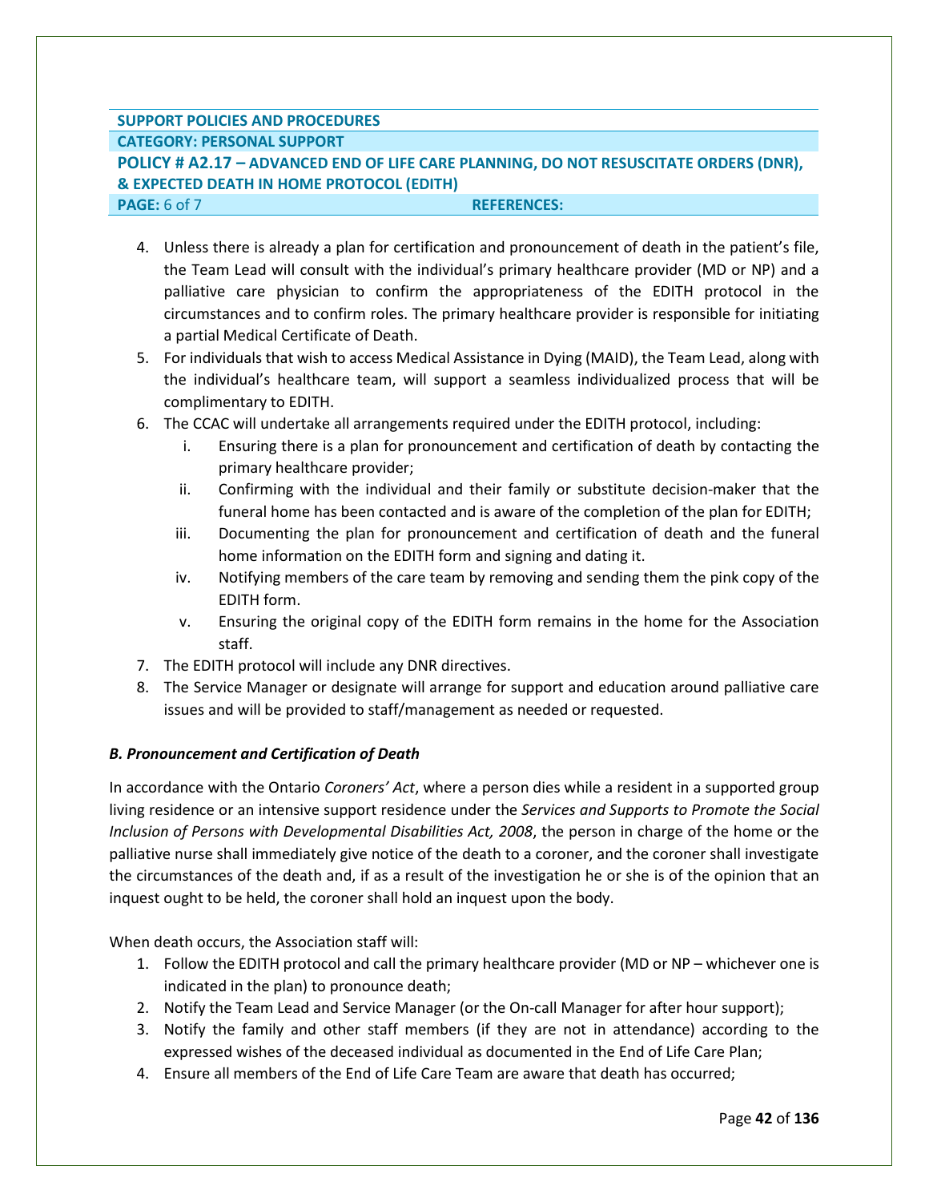4. Unless there is already a plan for certification and pronouncement of death in the patient's file, the Team Lead will consult with the individual's primary healthcare provider (MD or NP) and a palliative care physician to confirm the appropriateness of the EDITH protocol in the circumstances and to confirm roles. The primary healthcare provider is responsible for initiating a partial Medical Certificate of Death.
5. For individuals that wish to access Medical Assistance in Dying (MAID), the Team Lead, along with the individual's healthcare team, will support a seamless individualized process that will be complimentary to EDITH.
6. The CCAC will undertake all arrangements required under the EDITH protocol, including:
   i. Ensuring there is a plan for pronouncement and certification of death by contacting the primary healthcare provider;
   ii. Confirming with the individual and their family or substitute decision-maker that the funeral home has been contacted and is aware of the completion of the plan for EDITH;
   iii. Documenting the plan for pronouncement and certification of death and the funeral home information on the EDITH form and signing and dating it.
   iv. Notifying members of the care team by removing and sending them the pink copy of the EDITH form.
   v. Ensuring the original copy of the EDITH form remains in the home for the Association staff.
7. The EDITH protocol will include any DNR directives.
8. The Service Manager or designate will arrange for support and education around palliative care issues and will be provided to staff/management as needed or requested.

***B. Pronouncement and Certification of Death***

In accordance with the Ontario *Coroners' Act*, where a person dies while a resident in a supported group living residence or an intensive support residence under the *Services and Supports to Promote the Social Inclusion of Persons with Developmental Disabilities Act, 2008*, the person in charge of the home or the palliative nurse shall immediately give notice of the death to a coroner, and the coroner shall investigate the circumstances of the death and, if as a result of the investigation he or she is of the opinion that an inquest ought to be held, the coroner shall hold an inquest upon the body.

When death occurs, the Association staff will:

1. Follow the EDITH protocol and call the primary healthcare provider (MD or NP – whichever one is indicated in the plan) to pronounce death;
2. Notify the Team Lead and Service Manager (or the On-call Manager for after hour support);
3. Notify the family and other staff members (if they are not in attendance) according to the expressed wishes of the deceased individual as documented in the End of Life Care Plan;
4. Ensure all members of the End of Life Care Team are aware that death has occurred;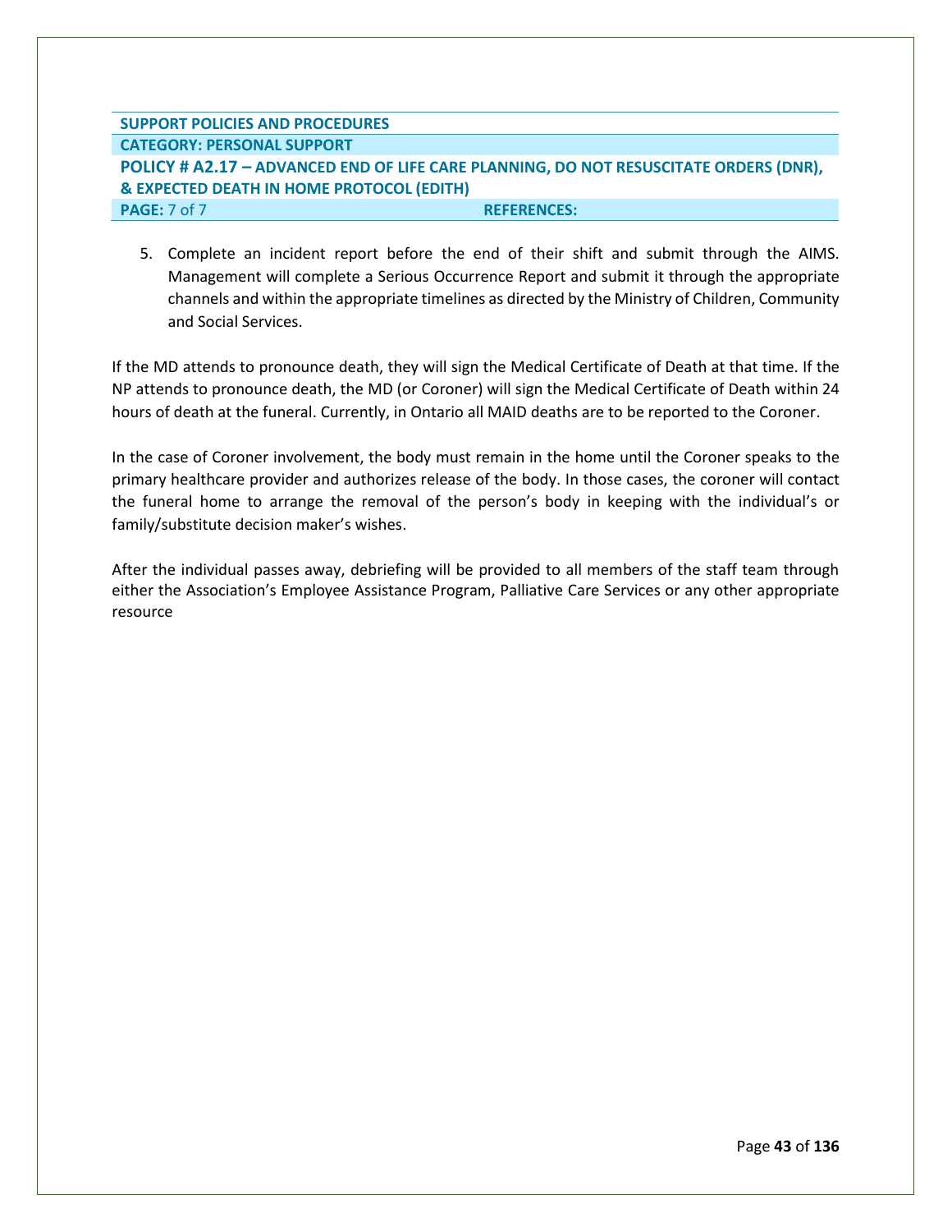5. Complete an incident report before the end of their shift and submit through the AIMS. Management will complete a Serious Occurrence Report and submit it through the appropriate channels and within the appropriate timelines as directed by the Ministry of Children, Community and Social Services.

If the MD attends to pronounce death, they will sign the Medical Certificate of Death at that time. If the NP attends to pronounce death, the MD (or Coroner) will sign the Medical Certificate of Death within 24 hours of death at the funeral. Currently, in Ontario all MAID deaths are to be reported to the Coroner.

In the case of Coroner involvement, the body must remain in the home until the Coroner speaks to the primary healthcare provider and authorizes release of the body. In those cases, the coroner will contact the funeral home to arrange the removal of the person's body in keeping with the individual's or family/substitute decision maker's wishes.

After the individual passes away, debriefing will be provided to all members of the staff team through either the Association's Employee Assistance Program, Palliative Care Services or any other appropriate resource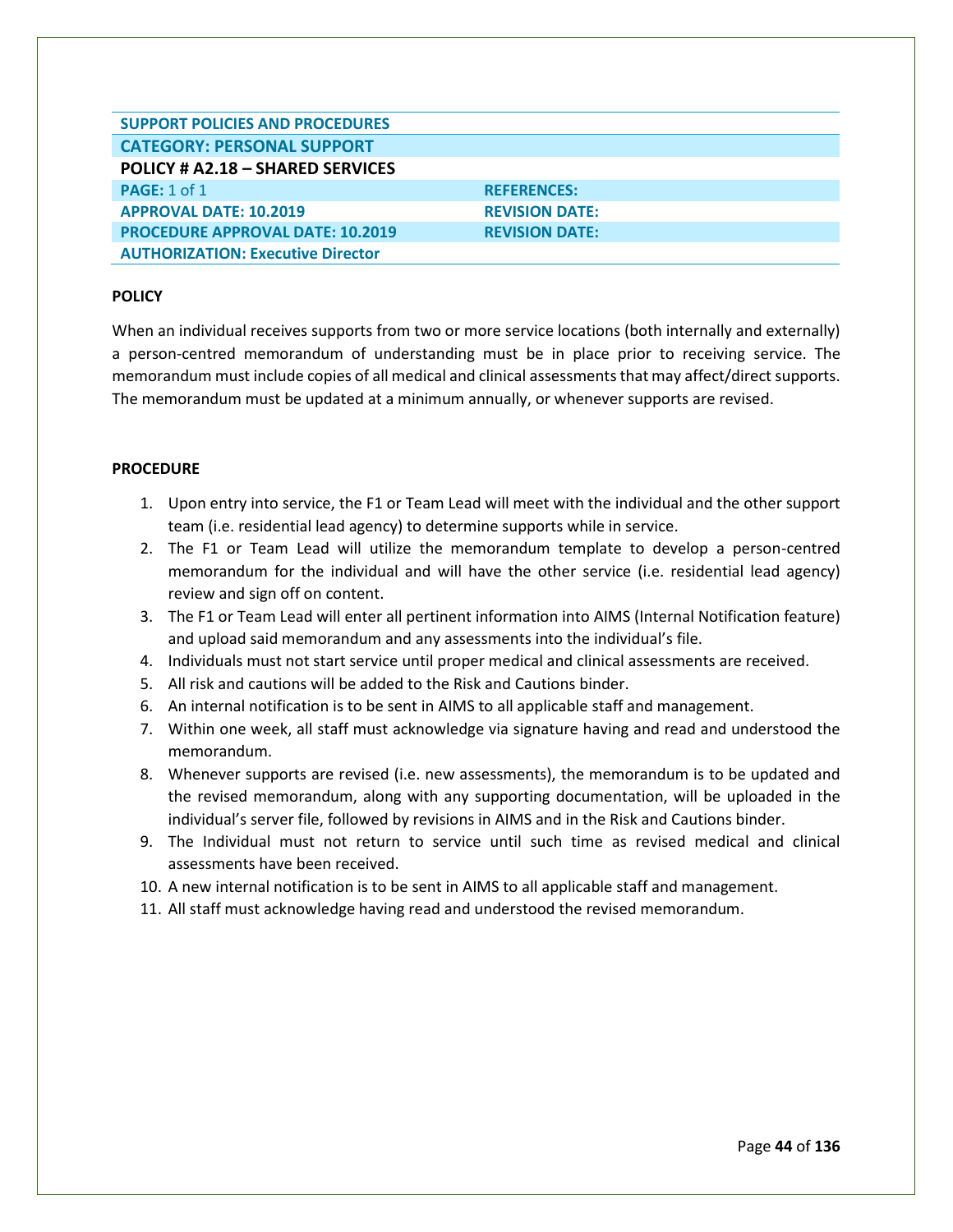| SUPPORT POLICIES AND PROCEDURES | |
|---|---|
| **CATEGORY: PERSONAL SUPPORT** | |
| **POLICY # A2.18 – SHARED SERVICES** | |
| **PAGE:** 1 of 1 | **REFERENCES:** |
| **APPROVAL DATE: 10.2019** | **REVISION DATE:** |
| **PROCEDURE APPROVAL DATE: 10.2019** | **REVISION DATE:** |
| **AUTHORIZATION: Executive Director** | |

**POLICY**

When an individual receives supports from two or more service locations (both internally and externally) a person-centred memorandum of understanding must be in place prior to receiving service. The memorandum must include copies of all medical and clinical assessments that may affect/direct supports. The memorandum must be updated at a minimum annually, or whenever supports are revised.

**PROCEDURE**

1. Upon entry into service, the F1 or Team Lead will meet with the individual and the other support team (i.e. residential lead agency) to determine supports while in service.
2. The F1 or Team Lead will utilize the memorandum template to develop a person-centred memorandum for the individual and will have the other service (i.e. residential lead agency) review and sign off on content.
3. The F1 or Team Lead will enter all pertinent information into AIMS (Internal Notification feature) and upload said memorandum and any assessments into the individual's file.
4. Individuals must not start service until proper medical and clinical assessments are received.
5. All risk and cautions will be added to the Risk and Cautions binder.
6. An internal notification is to be sent in AIMS to all applicable staff and management.
7. Within one week, all staff must acknowledge via signature having and read and understood the memorandum.
8. Whenever supports are revised (i.e. new assessments), the memorandum is to be updated and the revised memorandum, along with any supporting documentation, will be uploaded in the individual's server file, followed by revisions in AIMS and in the Risk and Cautions binder.
9. The Individual must not return to service until such time as revised medical and clinical assessments have been received.
10. A new internal notification is to be sent in AIMS to all applicable staff and management.
11. All staff must acknowledge having read and understood the revised memorandum.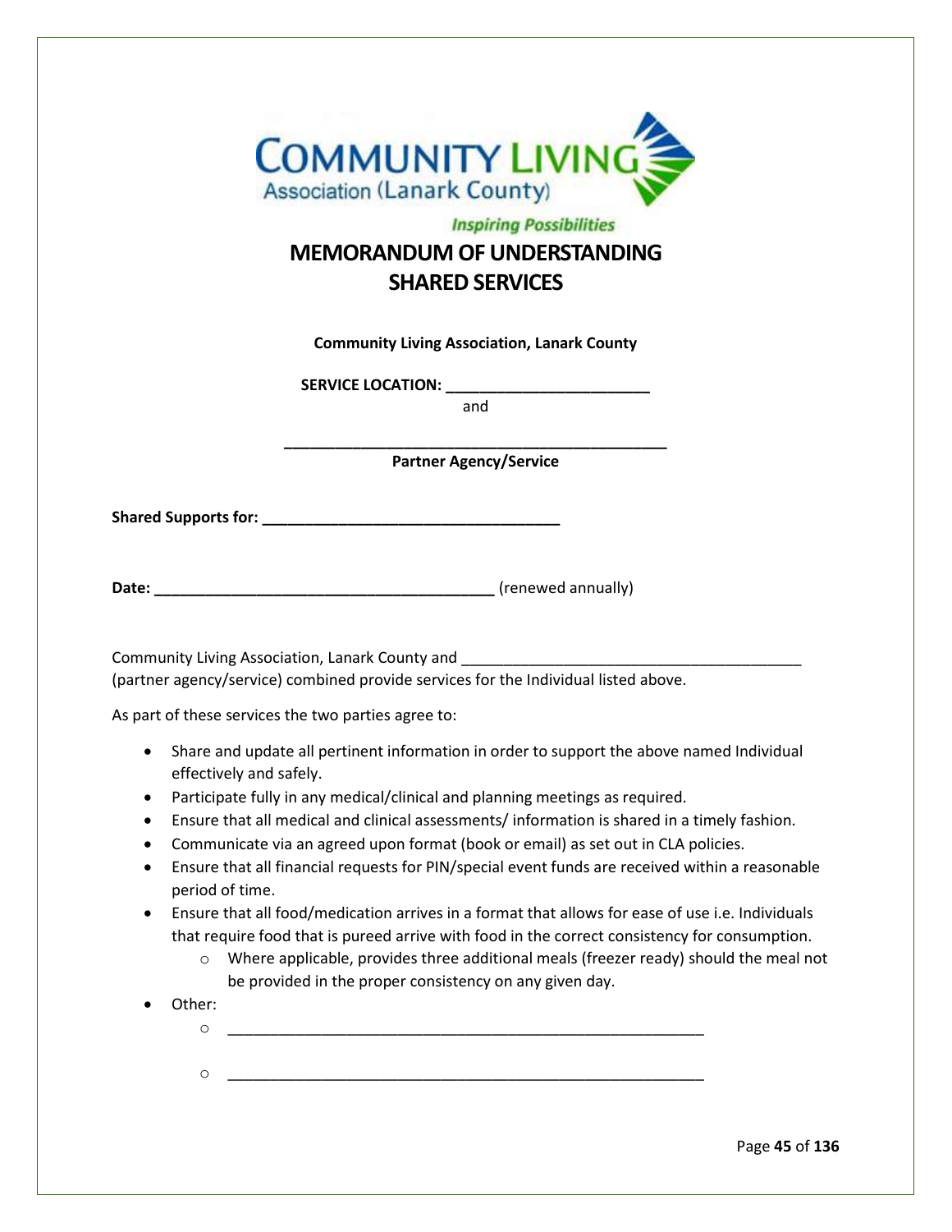Community Living Association (Lanark County)

*Inspiring Possibilities*

# MEMORANDUM OF UNDERSTANDING
# SHARED SERVICES

**Community Living Association, Lanark County**

**SERVICE LOCATION: ________________________**

and

**_____________________________________________**

**Partner Agency/Service**

**Shared Supports for: ___________________________________**

**Date: _______________________________________** (renewed annually)

Community Living Association, Lanark County and ________________________________________ (partner agency/service) combined provide services for the Individual listed above.

As part of these services the two parties agree to:

- Share and update all pertinent information in order to support the above named Individual effectively and safely.
- Participate fully in any medical/clinical and planning meetings as required.
- Ensure that all medical and clinical assessments/ information is shared in a timely fashion.
- Communicate via an agreed upon format (book or email) as set out in CLA policies.
- Ensure that all financial requests for PIN/special event funds are received within a reasonable period of time.
- Ensure that all food/medication arrives in a format that allows for ease of use i.e. Individuals that require food that is pureed arrive with food in the correct consistency for consumption.
    - Where applicable, provides three additional meals (freezer ready) should the meal not be provided in the proper consistency on any given day.
- Other:
    - ________________________________________________________
    - ________________________________________________________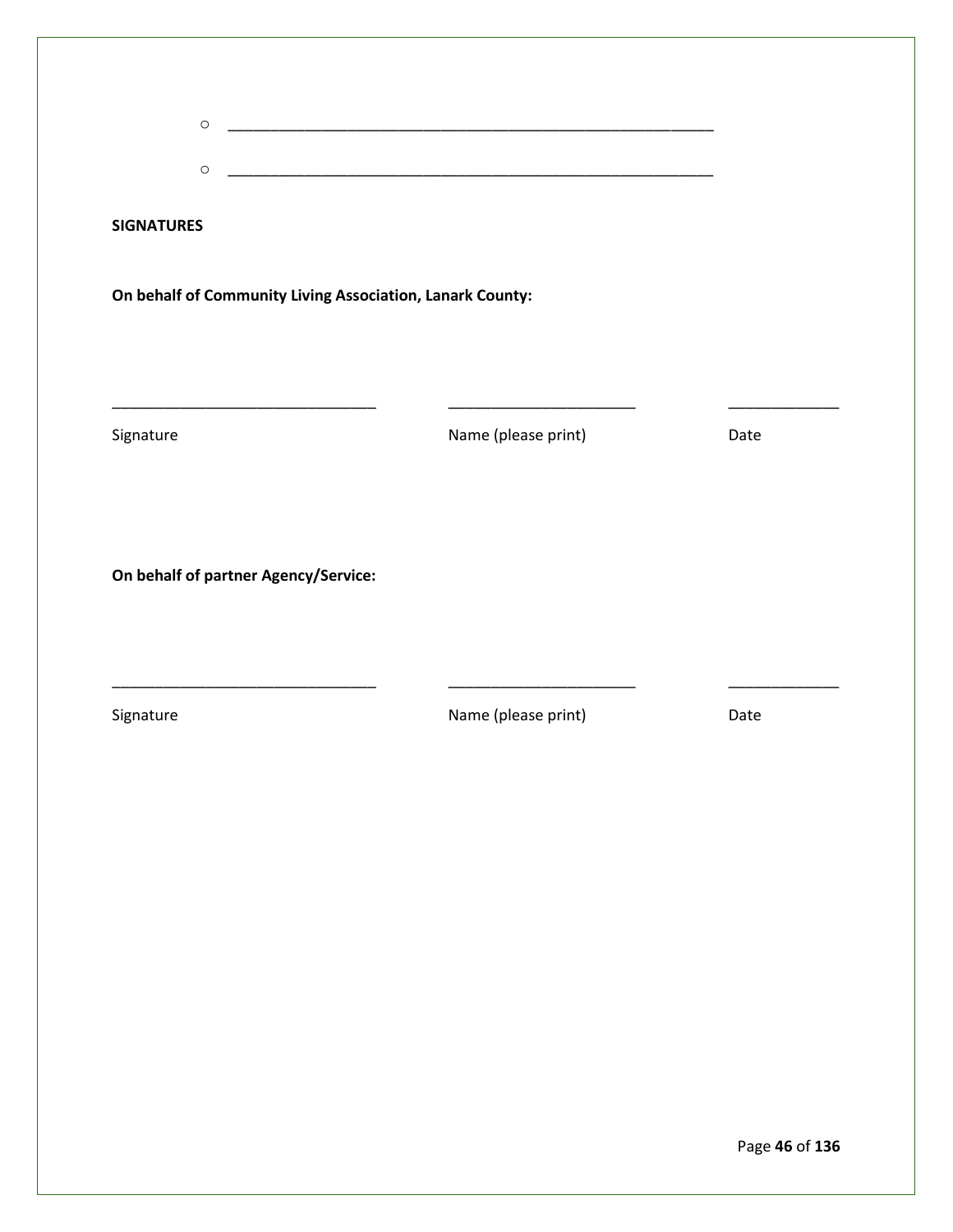- ____________________________________________________________
- ____________________________________________________________

**SIGNATURES**

**On behalf of Community Living Association, Lanark County:**

| ________________________________ | ______________________ | _____________ |
| --- | --- | --- |
| Signature | Name (please print) | Date |

**On behalf of partner Agency/Service:**

| ________________________________ | ______________________ | _____________ |
| --- | --- | --- |
| Signature | Name (please print) | Date |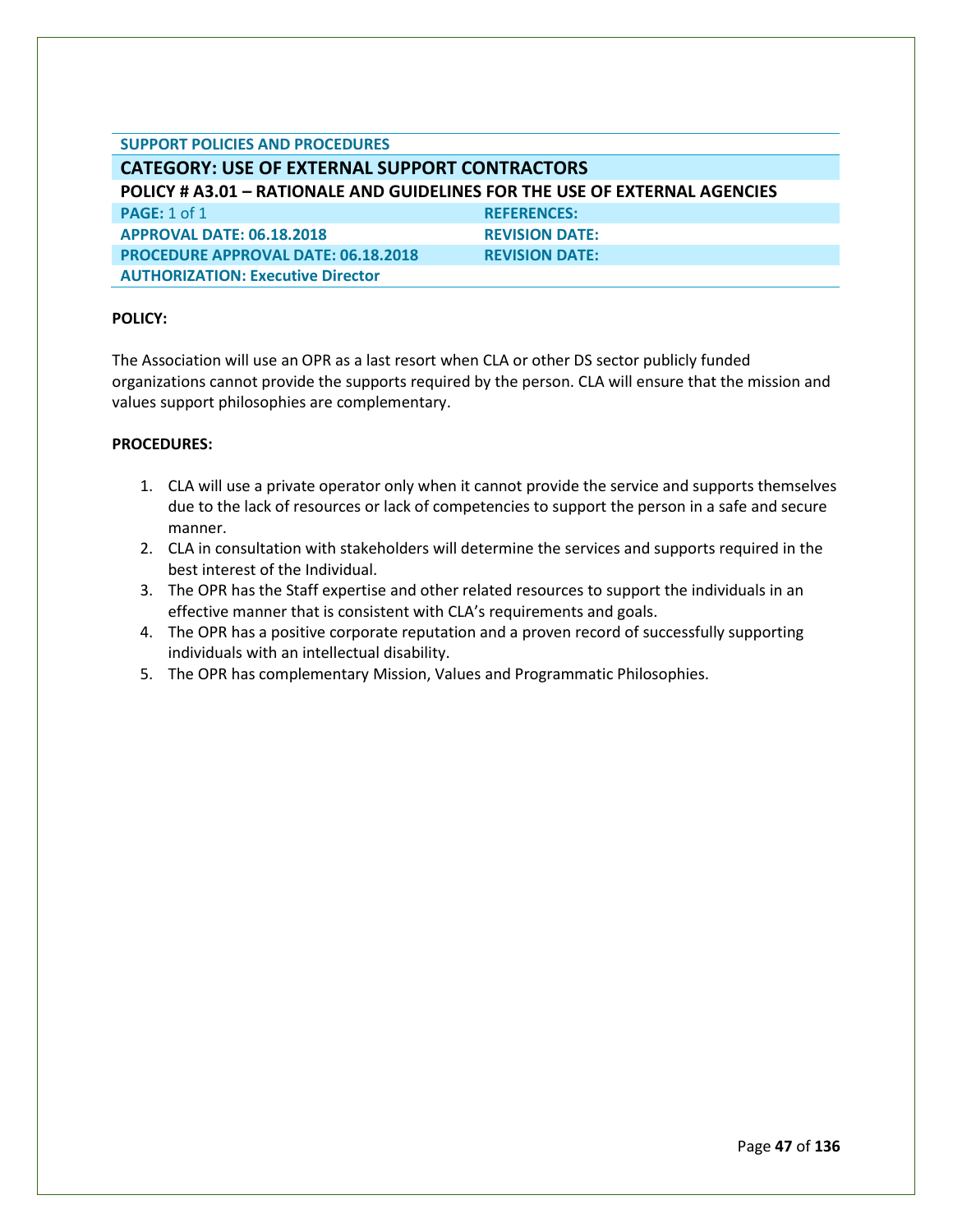**SUPPORT POLICIES AND PROCEDURES**

## CATEGORY: USE OF EXTERNAL SUPPORT CONTRACTORS

### POLICY # A3.01 – RATIONALE AND GUIDELINES FOR THE USE OF EXTERNAL AGENCIES

| | |
|---|---|
| **PAGE:** 1 of 1 | **REFERENCES:** |
| **APPROVAL DATE: 06.18.2018** | **REVISION DATE:** |
| **PROCEDURE APPROVAL DATE: 06.18.2018** | **REVISION DATE:** |
| **AUTHORIZATION: Executive Director** | |

**POLICY:**

The Association will use an OPR as a last resort when CLA or other DS sector publicly funded organizations cannot provide the supports required by the person. CLA will ensure that the mission and values support philosophies are complementary.

**PROCEDURES:**

1. CLA will use a private operator only when it cannot provide the service and supports themselves due to the lack of resources or lack of competencies to support the person in a safe and secure manner.
2. CLA in consultation with stakeholders will determine the services and supports required in the best interest of the Individual.
3. The OPR has the Staff expertise and other related resources to support the individuals in an effective manner that is consistent with CLA's requirements and goals.
4. The OPR has a positive corporate reputation and a proven record of successfully supporting individuals with an intellectual disability.
5. The OPR has complementary Mission, Values and Programmatic Philosophies.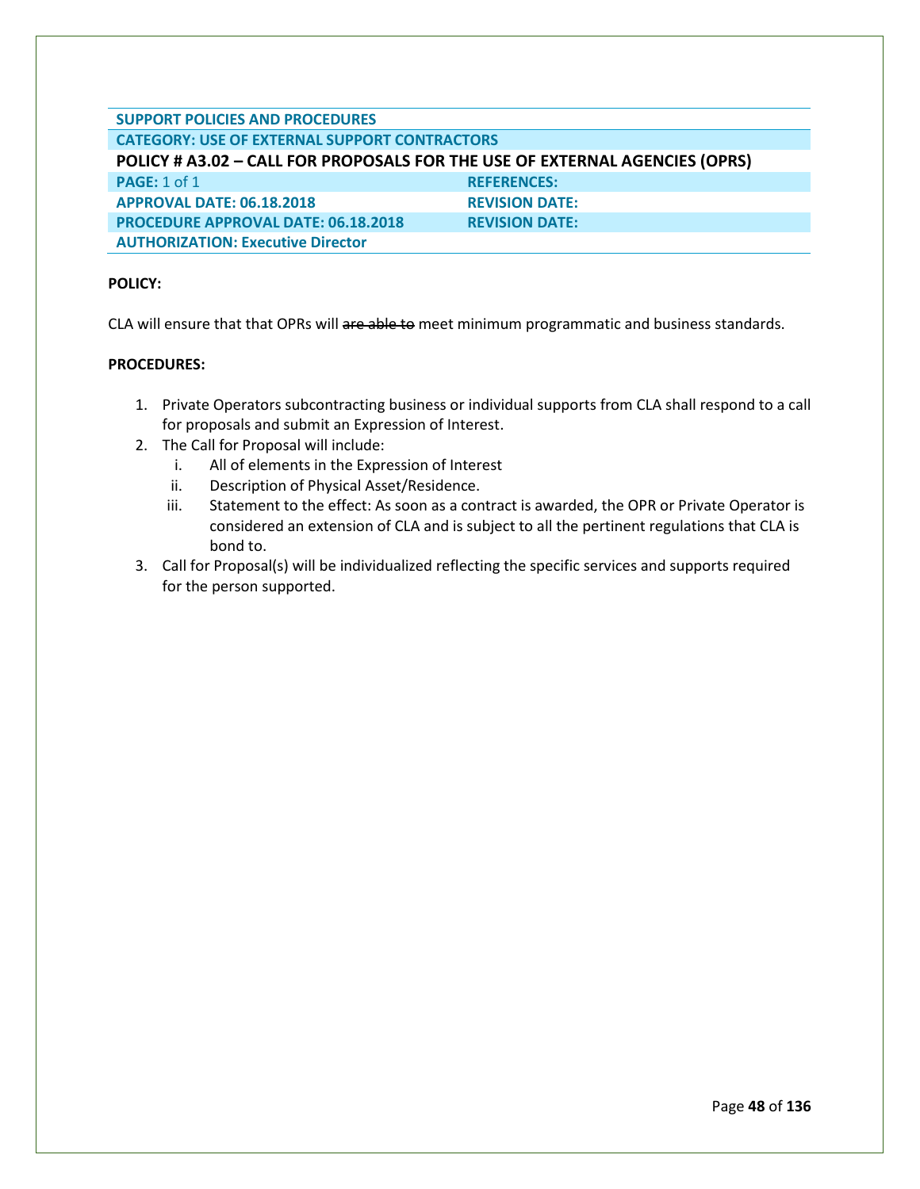| SUPPORT POLICIES AND PROCEDURES | |
|---|---|
| **CATEGORY: USE OF EXTERNAL SUPPORT CONTRACTORS** | |
| **POLICY # A3.02 – CALL FOR PROPOSALS FOR THE USE OF EXTERNAL AGENCIES (OPRS)** | |
| **PAGE:** 1 of 1 | **REFERENCES:** |
| **APPROVAL DATE: 06.18.2018** | **REVISION DATE:** |
| **PROCEDURE APPROVAL DATE: 06.18.2018** | **REVISION DATE:** |
| **AUTHORIZATION: Executive Director** | |

**POLICY:**

CLA will ensure that that OPRs will ~~are able to~~ meet minimum programmatic and business standards.

**PROCEDURES:**

1. Private Operators subcontracting business or individual supports from CLA shall respond to a call for proposals and submit an Expression of Interest.
2. The Call for Proposal will include:
   i. All of elements in the Expression of Interest
   ii. Description of Physical Asset/Residence.
   iii. Statement to the effect: As soon as a contract is awarded, the OPR or Private Operator is considered an extension of CLA and is subject to all the pertinent regulations that CLA is bond to.
3. Call for Proposal(s) will be individualized reflecting the specific services and supports required for the person supported.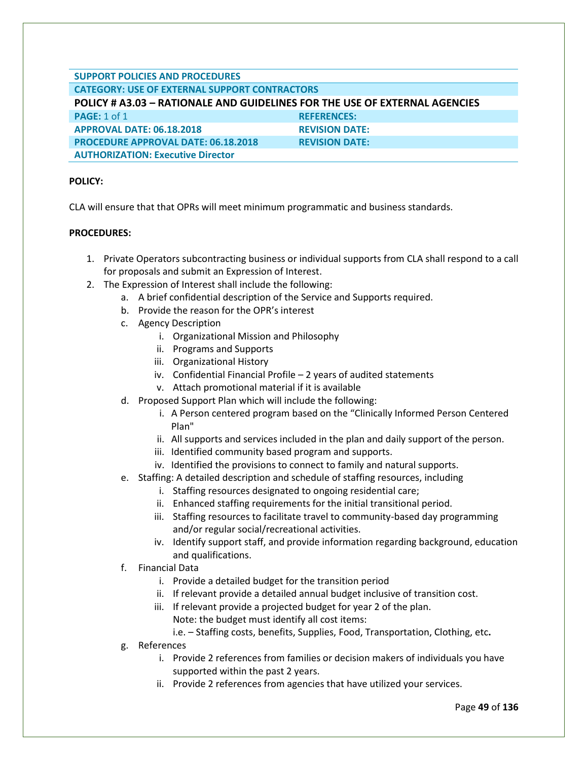| SUPPORT POLICIES AND PROCEDURES | |
|---|---|
| **CATEGORY: USE OF EXTERNAL SUPPORT CONTRACTORS** | |
| **POLICY # A3.03 – RATIONALE AND GUIDELINES FOR THE USE OF EXTERNAL AGENCIES** | |
| **PAGE:** 1 of 1 | **REFERENCES:** |
| **APPROVAL DATE: 06.18.2018** | **REVISION DATE:** |
| **PROCEDURE APPROVAL DATE: 06.18.2018** | **REVISION DATE:** |
| **AUTHORIZATION: Executive Director** | |

**POLICY:**

CLA will ensure that that OPRs will meet minimum programmatic and business standards.

**PROCEDURES:**

1. Private Operators subcontracting business or individual supports from CLA shall respond to a call for proposals and submit an Expression of Interest.
2. The Expression of Interest shall include the following:
   a. A brief confidential description of the Service and Supports required.
   b. Provide the reason for the OPR's interest
   c. Agency Description
      i. Organizational Mission and Philosophy
      ii. Programs and Supports
      iii. Organizational History
      iv. Confidential Financial Profile – 2 years of audited statements
      v. Attach promotional material if it is available
   d. Proposed Support Plan which will include the following:
      i. A Person centered program based on the "Clinically Informed Person Centered Plan"
      ii. All supports and services included in the plan and daily support of the person.
      iii. Identified community based program and supports.
      iv. Identified the provisions to connect to family and natural supports.
   e. Staffing: A detailed description and schedule of staffing resources, including
      i. Staffing resources designated to ongoing residential care;
      ii. Enhanced staffing requirements for the initial transitional period.
      iii. Staffing resources to facilitate travel to community-based day programming and/or regular social/recreational activities.
      iv. Identify support staff, and provide information regarding background, education and qualifications.
   f. Financial Data
      i. Provide a detailed budget for the transition period
      ii. If relevant provide a detailed annual budget inclusive of transition cost.
      iii. If relevant provide a projected budget for year 2 of the plan.
      Note: the budget must identify all cost items:
      i.e. – Staffing costs, benefits, Supplies, Food, Transportation, Clothing, etc**.**
   g. References
      i. Provide 2 references from families or decision makers of individuals you have supported within the past 2 years.
      ii. Provide 2 references from agencies that have utilized your services.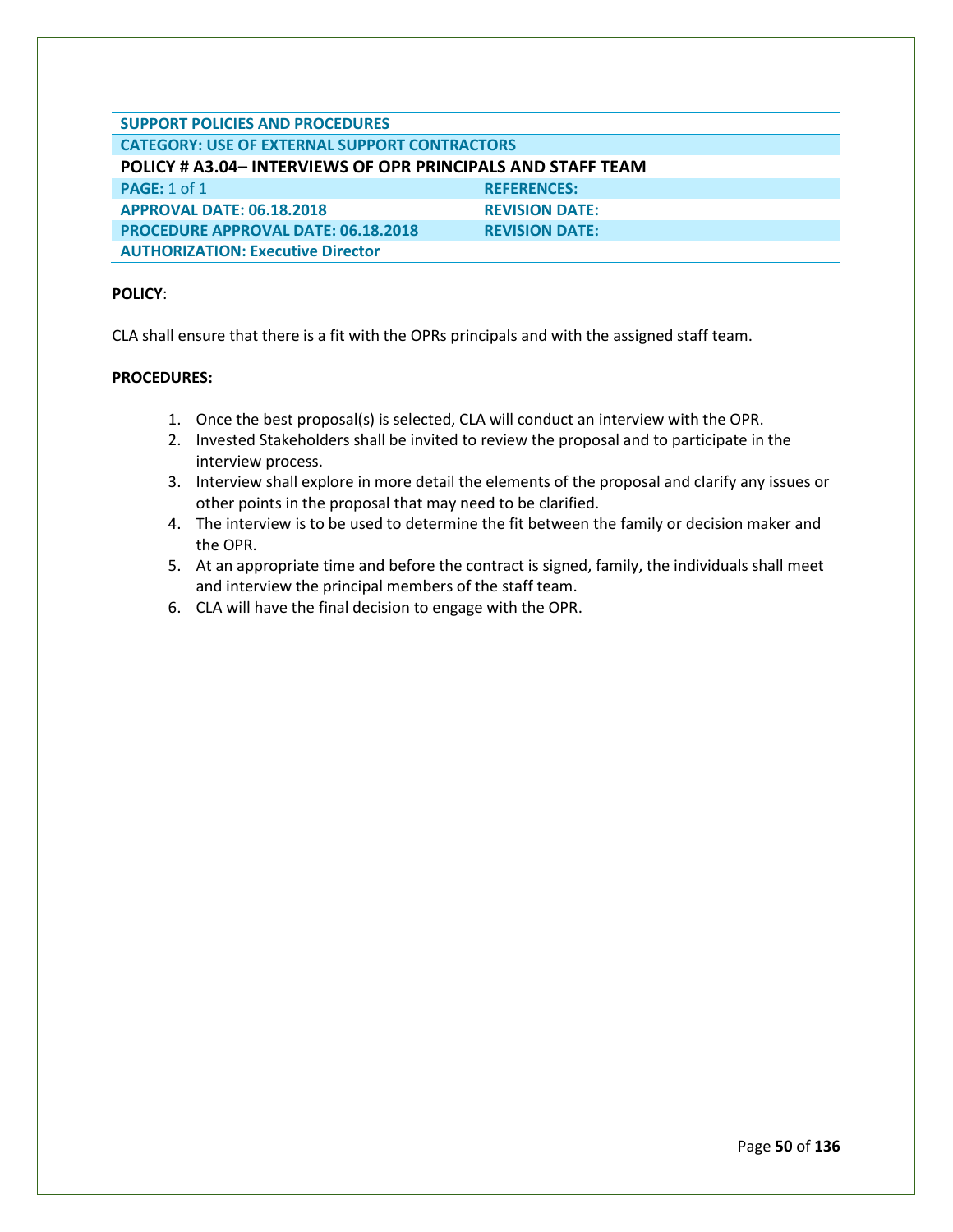| SUPPORT POLICIES AND PROCEDURES | |
|---|---|
| CATEGORY: USE OF EXTERNAL SUPPORT CONTRACTORS | |
| **POLICY # A3.04– INTERVIEWS OF OPR PRINCIPALS AND STAFF TEAM** | |
| PAGE: 1 of 1 | REFERENCES: |
| APPROVAL DATE: 06.18.2018 | REVISION DATE: |
| PROCEDURE APPROVAL DATE: 06.18.2018 | REVISION DATE: |
| AUTHORIZATION: Executive Director | |

**POLICY**:

CLA shall ensure that there is a fit with the OPRs principals and with the assigned staff team.

**PROCEDURES:**

1. Once the best proposal(s) is selected, CLA will conduct an interview with the OPR.
2. Invested Stakeholders shall be invited to review the proposal and to participate in the interview process.
3. Interview shall explore in more detail the elements of the proposal and clarify any issues or other points in the proposal that may need to be clarified.
4. The interview is to be used to determine the fit between the family or decision maker and the OPR.
5. At an appropriate time and before the contract is signed, family, the individuals shall meet and interview the principal members of the staff team.
6. CLA will have the final decision to engage with the OPR.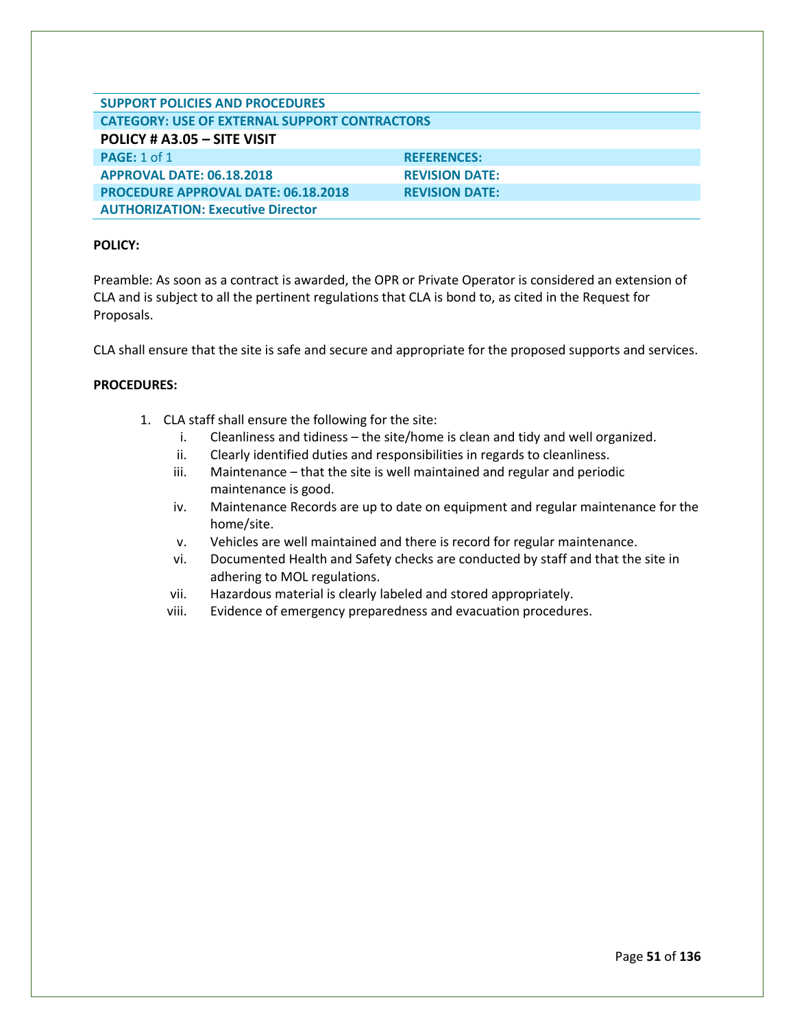| SUPPORT POLICIES AND PROCEDURES | |
|---|---|
| CATEGORY: USE OF EXTERNAL SUPPORT CONTRACTORS | |
| **POLICY # A3.05 – SITE VISIT** | |
| PAGE: 1 of 1 | REFERENCES: |
| APPROVAL DATE: 06.18.2018 | REVISION DATE: |
| PROCEDURE APPROVAL DATE: 06.18.2018 | REVISION DATE: |
| AUTHORIZATION: Executive Director | |

**POLICY:**

Preamble: As soon as a contract is awarded, the OPR or Private Operator is considered an extension of CLA and is subject to all the pertinent regulations that CLA is bond to, as cited in the Request for Proposals.

CLA shall ensure that the site is safe and secure and appropriate for the proposed supports and services.

**PROCEDURES:**

1. CLA staff shall ensure the following for the site:
   - i. Cleanliness and tidiness – the site/home is clean and tidy and well organized.
   - ii. Clearly identified duties and responsibilities in regards to cleanliness.
   - iii. Maintenance – that the site is well maintained and regular and periodic maintenance is good.
   - iv. Maintenance Records are up to date on equipment and regular maintenance for the home/site.
   - v. Vehicles are well maintained and there is record for regular maintenance.
   - vi. Documented Health and Safety checks are conducted by staff and that the site in adhering to MOL regulations.
   - vii. Hazardous material is clearly labeled and stored appropriately.
   - viii. Evidence of emergency preparedness and evacuation procedures.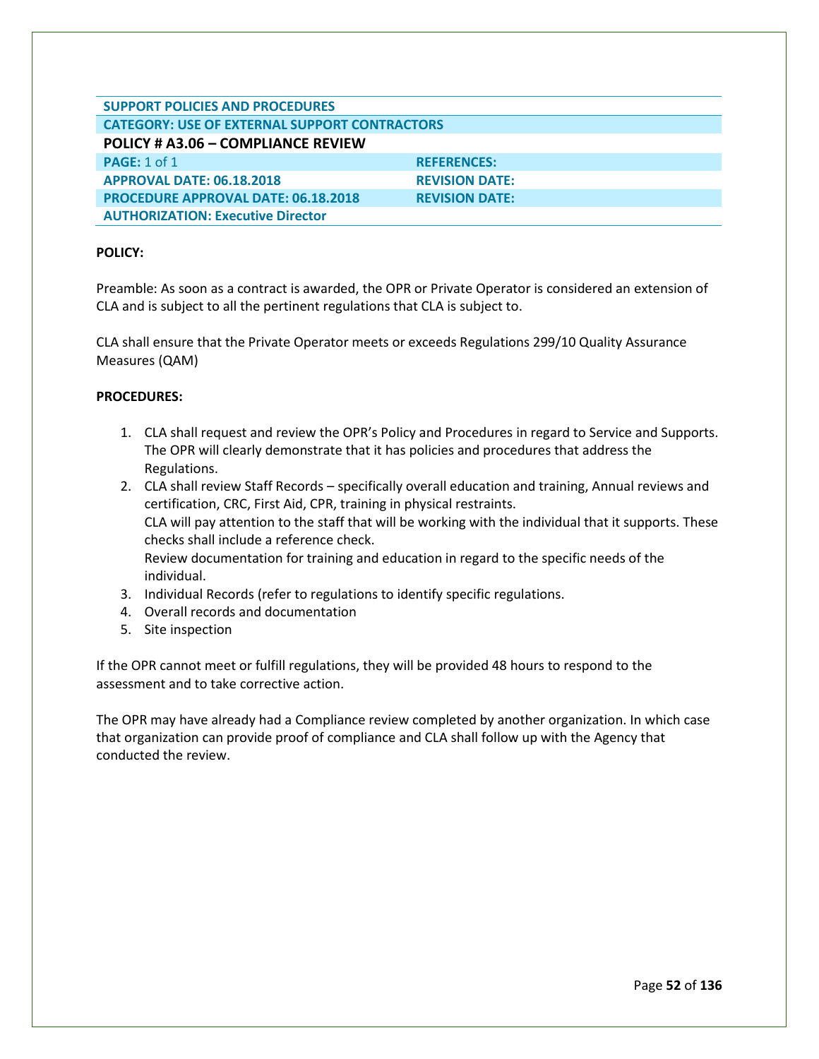| SUPPORT POLICIES AND PROCEDURES | |
|---|---|
| CATEGORY: USE OF EXTERNAL SUPPORT CONTRACTORS | |
| **POLICY # A3.06 – COMPLIANCE REVIEW** | |
| PAGE: 1 of 1 | REFERENCES: |
| APPROVAL DATE: 06.18.2018 | REVISION DATE: |
| PROCEDURE APPROVAL DATE: 06.18.2018 | REVISION DATE: |
| AUTHORIZATION: Executive Director | |

**POLICY:**

Preamble: As soon as a contract is awarded, the OPR or Private Operator is considered an extension of CLA and is subject to all the pertinent regulations that CLA is subject to.

CLA shall ensure that the Private Operator meets or exceeds Regulations 299/10 Quality Assurance Measures (QAM)

**PROCEDURES:**

1. CLA shall request and review the OPR's Policy and Procedures in regard to Service and Supports. The OPR will clearly demonstrate that it has policies and procedures that address the Regulations.
2. CLA shall review Staff Records – specifically overall education and training, Annual reviews and certification, CRC, First Aid, CPR, training in physical restraints.
   CLA will pay attention to the staff that will be working with the individual that it supports. These checks shall include a reference check.
   Review documentation for training and education in regard to the specific needs of the individual.
3. Individual Records (refer to regulations to identify specific regulations.
4. Overall records and documentation
5. Site inspection

If the OPR cannot meet or fulfill regulations, they will be provided 48 hours to respond to the assessment and to take corrective action.

The OPR may have already had a Compliance review completed by another organization. In which case that organization can provide proof of compliance and CLA shall follow up with the Agency that conducted the review.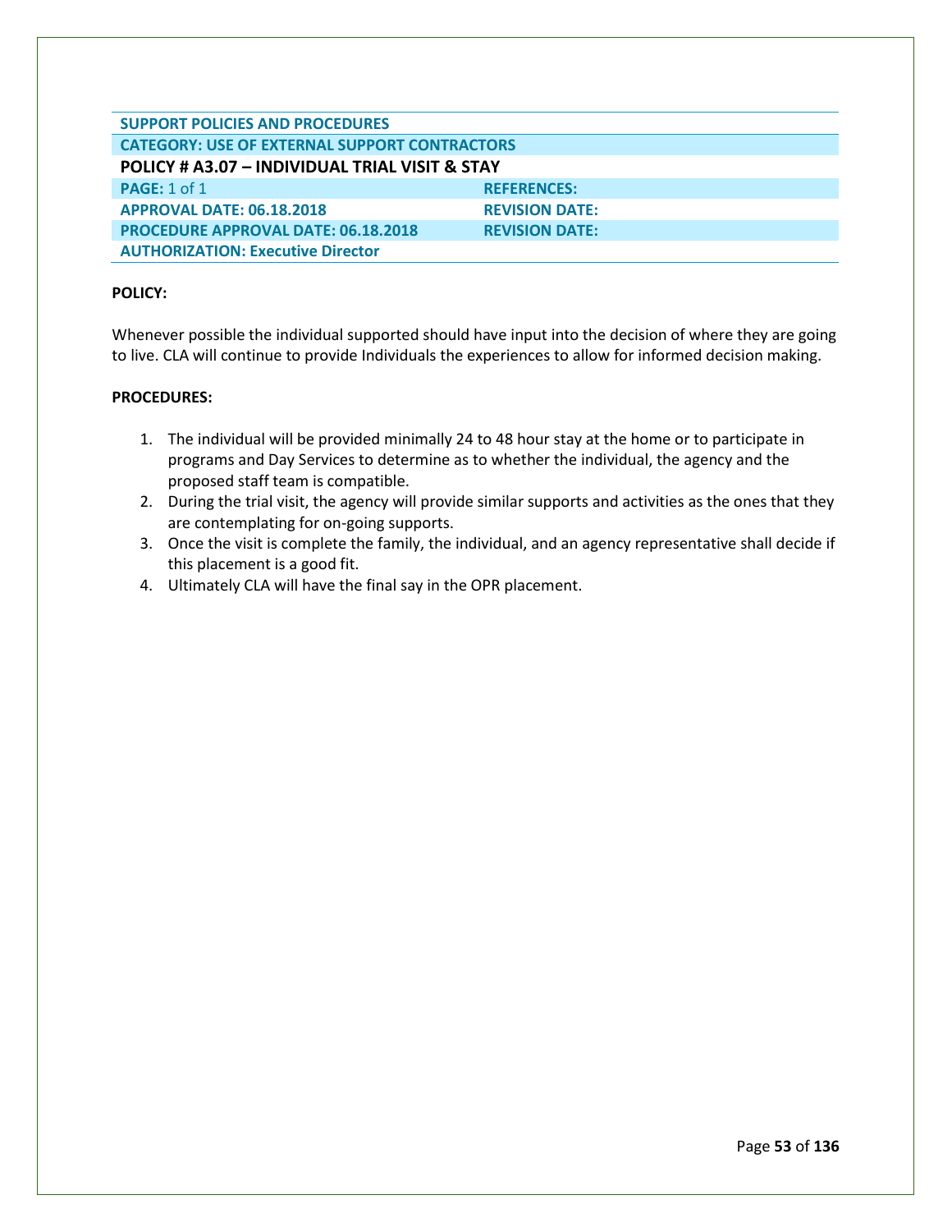| SUPPORT POLICIES AND PROCEDURES | |
|---|---|
| CATEGORY: USE OF EXTERNAL SUPPORT CONTRACTORS | |
| **POLICY # A3.07 – INDIVIDUAL TRIAL VISIT & STAY** | |
| PAGE: 1 of 1 | REFERENCES: |
| APPROVAL DATE: 06.18.2018 | REVISION DATE: |
| PROCEDURE APPROVAL DATE: 06.18.2018 | REVISION DATE: |
| AUTHORIZATION: Executive Director | |

**POLICY:**

Whenever possible the individual supported should have input into the decision of where they are going to live. CLA will continue to provide Individuals the experiences to allow for informed decision making.

**PROCEDURES:**

1. The individual will be provided minimally 24 to 48 hour stay at the home or to participate in programs and Day Services to determine as to whether the individual, the agency and the proposed staff team is compatible.
2. During the trial visit, the agency will provide similar supports and activities as the ones that they are contemplating for on-going supports.
3. Once the visit is complete the family, the individual, and an agency representative shall decide if this placement is a good fit.
4. Ultimately CLA will have the final say in the OPR placement.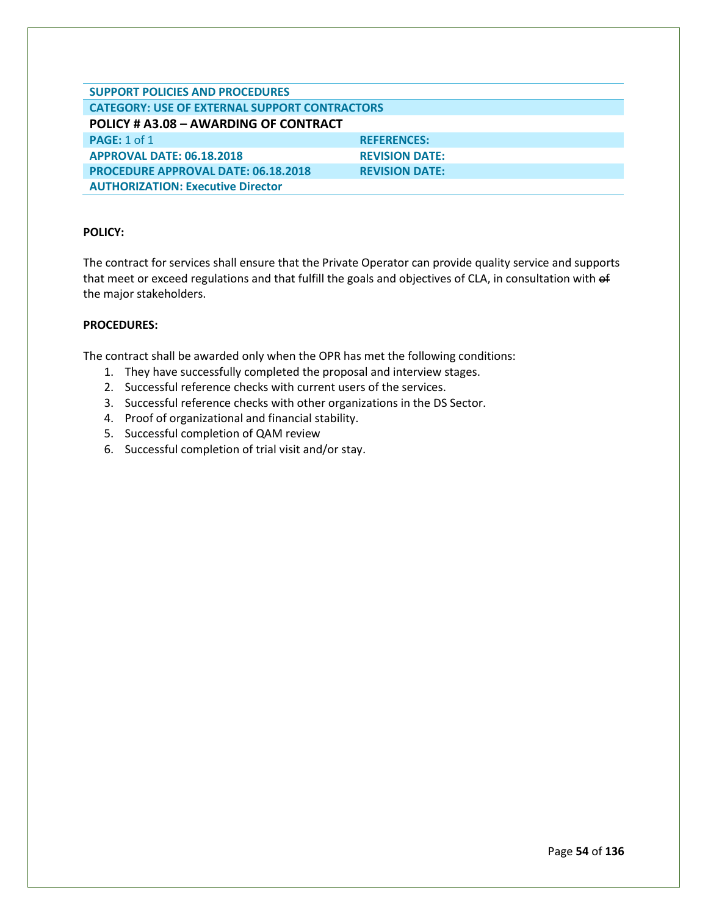| SUPPORT POLICIES AND PROCEDURES | |
|---|---|
| CATEGORY: USE OF EXTERNAL SUPPORT CONTRACTORS | |
| **POLICY # A3.08 – AWARDING OF CONTRACT** | |
| **PAGE:** 1 of 1 | **REFERENCES:** |
| **APPROVAL DATE: 06.18.2018** | **REVISION DATE:** |
| **PROCEDURE APPROVAL DATE: 06.18.2018** | **REVISION DATE:** |
| **AUTHORIZATION: Executive Director** | |

**POLICY:**

The contract for services shall ensure that the Private Operator can provide quality service and supports that meet or exceed regulations and that fulfill the goals and objectives of CLA, in consultation with ~~of~~ the major stakeholders.

**PROCEDURES:**

The contract shall be awarded only when the OPR has met the following conditions:

1. They have successfully completed the proposal and interview stages.
2. Successful reference checks with current users of the services.
3. Successful reference checks with other organizations in the DS Sector.
4. Proof of organizational and financial stability.
5. Successful completion of QAM review
6. Successful completion of trial visit and/or stay.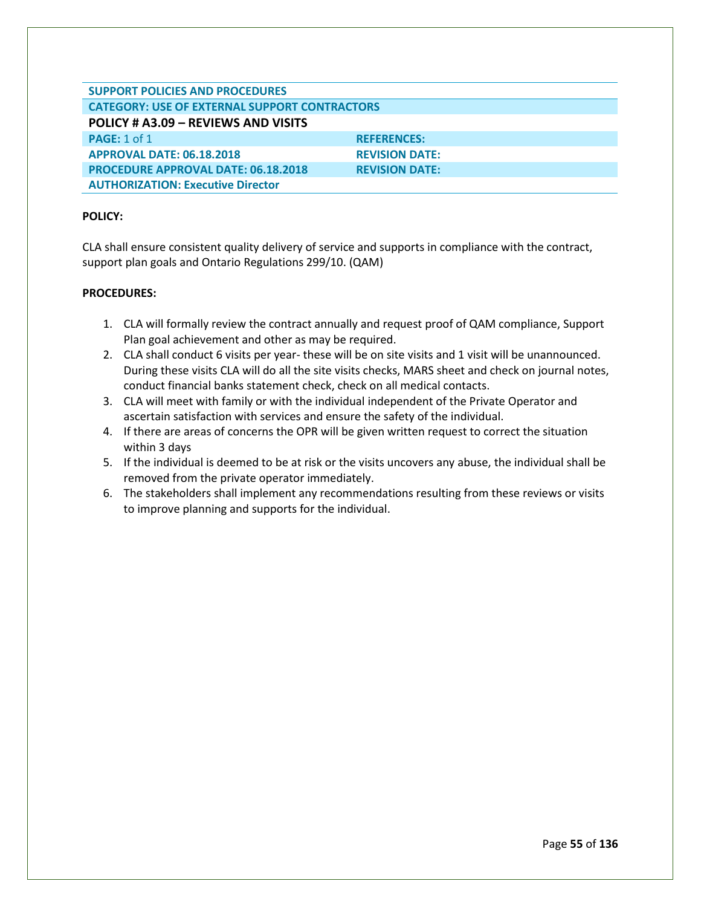| SUPPORT POLICIES AND PROCEDURES | |
|---|---|
| **CATEGORY: USE OF EXTERNAL SUPPORT CONTRACTORS** | |
| **POLICY # A3.09 – REVIEWS AND VISITS** | |
| **PAGE:** 1 of 1 | **REFERENCES:** |
| **APPROVAL DATE: 06.18.2018** | **REVISION DATE:** |
| **PROCEDURE APPROVAL DATE: 06.18.2018** | **REVISION DATE:** |
| **AUTHORIZATION: Executive Director** | |

**POLICY:**

CLA shall ensure consistent quality delivery of service and supports in compliance with the contract, support plan goals and Ontario Regulations 299/10. (QAM)

**PROCEDURES:**

1. CLA will formally review the contract annually and request proof of QAM compliance, Support Plan goal achievement and other as may be required.
2. CLA shall conduct 6 visits per year- these will be on site visits and 1 visit will be unannounced. During these visits CLA will do all the site visits checks, MARS sheet and check on journal notes, conduct financial banks statement check, check on all medical contacts.
3. CLA will meet with family or with the individual independent of the Private Operator and ascertain satisfaction with services and ensure the safety of the individual.
4. If there are areas of concerns the OPR will be given written request to correct the situation within 3 days
5. If the individual is deemed to be at risk or the visits uncovers any abuse, the individual shall be removed from the private operator immediately.
6. The stakeholders shall implement any recommendations resulting from these reviews or visits to improve planning and supports for the individual.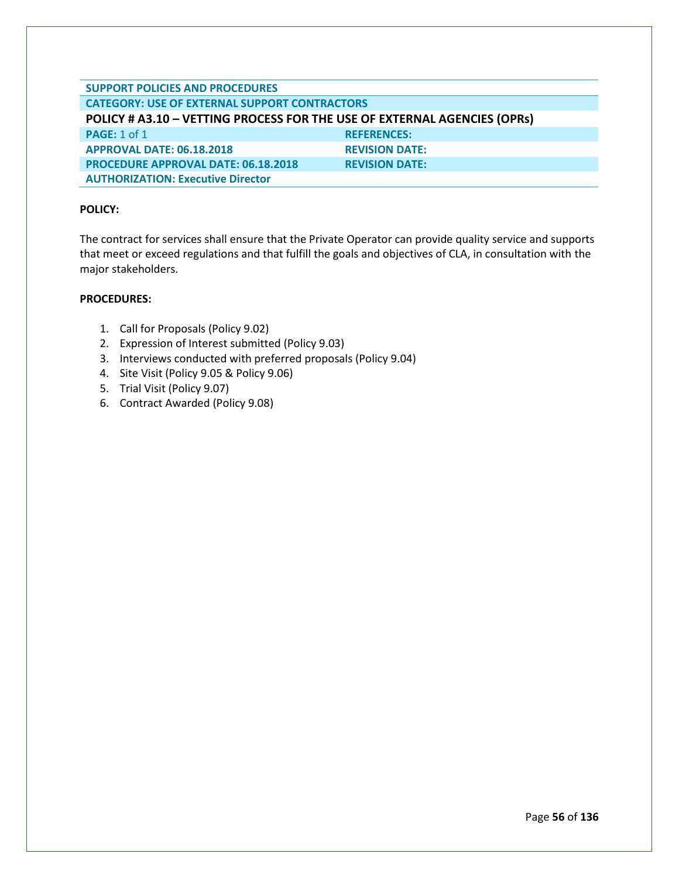| SUPPORT POLICIES AND PROCEDURES | |
|---|---|
| **CATEGORY: USE OF EXTERNAL SUPPORT CONTRACTORS** | |
| **POLICY # A3.10 – VETTING PROCESS FOR THE USE OF EXTERNAL AGENCIES (OPRs)** | |
| **PAGE:** 1 of 1 | **REFERENCES:** |
| **APPROVAL DATE: 06.18.2018** | **REVISION DATE:** |
| **PROCEDURE APPROVAL DATE: 06.18.2018** | **REVISION DATE:** |
| **AUTHORIZATION: Executive Director** | |

**POLICY:**

The contract for services shall ensure that the Private Operator can provide quality service and supports that meet or exceed regulations and that fulfill the goals and objectives of CLA, in consultation with the major stakeholders.

**PROCEDURES:**

1. Call for Proposals (Policy 9.02)
2. Expression of Interest submitted (Policy 9.03)
3. Interviews conducted with preferred proposals (Policy 9.04)
4. Site Visit (Policy 9.05 & Policy 9.06)
5. Trial Visit (Policy 9.07)
6. Contract Awarded (Policy 9.08)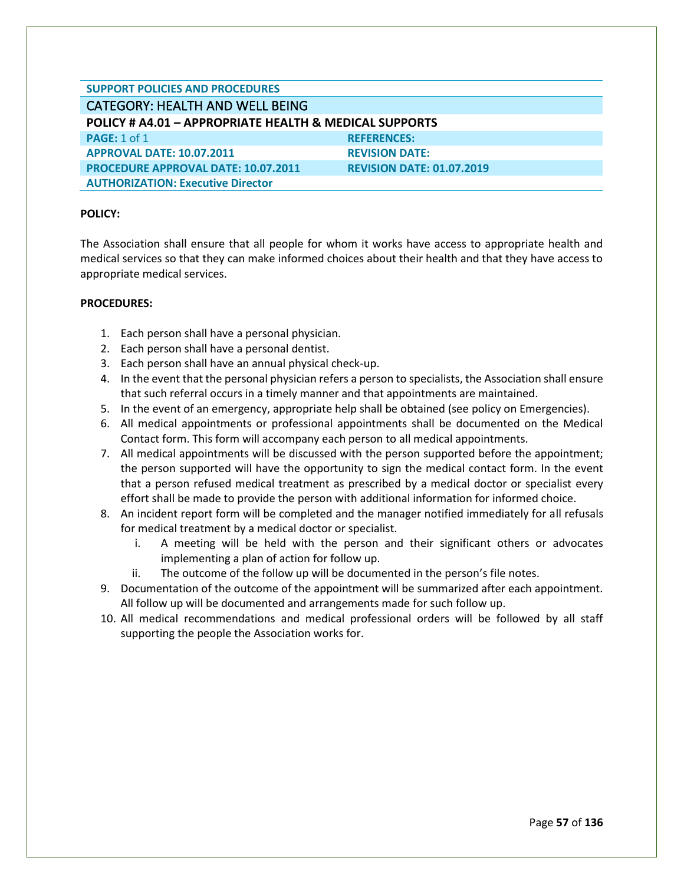**SUPPORT POLICIES AND PROCEDURES**

## CATEGORY: HEALTH AND WELL BEING

### POLICY # A4.01 – APPROPRIATE HEALTH & MEDICAL SUPPORTS

| | |
|---|---|
| **PAGE:** 1 of 1 | **REFERENCES:** |
| **APPROVAL DATE: 10.07.2011** | **REVISION DATE:** |
| **PROCEDURE APPROVAL DATE: 10.07.2011** | **REVISION DATE: 01.07.2019** |
| **AUTHORIZATION: Executive Director** | |

**POLICY:**

The Association shall ensure that all people for whom it works have access to appropriate health and medical services so that they can make informed choices about their health and that they have access to appropriate medical services.

**PROCEDURES:**

1. Each person shall have a personal physician.
2. Each person shall have a personal dentist.
3. Each person shall have an annual physical check-up.
4. In the event that the personal physician refers a person to specialists, the Association shall ensure that such referral occurs in a timely manner and that appointments are maintained.
5. In the event of an emergency, appropriate help shall be obtained (see policy on Emergencies).
6. All medical appointments or professional appointments shall be documented on the Medical Contact form. This form will accompany each person to all medical appointments.
7. All medical appointments will be discussed with the person supported before the appointment; the person supported will have the opportunity to sign the medical contact form. In the event that a person refused medical treatment as prescribed by a medical doctor or specialist every effort shall be made to provide the person with additional information for informed choice.
8. An incident report form will be completed and the manager notified immediately for all refusals for medical treatment by a medical doctor or specialist.
   i. A meeting will be held with the person and their significant others or advocates implementing a plan of action for follow up.
   ii. The outcome of the follow up will be documented in the person's file notes.
9. Documentation of the outcome of the appointment will be summarized after each appointment. All follow up will be documented and arrangements made for such follow up.
10. All medical recommendations and medical professional orders will be followed by all staff supporting the people the Association works for.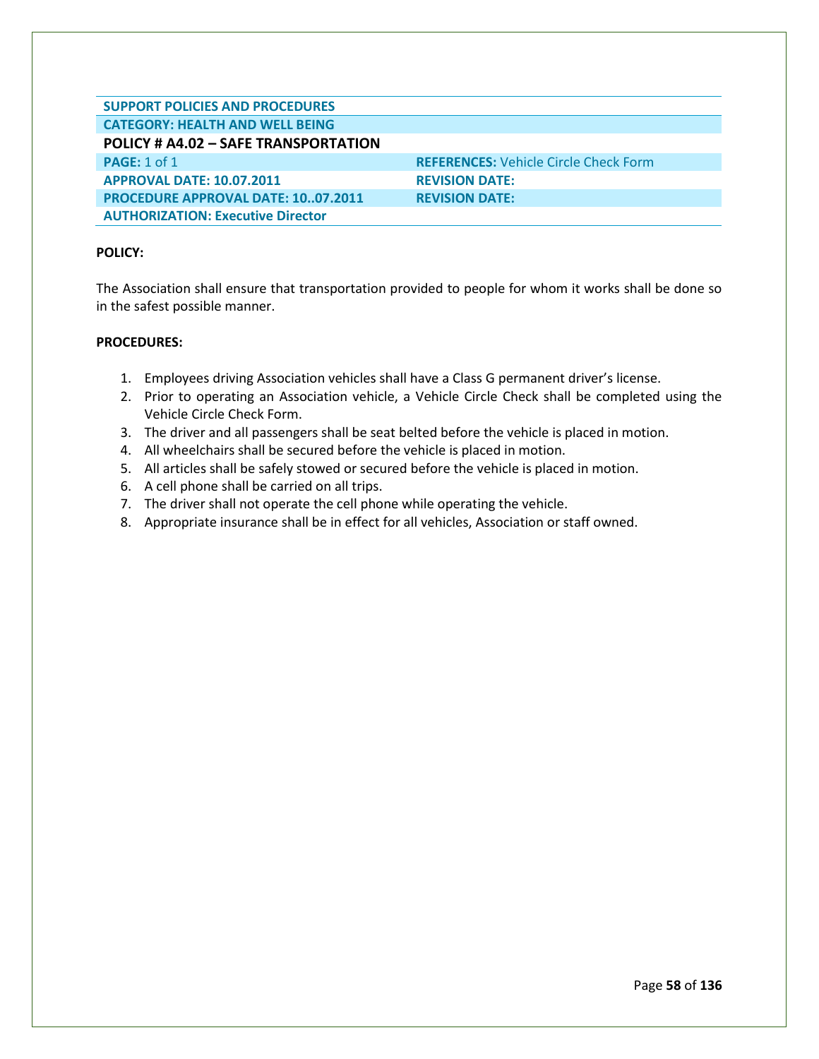| SUPPORT POLICIES AND PROCEDURES | |
|---|---|
| **CATEGORY: HEALTH AND WELL BEING** | |
| **POLICY # A4.02 – SAFE TRANSPORTATION** | |
| **PAGE:** 1 of 1 | **REFERENCES:** Vehicle Circle Check Form |
| **APPROVAL DATE: 10.07.2011** | **REVISION DATE:** |
| **PROCEDURE APPROVAL DATE: 10..07.2011** | **REVISION DATE:** |
| **AUTHORIZATION: Executive Director** | |

**POLICY:**

The Association shall ensure that transportation provided to people for whom it works shall be done so in the safest possible manner.

**PROCEDURES:**

1. Employees driving Association vehicles shall have a Class G permanent driver's license.
2. Prior to operating an Association vehicle, a Vehicle Circle Check shall be completed using the Vehicle Circle Check Form.
3. The driver and all passengers shall be seat belted before the vehicle is placed in motion.
4. All wheelchairs shall be secured before the vehicle is placed in motion.
5. All articles shall be safely stowed or secured before the vehicle is placed in motion.
6. A cell phone shall be carried on all trips.
7. The driver shall not operate the cell phone while operating the vehicle.
8. Appropriate insurance shall be in effect for all vehicles, Association or staff owned.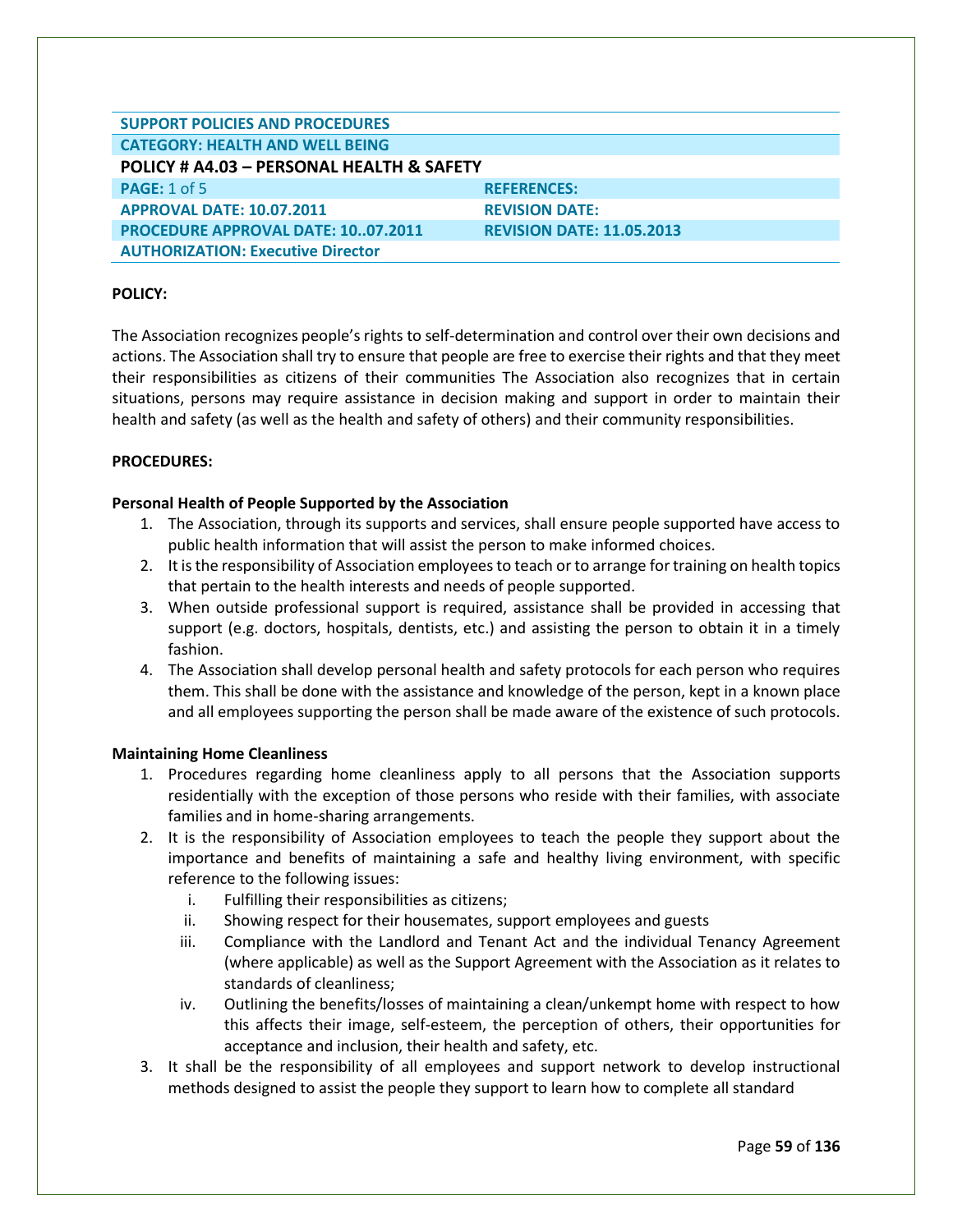| SUPPORT POLICIES AND PROCEDURES | |
|---|---|
| CATEGORY: HEALTH AND WELL BEING | |
| **POLICY # A4.03 – PERSONAL HEALTH & SAFETY** | |
| PAGE: 1 of 5 | REFERENCES: |
| APPROVAL DATE: 10.07.2011 | REVISION DATE: |
| PROCEDURE APPROVAL DATE: 10..07.2011 | REVISION DATE: 11.05.2013 |
| AUTHORIZATION: Executive Director | |

**POLICY:**

The Association recognizes people's rights to self-determination and control over their own decisions and actions. The Association shall try to ensure that people are free to exercise their rights and that they meet their responsibilities as citizens of their communities The Association also recognizes that in certain situations, persons may require assistance in decision making and support in order to maintain their health and safety (as well as the health and safety of others) and their community responsibilities.

**PROCEDURES:**

**Personal Health of People Supported by the Association**

1. The Association, through its supports and services, shall ensure people supported have access to public health information that will assist the person to make informed choices.
2. It is the responsibility of Association employees to teach or to arrange for training on health topics that pertain to the health interests and needs of people supported.
3. When outside professional support is required, assistance shall be provided in accessing that support (e.g. doctors, hospitals, dentists, etc.) and assisting the person to obtain it in a timely fashion.
4. The Association shall develop personal health and safety protocols for each person who requires them. This shall be done with the assistance and knowledge of the person, kept in a known place and all employees supporting the person shall be made aware of the existence of such protocols.

**Maintaining Home Cleanliness**

1. Procedures regarding home cleanliness apply to all persons that the Association supports residentially with the exception of those persons who reside with their families, with associate families and in home-sharing arrangements.
2. It is the responsibility of Association employees to teach the people they support about the importance and benefits of maintaining a safe and healthy living environment, with specific reference to the following issues:
   i. Fulfilling their responsibilities as citizens;
   ii. Showing respect for their housemates, support employees and guests
   iii. Compliance with the Landlord and Tenant Act and the individual Tenancy Agreement (where applicable) as well as the Support Agreement with the Association as it relates to standards of cleanliness;
   iv. Outlining the benefits/losses of maintaining a clean/unkempt home with respect to how this affects their image, self-esteem, the perception of others, their opportunities for acceptance and inclusion, their health and safety, etc.
3. It shall be the responsibility of all employees and support network to develop instructional methods designed to assist the people they support to learn how to complete all standard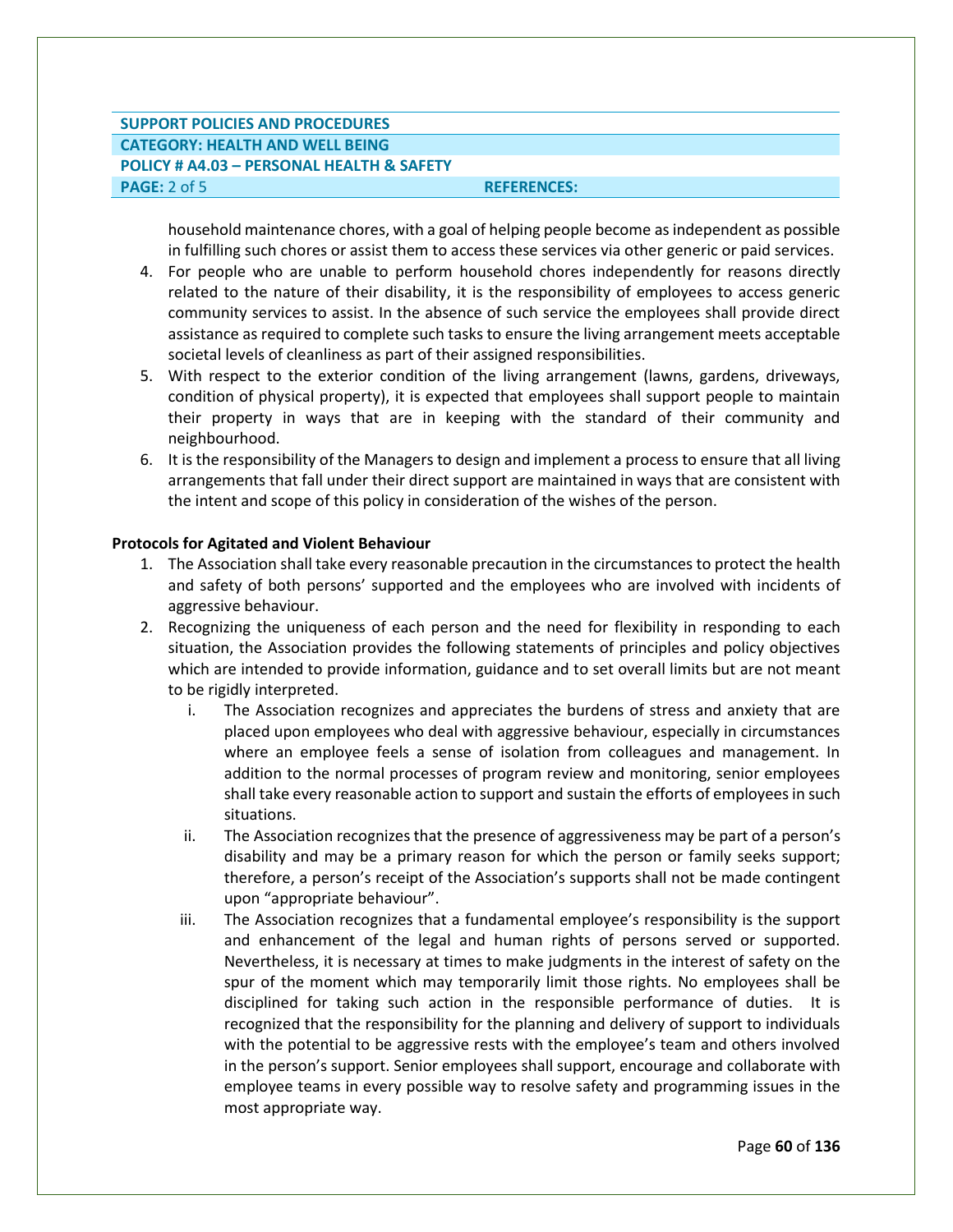household maintenance chores, with a goal of helping people become as independent as possible in fulfilling such chores or assist them to access these services via other generic or paid services.

4. For people who are unable to perform household chores independently for reasons directly related to the nature of their disability, it is the responsibility of employees to access generic community services to assist. In the absence of such service the employees shall provide direct assistance as required to complete such tasks to ensure the living arrangement meets acceptable societal levels of cleanliness as part of their assigned responsibilities.
5. With respect to the exterior condition of the living arrangement (lawns, gardens, driveways, condition of physical property), it is expected that employees shall support people to maintain their property in ways that are in keeping with the standard of their community and neighbourhood.
6. It is the responsibility of the Managers to design and implement a process to ensure that all living arrangements that fall under their direct support are maintained in ways that are consistent with the intent and scope of this policy in consideration of the wishes of the person.

**Protocols for Agitated and Violent Behaviour**

1. The Association shall take every reasonable precaution in the circumstances to protect the health and safety of both persons' supported and the employees who are involved with incidents of aggressive behaviour.
2. Recognizing the uniqueness of each person and the need for flexibility in responding to each situation, the Association provides the following statements of principles and policy objectives which are intended to provide information, guidance and to set overall limits but are not meant to be rigidly interpreted.
   i. The Association recognizes and appreciates the burdens of stress and anxiety that are placed upon employees who deal with aggressive behaviour, especially in circumstances where an employee feels a sense of isolation from colleagues and management. In addition to the normal processes of program review and monitoring, senior employees shall take every reasonable action to support and sustain the efforts of employees in such situations.
   ii. The Association recognizes that the presence of aggressiveness may be part of a person's disability and may be a primary reason for which the person or family seeks support; therefore, a person's receipt of the Association's supports shall not be made contingent upon "appropriate behaviour".
   iii. The Association recognizes that a fundamental employee's responsibility is the support and enhancement of the legal and human rights of persons served or supported. Nevertheless, it is necessary at times to make judgments in the interest of safety on the spur of the moment which may temporarily limit those rights. No employees shall be disciplined for taking such action in the responsible performance of duties. It is recognized that the responsibility for the planning and delivery of support to individuals with the potential to be aggressive rests with the employee's team and others involved in the person's support. Senior employees shall support, encourage and collaborate with employee teams in every possible way to resolve safety and programming issues in the most appropriate way.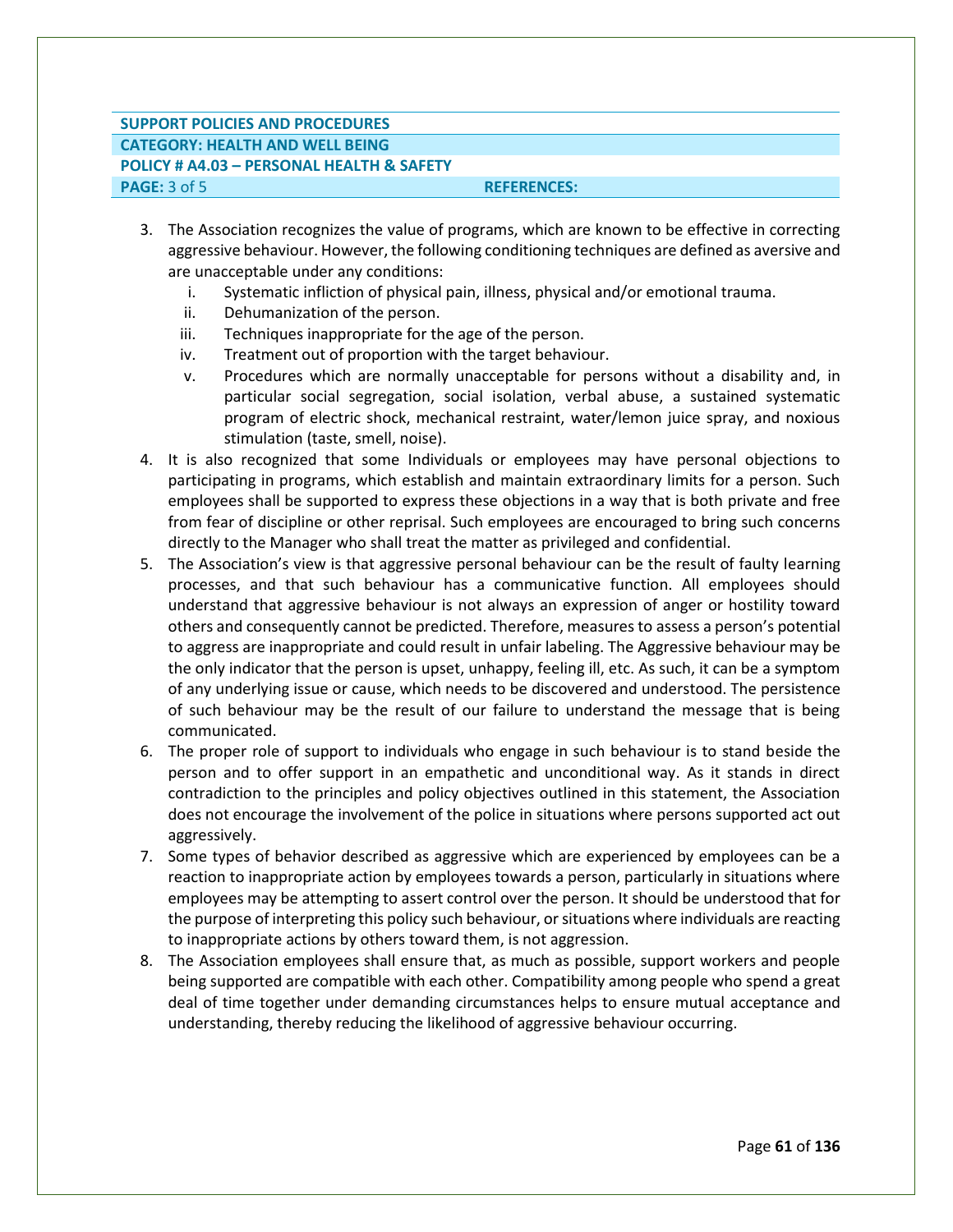3. The Association recognizes the value of programs, which are known to be effective in correcting aggressive behaviour. However, the following conditioning techniques are defined as aversive and are unacceptable under any conditions:
    i. Systematic infliction of physical pain, illness, physical and/or emotional trauma.
    ii. Dehumanization of the person.
    iii. Techniques inappropriate for the age of the person.
    iv. Treatment out of proportion with the target behaviour.
    v. Procedures which are normally unacceptable for persons without a disability and, in particular social segregation, social isolation, verbal abuse, a sustained systematic program of electric shock, mechanical restraint, water/lemon juice spray, and noxious stimulation (taste, smell, noise).
4. It is also recognized that some Individuals or employees may have personal objections to participating in programs, which establish and maintain extraordinary limits for a person. Such employees shall be supported to express these objections in a way that is both private and free from fear of discipline or other reprisal. Such employees are encouraged to bring such concerns directly to the Manager who shall treat the matter as privileged and confidential.
5. The Association's view is that aggressive personal behaviour can be the result of faulty learning processes, and that such behaviour has a communicative function. All employees should understand that aggressive behaviour is not always an expression of anger or hostility toward others and consequently cannot be predicted. Therefore, measures to assess a person's potential to aggress are inappropriate and could result in unfair labeling. The Aggressive behaviour may be the only indicator that the person is upset, unhappy, feeling ill, etc. As such, it can be a symptom of any underlying issue or cause, which needs to be discovered and understood. The persistence of such behaviour may be the result of our failure to understand the message that is being communicated.
6. The proper role of support to individuals who engage in such behaviour is to stand beside the person and to offer support in an empathetic and unconditional way. As it stands in direct contradiction to the principles and policy objectives outlined in this statement, the Association does not encourage the involvement of the police in situations where persons supported act out aggressively.
7. Some types of behavior described as aggressive which are experienced by employees can be a reaction to inappropriate action by employees towards a person, particularly in situations where employees may be attempting to assert control over the person. It should be understood that for the purpose of interpreting this policy such behaviour, or situations where individuals are reacting to inappropriate actions by others toward them, is not aggression.
8. The Association employees shall ensure that, as much as possible, support workers and people being supported are compatible with each other. Compatibility among people who spend a great deal of time together under demanding circumstances helps to ensure mutual acceptance and understanding, thereby reducing the likelihood of aggressive behaviour occurring.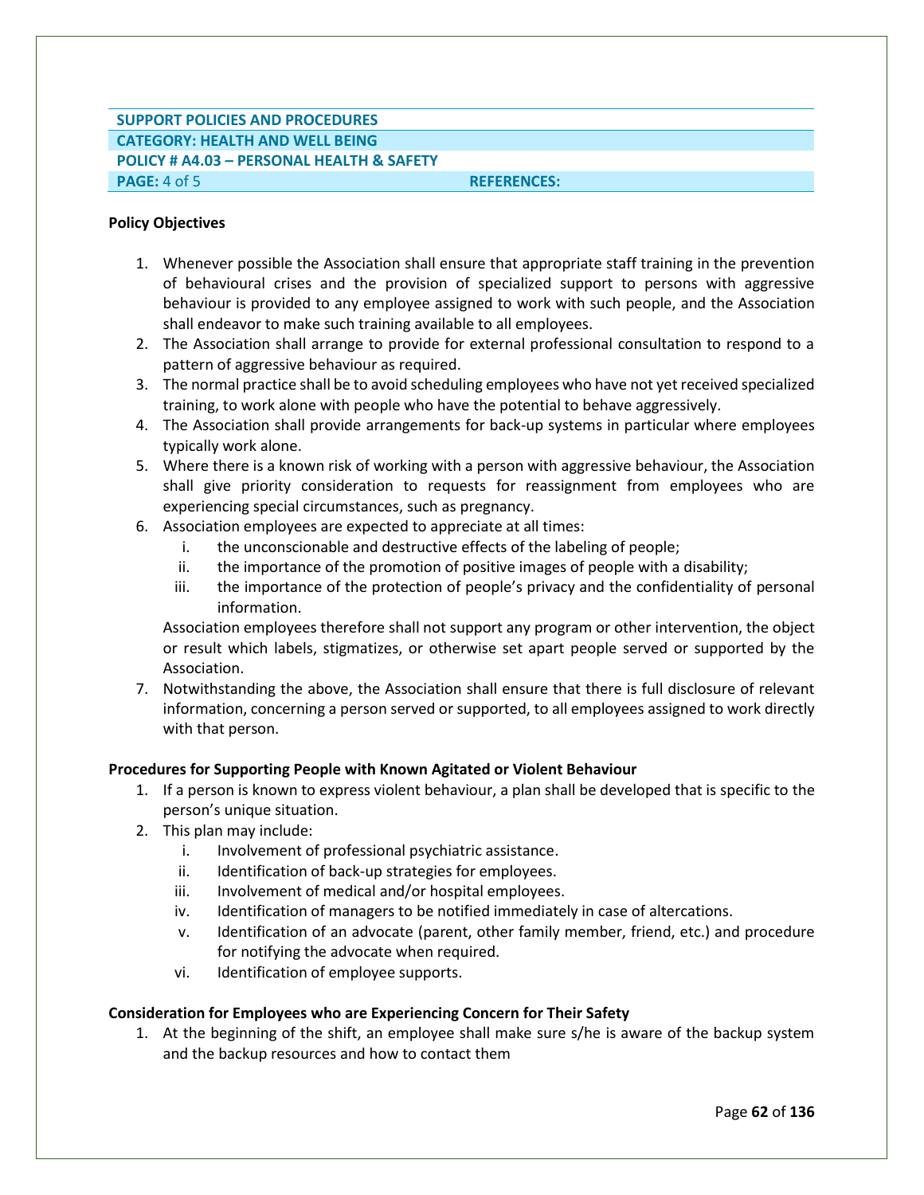| SUPPORT POLICIES AND PROCEDURES | |
|---|---|
| CATEGORY: HEALTH AND WELL BEING | |
| POLICY # A4.03 – PERSONAL HEALTH & SAFETY | |
| PAGE: 4 of 5 | REFERENCES: |

**Policy Objectives**

1. Whenever possible the Association shall ensure that appropriate staff training in the prevention of behavioural crises and the provision of specialized support to persons with aggressive behaviour is provided to any employee assigned to work with such people, and the Association shall endeavor to make such training available to all employees.
2. The Association shall arrange to provide for external professional consultation to respond to a pattern of aggressive behaviour as required.
3. The normal practice shall be to avoid scheduling employees who have not yet received specialized training, to work alone with people who have the potential to behave aggressively.
4. The Association shall provide arrangements for back-up systems in particular where employees typically work alone.
5. Where there is a known risk of working with a person with aggressive behaviour, the Association shall give priority consideration to requests for reassignment from employees who are experiencing special circumstances, such as pregnancy.
6. Association employees are expected to appreciate at all times:
   i. the unconscionable and destructive effects of the labeling of people;
   ii. the importance of the promotion of positive images of people with a disability;
   iii. the importance of the protection of people's privacy and the confidentiality of personal information.

   Association employees therefore shall not support any program or other intervention, the object or result which labels, stigmatizes, or otherwise set apart people served or supported by the Association.
7. Notwithstanding the above, the Association shall ensure that there is full disclosure of relevant information, concerning a person served or supported, to all employees assigned to work directly with that person.

**Procedures for Supporting People with Known Agitated or Violent Behaviour**

1. If a person is known to express violent behaviour, a plan shall be developed that is specific to the person's unique situation.
2. This plan may include:
   i. Involvement of professional psychiatric assistance.
   ii. Identification of back-up strategies for employees.
   iii. Involvement of medical and/or hospital employees.
   iv. Identification of managers to be notified immediately in case of altercations.
   v. Identification of an advocate (parent, other family member, friend, etc.) and procedure for notifying the advocate when required.
   vi. Identification of employee supports.

**Consideration for Employees who are Experiencing Concern for Their Safety**

1. At the beginning of the shift, an employee shall make sure s/he is aware of the backup system and the backup resources and how to contact them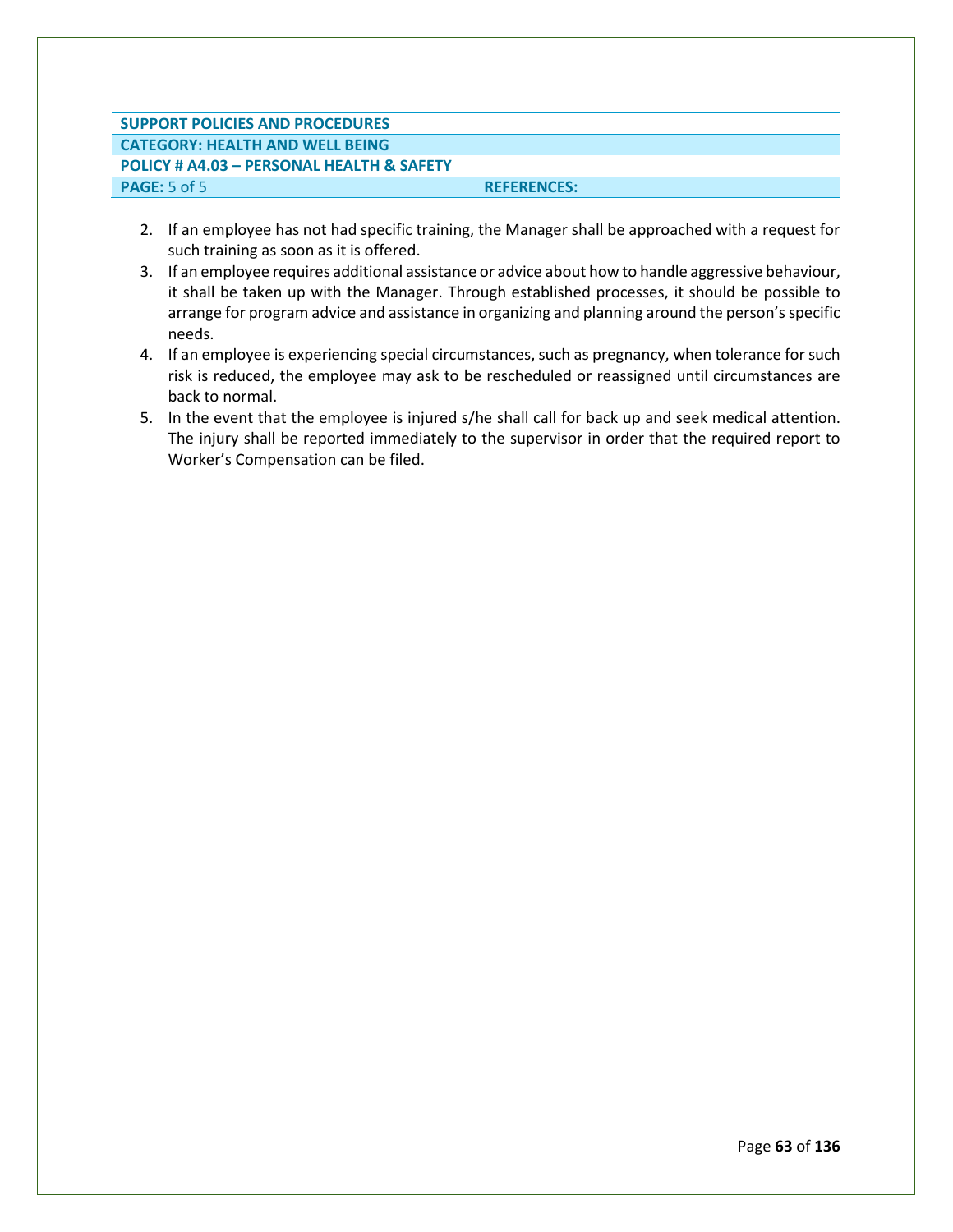| SUPPORT POLICIES AND PROCEDURES | |
|---|---|
| CATEGORY: HEALTH AND WELL BEING | |
| POLICY # A4.03 – PERSONAL HEALTH & SAFETY | |
| PAGE: 5 of 5 | REFERENCES: |

2. If an employee has not had specific training, the Manager shall be approached with a request for such training as soon as it is offered.
3. If an employee requires additional assistance or advice about how to handle aggressive behaviour, it shall be taken up with the Manager. Through established processes, it should be possible to arrange for program advice and assistance in organizing and planning around the person's specific needs.
4. If an employee is experiencing special circumstances, such as pregnancy, when tolerance for such risk is reduced, the employee may ask to be rescheduled or reassigned until circumstances are back to normal.
5. In the event that the employee is injured s/he shall call for back up and seek medical attention. The injury shall be reported immediately to the supervisor in order that the required report to Worker's Compensation can be filed.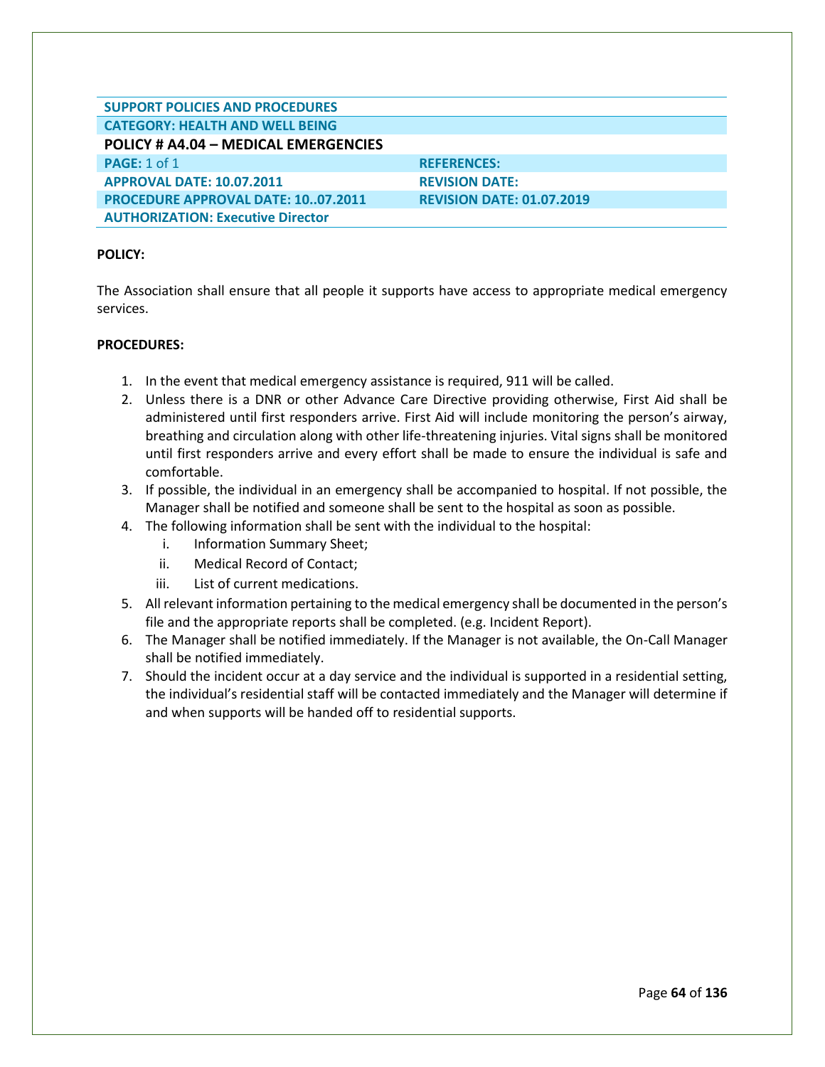| SUPPORT POLICIES AND PROCEDURES | |
| --- | --- |
| **CATEGORY: HEALTH AND WELL BEING** | |
| **POLICY # A4.04 – MEDICAL EMERGENCIES** | |
| **PAGE:** 1 of 1 | **REFERENCES:** |
| **APPROVAL DATE: 10.07.2011** | **REVISION DATE:** |
| **PROCEDURE APPROVAL DATE: 10..07.2011** | **REVISION DATE: 01.07.2019** |
| **AUTHORIZATION: Executive Director** | |

**POLICY:**

The Association shall ensure that all people it supports have access to appropriate medical emergency services.

**PROCEDURES:**

1. In the event that medical emergency assistance is required, 911 will be called.
2. Unless there is a DNR or other Advance Care Directive providing otherwise, First Aid shall be administered until first responders arrive. First Aid will include monitoring the person's airway, breathing and circulation along with other life-threatening injuries. Vital signs shall be monitored until first responders arrive and every effort shall be made to ensure the individual is safe and comfortable.
3. If possible, the individual in an emergency shall be accompanied to hospital. If not possible, the Manager shall be notified and someone shall be sent to the hospital as soon as possible.
4. The following information shall be sent with the individual to the hospital:
   i. Information Summary Sheet;
   ii. Medical Record of Contact;
   iii. List of current medications.
5. All relevant information pertaining to the medical emergency shall be documented in the person's file and the appropriate reports shall be completed. (e.g. Incident Report).
6. The Manager shall be notified immediately. If the Manager is not available, the On-Call Manager shall be notified immediately.
7. Should the incident occur at a day service and the individual is supported in a residential setting, the individual's residential staff will be contacted immediately and the Manager will determine if and when supports will be handed off to residential supports.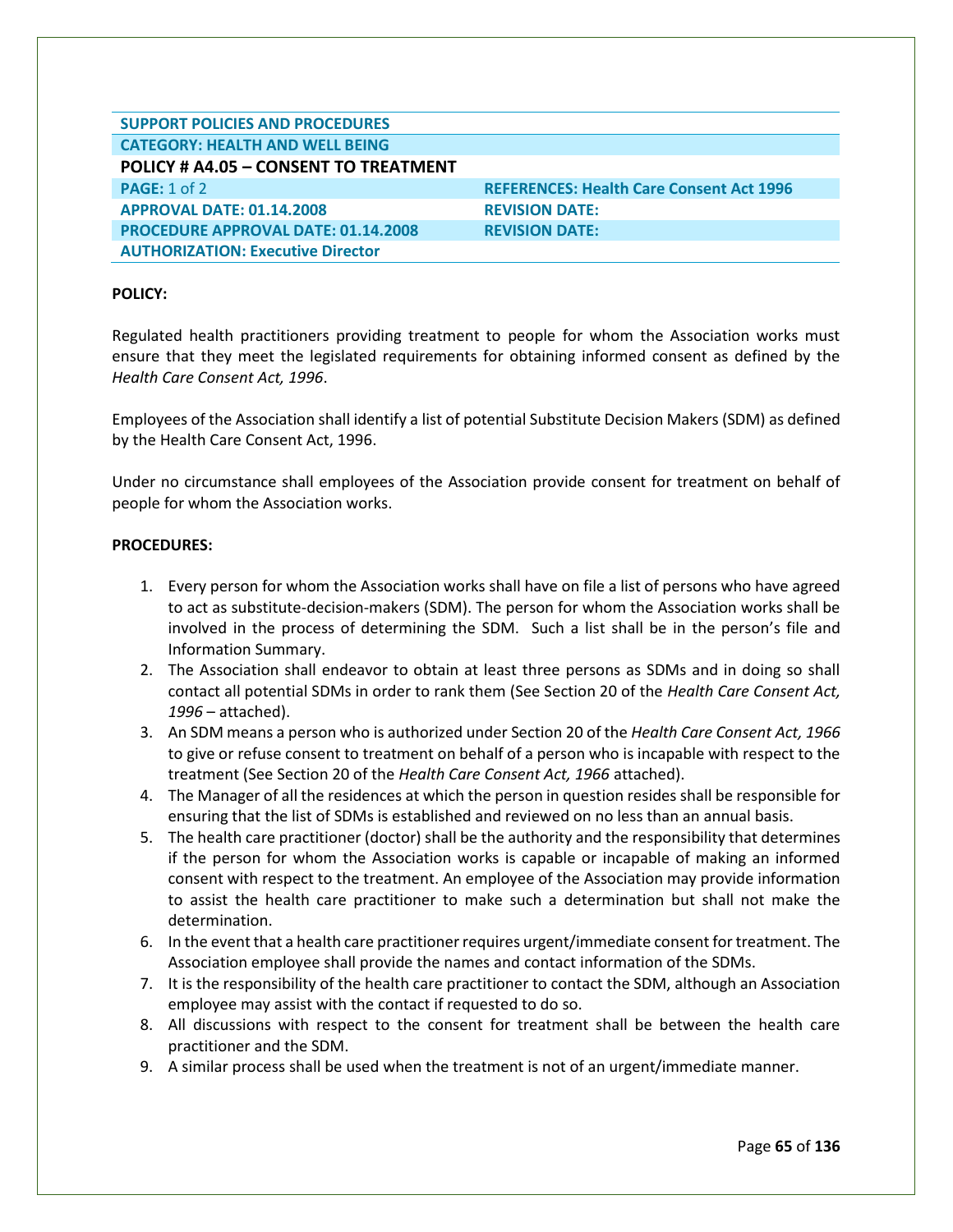| SUPPORT POLICIES AND PROCEDURES | |
|---|---|
| CATEGORY: HEALTH AND WELL BEING | |
| **POLICY # A4.05 – CONSENT TO TREATMENT** | |
| PAGE: 1 of 2 | REFERENCES: Health Care Consent Act 1996 |
| APPROVAL DATE: 01.14.2008 | REVISION DATE: |
| PROCEDURE APPROVAL DATE: 01.14.2008 | REVISION DATE: |
| AUTHORIZATION: Executive Director | |

**POLICY:**

Regulated health practitioners providing treatment to people for whom the Association works must ensure that they meet the legislated requirements for obtaining informed consent as defined by the *Health Care Consent Act, 1996*.

Employees of the Association shall identify a list of potential Substitute Decision Makers (SDM) as defined by the Health Care Consent Act, 1996.

Under no circumstance shall employees of the Association provide consent for treatment on behalf of people for whom the Association works.

**PROCEDURES:**

1. Every person for whom the Association works shall have on file a list of persons who have agreed to act as substitute-decision-makers (SDM). The person for whom the Association works shall be involved in the process of determining the SDM. Such a list shall be in the person's file and Information Summary.
2. The Association shall endeavor to obtain at least three persons as SDMs and in doing so shall contact all potential SDMs in order to rank them (See Section 20 of the *Health Care Consent Act, 1996* – attached).
3. An SDM means a person who is authorized under Section 20 of the *Health Care Consent Act, 1966* to give or refuse consent to treatment on behalf of a person who is incapable with respect to the treatment (See Section 20 of the *Health Care Consent Act, 1966* attached).
4. The Manager of all the residences at which the person in question resides shall be responsible for ensuring that the list of SDMs is established and reviewed on no less than an annual basis.
5. The health care practitioner (doctor) shall be the authority and the responsibility that determines if the person for whom the Association works is capable or incapable of making an informed consent with respect to the treatment. An employee of the Association may provide information to assist the health care practitioner to make such a determination but shall not make the determination.
6. In the event that a health care practitioner requires urgent/immediate consent for treatment. The Association employee shall provide the names and contact information of the SDMs.
7. It is the responsibility of the health care practitioner to contact the SDM, although an Association employee may assist with the contact if requested to do so.
8. All discussions with respect to the consent for treatment shall be between the health care practitioner and the SDM.
9. A similar process shall be used when the treatment is not of an urgent/immediate manner.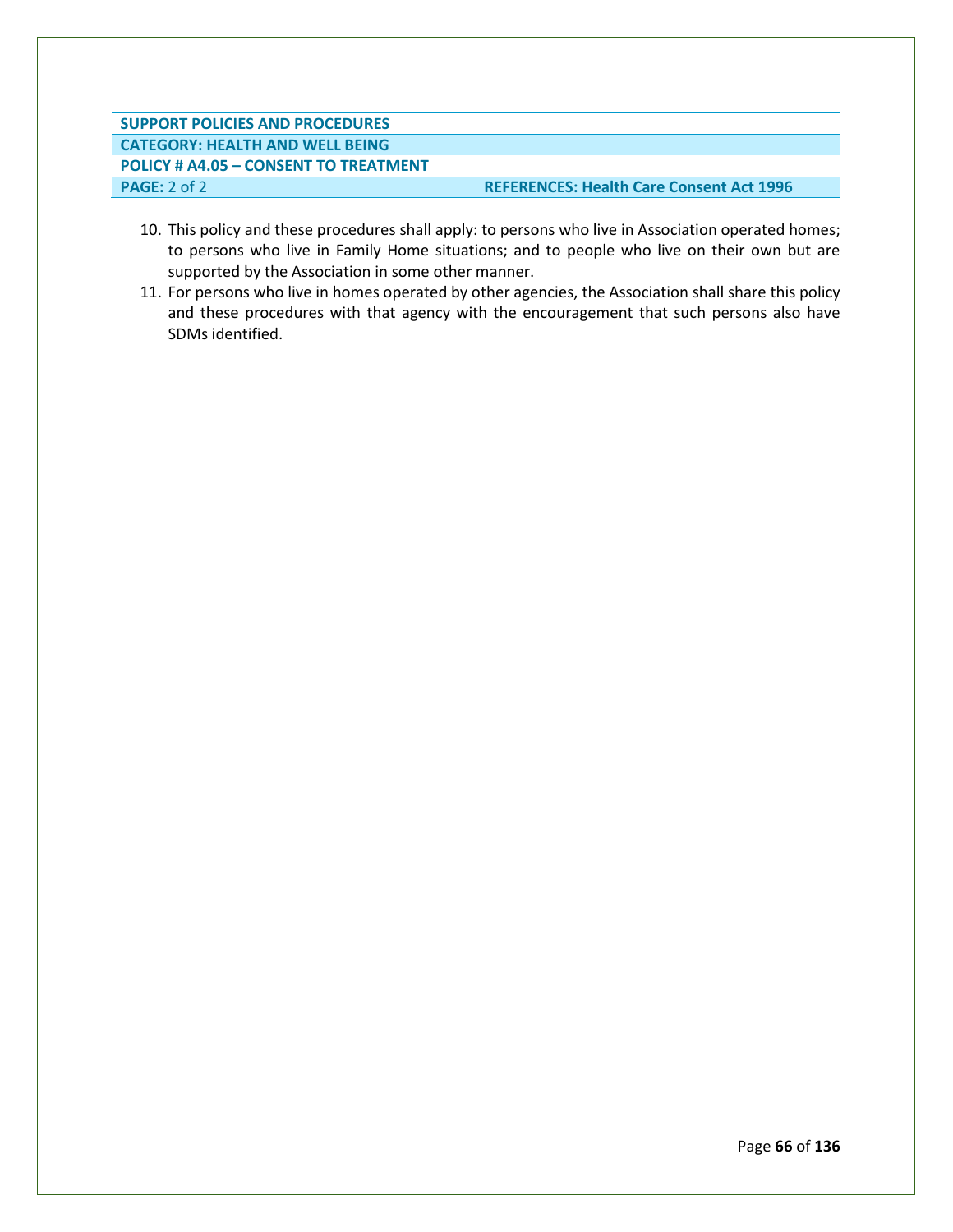| SUPPORT POLICIES AND PROCEDURES | |
|---|---|
| CATEGORY: HEALTH AND WELL BEING | |
| POLICY # A4.05 – CONSENT TO TREATMENT | |
| PAGE: 2 of 2 | REFERENCES: Health Care Consent Act 1996 |

10. This policy and these procedures shall apply: to persons who live in Association operated homes; to persons who live in Family Home situations; and to people who live on their own but are supported by the Association in some other manner.
11. For persons who live in homes operated by other agencies, the Association shall share this policy and these procedures with that agency with the encouragement that such persons also have SDMs identified.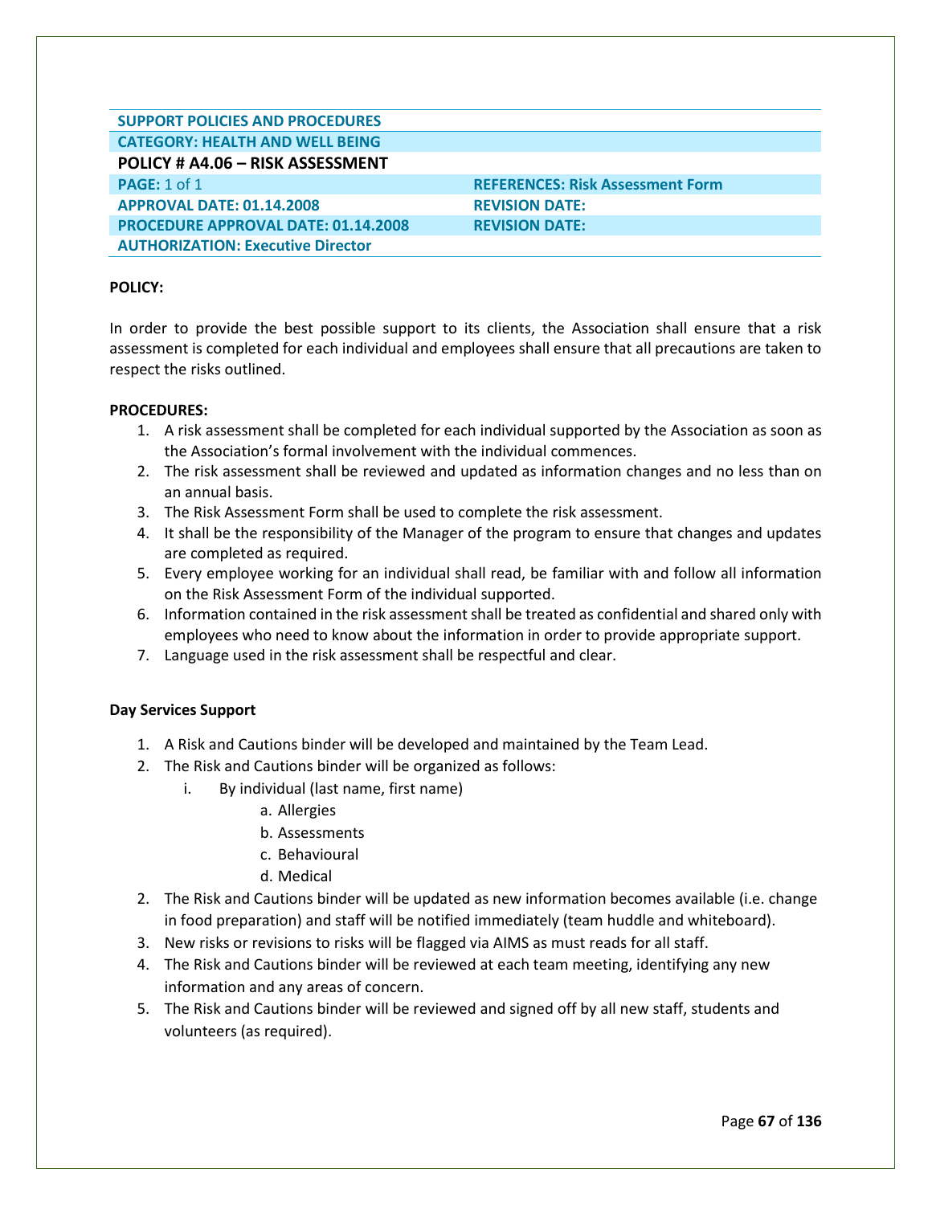| SUPPORT POLICIES AND PROCEDURES | |
|---|---|
| CATEGORY: HEALTH AND WELL BEING | |
| **POLICY # A4.06 – RISK ASSESSMENT** | |
| PAGE: 1 of 1 | REFERENCES: Risk Assessment Form |
| APPROVAL DATE: 01.14.2008 | REVISION DATE: |
| PROCEDURE APPROVAL DATE: 01.14.2008 | REVISION DATE: |
| AUTHORIZATION: Executive Director | |

**POLICY:**

In order to provide the best possible support to its clients, the Association shall ensure that a risk assessment is completed for each individual and employees shall ensure that all precautions are taken to respect the risks outlined.

**PROCEDURES:**

1. A risk assessment shall be completed for each individual supported by the Association as soon as the Association's formal involvement with the individual commences.
2. The risk assessment shall be reviewed and updated as information changes and no less than on an annual basis.
3. The Risk Assessment Form shall be used to complete the risk assessment.
4. It shall be the responsibility of the Manager of the program to ensure that changes and updates are completed as required.
5. Every employee working for an individual shall read, be familiar with and follow all information on the Risk Assessment Form of the individual supported.
6. Information contained in the risk assessment shall be treated as confidential and shared only with employees who need to know about the information in order to provide appropriate support.
7. Language used in the risk assessment shall be respectful and clear.

**Day Services Support**

1. A Risk and Cautions binder will be developed and maintained by the Team Lead.
2. The Risk and Cautions binder will be organized as follows:
   i. By individual (last name, first name)
      a. Allergies
      b. Assessments
      c. Behavioural
      d. Medical
2. The Risk and Cautions binder will be updated as new information becomes available (i.e. change in food preparation) and staff will be notified immediately (team huddle and whiteboard).
3. New risks or revisions to risks will be flagged via AIMS as must reads for all staff.
4. The Risk and Cautions binder will be reviewed at each team meeting, identifying any new information and any areas of concern.
5. The Risk and Cautions binder will be reviewed and signed off by all new staff, students and volunteers (as required).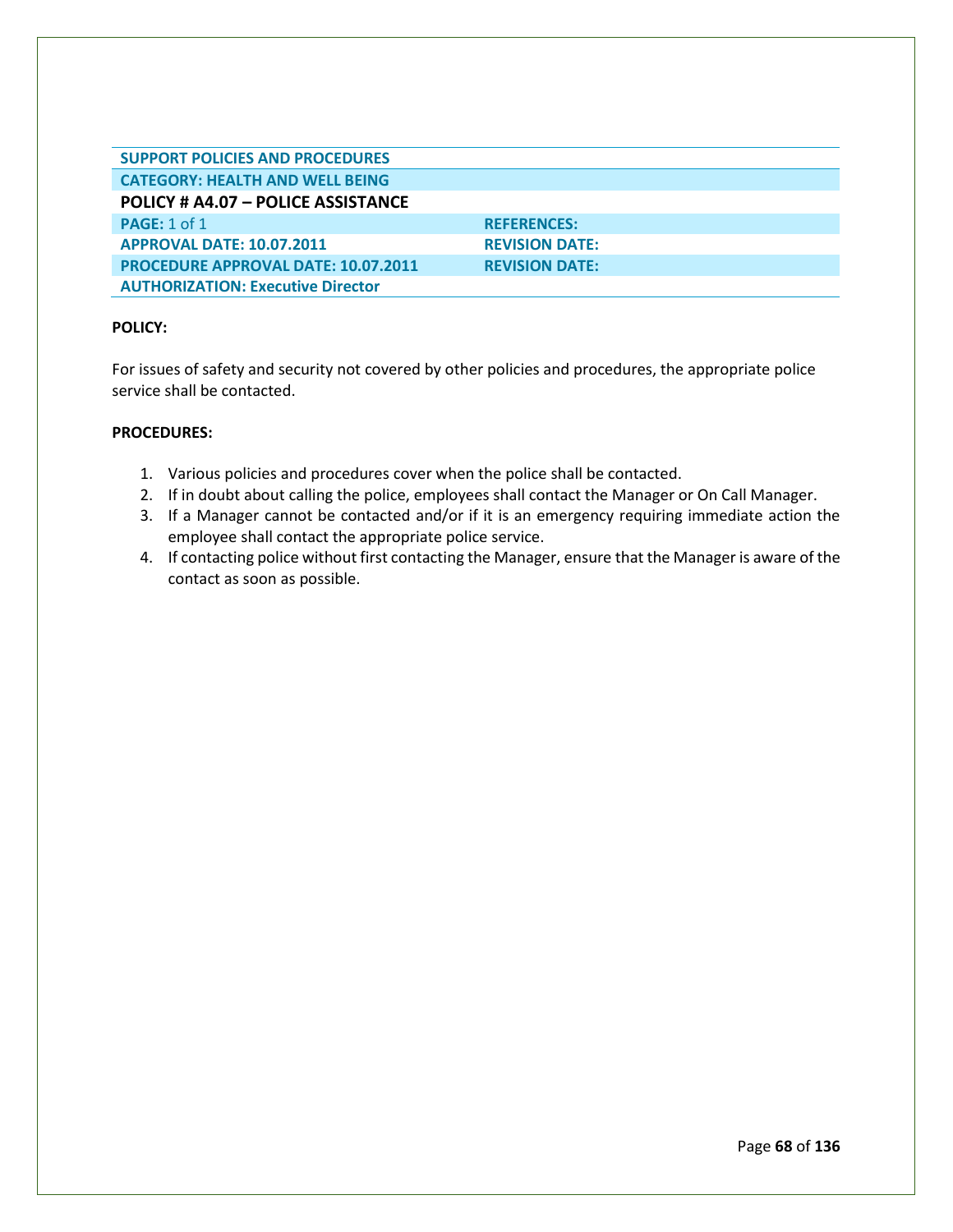| SUPPORT POLICIES AND PROCEDURES | |
|---|---|
| CATEGORY: HEALTH AND WELL BEING | |
| **POLICY # A4.07 – POLICE ASSISTANCE** | |
| **PAGE:** 1 of 1 | **REFERENCES:** |
| **APPROVAL DATE: 10.07.2011** | **REVISION DATE:** |
| **PROCEDURE APPROVAL DATE: 10.07.2011** | **REVISION DATE:** |
| **AUTHORIZATION: Executive Director** | |

**POLICY:**

For issues of safety and security not covered by other policies and procedures, the appropriate police service shall be contacted.

**PROCEDURES:**

1. Various policies and procedures cover when the police shall be contacted.
2. If in doubt about calling the police, employees shall contact the Manager or On Call Manager.
3. If a Manager cannot be contacted and/or if it is an emergency requiring immediate action the employee shall contact the appropriate police service.
4. If contacting police without first contacting the Manager, ensure that the Manager is aware of the contact as soon as possible.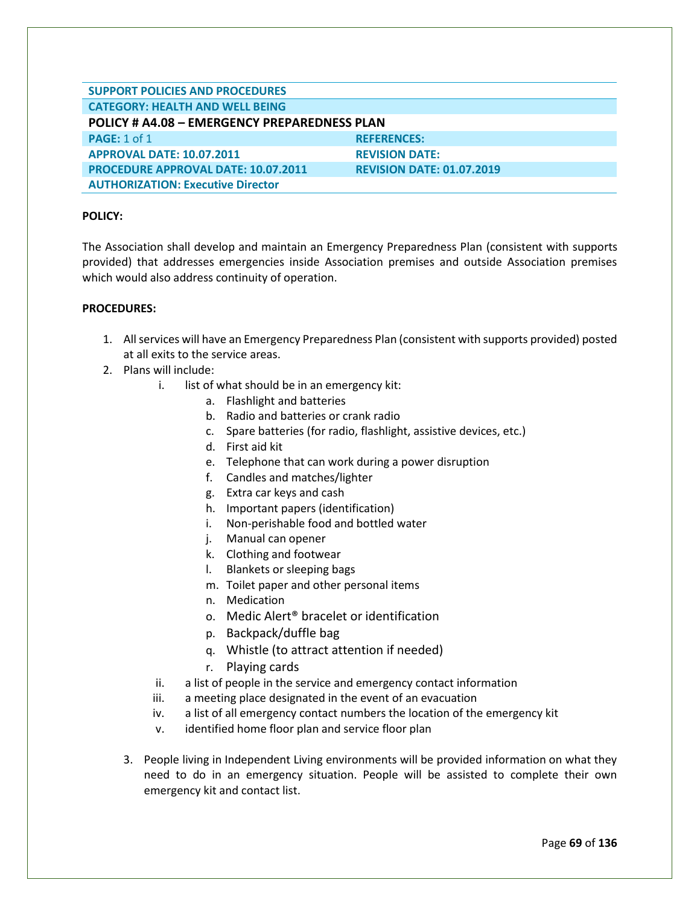| SUPPORT POLICIES AND PROCEDURES | |
|---|---|
| CATEGORY: HEALTH AND WELL BEING | |
| **POLICY # A4.08 – EMERGENCY PREPAREDNESS PLAN** | |
| **PAGE:** 1 of 1 | **REFERENCES:** |
| **APPROVAL DATE: 10.07.2011** | **REVISION DATE:** |
| **PROCEDURE APPROVAL DATE: 10.07.2011** | **REVISION DATE: 01.07.2019** |
| **AUTHORIZATION: Executive Director** | |

**POLICY:**

The Association shall develop and maintain an Emergency Preparedness Plan (consistent with supports provided) that addresses emergencies inside Association premises and outside Association premises which would also address continuity of operation.

**PROCEDURES:**

1. All services will have an Emergency Preparedness Plan (consistent with supports provided) posted at all exits to the service areas.
2. Plans will include:
   - i. list of what should be in an emergency kit:
     - a. Flashlight and batteries
     - b. Radio and batteries or crank radio
     - c. Spare batteries (for radio, flashlight, assistive devices, etc.)
     - d. First aid kit
     - e. Telephone that can work during a power disruption
     - f. Candles and matches/lighter
     - g. Extra car keys and cash
     - h. Important papers (identification)
     - i. Non-perishable food and bottled water
     - j. Manual can opener
     - k. Clothing and footwear
     - l. Blankets or sleeping bags
     - m. Toilet paper and other personal items
     - n. Medication
     - o. Medic Alert® bracelet or identification
     - p. Backpack/duffle bag
     - q. Whistle (to attract attention if needed)
     - r. Playing cards
   - ii. a list of people in the service and emergency contact information
   - iii. a meeting place designated in the event of an evacuation
   - iv. a list of all emergency contact numbers the location of the emergency kit
   - v. identified home floor plan and service floor plan
3. People living in Independent Living environments will be provided information on what they need to do in an emergency situation. People will be assisted to complete their own emergency kit and contact list.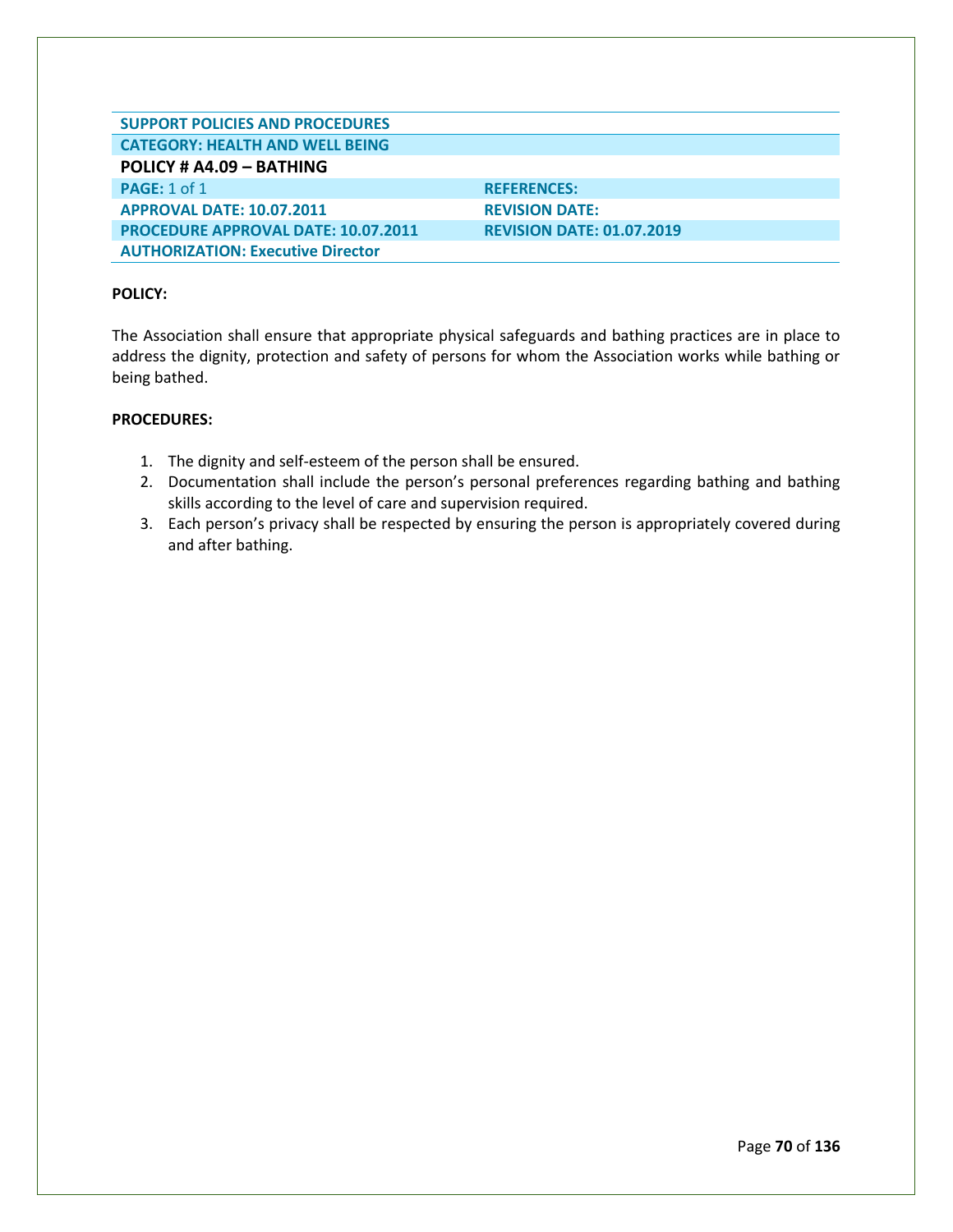| SUPPORT POLICIES AND PROCEDURES | |
|---|---|
| CATEGORY: HEALTH AND WELL BEING | |
| **POLICY # A4.09 – BATHING** | |
| PAGE: 1 of 1 | REFERENCES: |
| APPROVAL DATE: 10.07.2011 | REVISION DATE: |
| PROCEDURE APPROVAL DATE: 10.07.2011 | REVISION DATE: 01.07.2019 |
| AUTHORIZATION: Executive Director | |

**POLICY:**

The Association shall ensure that appropriate physical safeguards and bathing practices are in place to address the dignity, protection and safety of persons for whom the Association works while bathing or being bathed.

**PROCEDURES:**

1. The dignity and self-esteem of the person shall be ensured.
2. Documentation shall include the person's personal preferences regarding bathing and bathing skills according to the level of care and supervision required.
3. Each person's privacy shall be respected by ensuring the person is appropriately covered during and after bathing.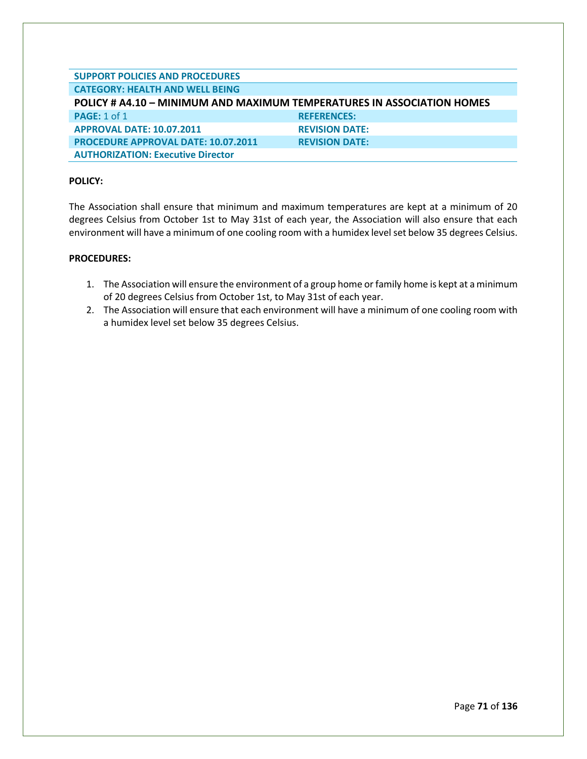| SUPPORT POLICIES AND PROCEDURES | |
| --- | --- |
| CATEGORY: HEALTH AND WELL BEING | |
| **POLICY # A4.10 – MINIMUM AND MAXIMUM TEMPERATURES IN ASSOCIATION HOMES** | |
| PAGE: 1 of 1 | REFERENCES: |
| APPROVAL DATE: 10.07.2011 | REVISION DATE: |
| PROCEDURE APPROVAL DATE: 10.07.2011 | REVISION DATE: |
| AUTHORIZATION: Executive Director | |

**POLICY:**

The Association shall ensure that minimum and maximum temperatures are kept at a minimum of 20 degrees Celsius from October 1st to May 31st of each year, the Association will also ensure that each environment will have a minimum of one cooling room with a humidex level set below 35 degrees Celsius.

**PROCEDURES:**

1. The Association will ensure the environment of a group home or family home is kept at a minimum of 20 degrees Celsius from October 1st, to May 31st of each year.
2. The Association will ensure that each environment will have a minimum of one cooling room with a humidex level set below 35 degrees Celsius.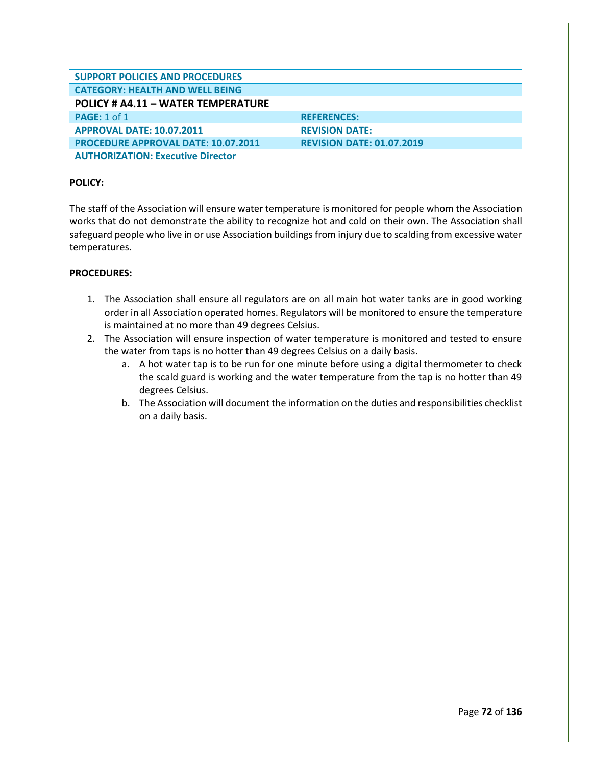| SUPPORT POLICIES AND PROCEDURES | |
|---|---|
| CATEGORY: HEALTH AND WELL BEING | |
| POLICY # A4.11 – WATER TEMPERATURE | |
| PAGE: 1 of 1 | REFERENCES: |
| APPROVAL DATE: 10.07.2011 | REVISION DATE: |
| PROCEDURE APPROVAL DATE: 10.07.2011 | REVISION DATE: 01.07.2019 |
| AUTHORIZATION: Executive Director | |

**POLICY:**

The staff of the Association will ensure water temperature is monitored for people whom the Association works that do not demonstrate the ability to recognize hot and cold on their own. The Association shall safeguard people who live in or use Association buildings from injury due to scalding from excessive water temperatures.

**PROCEDURES:**

1. The Association shall ensure all regulators are on all main hot water tanks are in good working order in all Association operated homes. Regulators will be monitored to ensure the temperature is maintained at no more than 49 degrees Celsius.
2. The Association will ensure inspection of water temperature is monitored and tested to ensure the water from taps is no hotter than 49 degrees Celsius on a daily basis.
   a. A hot water tap is to be run for one minute before using a digital thermometer to check the scald guard is working and the water temperature from the tap is no hotter than 49 degrees Celsius.
   b. The Association will document the information on the duties and responsibilities checklist on a daily basis.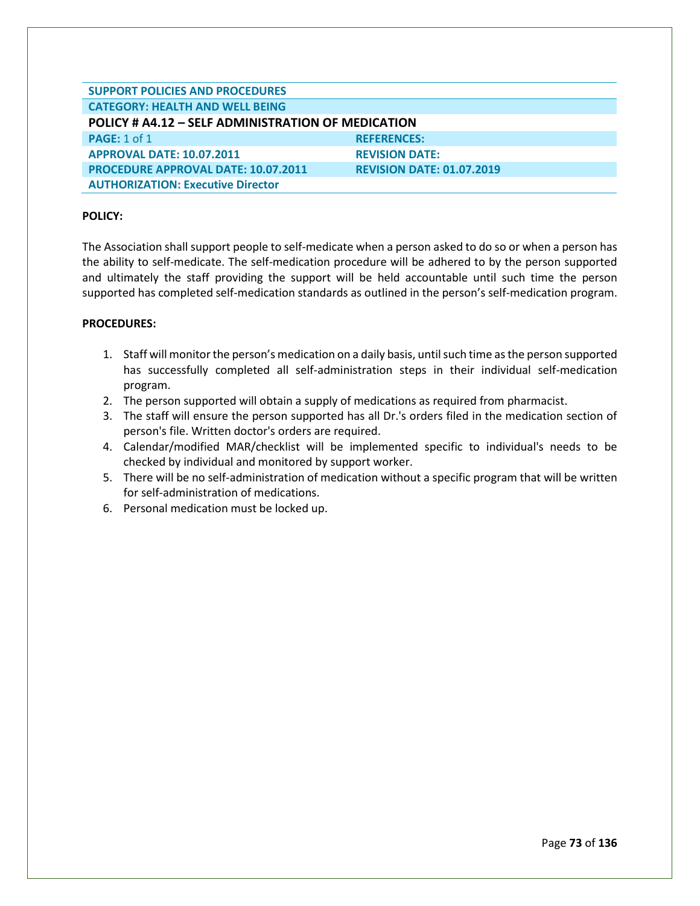| SUPPORT POLICIES AND PROCEDURES | |
|---|---|
| **CATEGORY: HEALTH AND WELL BEING** | |
| **POLICY # A4.12 – SELF ADMINISTRATION OF MEDICATION** | |
| **PAGE:** 1 of 1 | **REFERENCES:** |
| **APPROVAL DATE: 10.07.2011** | **REVISION DATE:** |
| **PROCEDURE APPROVAL DATE: 10.07.2011** | **REVISION DATE: 01.07.2019** |
| **AUTHORIZATION: Executive Director** | |

**POLICY:**

The Association shall support people to self-medicate when a person asked to do so or when a person has the ability to self-medicate. The self-medication procedure will be adhered to by the person supported and ultimately the staff providing the support will be held accountable until such time the person supported has completed self-medication standards as outlined in the person's self-medication program.

**PROCEDURES:**

1. Staff will monitor the person's medication on a daily basis, until such time as the person supported has successfully completed all self-administration steps in their individual self-medication program.
2. The person supported will obtain a supply of medications as required from pharmacist.
3. The staff will ensure the person supported has all Dr.'s orders filed in the medication section of person's file. Written doctor's orders are required.
4. Calendar/modified MAR/checklist will be implemented specific to individual's needs to be checked by individual and monitored by support worker.
5. There will be no self-administration of medication without a specific program that will be written for self-administration of medications.
6. Personal medication must be locked up.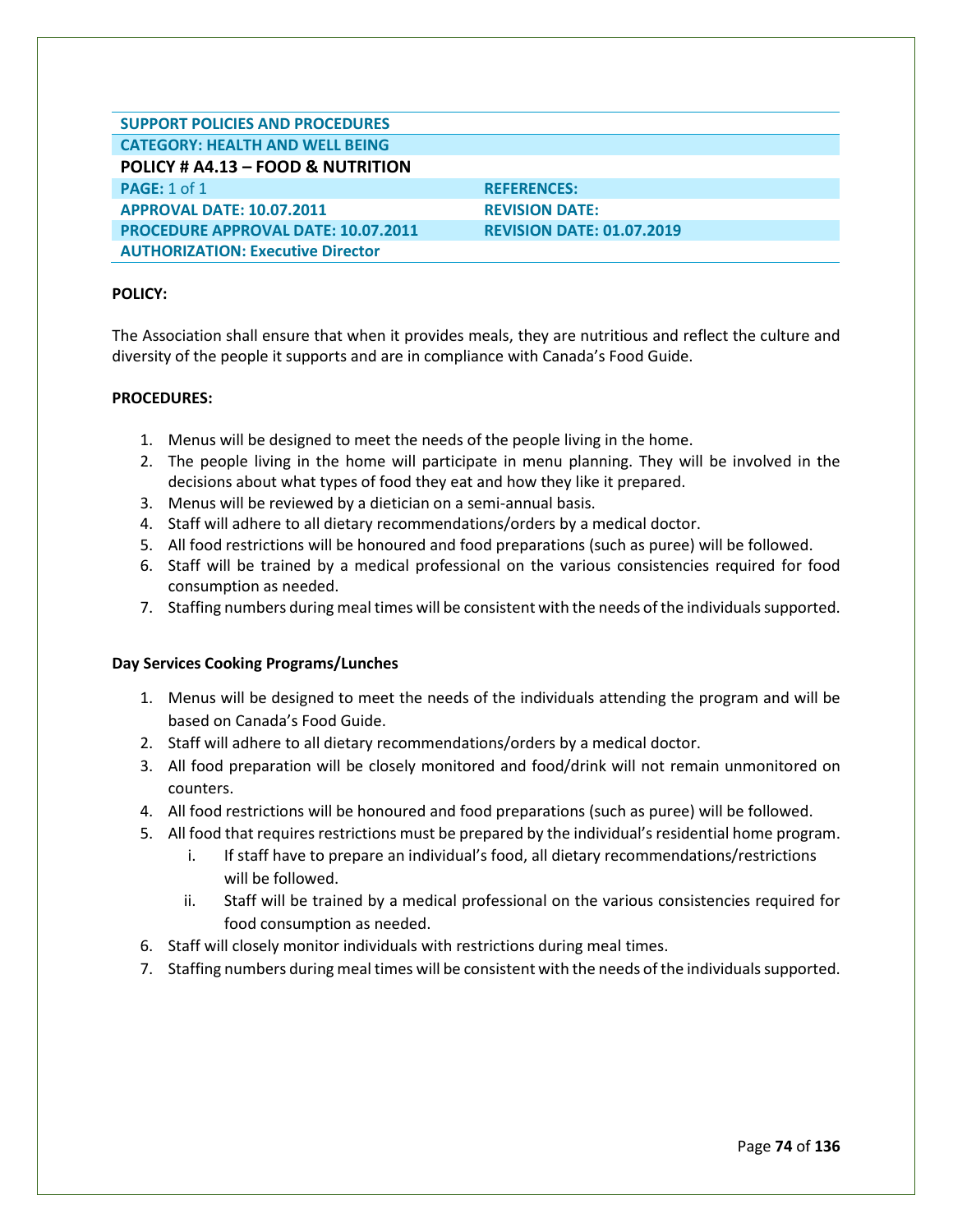| SUPPORT POLICIES AND PROCEDURES | |
|---|---|
| CATEGORY: HEALTH AND WELL BEING | |
| **POLICY # A4.13 – FOOD & NUTRITION** | |
| PAGE: 1 of 1 | REFERENCES: |
| APPROVAL DATE: 10.07.2011 | REVISION DATE: |
| PROCEDURE APPROVAL DATE: 10.07.2011 | REVISION DATE: 01.07.2019 |
| AUTHORIZATION: Executive Director | |

**POLICY:**

The Association shall ensure that when it provides meals, they are nutritious and reflect the culture and diversity of the people it supports and are in compliance with Canada's Food Guide.

**PROCEDURES:**

1. Menus will be designed to meet the needs of the people living in the home.
2. The people living in the home will participate in menu planning. They will be involved in the decisions about what types of food they eat and how they like it prepared.
3. Menus will be reviewed by a dietician on a semi-annual basis.
4. Staff will adhere to all dietary recommendations/orders by a medical doctor.
5. All food restrictions will be honoured and food preparations (such as puree) will be followed.
6. Staff will be trained by a medical professional on the various consistencies required for food consumption as needed.
7. Staffing numbers during meal times will be consistent with the needs of the individuals supported.

**Day Services Cooking Programs/Lunches**

1. Menus will be designed to meet the needs of the individuals attending the program and will be based on Canada's Food Guide.
2. Staff will adhere to all dietary recommendations/orders by a medical doctor.
3. All food preparation will be closely monitored and food/drink will not remain unmonitored on counters.
4. All food restrictions will be honoured and food preparations (such as puree) will be followed.
5. All food that requires restrictions must be prepared by the individual's residential home program.
   i. If staff have to prepare an individual's food, all dietary recommendations/restrictions will be followed.
   ii. Staff will be trained by a medical professional on the various consistencies required for food consumption as needed.
6. Staff will closely monitor individuals with restrictions during meal times.
7. Staffing numbers during meal times will be consistent with the needs of the individuals supported.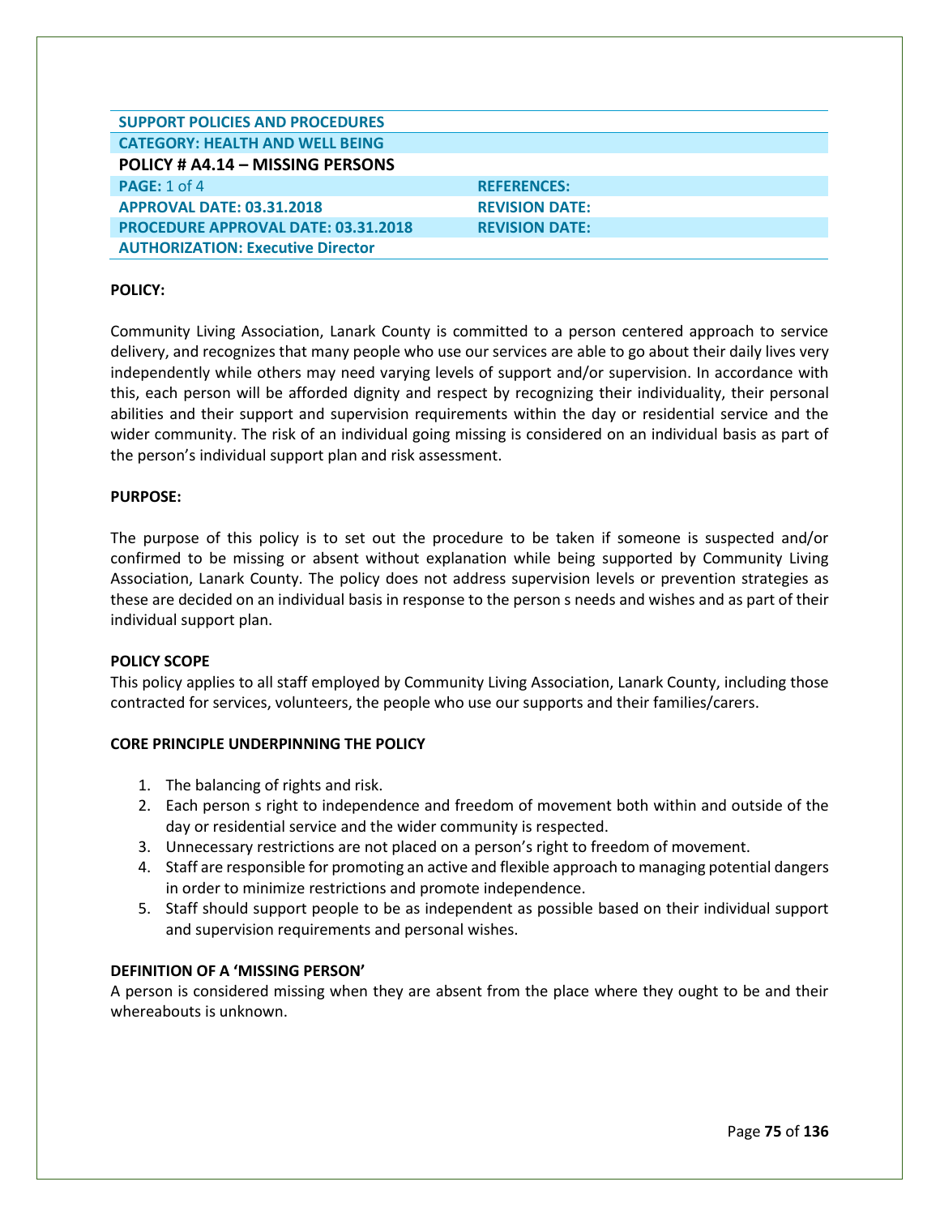| SUPPORT POLICIES AND PROCEDURES | |
|---|---|
| CATEGORY: HEALTH AND WELL BEING | |
| **POLICY # A4.14 – MISSING PERSONS** | |
| PAGE: 1 of 4 | REFERENCES: |
| APPROVAL DATE: 03.31.2018 | REVISION DATE: |
| PROCEDURE APPROVAL DATE: 03.31.2018 | REVISION DATE: |
| AUTHORIZATION: Executive Director | |

**POLICY:**

Community Living Association, Lanark County is committed to a person centered approach to service delivery, and recognizes that many people who use our services are able to go about their daily lives very independently while others may need varying levels of support and/or supervision. In accordance with this, each person will be afforded dignity and respect by recognizing their individuality, their personal abilities and their support and supervision requirements within the day or residential service and the wider community. The risk of an individual going missing is considered on an individual basis as part of the person's individual support plan and risk assessment.

**PURPOSE:**

The purpose of this policy is to set out the procedure to be taken if someone is suspected and/or confirmed to be missing or absent without explanation while being supported by Community Living Association, Lanark County. The policy does not address supervision levels or prevention strategies as these are decided on an individual basis in response to the person s needs and wishes and as part of their individual support plan.

**POLICY SCOPE**

This policy applies to all staff employed by Community Living Association, Lanark County, including those contracted for services, volunteers, the people who use our supports and their families/carers.

**CORE PRINCIPLE UNDERPINNING THE POLICY**

1. The balancing of rights and risk.
2. Each person s right to independence and freedom of movement both within and outside of the day or residential service and the wider community is respected.
3. Unnecessary restrictions are not placed on a person's right to freedom of movement.
4. Staff are responsible for promoting an active and flexible approach to managing potential dangers in order to minimize restrictions and promote independence.
5. Staff should support people to be as independent as possible based on their individual support and supervision requirements and personal wishes.

**DEFINITION OF A 'MISSING PERSON'**

A person is considered missing when they are absent from the place where they ought to be and their whereabouts is unknown.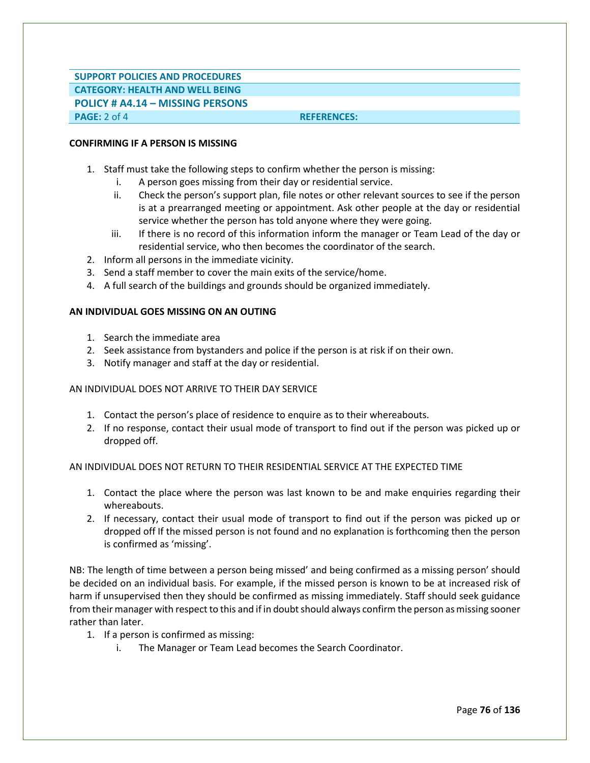| SUPPORT POLICIES AND PROCEDURES | |
|---|---|
| CATEGORY: HEALTH AND WELL BEING | |
| POLICY # A4.14 – MISSING PERSONS | |
| PAGE: 2 of 4 | REFERENCES: |

**CONFIRMING IF A PERSON IS MISSING**

1. Staff must take the following steps to confirm whether the person is missing:
   i. A person goes missing from their day or residential service.
   ii. Check the person's support plan, file notes or other relevant sources to see if the person is at a prearranged meeting or appointment. Ask other people at the day or residential service whether the person has told anyone where they were going.
   iii. If there is no record of this information inform the manager or Team Lead of the day or residential service, who then becomes the coordinator of the search.
2. Inform all persons in the immediate vicinity.
3. Send a staff member to cover the main exits of the service/home.
4. A full search of the buildings and grounds should be organized immediately.

**AN INDIVIDUAL GOES MISSING ON AN OUTING**

1. Search the immediate area
2. Seek assistance from bystanders and police if the person is at risk if on their own.
3. Notify manager and staff at the day or residential.

AN INDIVIDUAL DOES NOT ARRIVE TO THEIR DAY SERVICE

1. Contact the person's place of residence to enquire as to their whereabouts.
2. If no response, contact their usual mode of transport to find out if the person was picked up or dropped off.

AN INDIVIDUAL DOES NOT RETURN TO THEIR RESIDENTIAL SERVICE AT THE EXPECTED TIME

1. Contact the place where the person was last known to be and make enquiries regarding their whereabouts.
2. If necessary, contact their usual mode of transport to find out if the person was picked up or dropped off If the missed person is not found and no explanation is forthcoming then the person is confirmed as 'missing'.

NB: The length of time between a person being missed' and being confirmed as a missing person' should be decided on an individual basis. For example, if the missed person is known to be at increased risk of harm if unsupervised then they should be confirmed as missing immediately. Staff should seek guidance from their manager with respect to this and if in doubt should always confirm the person as missing sooner rather than later.

1. If a person is confirmed as missing:
   i. The Manager or Team Lead becomes the Search Coordinator.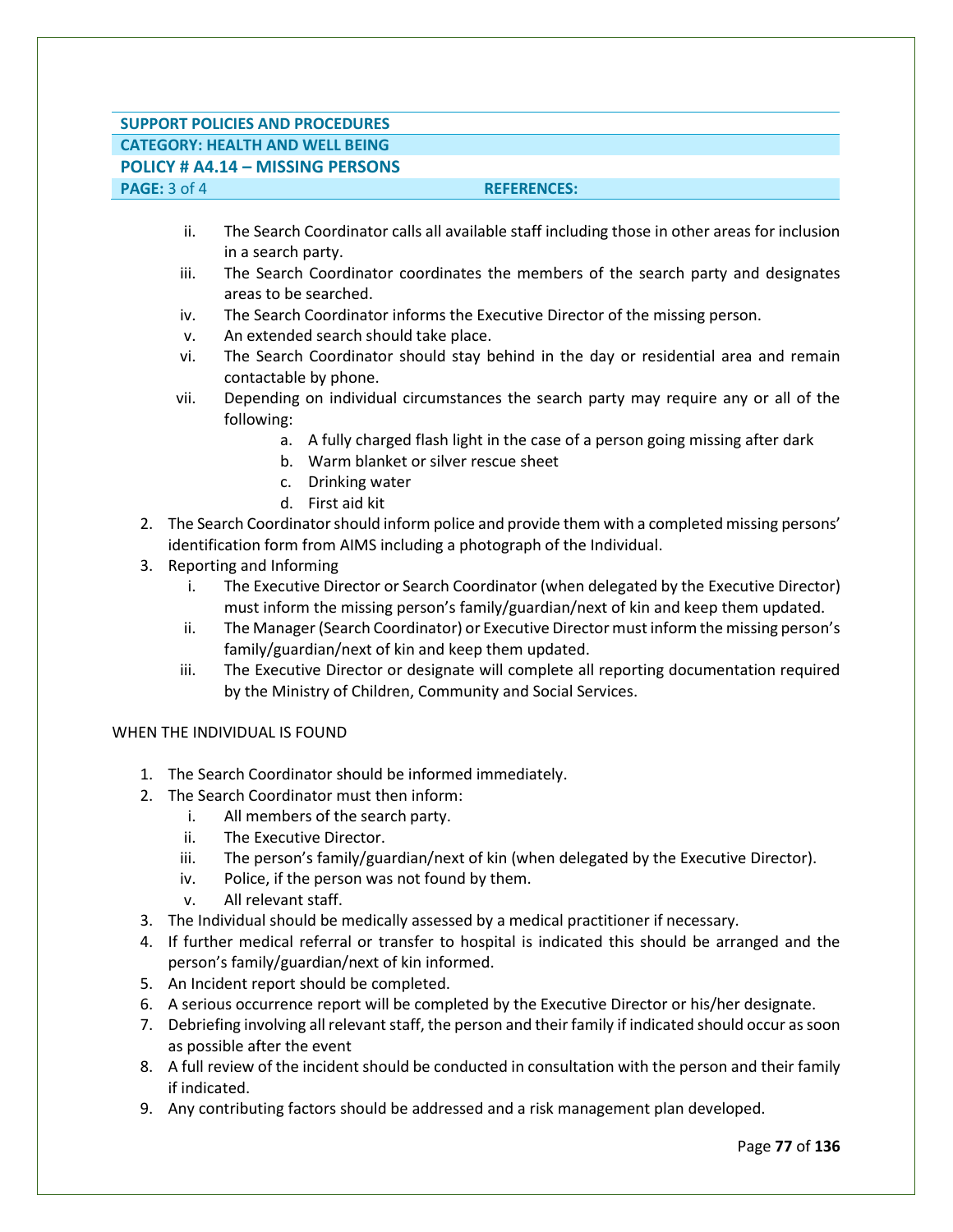ii. The Search Coordinator calls all available staff including those in other areas for inclusion in a search party.

iii. The Search Coordinator coordinates the members of the search party and designates areas to be searched.

iv. The Search Coordinator informs the Executive Director of the missing person.

v. An extended search should take place.

vi. The Search Coordinator should stay behind in the day or residential area and remain contactable by phone.

vii. Depending on individual circumstances the search party may require any or all of the following:
   a. A fully charged flash light in the case of a person going missing after dark
   b. Warm blanket or silver rescue sheet
   c. Drinking water
   d. First aid kit

2. The Search Coordinator should inform police and provide them with a completed missing persons' identification form from AIMS including a photograph of the Individual.
3. Reporting and Informing
   i. The Executive Director or Search Coordinator (when delegated by the Executive Director) must inform the missing person's family/guardian/next of kin and keep them updated.
   ii. The Manager (Search Coordinator) or Executive Director must inform the missing person's family/guardian/next of kin and keep them updated.
   iii. The Executive Director or designate will complete all reporting documentation required by the Ministry of Children, Community and Social Services.

WHEN THE INDIVIDUAL IS FOUND

1. The Search Coordinator should be informed immediately.
2. The Search Coordinator must then inform:
   i. All members of the search party.
   ii. The Executive Director.
   iii. The person's family/guardian/next of kin (when delegated by the Executive Director).
   iv. Police, if the person was not found by them.
   v. All relevant staff.
3. The Individual should be medically assessed by a medical practitioner if necessary.
4. If further medical referral or transfer to hospital is indicated this should be arranged and the person's family/guardian/next of kin informed.
5. An Incident report should be completed.
6. A serious occurrence report will be completed by the Executive Director or his/her designate.
7. Debriefing involving all relevant staff, the person and their family if indicated should occur as soon as possible after the event
8. A full review of the incident should be conducted in consultation with the person and their family if indicated.
9. Any contributing factors should be addressed and a risk management plan developed.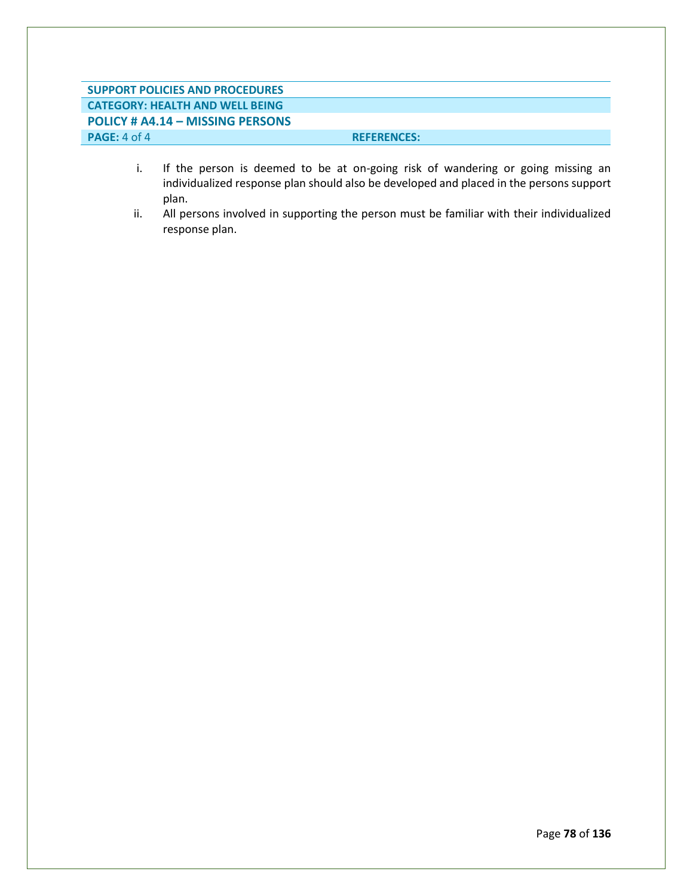| SUPPORT POLICIES AND PROCEDURES | |
|---|---|
| CATEGORY: HEALTH AND WELL BEING | |
| POLICY # A4.14 – MISSING PERSONS | |
| PAGE: 4 of 4 | REFERENCES: |

i. If the person is deemed to be at on-going risk of wandering or going missing an individualized response plan should also be developed and placed in the persons support plan.

ii. All persons involved in supporting the person must be familiar with their individualized response plan.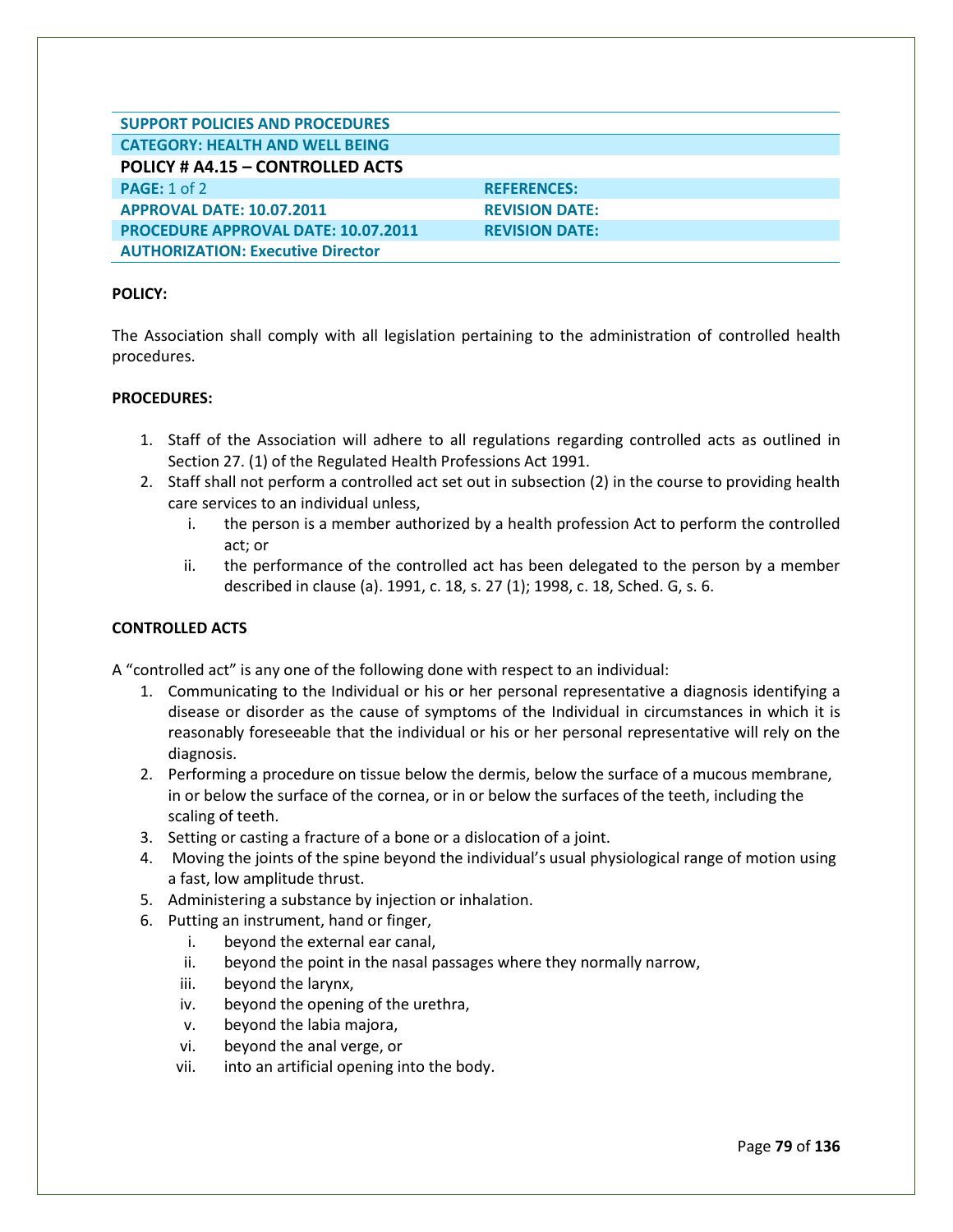| SUPPORT POLICIES AND PROCEDURES | |
|---|---|
| CATEGORY: HEALTH AND WELL BEING | |
| **POLICY # A4.15 – CONTROLLED ACTS** | |
| PAGE: 1 of 2 | REFERENCES: |
| APPROVAL DATE: 10.07.2011 | REVISION DATE: |
| PROCEDURE APPROVAL DATE: 10.07.2011 | REVISION DATE: |
| AUTHORIZATION: Executive Director | |

**POLICY:**

The Association shall comply with all legislation pertaining to the administration of controlled health procedures.

**PROCEDURES:**

1. Staff of the Association will adhere to all regulations regarding controlled acts as outlined in Section 27. (1) of the Regulated Health Professions Act 1991.
2. Staff shall not perform a controlled act set out in subsection (2) in the course to providing health care services to an individual unless,
   i. the person is a member authorized by a health profession Act to perform the controlled act; or
   ii. the performance of the controlled act has been delegated to the person by a member described in clause (a). 1991, c. 18, s. 27 (1); 1998, c. 18, Sched. G, s. 6.

**CONTROLLED ACTS**

A "controlled act" is any one of the following done with respect to an individual:

1. Communicating to the Individual or his or her personal representative a diagnosis identifying a disease or disorder as the cause of symptoms of the Individual in circumstances in which it is reasonably foreseeable that the individual or his or her personal representative will rely on the diagnosis.
2. Performing a procedure on tissue below the dermis, below the surface of a mucous membrane, in or below the surface of the cornea, or in or below the surfaces of the teeth, including the scaling of teeth.
3. Setting or casting a fracture of a bone or a dislocation of a joint.
4. Moving the joints of the spine beyond the individual's usual physiological range of motion using a fast, low amplitude thrust.
5. Administering a substance by injection or inhalation.
6. Putting an instrument, hand or finger,
   i. beyond the external ear canal,
   ii. beyond the point in the nasal passages where they normally narrow,
   iii. beyond the larynx,
   iv. beyond the opening of the urethra,
   v. beyond the labia majora,
   vi. beyond the anal verge, or
   vii. into an artificial opening into the body.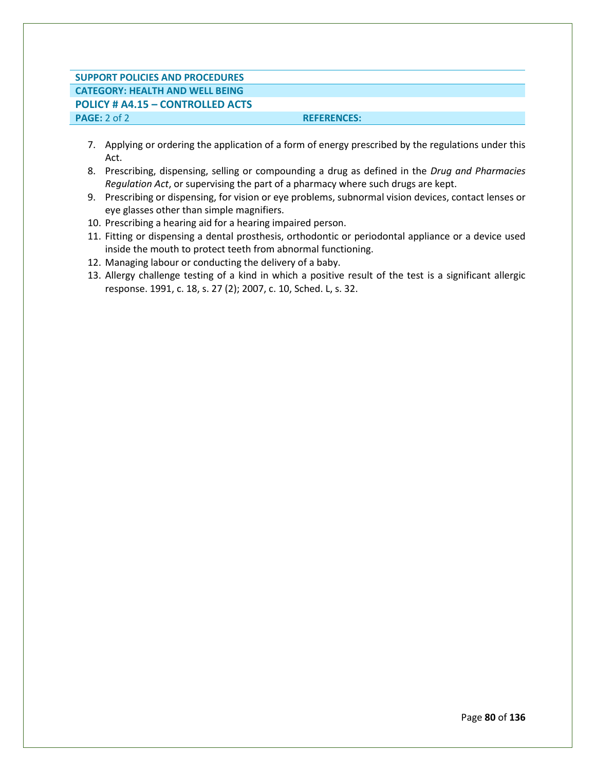| SUPPORT POLICIES AND PROCEDURES | |
|---|---|
| **CATEGORY: HEALTH AND WELL BEING** | |
| **POLICY # A4.15 – CONTROLLED ACTS** | |
| **PAGE:** 2 of 2 | **REFERENCES:** |

7. Applying or ordering the application of a form of energy prescribed by the regulations under this Act.
8. Prescribing, dispensing, selling or compounding a drug as defined in the *Drug and Pharmacies Regulation Act*, or supervising the part of a pharmacy where such drugs are kept.
9. Prescribing or dispensing, for vision or eye problems, subnormal vision devices, contact lenses or eye glasses other than simple magnifiers.
10. Prescribing a hearing aid for a hearing impaired person.
11. Fitting or dispensing a dental prosthesis, orthodontic or periodontal appliance or a device used inside the mouth to protect teeth from abnormal functioning.
12. Managing labour or conducting the delivery of a baby.
13. Allergy challenge testing of a kind in which a positive result of the test is a significant allergic response. 1991, c. 18, s. 27 (2); 2007, c. 10, Sched. L, s. 32.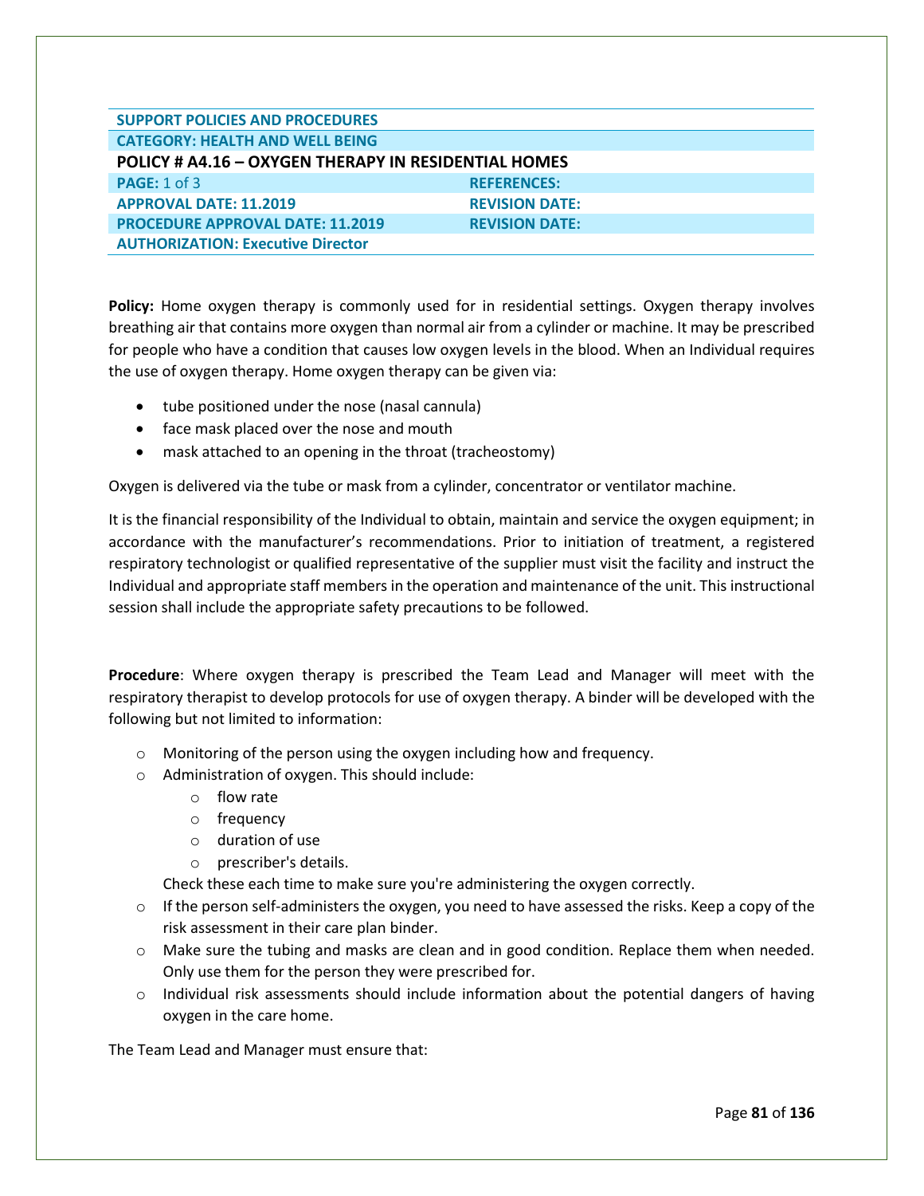| SUPPORT POLICIES AND PROCEDURES | |
|---|---|
| CATEGORY: HEALTH AND WELL BEING | |
| **POLICY # A4.16 – OXYGEN THERAPY IN RESIDENTIAL HOMES** | |
| PAGE: 1 of 3 | REFERENCES: |
| APPROVAL DATE: 11.2019 | REVISION DATE: |
| PROCEDURE APPROVAL DATE: 11.2019 | REVISION DATE: |
| AUTHORIZATION: Executive Director | |

**Policy:** Home oxygen therapy is commonly used for in residential settings. Oxygen therapy involves breathing air that contains more oxygen than normal air from a cylinder or machine. It may be prescribed for people who have a condition that causes low oxygen levels in the blood. When an Individual requires the use of oxygen therapy. Home oxygen therapy can be given via:

- tube positioned under the nose (nasal cannula)
- face mask placed over the nose and mouth
- mask attached to an opening in the throat (tracheostomy)

Oxygen is delivered via the tube or mask from a cylinder, concentrator or ventilator machine.

It is the financial responsibility of the Individual to obtain, maintain and service the oxygen equipment; in accordance with the manufacturer's recommendations. Prior to initiation of treatment, a registered respiratory technologist or qualified representative of the supplier must visit the facility and instruct the Individual and appropriate staff members in the operation and maintenance of the unit. This instructional session shall include the appropriate safety precautions to be followed.

**Procedure**: Where oxygen therapy is prescribed the Team Lead and Manager will meet with the respiratory therapist to develop protocols for use of oxygen therapy. A binder will be developed with the following but not limited to information:

- Monitoring of the person using the oxygen including how and frequency.
- Administration of oxygen. This should include:
  - flow rate
  - frequency
  - duration of use
  - prescriber's details.

  Check these each time to make sure you're administering the oxygen correctly.
- If the person self-administers the oxygen, you need to have assessed the risks. Keep a copy of the risk assessment in their care plan binder.
- Make sure the tubing and masks are clean and in good condition. Replace them when needed. Only use them for the person they were prescribed for.
- Individual risk assessments should include information about the potential dangers of having oxygen in the care home.

The Team Lead and Manager must ensure that: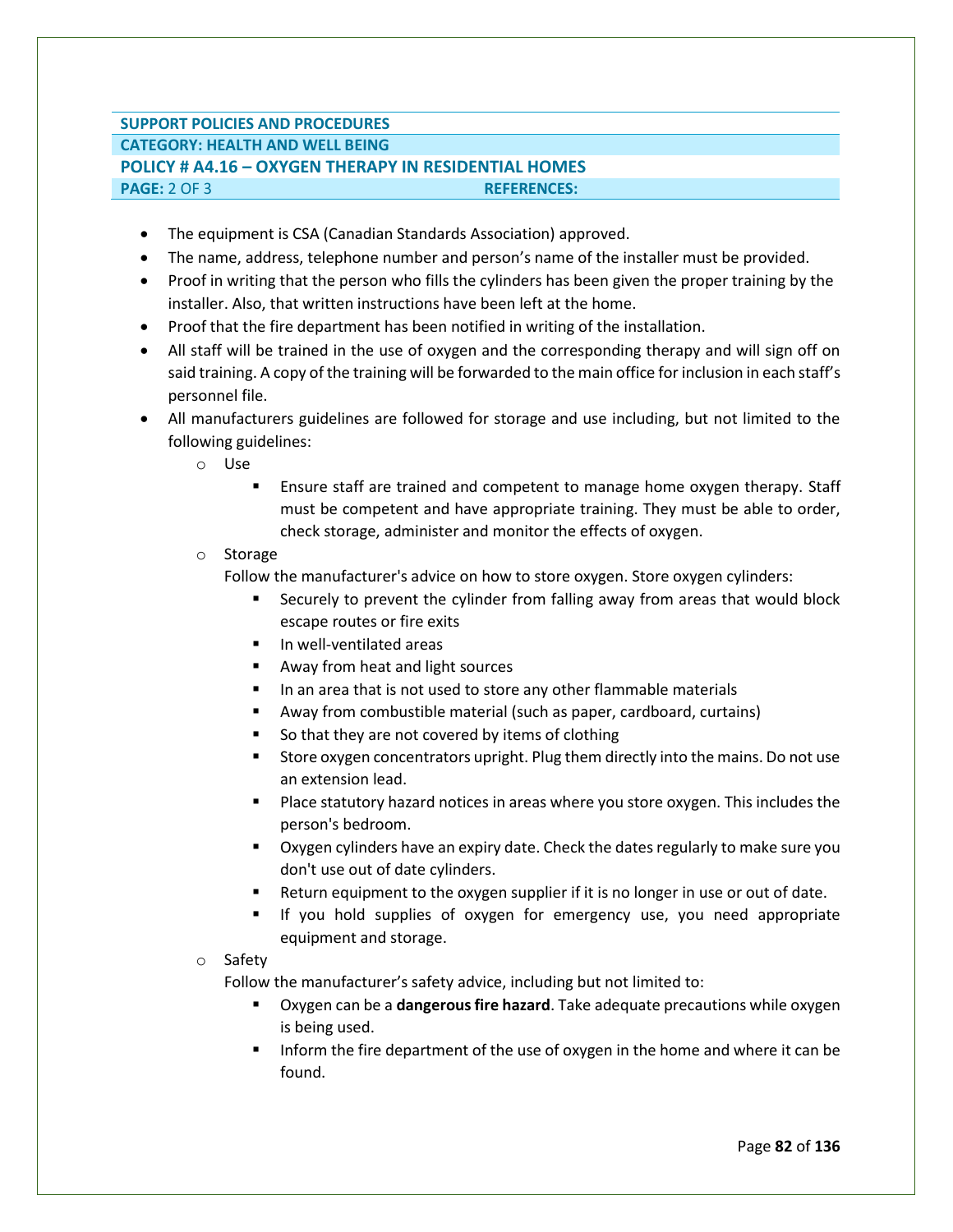- The equipment is CSA (Canadian Standards Association) approved.
- The name, address, telephone number and person's name of the installer must be provided.
- Proof in writing that the person who fills the cylinders has been given the proper training by the installer. Also, that written instructions have been left at the home.
- Proof that the fire department has been notified in writing of the installation.
- All staff will be trained in the use of oxygen and the corresponding therapy and will sign off on said training. A copy of the training will be forwarded to the main office for inclusion in each staff's personnel file.
- All manufacturers guidelines are followed for storage and use including, but not limited to the following guidelines:
  - Use
    - Ensure staff are trained and competent to manage home oxygen therapy. Staff must be competent and have appropriate training. They must be able to order, check storage, administer and monitor the effects of oxygen.
  - Storage

    Follow the manufacturer's advice on how to store oxygen. Store oxygen cylinders:
    - Securely to prevent the cylinder from falling away from areas that would block escape routes or fire exits
    - In well-ventilated areas
    - Away from heat and light sources
    - In an area that is not used to store any other flammable materials
    - Away from combustible material (such as paper, cardboard, curtains)
    - So that they are not covered by items of clothing
    - Store oxygen concentrators upright. Plug them directly into the mains. Do not use an extension lead.
    - Place statutory hazard notices in areas where you store oxygen. This includes the person's bedroom.
    - Oxygen cylinders have an expiry date. Check the dates regularly to make sure you don't use out of date cylinders.
    - Return equipment to the oxygen supplier if it is no longer in use or out of date.
    - If you hold supplies of oxygen for emergency use, you need appropriate equipment and storage.
  - Safety

    Follow the manufacturer's safety advice, including but not limited to:
    - Oxygen can be a **dangerous fire hazard**. Take adequate precautions while oxygen is being used.
    - Inform the fire department of the use of oxygen in the home and where it can be found.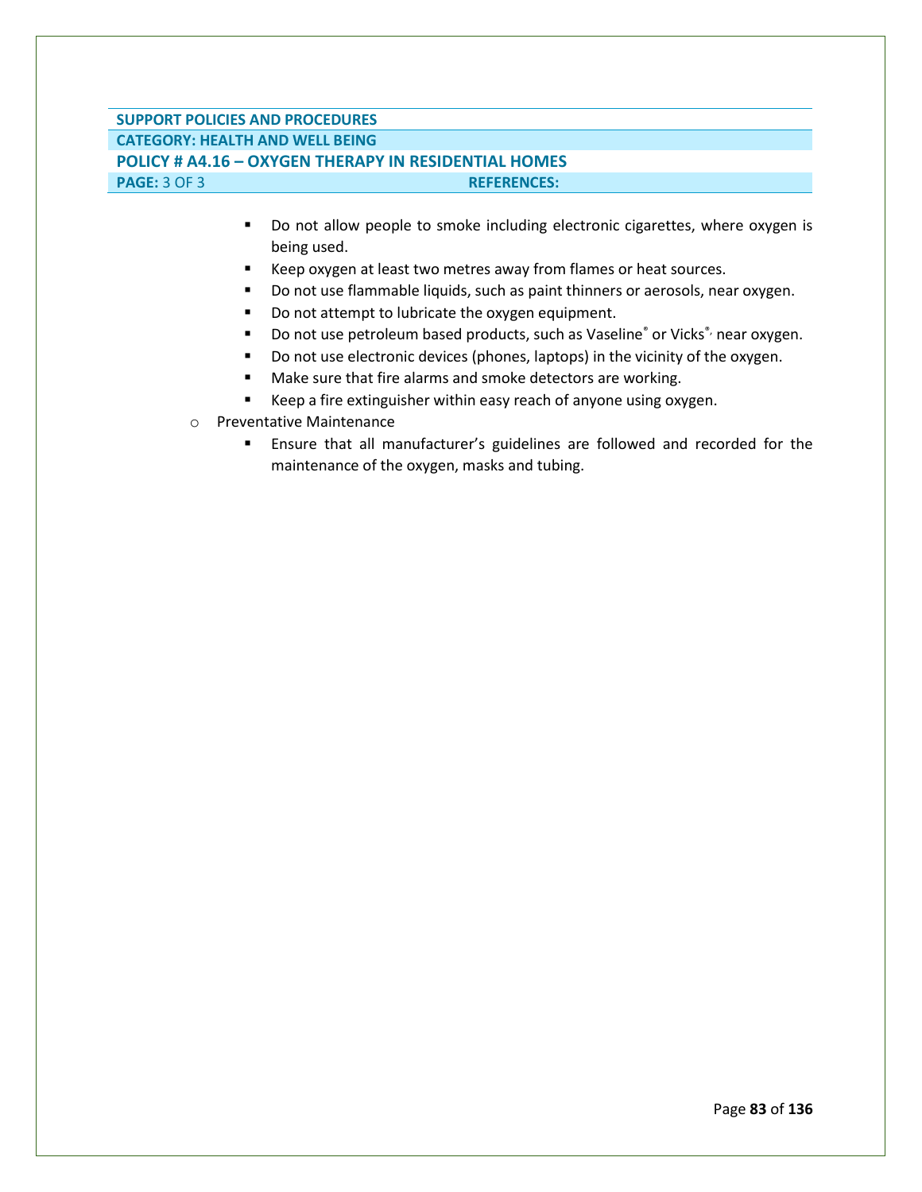- Do not allow people to smoke including electronic cigarettes, where oxygen is being used.
- Keep oxygen at least two metres away from flames or heat sources.
- Do not use flammable liquids, such as paint thinners or aerosols, near oxygen.
- Do not attempt to lubricate the oxygen equipment.
- Do not use petroleum based products, such as Vaseline® or Vicks®, near oxygen.
- Do not use electronic devices (phones, laptops) in the vicinity of the oxygen.
- Make sure that fire alarms and smoke detectors are working.
- Keep a fire extinguisher within easy reach of anyone using oxygen.

- Preventative Maintenance
  - Ensure that all manufacturer's guidelines are followed and recorded for the maintenance of the oxygen, masks and tubing.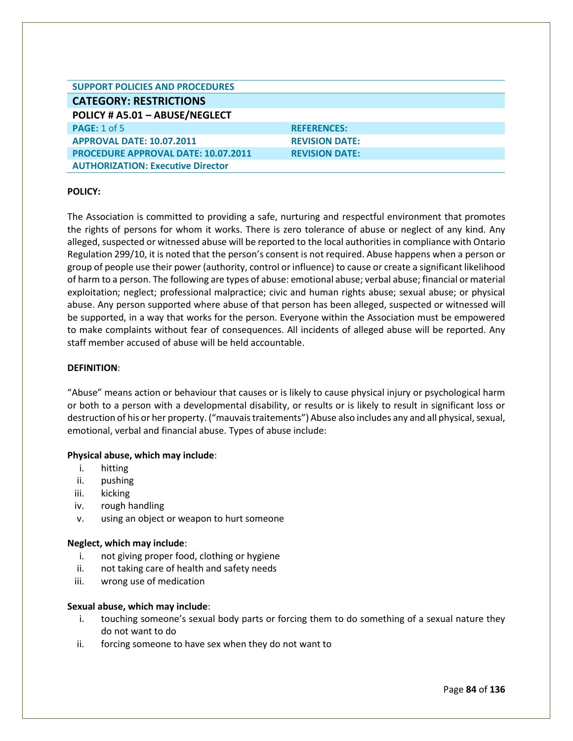| SUPPORT POLICIES AND PROCEDURES | |
|---|---|
| **CATEGORY: RESTRICTIONS** | |
| **POLICY # A5.01 – ABUSE/NEGLECT** | |
| **PAGE:** 1 of 5 | **REFERENCES:** |
| **APPROVAL DATE: 10.07.2011** | **REVISION DATE:** |
| **PROCEDURE APPROVAL DATE: 10.07.2011** | **REVISION DATE:** |
| **AUTHORIZATION: Executive Director** | |

**POLICY:**

The Association is committed to providing a safe, nurturing and respectful environment that promotes the rights of persons for whom it works. There is zero tolerance of abuse or neglect of any kind. Any alleged, suspected or witnessed abuse will be reported to the local authorities in compliance with Ontario Regulation 299/10, it is noted that the person's consent is not required. Abuse happens when a person or group of people use their power (authority, control or influence) to cause or create a significant likelihood of harm to a person. The following are types of abuse: emotional abuse; verbal abuse; financial or material exploitation; neglect; professional malpractice; civic and human rights abuse; sexual abuse; or physical abuse. Any person supported where abuse of that person has been alleged, suspected or witnessed will be supported, in a way that works for the person. Everyone within the Association must be empowered to make complaints without fear of consequences. All incidents of alleged abuse will be reported. Any staff member accused of abuse will be held accountable.

**DEFINITION**:

"Abuse" means action or behaviour that causes or is likely to cause physical injury or psychological harm or both to a person with a developmental disability, or results or is likely to result in significant loss or destruction of his or her property. ("mauvais traitements") Abuse also includes any and all physical, sexual, emotional, verbal and financial abuse. Types of abuse include:

**Physical abuse, which may include**:

i. hitting
ii. pushing
iii. kicking
iv. rough handling
v. using an object or weapon to hurt someone

**Neglect, which may include**:

i. not giving proper food, clothing or hygiene
ii. not taking care of health and safety needs
iii. wrong use of medication

**Sexual abuse, which may include**:

i. touching someone's sexual body parts or forcing them to do something of a sexual nature they do not want to do
ii. forcing someone to have sex when they do not want to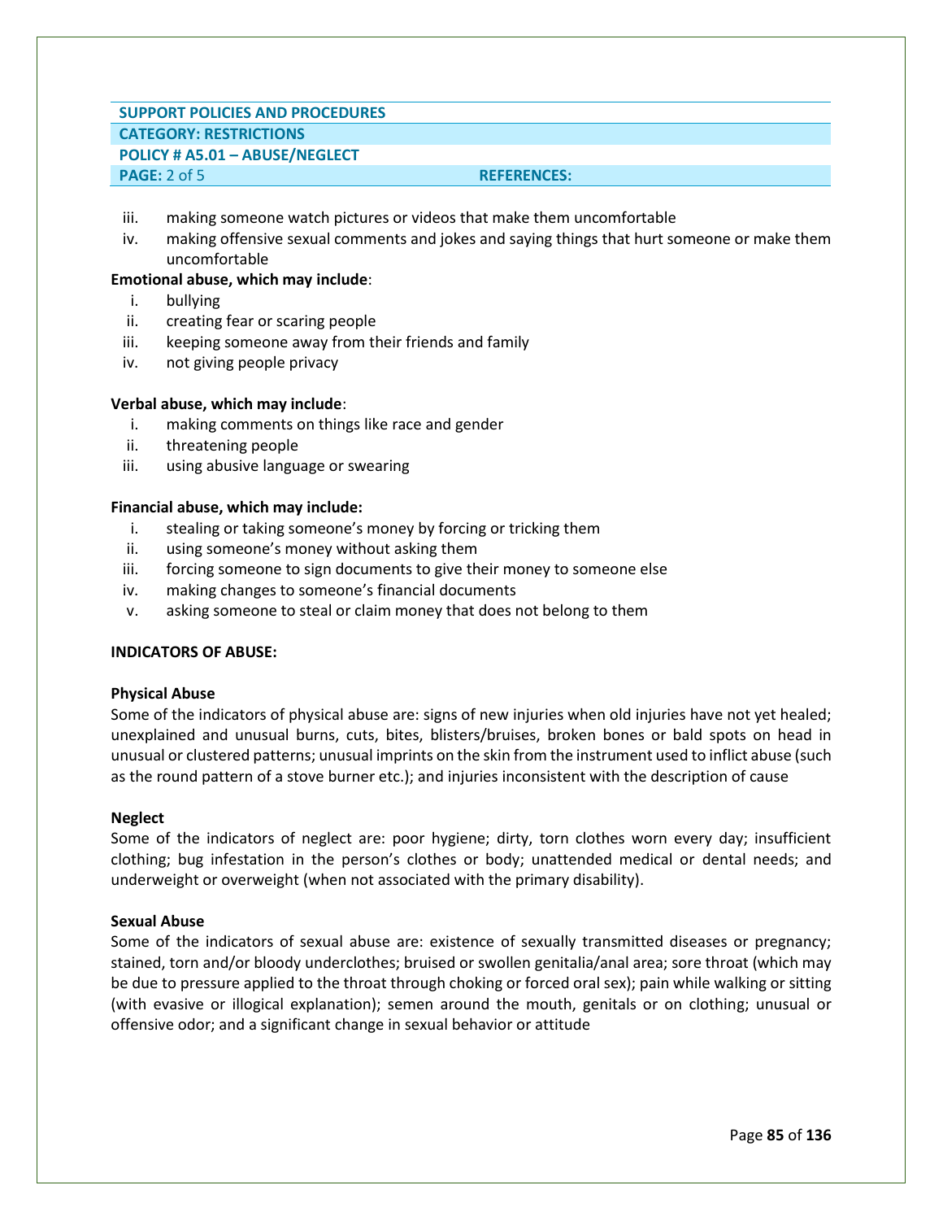iii. making someone watch pictures or videos that make them uncomfortable
iv. making offensive sexual comments and jokes and saying things that hurt someone or make them uncomfortable

**Emotional abuse, which may include**:

i. bullying
ii. creating fear or scaring people
iii. keeping someone away from their friends and family
iv. not giving people privacy

**Verbal abuse, which may include**:

i. making comments on things like race and gender
ii. threatening people
iii. using abusive language or swearing

**Financial abuse, which may include:**

i. stealing or taking someone's money by forcing or tricking them
ii. using someone's money without asking them
iii. forcing someone to sign documents to give their money to someone else
iv. making changes to someone's financial documents
v. asking someone to steal or claim money that does not belong to them

**INDICATORS OF ABUSE:**

**Physical Abuse**

Some of the indicators of physical abuse are: signs of new injuries when old injuries have not yet healed; unexplained and unusual burns, cuts, bites, blisters/bruises, broken bones or bald spots on head in unusual or clustered patterns; unusual imprints on the skin from the instrument used to inflict abuse (such as the round pattern of a stove burner etc.); and injuries inconsistent with the description of cause

**Neglect**

Some of the indicators of neglect are: poor hygiene; dirty, torn clothes worn every day; insufficient clothing; bug infestation in the person's clothes or body; unattended medical or dental needs; and underweight or overweight (when not associated with the primary disability).

**Sexual Abuse**

Some of the indicators of sexual abuse are: existence of sexually transmitted diseases or pregnancy; stained, torn and/or bloody underclothes; bruised or swollen genitalia/anal area; sore throat (which may be due to pressure applied to the throat through choking or forced oral sex); pain while walking or sitting (with evasive or illogical explanation); semen around the mouth, genitals or on clothing; unusual or offensive odor; and a significant change in sexual behavior or attitude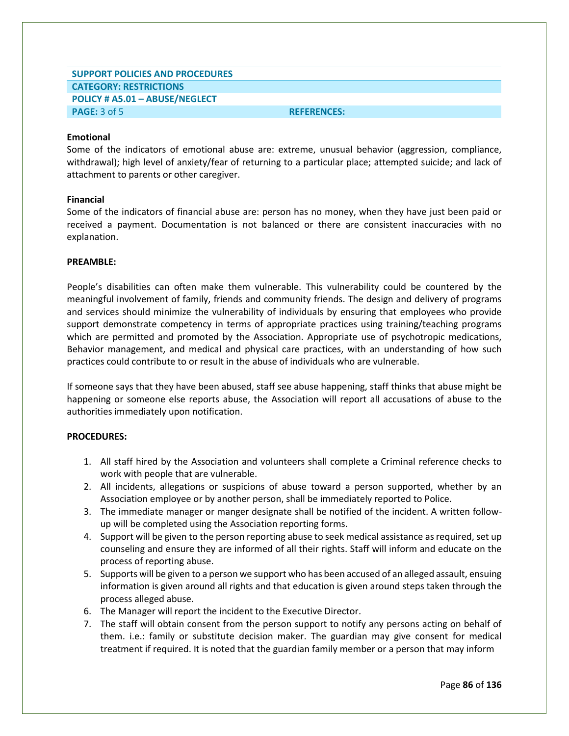| SUPPORT POLICIES AND PROCEDURES | |
|---|---|
| **CATEGORY: RESTRICTIONS** | |
| **POLICY # A5.01 – ABUSE/NEGLECT** | |
| **PAGE:** 3 of 5 | **REFERENCES:** |

**Emotional**
Some of the indicators of emotional abuse are: extreme, unusual behavior (aggression, compliance, withdrawal); high level of anxiety/fear of returning to a particular place; attempted suicide; and lack of attachment to parents or other caregiver.

**Financial**
Some of the indicators of financial abuse are: person has no money, when they have just been paid or received a payment. Documentation is not balanced or there are consistent inaccuracies with no explanation.

**PREAMBLE:**

People's disabilities can often make them vulnerable. This vulnerability could be countered by the meaningful involvement of family, friends and community friends. The design and delivery of programs and services should minimize the vulnerability of individuals by ensuring that employees who provide support demonstrate competency in terms of appropriate practices using training/teaching programs which are permitted and promoted by the Association. Appropriate use of psychotropic medications, Behavior management, and medical and physical care practices, with an understanding of how such practices could contribute to or result in the abuse of individuals who are vulnerable.

If someone says that they have been abused, staff see abuse happening, staff thinks that abuse might be happening or someone else reports abuse, the Association will report all accusations of abuse to the authorities immediately upon notification.

**PROCEDURES:**

1. All staff hired by the Association and volunteers shall complete a Criminal reference checks to work with people that are vulnerable.
2. All incidents, allegations or suspicions of abuse toward a person supported, whether by an Association employee or by another person, shall be immediately reported to Police.
3. The immediate manager or manger designate shall be notified of the incident. A written follow-up will be completed using the Association reporting forms.
4. Support will be given to the person reporting abuse to seek medical assistance as required, set up counseling and ensure they are informed of all their rights. Staff will inform and educate on the process of reporting abuse.
5. Supports will be given to a person we support who has been accused of an alleged assault, ensuing information is given around all rights and that education is given around steps taken through the process alleged abuse.
6. The Manager will report the incident to the Executive Director.
7. The staff will obtain consent from the person support to notify any persons acting on behalf of them. i.e.: family or substitute decision maker. The guardian may give consent for medical treatment if required. It is noted that the guardian family member or a person that may inform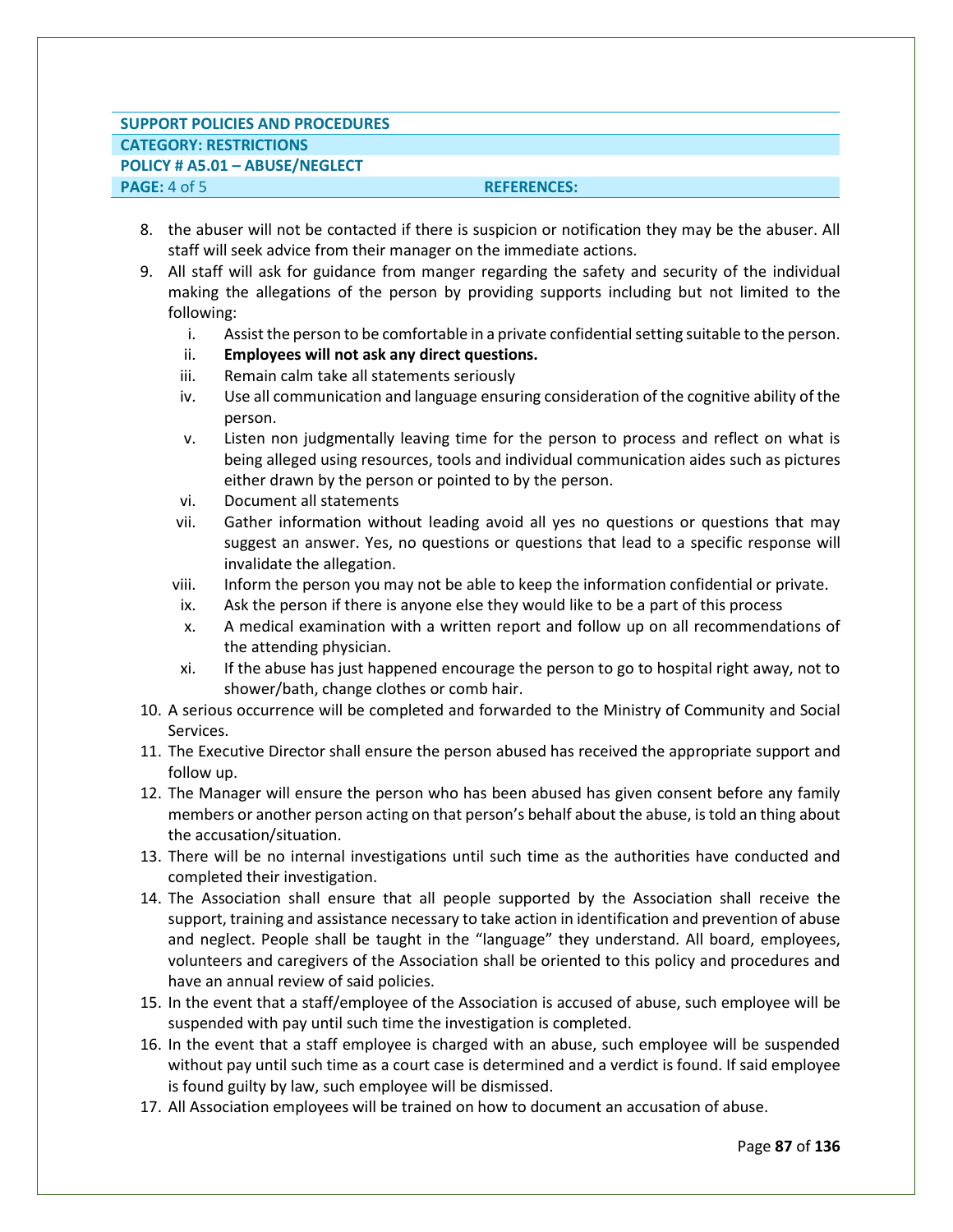| SUPPORT POLICIES AND PROCEDURES | |
|---|---|
| CATEGORY: RESTRICTIONS | |
| POLICY # A5.01 – ABUSE/NEGLECT | |
| PAGE: 4 of 5 | REFERENCES: |

8. the abuser will not be contacted if there is suspicion or notification they may be the abuser. All staff will seek advice from their manager on the immediate actions.
9. All staff will ask for guidance from manger regarding the safety and security of the individual making the allegations of the person by providing supports including but not limited to the following:
   i. Assist the person to be comfortable in a private confidential setting suitable to the person.
   ii. **Employees will not ask any direct questions.**
   iii. Remain calm take all statements seriously
   iv. Use all communication and language ensuring consideration of the cognitive ability of the person.
   v. Listen non judgmentally leaving time for the person to process and reflect on what is being alleged using resources, tools and individual communication aides such as pictures either drawn by the person or pointed to by the person.
   vi. Document all statements
   vii. Gather information without leading avoid all yes no questions or questions that may suggest an answer. Yes, no questions or questions that lead to a specific response will invalidate the allegation.
   viii. Inform the person you may not be able to keep the information confidential or private.
   ix. Ask the person if there is anyone else they would like to be a part of this process
   x. A medical examination with a written report and follow up on all recommendations of the attending physician.
   xi. If the abuse has just happened encourage the person to go to hospital right away, not to shower/bath, change clothes or comb hair.
10. A serious occurrence will be completed and forwarded to the Ministry of Community and Social Services.
11. The Executive Director shall ensure the person abused has received the appropriate support and follow up.
12. The Manager will ensure the person who has been abused has given consent before any family members or another person acting on that person's behalf about the abuse, is told an thing about the accusation/situation.
13. There will be no internal investigations until such time as the authorities have conducted and completed their investigation.
14. The Association shall ensure that all people supported by the Association shall receive the support, training and assistance necessary to take action in identification and prevention of abuse and neglect. People shall be taught in the "language" they understand. All board, employees, volunteers and caregivers of the Association shall be oriented to this policy and procedures and have an annual review of said policies.
15. In the event that a staff/employee of the Association is accused of abuse, such employee will be suspended with pay until such time the investigation is completed.
16. In the event that a staff employee is charged with an abuse, such employee will be suspended without pay until such time as a court case is determined and a verdict is found. If said employee is found guilty by law, such employee will be dismissed.
17. All Association employees will be trained on how to document an accusation of abuse.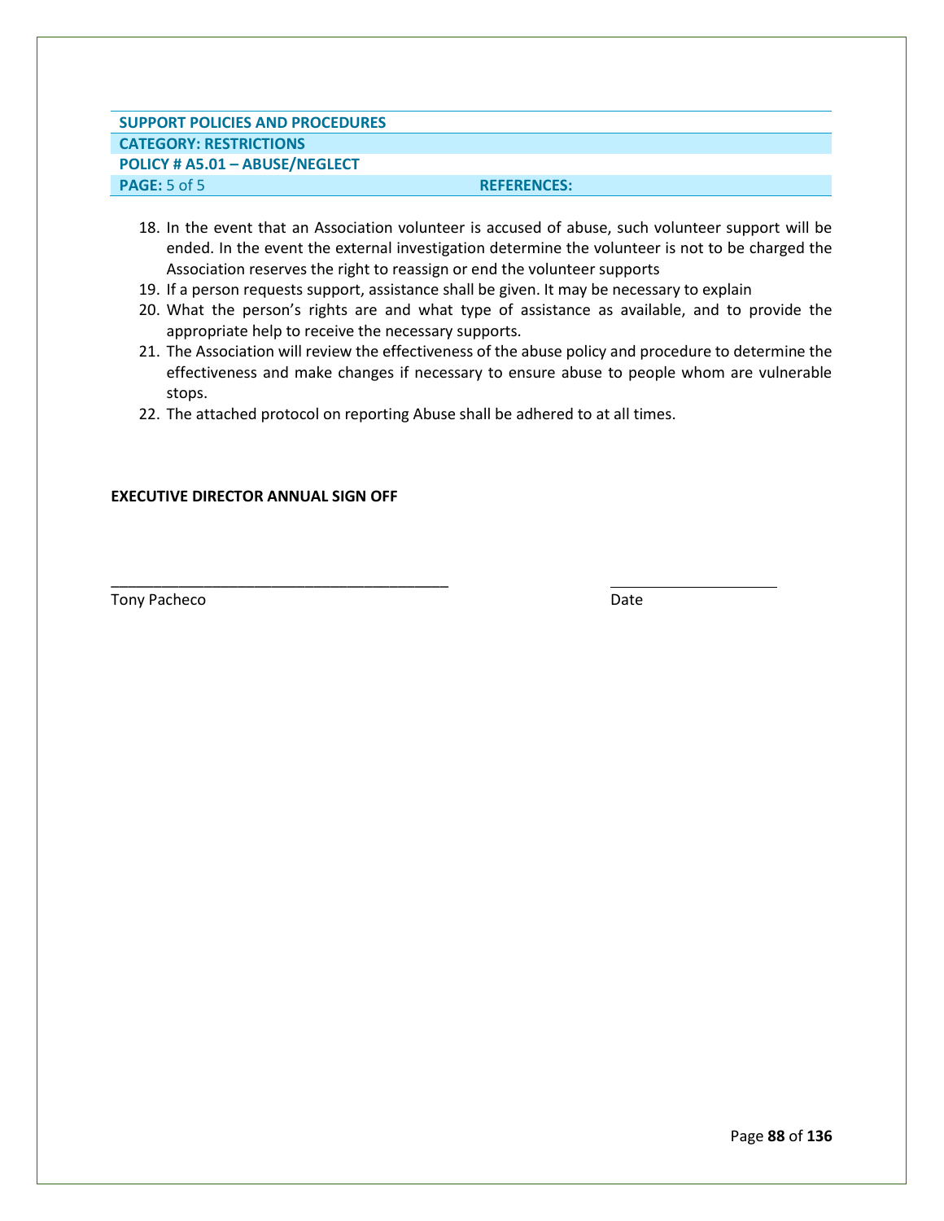**SUPPORT POLICIES AND PROCEDURES**

**CATEGORY: RESTRICTIONS**

**POLICY # A5.01 – ABUSE/NEGLECT**

**PAGE:** 5 of 5 **REFERENCES:**

18. In the event that an Association volunteer is accused of abuse, such volunteer support will be ended. In the event the external investigation determine the volunteer is not to be charged the Association reserves the right to reassign or end the volunteer supports
19. If a person requests support, assistance shall be given. It may be necessary to explain
20. What the person's rights are and what type of assistance as available, and to provide the appropriate help to receive the necessary supports.
21. The Association will review the effectiveness of the abuse policy and procedure to determine the effectiveness and make changes if necessary to ensure abuse to people whom are vulnerable stops.
22. The attached protocol on reporting Abuse shall be adhered to at all times.

**EXECUTIVE DIRECTOR ANNUAL SIGN OFF**

\_\_\_\_\_\_\_\_\_\_\_\_\_\_\_\_\_\_\_\_\_\_\_\_\_\_\_\_\_\_\_\_\_\_\_\_\_\_\_\_ \_\_\_\_\_\_\_\_\_\_\_\_\_\_\_\_\_\_\_\_

Tony Pacheco Date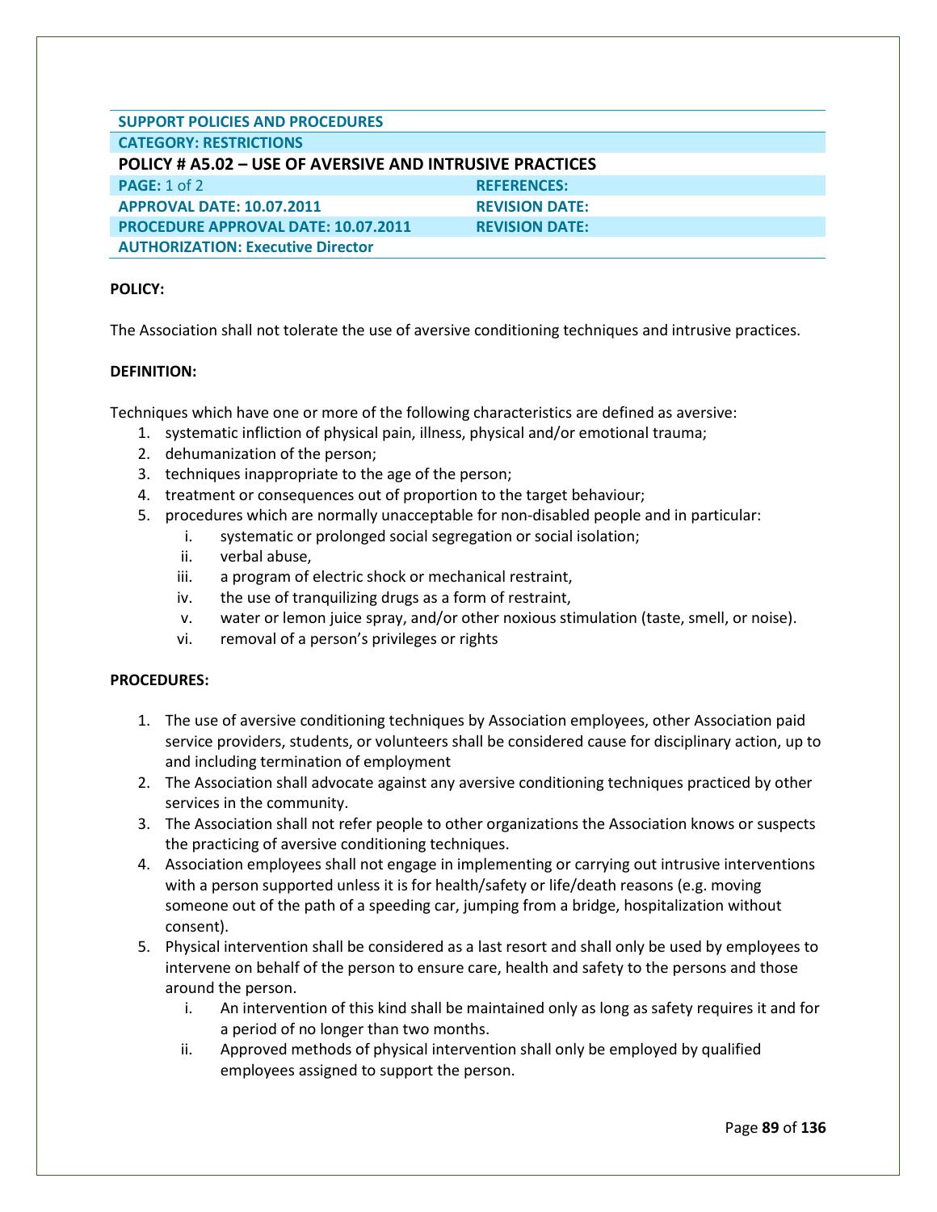| SUPPORT POLICIES AND PROCEDURES | |
|---|---|
| CATEGORY: RESTRICTIONS | |
| POLICY # A5.02 – USE OF AVERSIVE AND INTRUSIVE PRACTICES | |
| PAGE: 1 of 2 | REFERENCES: |
| APPROVAL DATE: 10.07.2011 | REVISION DATE: |
| PROCEDURE APPROVAL DATE: 10.07.2011 | REVISION DATE: |
| AUTHORIZATION: Executive Director | |

**POLICY:**

The Association shall not tolerate the use of aversive conditioning techniques and intrusive practices.

**DEFINITION:**

Techniques which have one or more of the following characteristics are defined as aversive:

1. systematic infliction of physical pain, illness, physical and/or emotional trauma;
2. dehumanization of the person;
3. techniques inappropriate to the age of the person;
4. treatment or consequences out of proportion to the target behaviour;
5. procedures which are normally unacceptable for non-disabled people and in particular:
    i. systematic or prolonged social segregation or social isolation;
    ii. verbal abuse,
    iii. a program of electric shock or mechanical restraint,
    iv. the use of tranquilizing drugs as a form of restraint,
    v. water or lemon juice spray, and/or other noxious stimulation (taste, smell, or noise).
    vi. removal of a person's privileges or rights

**PROCEDURES:**

1. The use of aversive conditioning techniques by Association employees, other Association paid service providers, students, or volunteers shall be considered cause for disciplinary action, up to and including termination of employment
2. The Association shall advocate against any aversive conditioning techniques practiced by other services in the community.
3. The Association shall not refer people to other organizations the Association knows or suspects the practicing of aversive conditioning techniques.
4. Association employees shall not engage in implementing or carrying out intrusive interventions with a person supported unless it is for health/safety or life/death reasons (e.g. moving someone out of the path of a speeding car, jumping from a bridge, hospitalization without consent).
5. Physical intervention shall be considered as a last resort and shall only be used by employees to intervene on behalf of the person to ensure care, health and safety to the persons and those around the person.
    i. An intervention of this kind shall be maintained only as long as safety requires it and for a period of no longer than two months.
    ii. Approved methods of physical intervention shall only be employed by qualified employees assigned to support the person.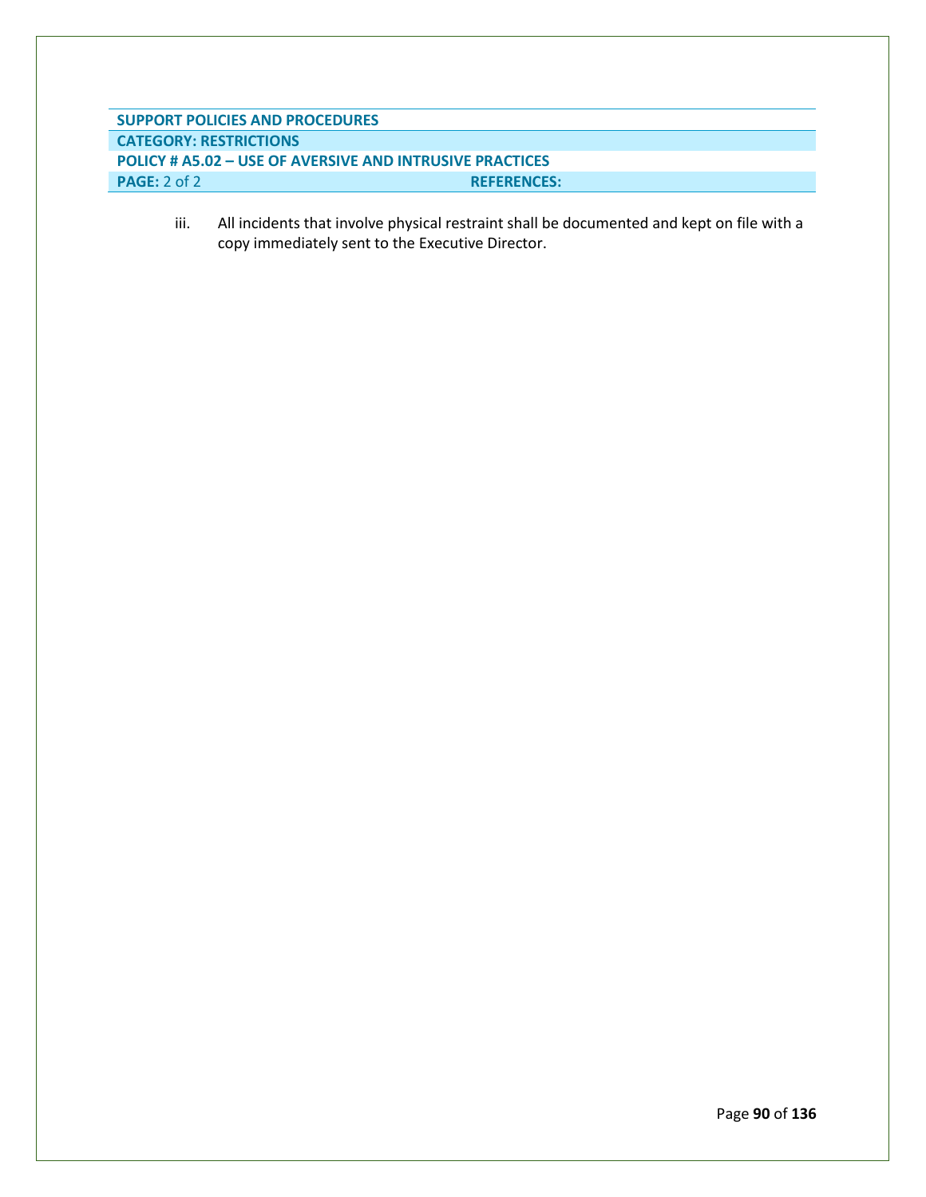| SUPPORT POLICIES AND PROCEDURES | |
|---|---|
| **CATEGORY: RESTRICTIONS** | |
| **POLICY # A5.02 – USE OF AVERSIVE AND INTRUSIVE PRACTICES** | |
| **PAGE:** 2 of 2 | **REFERENCES:** |

iii. All incidents that involve physical restraint shall be documented and kept on file with a copy immediately sent to the Executive Director.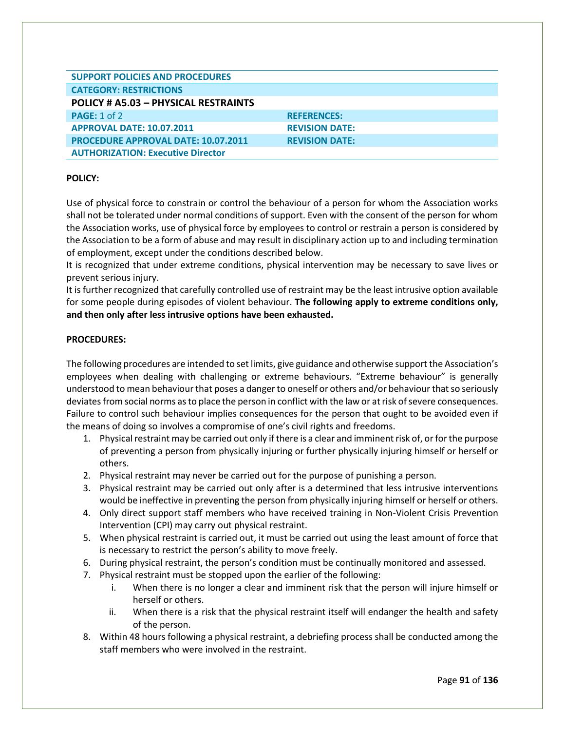| SUPPORT POLICIES AND PROCEDURES | |
|---|---|
| **CATEGORY: RESTRICTIONS** | |
| **POLICY # A5.03 – PHYSICAL RESTRAINTS** | |
| **PAGE:** 1 of 2 | **REFERENCES:** |
| **APPROVAL DATE: 10.07.2011** | **REVISION DATE:** |
| **PROCEDURE APPROVAL DATE: 10.07.2011** | **REVISION DATE:** |
| **AUTHORIZATION: Executive Director** | |

**POLICY:**

Use of physical force to constrain or control the behaviour of a person for whom the Association works shall not be tolerated under normal conditions of support. Even with the consent of the person for whom the Association works, use of physical force by employees to control or restrain a person is considered by the Association to be a form of abuse and may result in disciplinary action up to and including termination of employment, except under the conditions described below.

It is recognized that under extreme conditions, physical intervention may be necessary to save lives or prevent serious injury.

It is further recognized that carefully controlled use of restraint may be the least intrusive option available for some people during episodes of violent behaviour. **The following apply to extreme conditions only, and then only after less intrusive options have been exhausted.**

**PROCEDURES:**

The following procedures are intended to set limits, give guidance and otherwise support the Association's employees when dealing with challenging or extreme behaviours. "Extreme behaviour" is generally understood to mean behaviour that poses a danger to oneself or others and/or behaviour that so seriously deviates from social norms as to place the person in conflict with the law or at risk of severe consequences. Failure to control such behaviour implies consequences for the person that ought to be avoided even if the means of doing so involves a compromise of one's civil rights and freedoms.

1. Physical restraint may be carried out only if there is a clear and imminent risk of, or for the purpose of preventing a person from physically injuring or further physically injuring himself or herself or others.
2. Physical restraint may never be carried out for the purpose of punishing a person.
3. Physical restraint may be carried out only after is a determined that less intrusive interventions would be ineffective in preventing the person from physically injuring himself or herself or others.
4. Only direct support staff members who have received training in Non-Violent Crisis Prevention Intervention (CPI) may carry out physical restraint.
5. When physical restraint is carried out, it must be carried out using the least amount of force that is necessary to restrict the person's ability to move freely.
6. During physical restraint, the person's condition must be continually monitored and assessed.
7. Physical restraint must be stopped upon the earlier of the following:
   i. When there is no longer a clear and imminent risk that the person will injure himself or herself or others.
   ii. When there is a risk that the physical restraint itself will endanger the health and safety of the person.
8. Within 48 hours following a physical restraint, a debriefing process shall be conducted among the staff members who were involved in the restraint.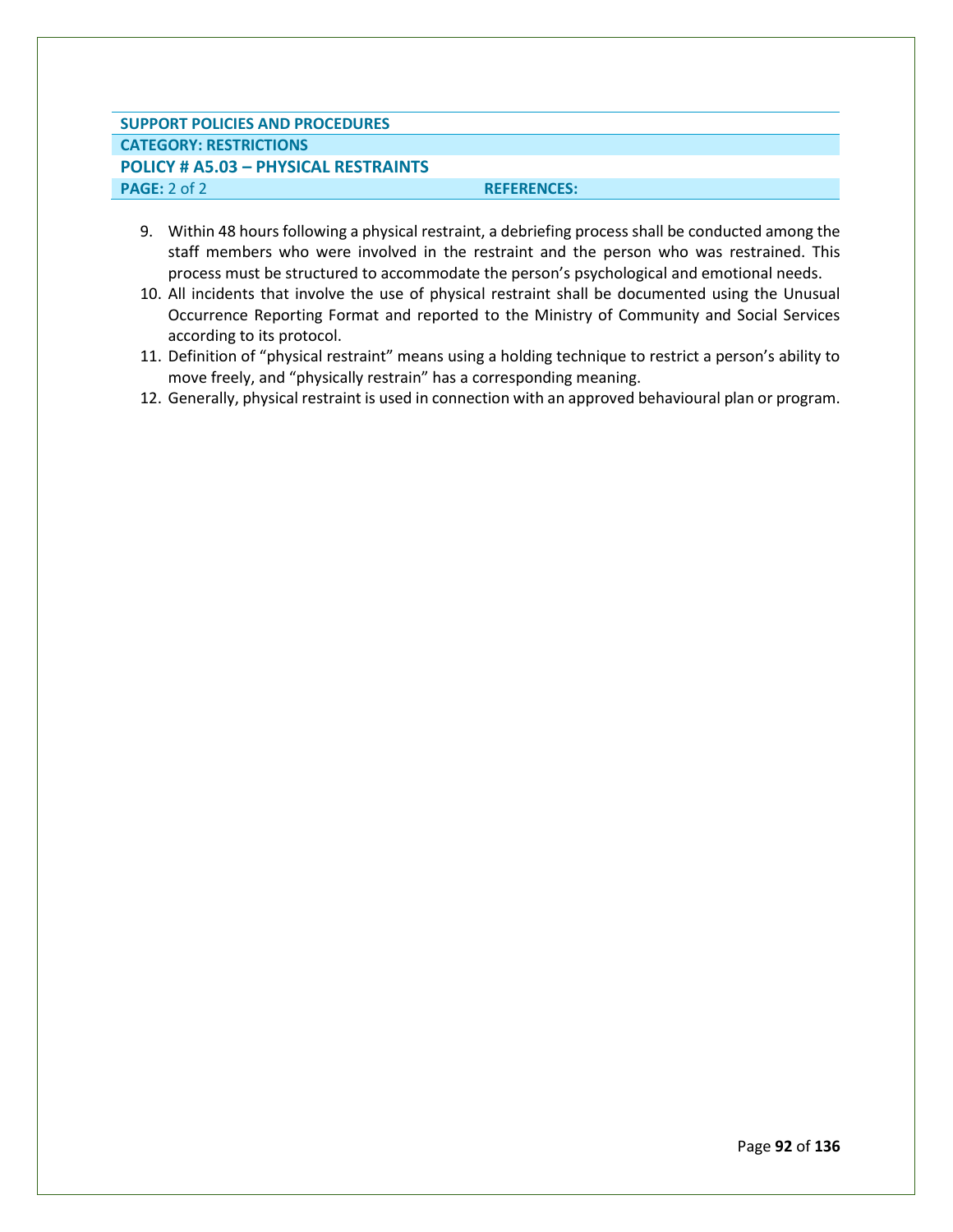| SUPPORT POLICIES AND PROCEDURES | |
|---|---|
| **CATEGORY: RESTRICTIONS** | |
| **POLICY # A5.03 – PHYSICAL RESTRAINTS** | |
| **PAGE:** 2 of 2 | **REFERENCES:** |

9. Within 48 hours following a physical restraint, a debriefing process shall be conducted among the staff members who were involved in the restraint and the person who was restrained. This process must be structured to accommodate the person's psychological and emotional needs.
10. All incidents that involve the use of physical restraint shall be documented using the Unusual Occurrence Reporting Format and reported to the Ministry of Community and Social Services according to its protocol.
11. Definition of "physical restraint" means using a holding technique to restrict a person's ability to move freely, and "physically restrain" has a corresponding meaning.
12. Generally, physical restraint is used in connection with an approved behavioural plan or program.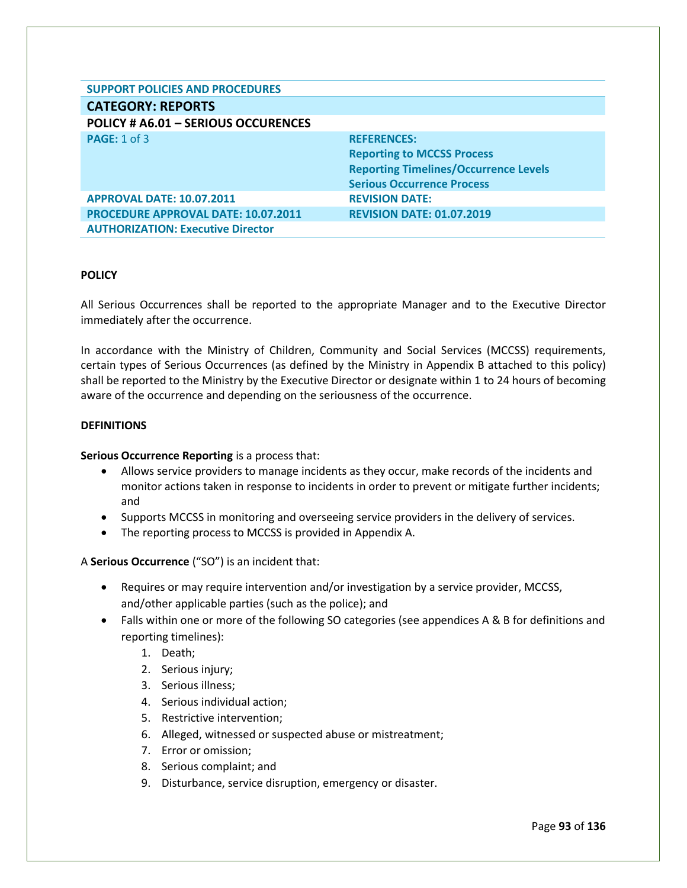| SUPPORT POLICIES AND PROCEDURES | |
| --- | --- |
| **CATEGORY: REPORTS** | |
| **POLICY # A6.01 – SERIOUS OCCURENCES** | |
| **PAGE:** 1 of 3 | **REFERENCES:** Reporting to MCCSS Process; Reporting Timelines/Occurrence Levels; Serious Occurrence Process |
| **APPROVAL DATE: 10.07.2011** | **REVISION DATE:** |
| **PROCEDURE APPROVAL DATE: 10.07.2011** | **REVISION DATE: 01.07.2019** |
| **AUTHORIZATION: Executive Director** | |

**POLICY**

All Serious Occurrences shall be reported to the appropriate Manager and to the Executive Director immediately after the occurrence.

In accordance with the Ministry of Children, Community and Social Services (MCCSS) requirements, certain types of Serious Occurrences (as defined by the Ministry in Appendix B attached to this policy) shall be reported to the Ministry by the Executive Director or designate within 1 to 24 hours of becoming aware of the occurrence and depending on the seriousness of the occurrence.

**DEFINITIONS**

**Serious Occurrence Reporting** is a process that:

- Allows service providers to manage incidents as they occur, make records of the incidents and monitor actions taken in response to incidents in order to prevent or mitigate further incidents; and
- Supports MCCSS in monitoring and overseeing service providers in the delivery of services.
- The reporting process to MCCSS is provided in Appendix A.

A **Serious Occurrence** ("SO") is an incident that:

- Requires or may require intervention and/or investigation by a service provider, MCCSS, and/other applicable parties (such as the police); and
- Falls within one or more of the following SO categories (see appendices A & B for definitions and reporting timelines):
    1. Death;
    2. Serious injury;
    3. Serious illness;
    4. Serious individual action;
    5. Restrictive intervention;
    6. Alleged, witnessed or suspected abuse or mistreatment;
    7. Error or omission;
    8. Serious complaint; and
    9. Disturbance, service disruption, emergency or disaster.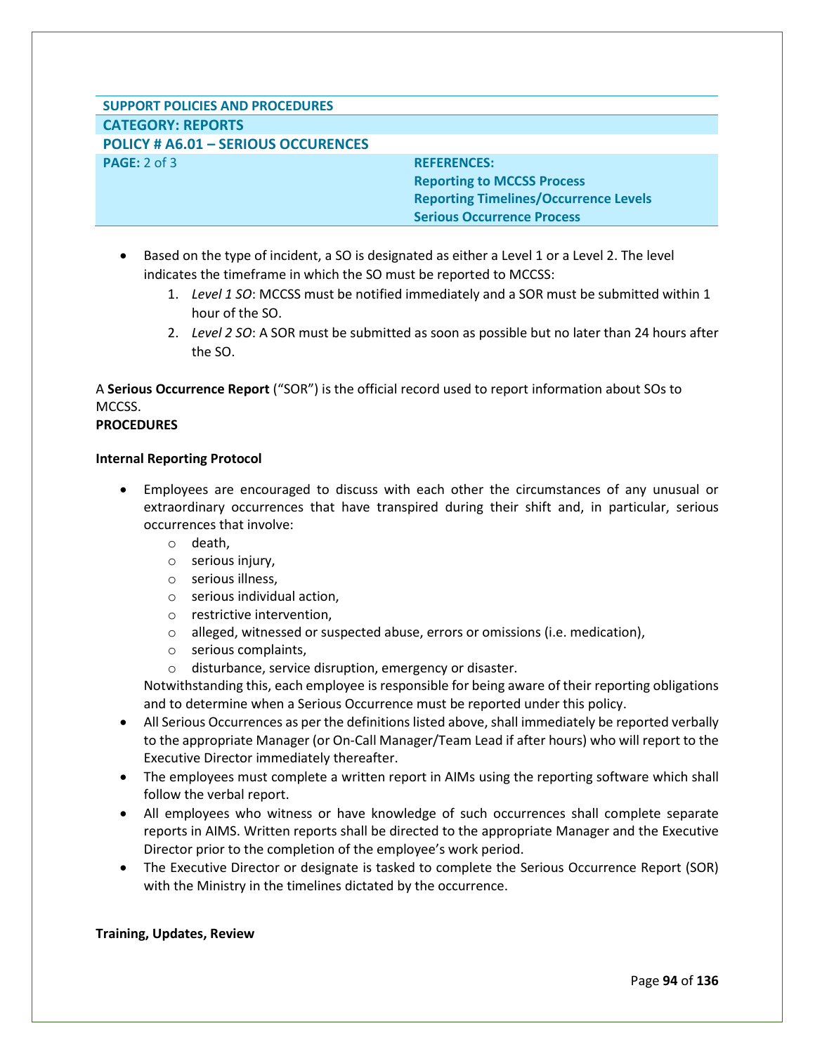| SUPPORT POLICIES AND PROCEDURES | |
|---|---|
| **CATEGORY: REPORTS** | |
| **POLICY # A6.01 – SERIOUS OCCURENCES** | |
| **PAGE:** 2 of 3 | **REFERENCES:** Reporting to MCCSS Process; Reporting Timelines/Occurrence Levels; Serious Occurrence Process |

- Based on the type of incident, a SO is designated as either a Level 1 or a Level 2. The level indicates the timeframe in which the SO must be reported to MCCSS:
  1. *Level 1 SO*: MCCSS must be notified immediately and a SOR must be submitted within 1 hour of the SO.
  2. *Level 2 SO*: A SOR must be submitted as soon as possible but no later than 24 hours after the SO.

A **Serious Occurrence Report** ("SOR") is the official record used to report information about SOs to MCCSS.

**PROCEDURES**

**Internal Reporting Protocol**

- Employees are encouraged to discuss with each other the circumstances of any unusual or extraordinary occurrences that have transpired during their shift and, in particular, serious occurrences that involve:
  - death,
  - serious injury,
  - serious illness,
  - serious individual action,
  - restrictive intervention,
  - alleged, witnessed or suspected abuse, errors or omissions (i.e. medication),
  - serious complaints,
  - disturbance, service disruption, emergency or disaster.

  Notwithstanding this, each employee is responsible for being aware of their reporting obligations and to determine when a Serious Occurrence must be reported under this policy.
- All Serious Occurrences as per the definitions listed above, shall immediately be reported verbally to the appropriate Manager (or On-Call Manager/Team Lead if after hours) who will report to the Executive Director immediately thereafter.
- The employees must complete a written report in AIMs using the reporting software which shall follow the verbal report.
- All employees who witness or have knowledge of such occurrences shall complete separate reports in AIMS. Written reports shall be directed to the appropriate Manager and the Executive Director prior to the completion of the employee's work period.
- The Executive Director or designate is tasked to complete the Serious Occurrence Report (SOR) with the Ministry in the timelines dictated by the occurrence.

**Training, Updates, Review**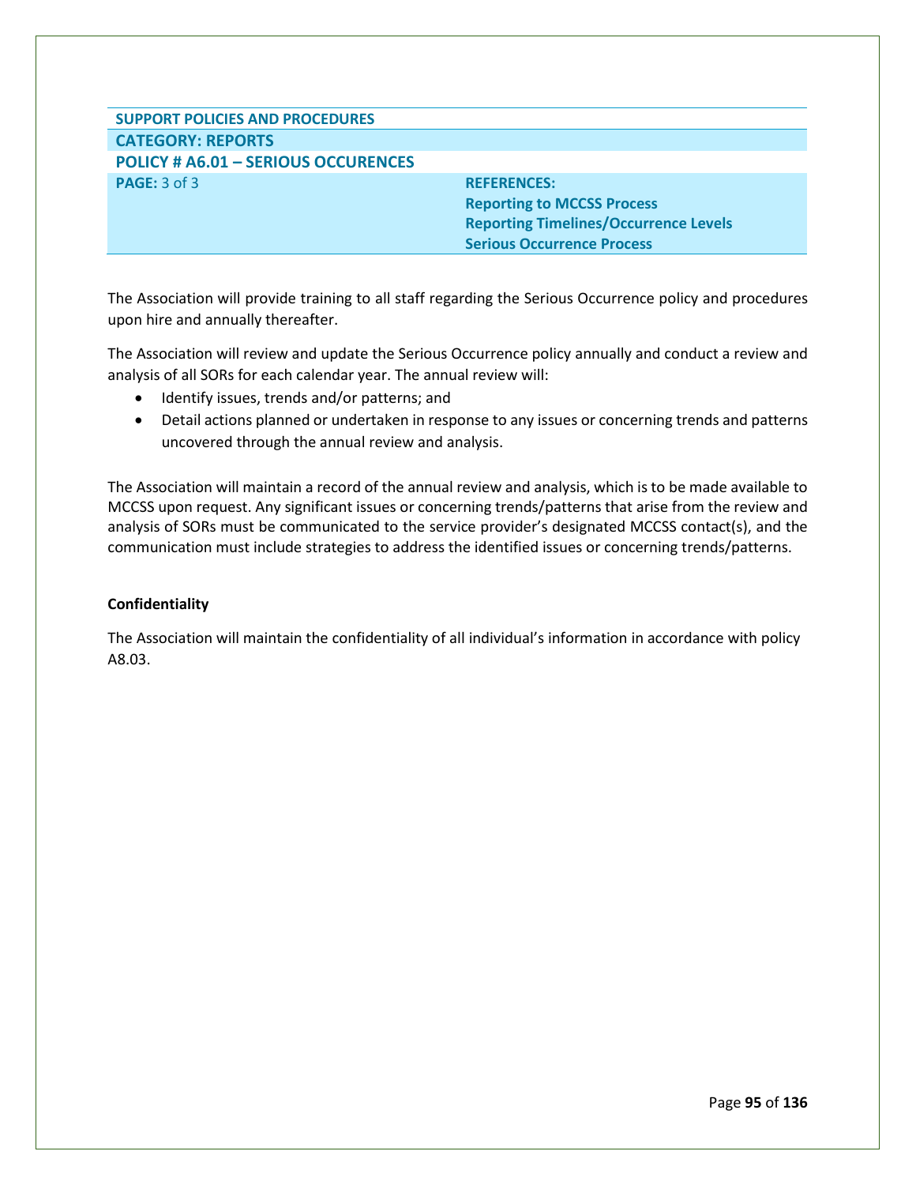| SUPPORT POLICIES AND PROCEDURES | |
|---|---|
| **CATEGORY: REPORTS** | |
| **POLICY # A6.01 – SERIOUS OCCURENCES** | |
| **PAGE:** 3 of 3 | **REFERENCES:** <br> **Reporting to MCCSS Process** <br> **Reporting Timelines/Occurrence Levels** <br> **Serious Occurrence Process** |

The Association will provide training to all staff regarding the Serious Occurrence policy and procedures upon hire and annually thereafter.

The Association will review and update the Serious Occurrence policy annually and conduct a review and analysis of all SORs for each calendar year. The annual review will:

- Identify issues, trends and/or patterns; and
- Detail actions planned or undertaken in response to any issues or concerning trends and patterns uncovered through the annual review and analysis.

The Association will maintain a record of the annual review and analysis, which is to be made available to MCCSS upon request. Any significant issues or concerning trends/patterns that arise from the review and analysis of SORs must be communicated to the service provider's designated MCCSS contact(s), and the communication must include strategies to address the identified issues or concerning trends/patterns.

**Confidentiality**

The Association will maintain the confidentiality of all individual's information in accordance with policy A8.03.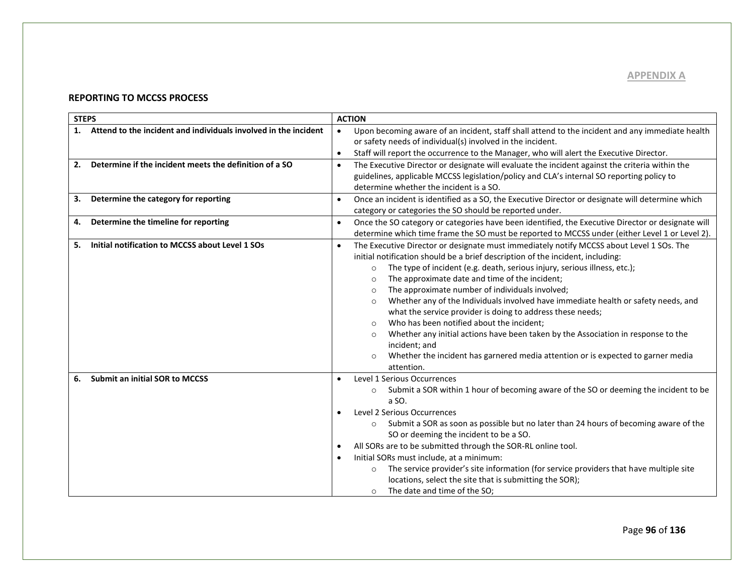**APPENDIX A**

**REPORTING TO MCCSS PROCESS**

| STEPS | ACTION |
|---|---|
| **1. Attend to the incident and individuals involved in the incident** | • Upon becoming aware of an incident, staff shall attend to the incident and any immediate health or safety needs of individual(s) involved in the incident.<br>• Staff will report the occurrence to the Manager, who will alert the Executive Director. |
| **2. Determine if the incident meets the definition of a SO** | • The Executive Director or designate will evaluate the incident against the criteria within the guidelines, applicable MCCSS legislation/policy and CLA's internal SO reporting policy to determine whether the incident is a SO. |
| **3. Determine the category for reporting** | • Once an incident is identified as a SO, the Executive Director or designate will determine which category or categories the SO should be reported under. |
| **4. Determine the timeline for reporting** | • Once the SO category or categories have been identified, the Executive Director or designate will determine which time frame the SO must be reported to MCCSS under (either Level 1 or Level 2). |
| **5. Initial notification to MCCSS about Level 1 SOs** | • The Executive Director or designate must immediately notify MCCSS about Level 1 SOs. The initial notification should be a brief description of the incident, including:<br>  ○ The type of incident (e.g. death, serious injury, serious illness, etc.);<br>  ○ The approximate date and time of the incident;<br>  ○ The approximate number of individuals involved;<br>  ○ Whether any of the Individuals involved have immediate health or safety needs, and what the service provider is doing to address these needs;<br>  ○ Who has been notified about the incident;<br>  ○ Whether any initial actions have been taken by the Association in response to the incident; and<br>  ○ Whether the incident has garnered media attention or is expected to garner media attention. |
| **6. Submit an initial SOR to MCCSS** | • Level 1 Serious Occurrences<br>  ○ Submit a SOR within 1 hour of becoming aware of the SO or deeming the incident to be a SO.<br>• Level 2 Serious Occurrences<br>  ○ Submit a SOR as soon as possible but no later than 24 hours of becoming aware of the SO or deeming the incident to be a SO.<br>• All SORs are to be submitted through the SOR-RL online tool.<br>• Initial SORs must include, at a minimum:<br>  ○ The service provider's site information (for service providers that have multiple site locations, select the site that is submitting the SOR);<br>  ○ The date and time of the SO; |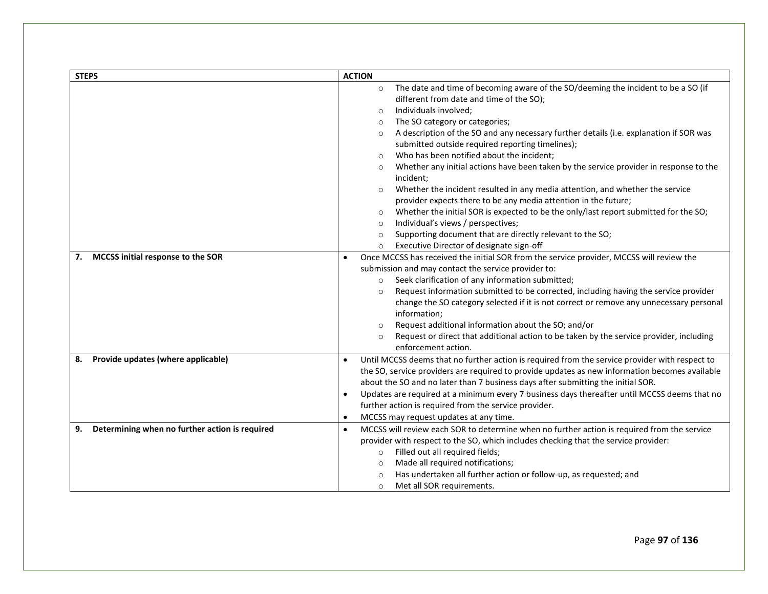| STEPS | ACTION |
|---|---|
| | <ul><li>The date and time of becoming aware of the SO/deeming the incident to be a SO (if different from date and time of the SO);</li><li>Individuals involved;</li><li>The SO category or categories;</li><li>A description of the SO and any necessary further details (i.e. explanation if SOR was submitted outside required reporting timelines);</li><li>Who has been notified about the incident;</li><li>Whether any initial actions have been taken by the service provider in response to the incident;</li><li>Whether the incident resulted in any media attention, and whether the service provider expects there to be any media attention in the future;</li><li>Whether the initial SOR is expected to be the only/last report submitted for the SO;</li><li>Individual's views / perspectives;</li><li>Supporting document that are directly relevant to the SO;</li><li>Executive Director of designate sign-off</li></ul> |
| **7. MCCSS initial response to the SOR** | <ul><li>Once MCCSS has received the initial SOR from the service provider, MCCSS will review the submission and may contact the service provider to:<ul><li>Seek clarification of any information submitted;</li><li>Request information submitted to be corrected, including having the service provider change the SO category selected if it is not correct or remove any unnecessary personal information;</li><li>Request additional information about the SO; and/or</li><li>Request or direct that additional action to be taken by the service provider, including enforcement action.</li></ul></li></ul> |
| **8. Provide updates (where applicable)** | <ul><li>Until MCCSS deems that no further action is required from the service provider with respect to the SO, service providers are required to provide updates as new information becomes available about the SO and no later than 7 business days after submitting the initial SOR.</li><li>Updates are required at a minimum every 7 business days thereafter until MCCSS deems that no further action is required from the service provider.</li><li>MCCSS may request updates at any time.</li></ul> |
| **9. Determining when no further action is required** | <ul><li>MCCSS will review each SOR to determine when no further action is required from the service provider with respect to the SO, which includes checking that the service provider:<ul><li>Filled out all required fields;</li><li>Made all required notifications;</li><li>Has undertaken all further action or follow-up, as requested; and</li><li>Met all SOR requirements.</li></ul></li></ul> |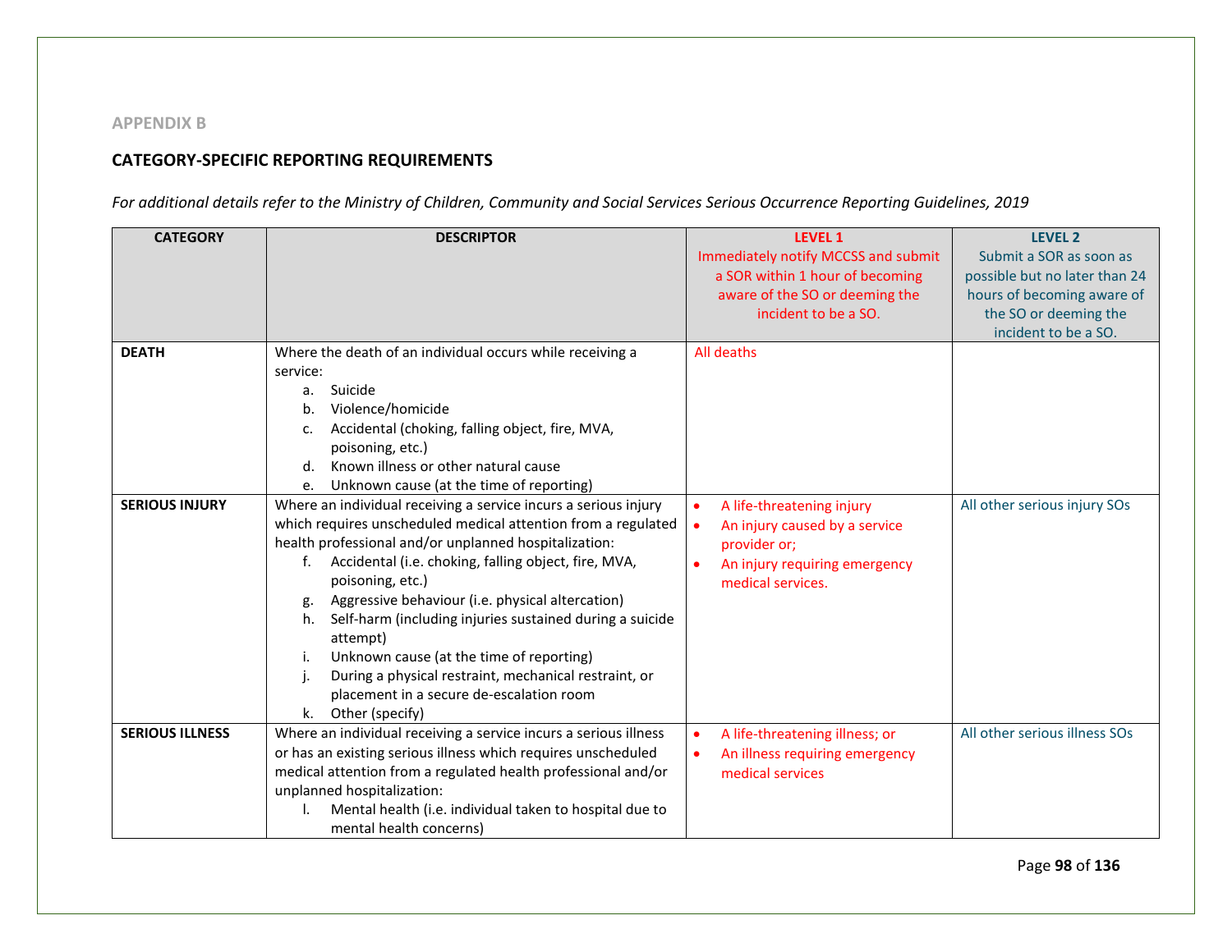APPENDIX B

## CATEGORY-SPECIFIC REPORTING REQUIREMENTS

*For additional details refer to the Ministry of Children, Community and Social Services Serious Occurrence Reporting Guidelines, 2019*

| CATEGORY | DESCRIPTOR | LEVEL 1<br>Immediately notify MCCSS and submit a SOR within 1 hour of becoming aware of the SO or deeming the incident to be a SO. | LEVEL 2<br>Submit a SOR as soon as possible but no later than 24 hours of becoming aware of the SO or deeming the incident to be a SO. |
|---|---|---|---|
| **DEATH** | Where the death of an individual occurs while receiving a service:<br>a. Suicide<br>b. Violence/homicide<br>c. Accidental (choking, falling object, fire, MVA, poisoning, etc.)<br>d. Known illness or other natural cause<br>e. Unknown cause (at the time of reporting) | All deaths | |
| **SERIOUS INJURY** | Where an individual receiving a service incurs a serious injury which requires unscheduled medical attention from a regulated health professional and/or unplanned hospitalization:<br>f. Accidental (i.e. choking, falling object, fire, MVA, poisoning, etc.)<br>g. Aggressive behaviour (i.e. physical altercation)<br>h. Self-harm (including injuries sustained during a suicide attempt)<br>i. Unknown cause (at the time of reporting)<br>j. During a physical restraint, mechanical restraint, or placement in a secure de-escalation room<br>k. Other (specify) | • A life-threatening injury<br>• An injury caused by a service provider or;<br>• An injury requiring emergency medical services. | All other serious injury SOs |
| **SERIOUS ILLNESS** | Where an individual receiving a service incurs a serious illness or has an existing serious illness which requires unscheduled medical attention from a regulated health professional and/or unplanned hospitalization:<br>l. Mental health (i.e. individual taken to hospital due to mental health concerns) | • A life-threatening illness; or<br>• An illness requiring emergency medical services | All other serious illness SOs |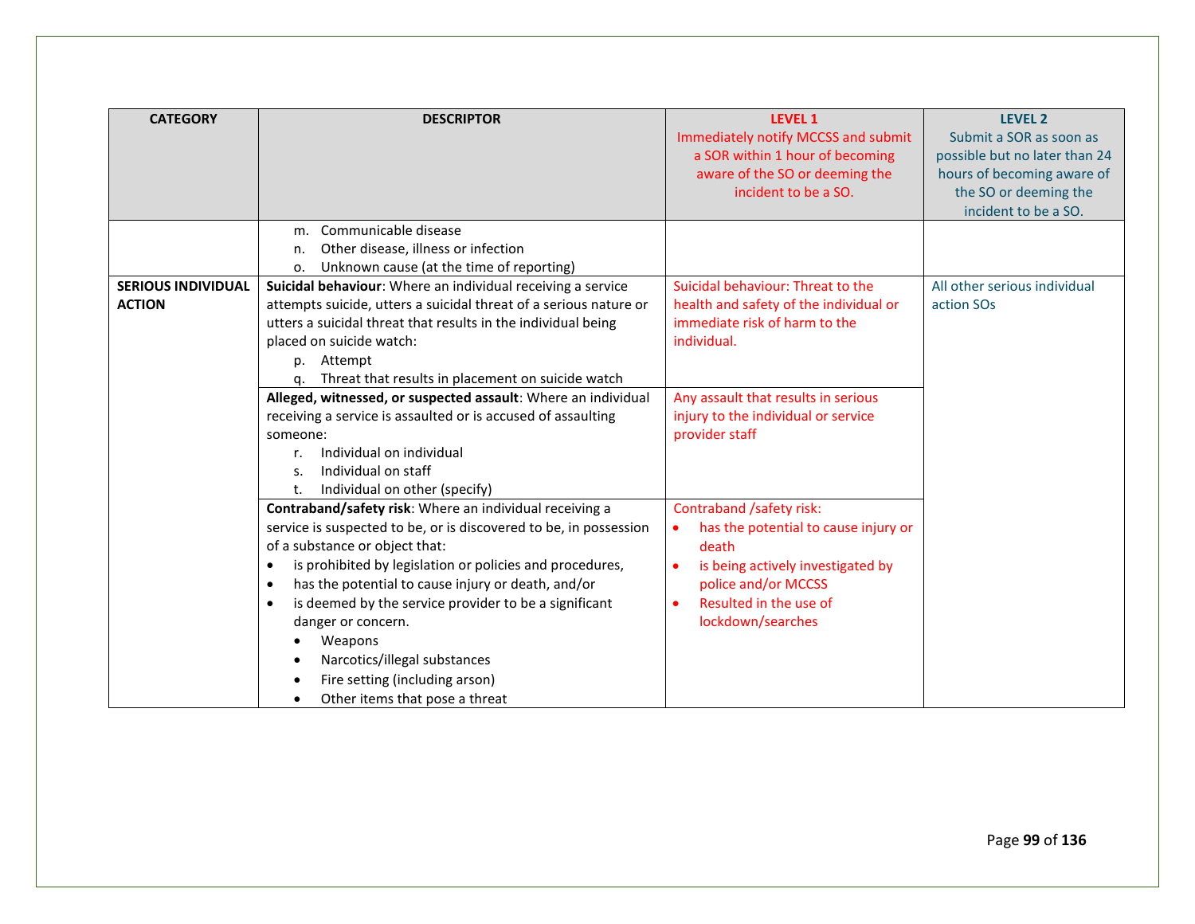| CATEGORY | DESCRIPTOR | LEVEL 1<br>Immediately notify MCCSS and submit a SOR within 1 hour of becoming aware of the SO or deeming the incident to be a SO. | LEVEL 2<br>Submit a SOR as soon as possible but no later than 24 hours of becoming aware of the SO or deeming the incident to be a SO. |
|---|---|---|---|
| | m. Communicable disease<br>n. Other disease, illness or infection<br>o. Unknown cause (at the time of reporting) | | |
| **SERIOUS INDIVIDUAL ACTION** | **Suicidal behaviour**: Where an individual receiving a service attempts suicide, utters a suicidal threat of a serious nature or utters a suicidal threat that results in the individual being placed on suicide watch:<br>p. Attempt<br>q. Threat that results in placement on suicide watch | Suicidal behaviour: Threat to the health and safety of the individual or immediate risk of harm to the individual. | All other serious individual action SOs |
| | **Alleged, witnessed, or suspected assault**: Where an individual receiving a service is assaulted or is accused of assaulting someone:<br>r. Individual on individual<br>s. Individual on staff<br>t. Individual on other (specify) | Any assault that results in serious injury to the individual or service provider staff | |
| | **Contraband/safety risk**: Where an individual receiving a service is suspected to be, or is discovered to be, in possession of a substance or object that:<br>• is prohibited by legislation or policies and procedures,<br>• has the potential to cause injury or death, and/or<br>• is deemed by the service provider to be a significant danger or concern.<br>  • Weapons<br>  • Narcotics/illegal substances<br>  • Fire setting (including arson)<br>  • Other items that pose a threat | Contraband /safety risk:<br>• has the potential to cause injury or death<br>• is being actively investigated by police and/or MCCSS<br>• Resulted in the use of lockdown/searches | |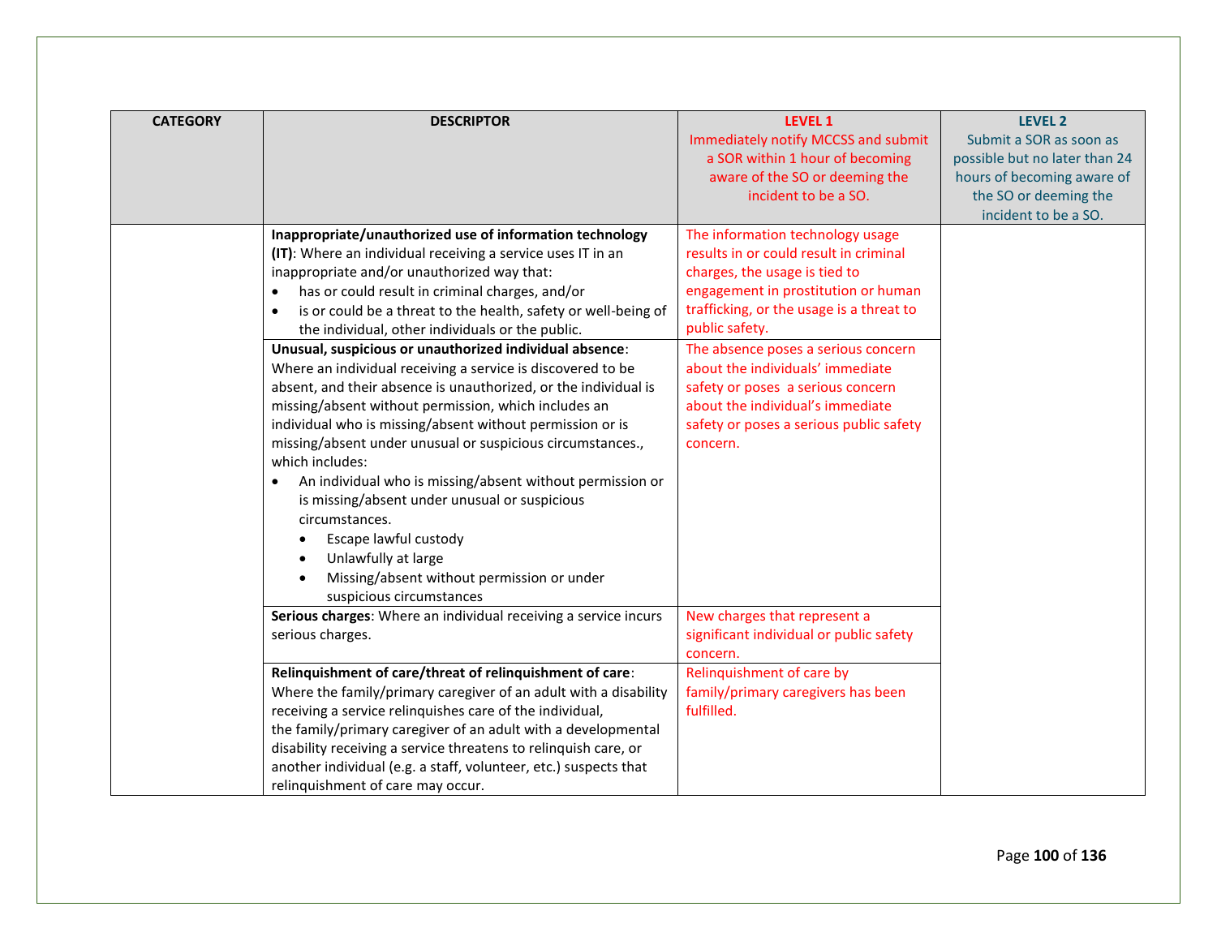| CATEGORY | DESCRIPTOR | LEVEL 1<br>Immediately notify MCCSS and submit a SOR within 1 hour of becoming aware of the SO or deeming the incident to be a SO. | LEVEL 2<br>Submit a SOR as soon as possible but no later than 24 hours of becoming aware of the SO or deeming the incident to be a SO. |
|---|---|---|---|
| | **Inappropriate/unauthorized use of information technology (IT)**: Where an individual receiving a service uses IT in an inappropriate and/or unauthorized way that:<br>• has or could result in criminal charges, and/or<br>• is or could be a threat to the health, safety or well-being of the individual, other individuals or the public. | The information technology usage results in or could result in criminal charges, the usage is tied to engagement in prostitution or human trafficking, or the usage is a threat to public safety. | |
| | **Unusual, suspicious or unauthorized individual absence**: Where an individual receiving a service is discovered to be absent, and their absence is unauthorized, or the individual is missing/absent without permission, which includes an individual who is missing/absent without permission or is missing/absent under unusual or suspicious circumstances., which includes:<br>• An individual who is missing/absent without permission or is missing/absent under unusual or suspicious circumstances.<br>&nbsp;&nbsp;• Escape lawful custody<br>&nbsp;&nbsp;• Unlawfully at large<br>&nbsp;&nbsp;• Missing/absent without permission or under suspicious circumstances | The absence poses a serious concern about the individuals' immediate safety or poses a serious concern about the individual's immediate safety or poses a serious public safety concern. | |
| | **Serious charges**: Where an individual receiving a service incurs serious charges. | New charges that represent a significant individual or public safety concern. | |
| | **Relinquishment of care/threat of relinquishment of care**: Where the family/primary caregiver of an adult with a disability receiving a service relinquishes care of the individual, the family/primary caregiver of an adult with a developmental disability receiving a service threatens to relinquish care, or another individual (e.g. a staff, volunteer, etc.) suspects that relinquishment of care may occur. | Relinquishment of care by family/primary caregivers has been fulfilled. | |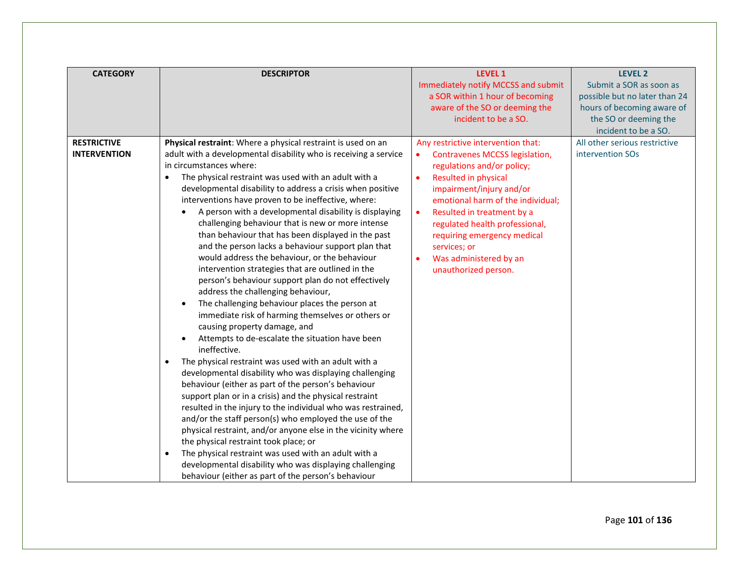| CATEGORY | DESCRIPTOR | LEVEL 1<br>Immediately notify MCCSS and submit a SOR within 1 hour of becoming aware of the SO or deeming the incident to be a SO. | LEVEL 2<br>Submit a SOR as soon as possible but no later than 24 hours of becoming aware of the SO or deeming the incident to be a SO. |
|---|---|---|---|
| **RESTRICTIVE INTERVENTION** | **Physical restraint**: Where a physical restraint is used on an adult with a developmental disability who is receiving a service in circumstances where:<br>• The physical restraint was used with an adult with a developmental disability to address a crisis when positive interventions have proven to be ineffective, where:<br>&nbsp;&nbsp;&nbsp;&nbsp;• A person with a developmental disability is displaying challenging behaviour that is new or more intense than behaviour that has been displayed in the past and the person lacks a behaviour support plan that would address the behaviour, or the behaviour intervention strategies that are outlined in the person's behaviour support plan do not effectively address the challenging behaviour,<br>&nbsp;&nbsp;&nbsp;&nbsp;• The challenging behaviour places the person at immediate risk of harming themselves or others or causing property damage, and<br>&nbsp;&nbsp;&nbsp;&nbsp;• Attempts to de-escalate the situation have been ineffective.<br>• The physical restraint was used with an adult with a developmental disability who was displaying challenging behaviour (either as part of the person's behaviour support plan or in a crisis) and the physical restraint resulted in the injury to the individual who was restrained, and/or the staff person(s) who employed the use of the physical restraint, and/or anyone else in the vicinity where the physical restraint took place; or<br>• The physical restraint was used with an adult with a developmental disability who was displaying challenging behaviour (either as part of the person's behaviour | Any restrictive intervention that:<br>• Contravenes MCCSS legislation, regulations and/or policy;<br>• Resulted in physical impairment/injury and/or emotional harm of the individual;<br>• Resulted in treatment by a regulated health professional, requiring emergency medical services; or<br>• Was administered by an unauthorized person. | All other serious restrictive intervention SOs |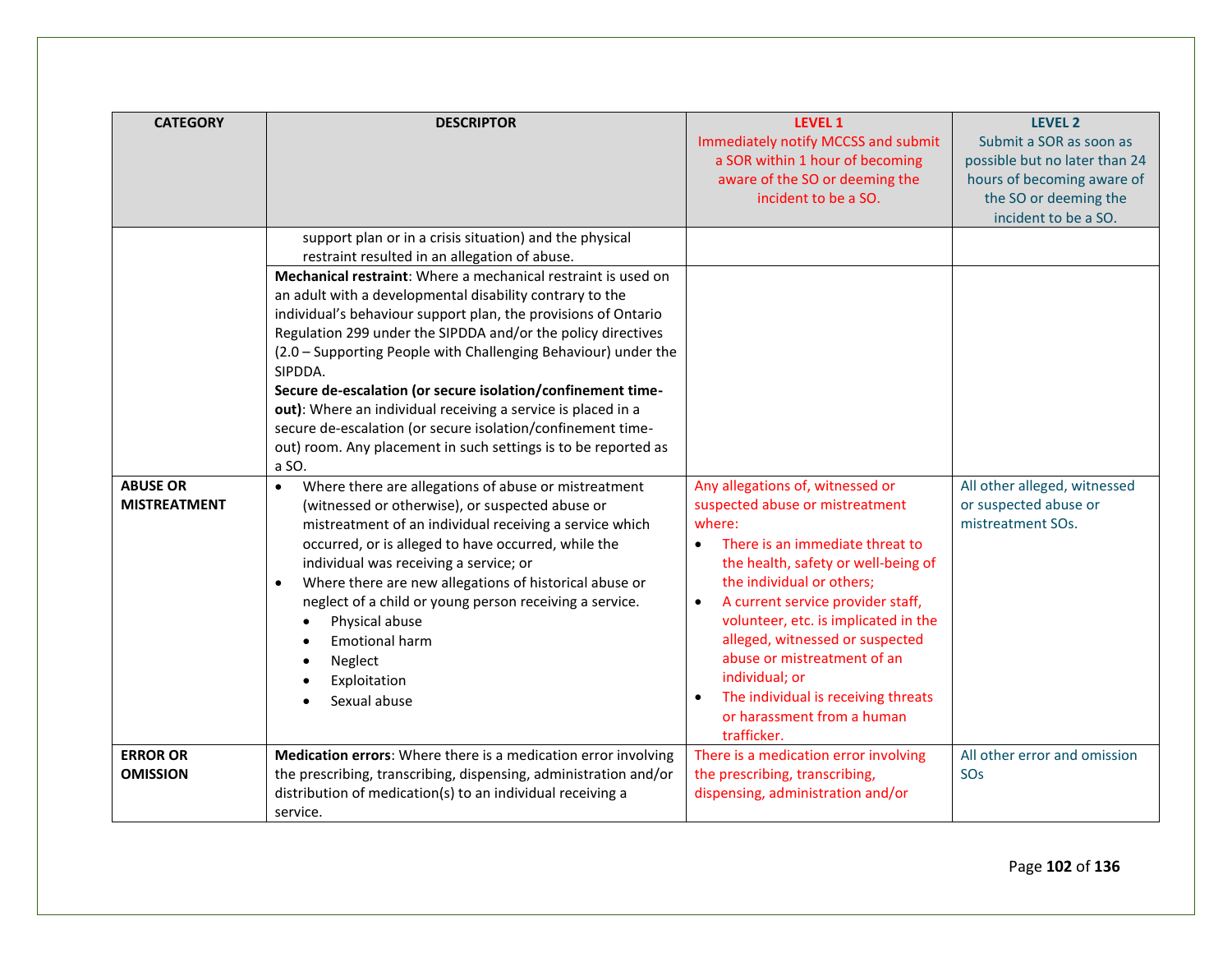| CATEGORY | DESCRIPTOR | LEVEL 1<br>Immediately notify MCCSS and submit a SOR within 1 hour of becoming aware of the SO or deeming the incident to be a SO. | LEVEL 2<br>Submit a SOR as soon as possible but no later than 24 hours of becoming aware of the SO or deeming the incident to be a SO. |
|---|---|---|---|
| | support plan or in a crisis situation) and the physical restraint resulted in an allegation of abuse. | | |
| | **Mechanical restraint**: Where a mechanical restraint is used on an adult with a developmental disability contrary to the individual's behaviour support plan, the provisions of Ontario Regulation 299 under the SIPDDA and/or the policy directives (2.0 – Supporting People with Challenging Behaviour) under the SIPDDA.<br>**Secure de-escalation (or secure isolation/confinement time-out)**: Where an individual receiving a service is placed in a secure de-escalation (or secure isolation/confinement time-out) room. Any placement in such settings is to be reported as a SO. | | |
| **ABUSE OR MISTREATMENT** | • Where there are allegations of abuse or mistreatment (witnessed or otherwise), or suspected abuse or mistreatment of an individual receiving a service which occurred, or is alleged to have occurred, while the individual was receiving a service; or<br>• Where there are new allegations of historical abuse or neglect of a child or young person receiving a service.<br>  • Physical abuse<br>  • Emotional harm<br>  • Neglect<br>  • Exploitation<br>  • Sexual abuse | Any allegations of, witnessed or suspected abuse or mistreatment where:<br>• There is an immediate threat to the health, safety or well-being of the individual or others;<br>• A current service provider staff, volunteer, etc. is implicated in the alleged, witnessed or suspected abuse or mistreatment of an individual; or<br>• The individual is receiving threats or harassment from a human trafficker. | All other alleged, witnessed or suspected abuse or mistreatment SOs. |
| **ERROR OR OMISSION** | **Medication errors**: Where there is a medication error involving the prescribing, transcribing, dispensing, administration and/or distribution of medication(s) to an individual receiving a service. | There is a medication error involving the prescribing, transcribing, dispensing, administration and/or | All other error and omission SOs |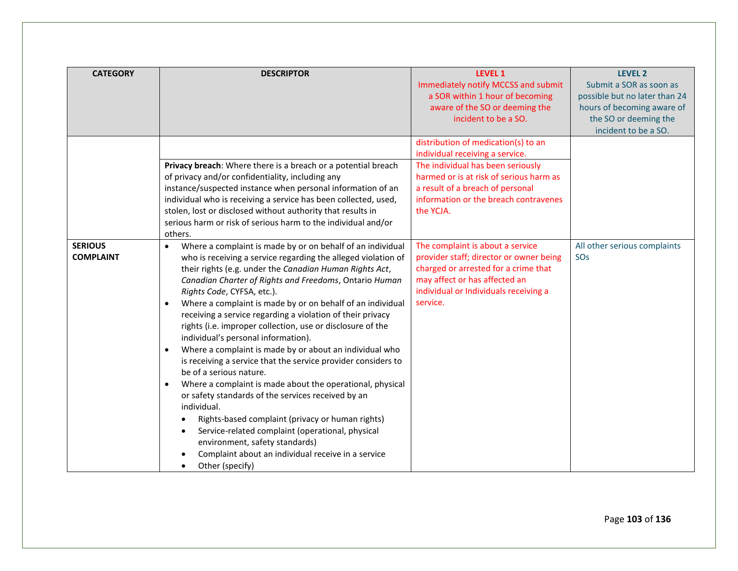| CATEGORY | DESCRIPTOR | LEVEL 1<br>Immediately notify MCCSS and submit a SOR within 1 hour of becoming aware of the SO or deeming the incident to be a SO. | LEVEL 2<br>Submit a SOR as soon as possible but no later than 24 hours of becoming aware of the SO or deeming the incident to be a SO. |
|---|---|---|---|
| | | distribution of medication(s) to an individual receiving a service. | |
| | **Privacy breach**: Where there is a breach or a potential breach of privacy and/or confidentiality, including any instance/suspected instance when personal information of an individual who is receiving a service has been collected, used, stolen, lost or disclosed without authority that results in serious harm or risk of serious harm to the individual and/or others. | The individual has been seriously harmed or is at risk of serious harm as a result of a breach of personal information or the breach contravenes the YCJA. | |
| **SERIOUS COMPLAINT** | • Where a complaint is made by or on behalf of an individual who is receiving a service regarding the alleged violation of their rights (e.g. under the *Canadian Human Rights Act*, *Canadian Charter of Rights and Freedoms*, Ontario *Human Rights Code*, CYFSA, etc.).<br>• Where a complaint is made by or on behalf of an individual receiving a service regarding a violation of their privacy rights (i.e. improper collection, use or disclosure of the individual's personal information).<br>• Where a complaint is made by or about an individual who is receiving a service that the service provider considers to be of a serious nature.<br>• Where a complaint is made about the operational, physical or safety standards of the services received by an individual.<br>&nbsp;&nbsp;&nbsp;&nbsp;• Rights-based complaint (privacy or human rights)<br>&nbsp;&nbsp;&nbsp;&nbsp;• Service-related complaint (operational, physical environment, safety standards)<br>&nbsp;&nbsp;&nbsp;&nbsp;• Complaint about an individual receive in a service<br>&nbsp;&nbsp;&nbsp;&nbsp;• Other (specify) | The complaint is about a service provider staff; director or owner being charged or arrested for a crime that may affect or has affected an individual or Individuals receiving a service. | All other serious complaints SOs |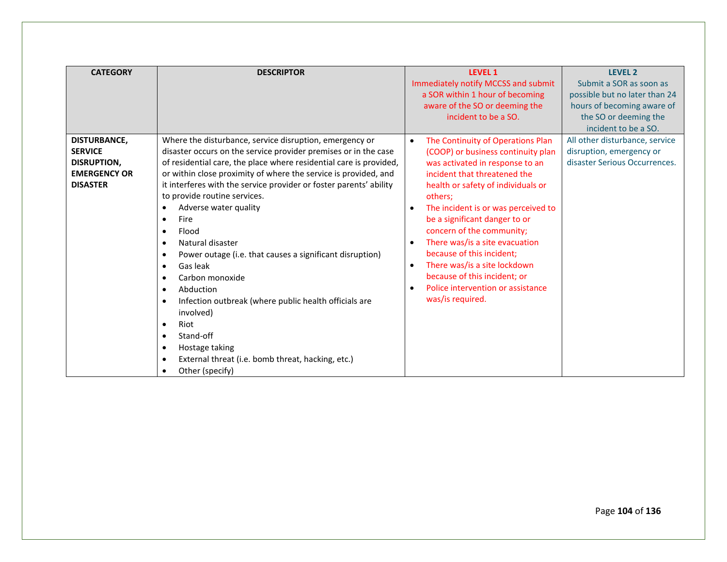| CATEGORY | DESCRIPTOR | LEVEL 1<br>Immediately notify MCCSS and submit a SOR within 1 hour of becoming aware of the SO or deeming the incident to be a SO. | LEVEL 2<br>Submit a SOR as soon as possible but no later than 24 hours of becoming aware of the SO or deeming the incident to be a SO. |
|---|---|---|---|
| **DISTURBANCE, SERVICE DISRUPTION, EMERGENCY OR DISASTER** | Where the disturbance, service disruption, emergency or disaster occurs on the service provider premises or in the case of residential care, the place where residential care is provided, or within close proximity of where the service is provided, and it interferes with the service provider or foster parents' ability to provide routine services.<br>• Adverse water quality<br>• Fire<br>• Flood<br>• Natural disaster<br>• Power outage (i.e. that causes a significant disruption)<br>• Gas leak<br>• Carbon monoxide<br>• Abduction<br>• Infection outbreak (where public health officials are involved)<br>• Riot<br>• Stand-off<br>• Hostage taking<br>• External threat (i.e. bomb threat, hacking, etc.)<br>• Other (specify) | • The Continuity of Operations Plan (COOP) or business continuity plan was activated in response to an incident that threatened the health or safety of individuals or others;<br>• The incident is or was perceived to be a significant danger to or concern of the community;<br>• There was/is a site evacuation because of this incident;<br>• There was/is a site lockdown because of this incident; or<br>• Police intervention or assistance was/is required. | All other disturbance, service disruption, emergency or disaster Serious Occurrences. |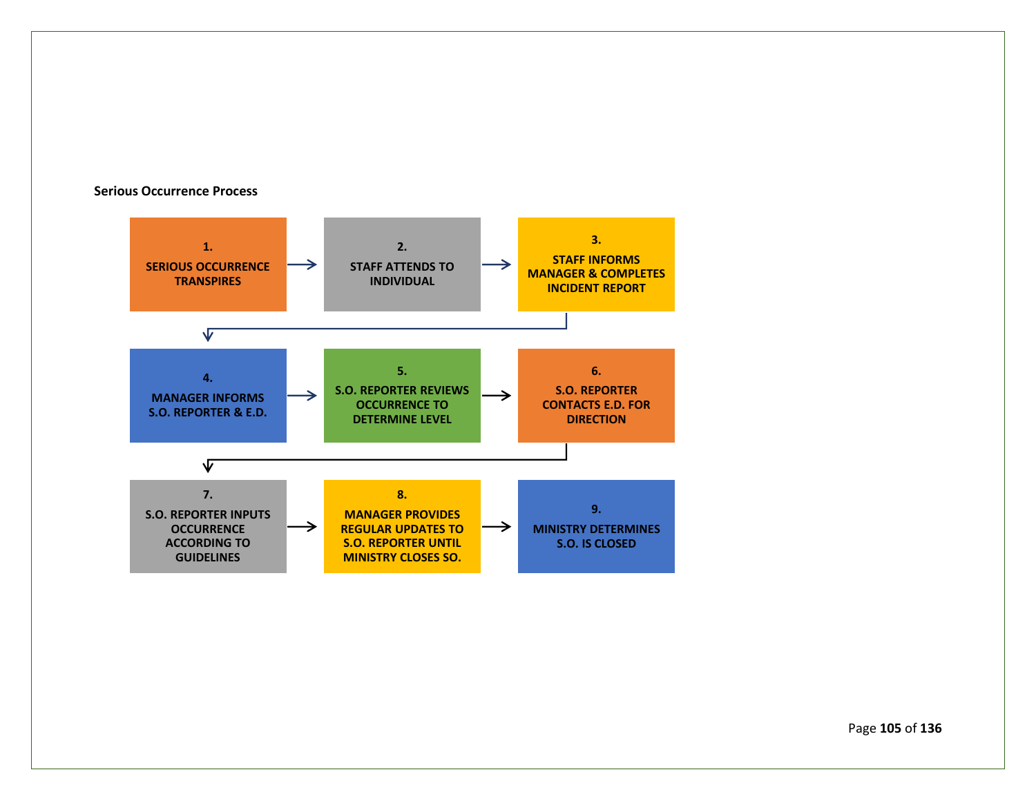**Serious Occurrence Process**

1. SERIOUS OCCURRENCE TRANSPIRES
2. STAFF ATTENDS TO INDIVIDUAL
3. STAFF INFORMS MANAGER & COMPLETES INCIDENT REPORT
4. MANAGER INFORMS S.O. REPORTER & E.D.
5. S.O. REPORTER REVIEWS OCCURRENCE TO DETERMINE LEVEL
6. S.O. REPORTER CONTACTS E.D. FOR DIRECTION
7. S.O. REPORTER INPUTS OCCURRENCE ACCORDING TO GUIDELINES
8. MANAGER PROVIDES REGULAR UPDATES TO S.O. REPORTER UNTIL MINISTRY CLOSES SO.
9. MINISTRY DETERMINES S.O. IS CLOSED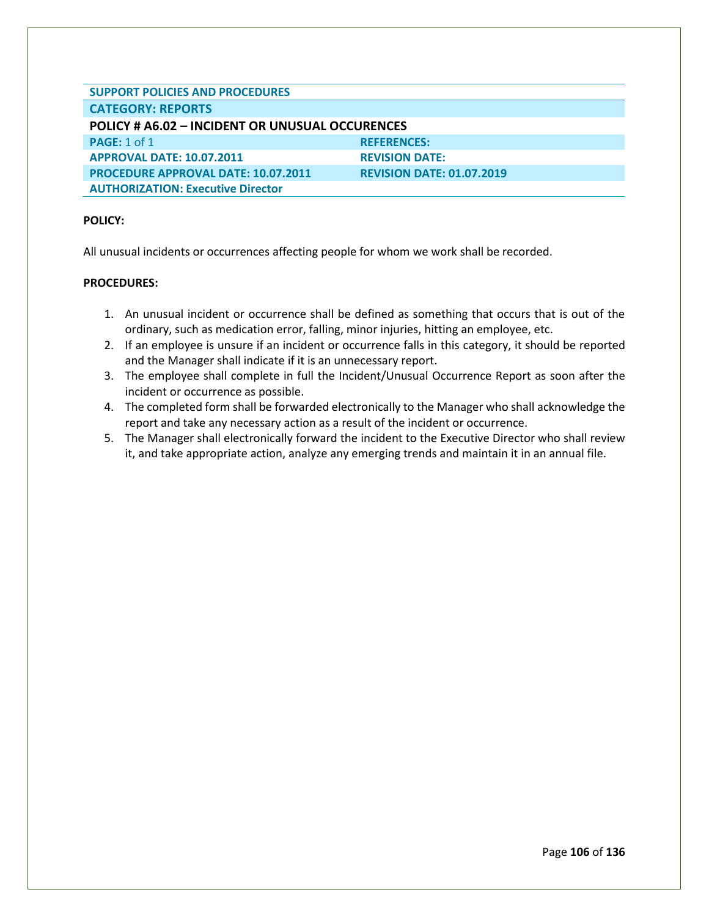| SUPPORT POLICIES AND PROCEDURES | |
|---|---|
| **CATEGORY: REPORTS** | |
| **POLICY # A6.02 – INCIDENT OR UNUSUAL OCCURENCES** | |
| **PAGE:** 1 of 1 | **REFERENCES:** |
| **APPROVAL DATE: 10.07.2011** | **REVISION DATE:** |
| **PROCEDURE APPROVAL DATE: 10.07.2011** | **REVISION DATE: 01.07.2019** |
| **AUTHORIZATION: Executive Director** | |

**POLICY:**

All unusual incidents or occurrences affecting people for whom we work shall be recorded.

**PROCEDURES:**

1. An unusual incident or occurrence shall be defined as something that occurs that is out of the ordinary, such as medication error, falling, minor injuries, hitting an employee, etc.
2. If an employee is unsure if an incident or occurrence falls in this category, it should be reported and the Manager shall indicate if it is an unnecessary report.
3. The employee shall complete in full the Incident/Unusual Occurrence Report as soon after the incident or occurrence as possible.
4. The completed form shall be forwarded electronically to the Manager who shall acknowledge the report and take any necessary action as a result of the incident or occurrence.
5. The Manager shall electronically forward the incident to the Executive Director who shall review it, and take appropriate action, analyze any emerging trends and maintain it in an annual file.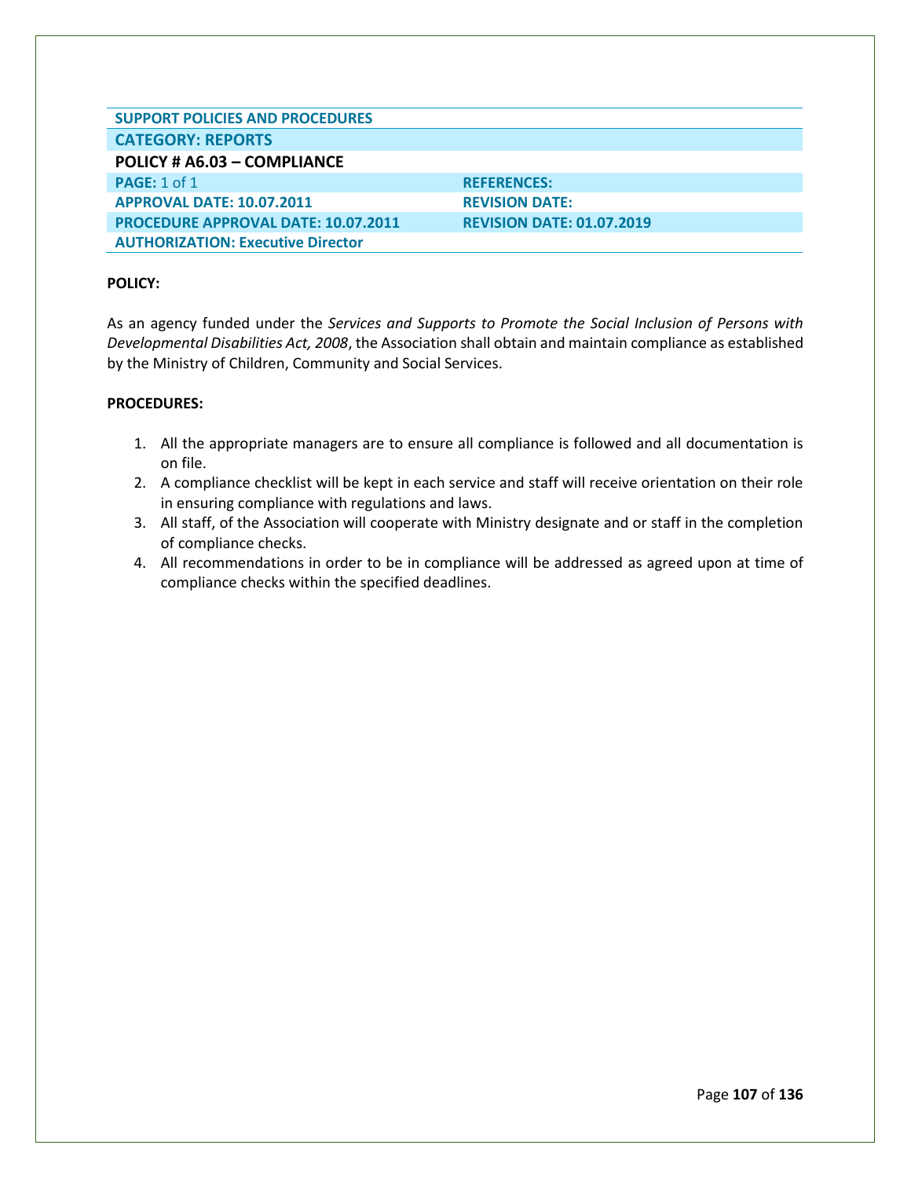| SUPPORT POLICIES AND PROCEDURES | |
| --- | --- |
| **CATEGORY: REPORTS** | |
| **POLICY # A6.03 – COMPLIANCE** | |
| **PAGE:** 1 of 1 | **REFERENCES:** |
| **APPROVAL DATE: 10.07.2011** | **REVISION DATE:** |
| **PROCEDURE APPROVAL DATE: 10.07.2011** | **REVISION DATE: 01.07.2019** |
| **AUTHORIZATION: Executive Director** | |

**POLICY:**

As an agency funded under the *Services and Supports to Promote the Social Inclusion of Persons with Developmental Disabilities Act, 2008*, the Association shall obtain and maintain compliance as established by the Ministry of Children, Community and Social Services.

**PROCEDURES:**

1. All the appropriate managers are to ensure all compliance is followed and all documentation is on file.
2. A compliance checklist will be kept in each service and staff will receive orientation on their role in ensuring compliance with regulations and laws.
3. All staff, of the Association will cooperate with Ministry designate and or staff in the completion of compliance checks.
4. All recommendations in order to be in compliance will be addressed as agreed upon at time of compliance checks within the specified deadlines.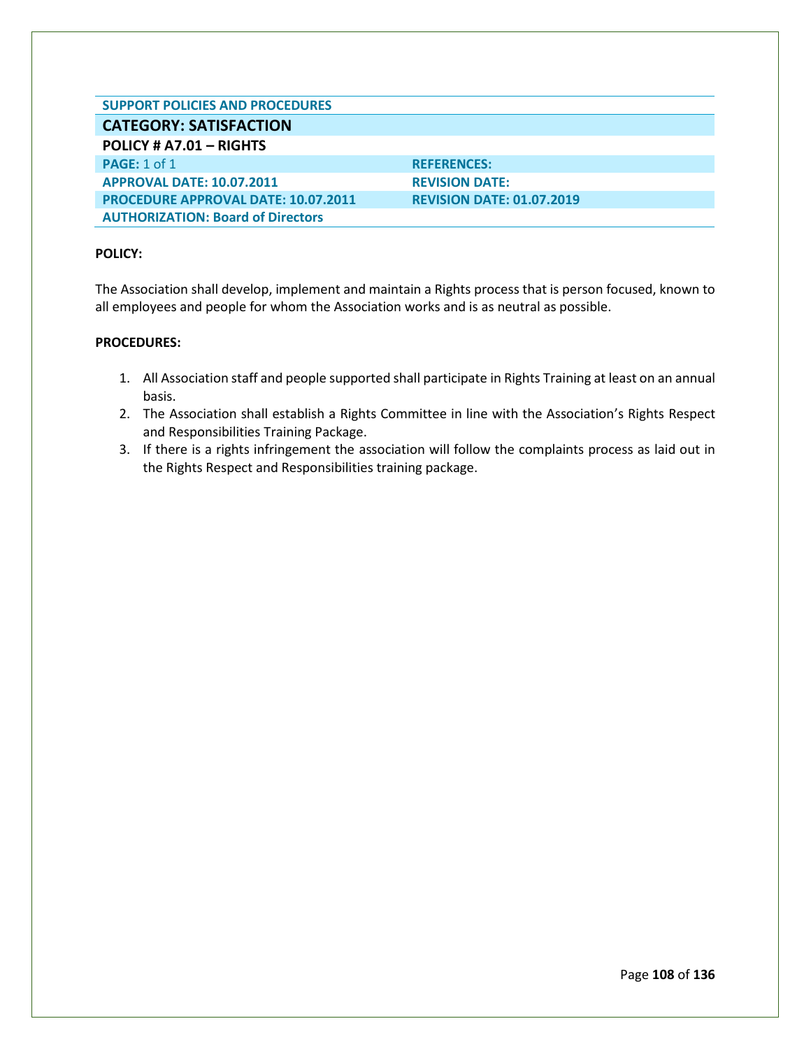| SUPPORT POLICIES AND PROCEDURES | |
|---|---|
| **CATEGORY: SATISFACTION** | |
| **POLICY # A7.01 – RIGHTS** | |
| **PAGE:** 1 of 1 | **REFERENCES:** |
| **APPROVAL DATE: 10.07.2011** | **REVISION DATE:** |
| **PROCEDURE APPROVAL DATE: 10.07.2011** | **REVISION DATE: 01.07.2019** |
| **AUTHORIZATION: Board of Directors** | |

**POLICY:**

The Association shall develop, implement and maintain a Rights process that is person focused, known to all employees and people for whom the Association works and is as neutral as possible.

**PROCEDURES:**

1. All Association staff and people supported shall participate in Rights Training at least on an annual basis.
2. The Association shall establish a Rights Committee in line with the Association's Rights Respect and Responsibilities Training Package.
3. If there is a rights infringement the association will follow the complaints process as laid out in the Rights Respect and Responsibilities training package.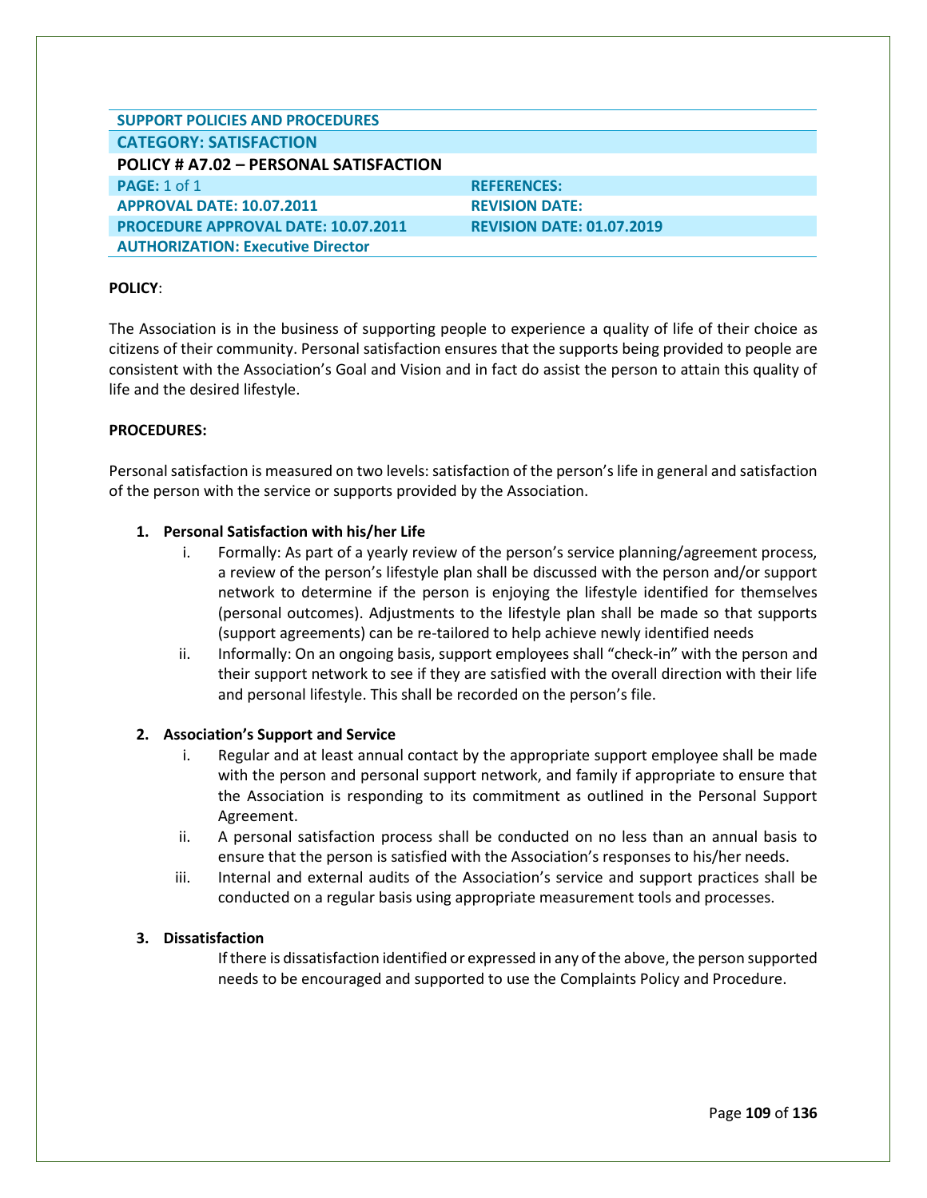| SUPPORT POLICIES AND PROCEDURES | |
| --- | --- |
| **CATEGORY: SATISFACTION** | |
| **POLICY # A7.02 – PERSONAL SATISFACTION** | |
| **PAGE:** 1 of 1 | **REFERENCES:** |
| **APPROVAL DATE: 10.07.2011** | **REVISION DATE:** |
| **PROCEDURE APPROVAL DATE: 10.07.2011** | **REVISION DATE: 01.07.2019** |
| **AUTHORIZATION: Executive Director** | |

**POLICY**:

The Association is in the business of supporting people to experience a quality of life of their choice as citizens of their community. Personal satisfaction ensures that the supports being provided to people are consistent with the Association's Goal and Vision and in fact do assist the person to attain this quality of life and the desired lifestyle.

**PROCEDURES:**

Personal satisfaction is measured on two levels: satisfaction of the person's life in general and satisfaction of the person with the service or supports provided by the Association.

1. **Personal Satisfaction with his/her Life**
   - i. Formally: As part of a yearly review of the person's service planning/agreement process, a review of the person's lifestyle plan shall be discussed with the person and/or support network to determine if the person is enjoying the lifestyle identified for themselves (personal outcomes). Adjustments to the lifestyle plan shall be made so that supports (support agreements) can be re-tailored to help achieve newly identified needs
   - ii. Informally: On an ongoing basis, support employees shall "check-in" with the person and their support network to see if they are satisfied with the overall direction with their life and personal lifestyle. This shall be recorded on the person's file.

2. **Association's Support and Service**
   - i. Regular and at least annual contact by the appropriate support employee shall be made with the person and personal support network, and family if appropriate to ensure that the Association is responding to its commitment as outlined in the Personal Support Agreement.
   - ii. A personal satisfaction process shall be conducted on no less than an annual basis to ensure that the person is satisfied with the Association's responses to his/her needs.
   - iii. Internal and external audits of the Association's service and support practices shall be conducted on a regular basis using appropriate measurement tools and processes.

3. **Dissatisfaction**

   If there is dissatisfaction identified or expressed in any of the above, the person supported needs to be encouraged and supported to use the Complaints Policy and Procedure.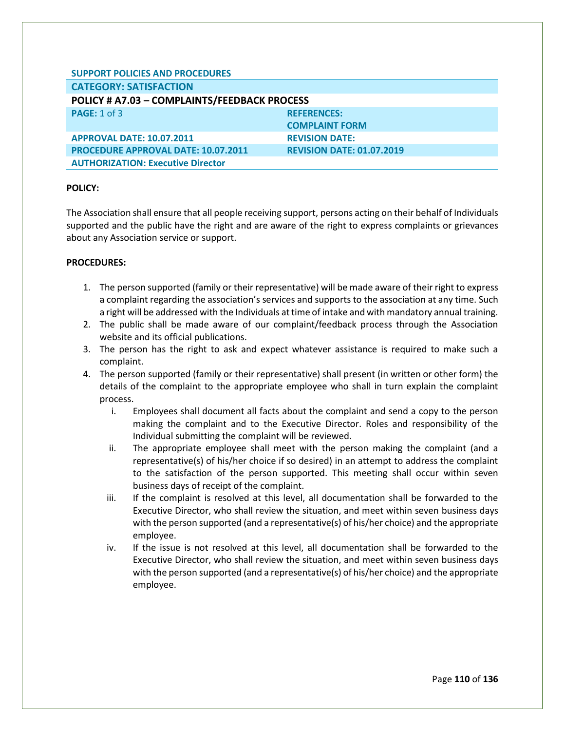| SUPPORT POLICIES AND PROCEDURES | |
|---|---|
| **CATEGORY: SATISFACTION** | |
| **POLICY # A7.03 – COMPLAINTS/FEEDBACK PROCESS** | |
| **PAGE:** 1 of 3 | **REFERENCES:** **COMPLAINT FORM** |
| **APPROVAL DATE: 10.07.2011** | **REVISION DATE:** |
| **PROCEDURE APPROVAL DATE: 10.07.2011** | **REVISION DATE: 01.07.2019** |
| **AUTHORIZATION: Executive Director** | |

**POLICY:**

The Association shall ensure that all people receiving support, persons acting on their behalf of Individuals supported and the public have the right and are aware of the right to express complaints or grievances about any Association service or support.

**PROCEDURES:**

1. The person supported (family or their representative) will be made aware of their right to express a complaint regarding the association's services and supports to the association at any time. Such a right will be addressed with the Individuals at time of intake and with mandatory annual training.
2. The public shall be made aware of our complaint/feedback process through the Association website and its official publications.
3. The person has the right to ask and expect whatever assistance is required to make such a complaint.
4. The person supported (family or their representative) shall present (in written or other form) the details of the complaint to the appropriate employee who shall in turn explain the complaint process.
    i. Employees shall document all facts about the complaint and send a copy to the person making the complaint and to the Executive Director. Roles and responsibility of the Individual submitting the complaint will be reviewed.
    ii. The appropriate employee shall meet with the person making the complaint (and a representative(s) of his/her choice if so desired) in an attempt to address the complaint to the satisfaction of the person supported. This meeting shall occur within seven business days of receipt of the complaint.
    iii. If the complaint is resolved at this level, all documentation shall be forwarded to the Executive Director, who shall review the situation, and meet within seven business days with the person supported (and a representative(s) of his/her choice) and the appropriate employee.
    iv. If the issue is not resolved at this level, all documentation shall be forwarded to the Executive Director, who shall review the situation, and meet within seven business days with the person supported (and a representative(s) of his/her choice) and the appropriate employee.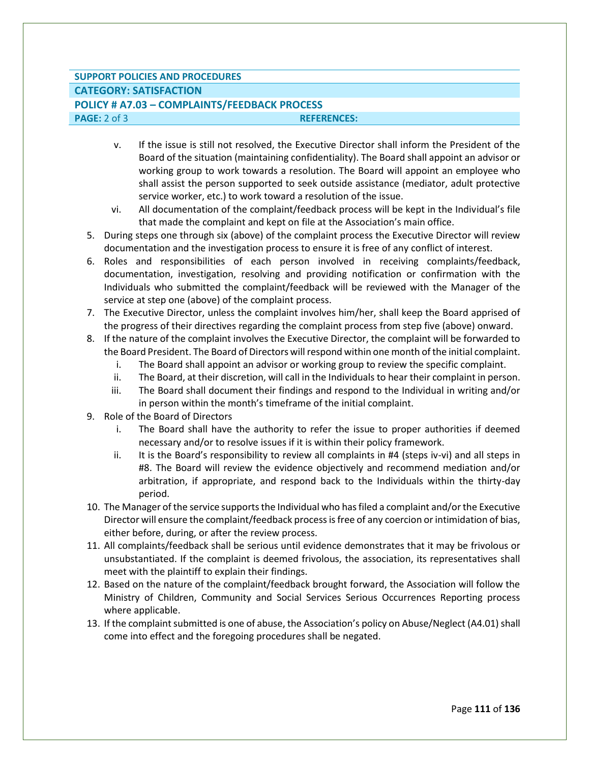**SUPPORT POLICIES AND PROCEDURES**

**CATEGORY: SATISFACTION**

**POLICY # A7.03 – COMPLAINTS/FEEDBACK PROCESS**

**PAGE:** 2 of 3 **REFERENCES:**

v. If the issue is still not resolved, the Executive Director shall inform the President of the Board of the situation (maintaining confidentiality). The Board shall appoint an advisor or working group to work towards a resolution. The Board will appoint an employee who shall assist the person supported to seek outside assistance (mediator, adult protective service worker, etc.) to work toward a resolution of the issue.

vi. All documentation of the complaint/feedback process will be kept in the Individual's file that made the complaint and kept on file at the Association's main office.

5. During steps one through six (above) of the complaint process the Executive Director will review documentation and the investigation process to ensure it is free of any conflict of interest.
6. Roles and responsibilities of each person involved in receiving complaints/feedback, documentation, investigation, resolving and providing notification or confirmation with the Individuals who submitted the complaint/feedback will be reviewed with the Manager of the service at step one (above) of the complaint process.
7. The Executive Director, unless the complaint involves him/her, shall keep the Board apprised of the progress of their directives regarding the complaint process from step five (above) onward.
8. If the nature of the complaint involves the Executive Director, the complaint will be forwarded to the Board President. The Board of Directors will respond within one month of the initial complaint.
   i. The Board shall appoint an advisor or working group to review the specific complaint.
   ii. The Board, at their discretion, will call in the Individuals to hear their complaint in person.
   iii. The Board shall document their findings and respond to the Individual in writing and/or in person within the month's timeframe of the initial complaint.
9. Role of the Board of Directors
   i. The Board shall have the authority to refer the issue to proper authorities if deemed necessary and/or to resolve issues if it is within their policy framework.
   ii. It is the Board's responsibility to review all complaints in #4 (steps iv-vi) and all steps in #8. The Board will review the evidence objectively and recommend mediation and/or arbitration, if appropriate, and respond back to the Individuals within the thirty-day period.
10. The Manager of the service supports the Individual who has filed a complaint and/or the Executive Director will ensure the complaint/feedback process is free of any coercion or intimidation of bias, either before, during, or after the review process.
11. All complaints/feedback shall be serious until evidence demonstrates that it may be frivolous or unsubstantiated. If the complaint is deemed frivolous, the association, its representatives shall meet with the plaintiff to explain their findings.
12. Based on the nature of the complaint/feedback brought forward, the Association will follow the Ministry of Children, Community and Social Services Serious Occurrences Reporting process where applicable.
13. If the complaint submitted is one of abuse, the Association's policy on Abuse/Neglect (A4.01) shall come into effect and the foregoing procedures shall be negated.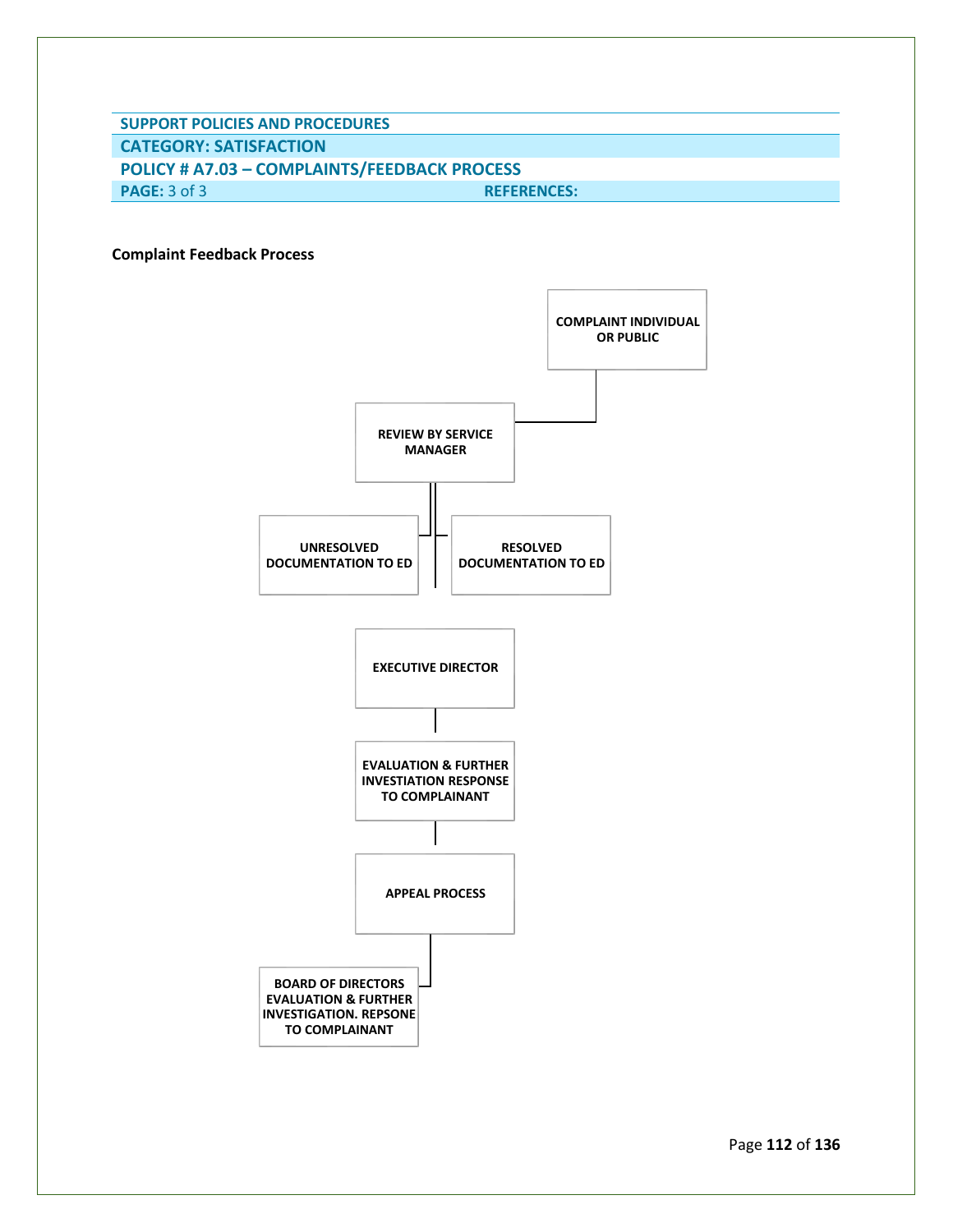| SUPPORT POLICIES AND PROCEDURES | |
|---|---|
| **CATEGORY: SATISFACTION** | |
| **POLICY # A7.03 – COMPLAINTS/FEEDBACK PROCESS** | |
| **PAGE:** 3 of 3 | **REFERENCES:** |

**Complaint Feedback Process**

COMPLAINT INDIVIDUAL OR PUBLIC

REVIEW BY SERVICE MANAGER

UNRESOLVED DOCUMENTATION TO ED

RESOLVED DOCUMENTATION TO ED

EXECUTIVE DIRECTOR

EVALUATION & FURTHER INVESTIATION RESPONSE TO COMPLAINANT

APPEAL PROCESS

BOARD OF DIRECTORS EVALUATION & FURTHER INVESTIGATION. REPSONE TO COMPLAINANT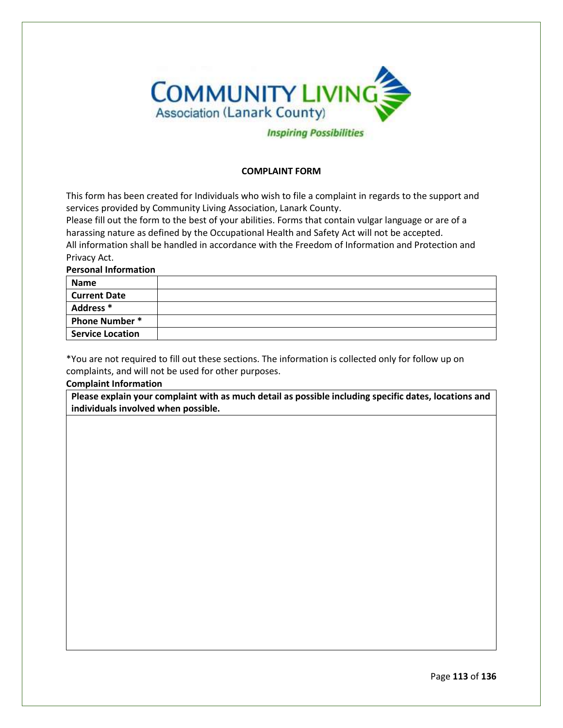# COMPLAINT FORM

This form has been created for Individuals who wish to file a complaint in regards to the support and services provided by Community Living Association, Lanark County.
Please fill out the form to the best of your abilities. Forms that contain vulgar language or are of a harassing nature as defined by the Occupational Health and Safety Act will not be accepted.
All information shall be handled in accordance with the Freedom of Information and Protection and Privacy Act.

**Personal Information**

| | |
|---|---|
| **Name** | |
| **Current Date** | |
| **Address *** | |
| **Phone Number *** | |
| **Service Location** | |

*You are not required to fill out these sections. The information is collected only for follow up on complaints, and will not be used for other purposes.

**Complaint Information**

| **Please explain your complaint with as much detail as possible including specific dates, locations and individuals involved when possible.** |
|---|
| |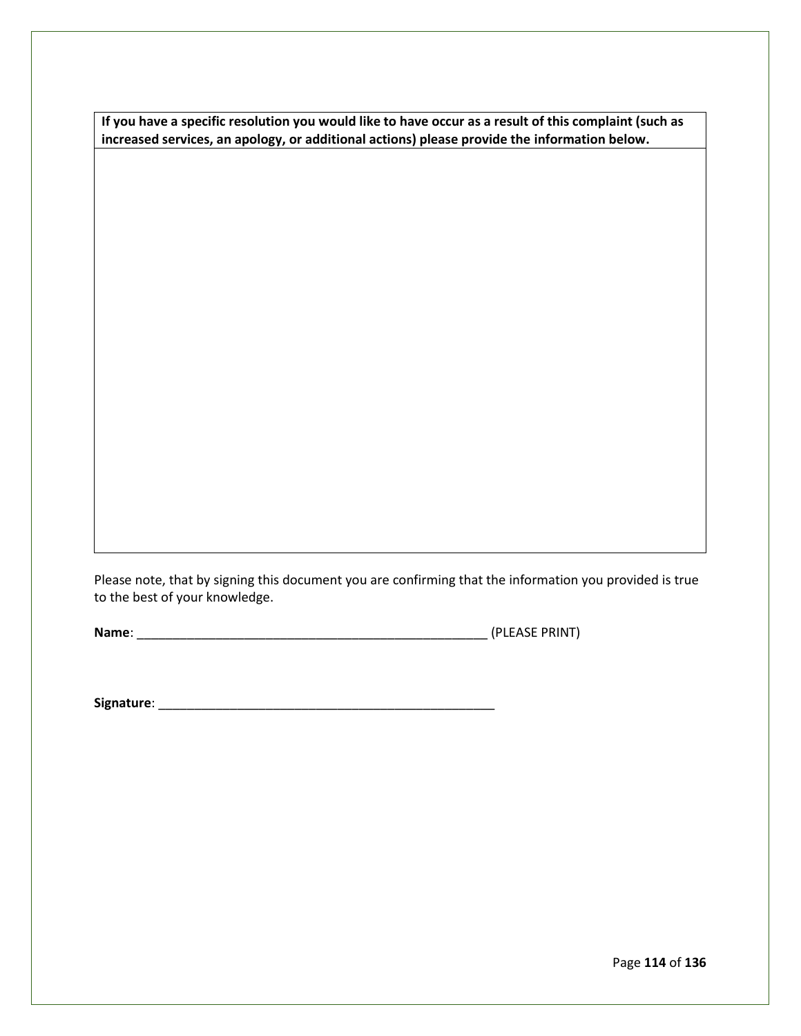| **If you have a specific resolution you would like to have occur as a result of this complaint (such as increased services, an apology, or additional actions) please provide the information below.** |
| --- |
| |

Please note, that by signing this document you are confirming that the information you provided is true to the best of your knowledge.

**Name**: ___________________________________________________ (PLEASE PRINT)

**Signature**: __________________________________________________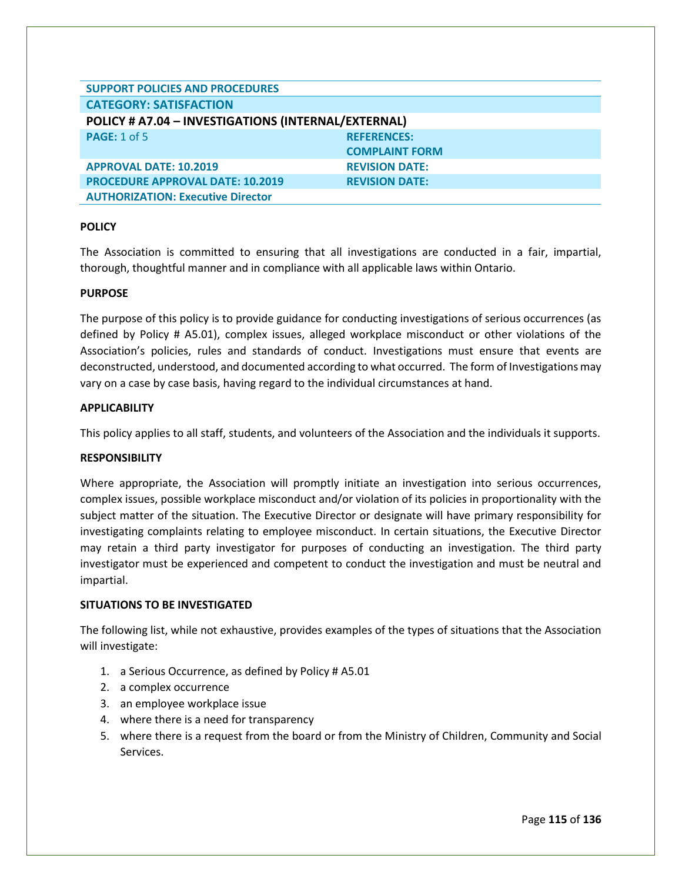| SUPPORT POLICIES AND PROCEDURES | |
|---|---|
| **CATEGORY: SATISFACTION** | |
| **POLICY # A7.04 – INVESTIGATIONS (INTERNAL/EXTERNAL)** | |
| **PAGE:** 1 of 5 | **REFERENCES:** **COMPLAINT FORM** |
| **APPROVAL DATE: 10.2019** | **REVISION DATE:** |
| **PROCEDURE APPROVAL DATE: 10.2019** | **REVISION DATE:** |
| **AUTHORIZATION: Executive Director** | |

**POLICY**

The Association is committed to ensuring that all investigations are conducted in a fair, impartial, thorough, thoughtful manner and in compliance with all applicable laws within Ontario.

**PURPOSE**

The purpose of this policy is to provide guidance for conducting investigations of serious occurrences (as defined by Policy # A5.01), complex issues, alleged workplace misconduct or other violations of the Association's policies, rules and standards of conduct. Investigations must ensure that events are deconstructed, understood, and documented according to what occurred. The form of Investigations may vary on a case by case basis, having regard to the individual circumstances at hand.

**APPLICABILITY**

This policy applies to all staff, students, and volunteers of the Association and the individuals it supports.

**RESPONSIBILITY**

Where appropriate, the Association will promptly initiate an investigation into serious occurrences, complex issues, possible workplace misconduct and/or violation of its policies in proportionality with the subject matter of the situation. The Executive Director or designate will have primary responsibility for investigating complaints relating to employee misconduct. In certain situations, the Executive Director may retain a third party investigator for purposes of conducting an investigation. The third party investigator must be experienced and competent to conduct the investigation and must be neutral and impartial.

**SITUATIONS TO BE INVESTIGATED**

The following list, while not exhaustive, provides examples of the types of situations that the Association will investigate:

1. a Serious Occurrence, as defined by Policy # A5.01
2. a complex occurrence
3. an employee workplace issue
4. where there is a need for transparency
5. where there is a request from the board or from the Ministry of Children, Community and Social Services.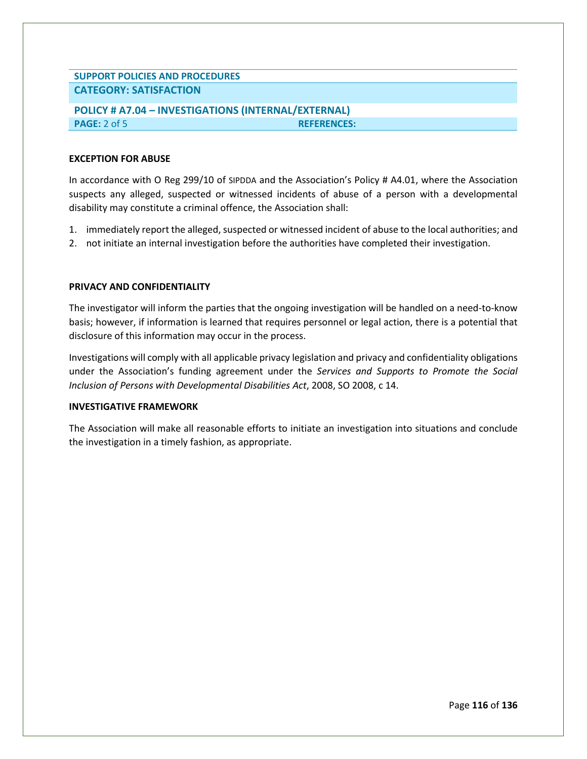**SUPPORT POLICIES AND PROCEDURES**

**CATEGORY: SATISFACTION**

**POLICY # A7.04 – INVESTIGATIONS (INTERNAL/EXTERNAL)**

**PAGE:** 2 of 5 **REFERENCES:**

**EXCEPTION FOR ABUSE**

In accordance with O Reg 299/10 of SIPDDA and the Association's Policy # A4.01, where the Association suspects any alleged, suspected or witnessed incidents of abuse of a person with a developmental disability may constitute a criminal offence, the Association shall:

1. immediately report the alleged, suspected or witnessed incident of abuse to the local authorities; and
2. not initiate an internal investigation before the authorities have completed their investigation.

**PRIVACY AND CONFIDENTIALITY**

The investigator will inform the parties that the ongoing investigation will be handled on a need-to-know basis; however, if information is learned that requires personnel or legal action, there is a potential that disclosure of this information may occur in the process.

Investigations will comply with all applicable privacy legislation and privacy and confidentiality obligations under the Association's funding agreement under the *Services and Supports to Promote the Social Inclusion of Persons with Developmental Disabilities Act*, 2008, SO 2008, c 14.

**INVESTIGATIVE FRAMEWORK**

The Association will make all reasonable efforts to initiate an investigation into situations and conclude the investigation in a timely fashion, as appropriate.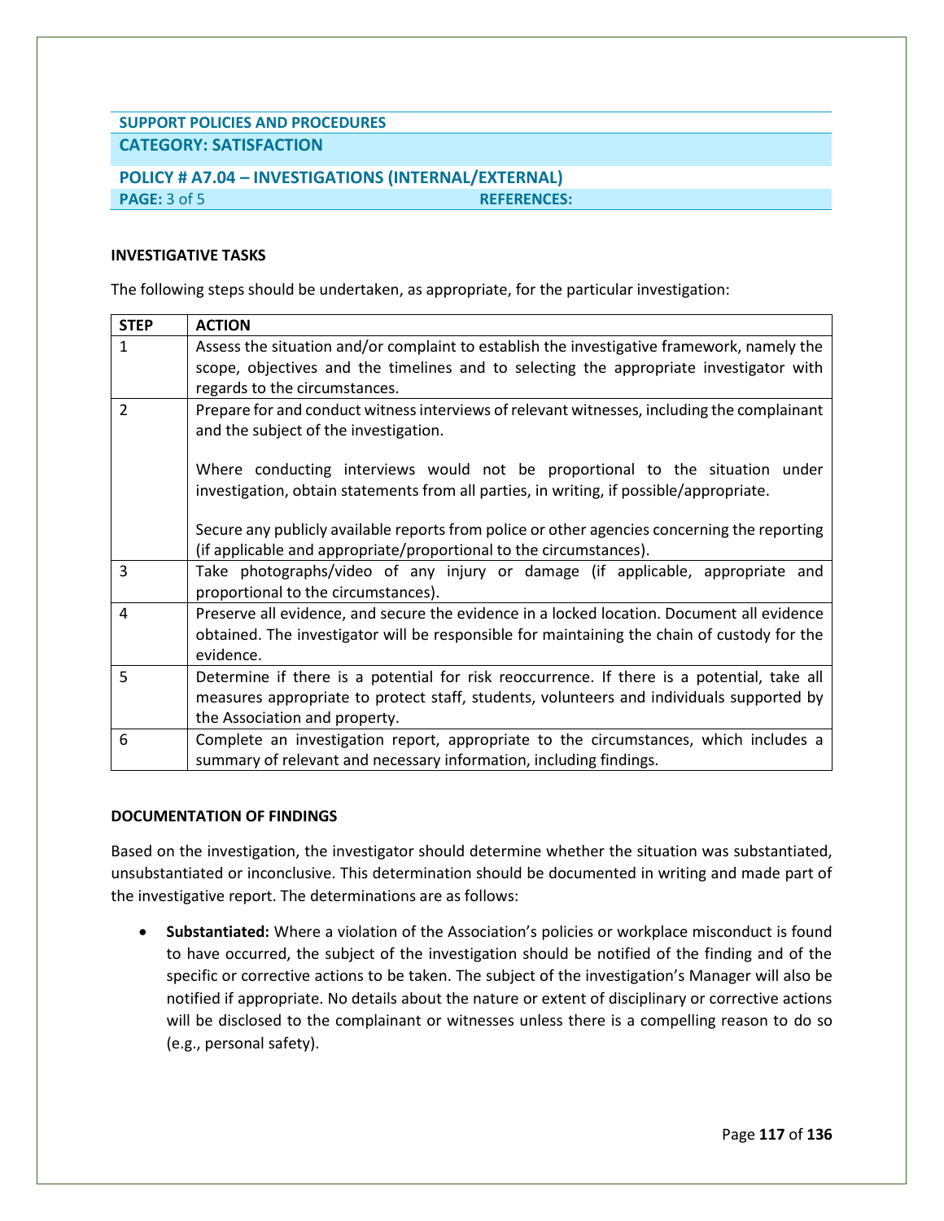**SUPPORT POLICIES AND PROCEDURES**

**CATEGORY: SATISFACTION**

**POLICY # A7.04 – INVESTIGATIONS (INTERNAL/EXTERNAL)**

**PAGE:** 3 of 5 **REFERENCES:**

**INVESTIGATIVE TASKS**

The following steps should be undertaken, as appropriate, for the particular investigation:

| STEP | ACTION |
|---|---|
| 1 | Assess the situation and/or complaint to establish the investigative framework, namely the scope, objectives and the timelines and to selecting the appropriate investigator with regards to the circumstances. |
| 2 | Prepare for and conduct witness interviews of relevant witnesses, including the complainant and the subject of the investigation.<br><br>Where conducting interviews would not be proportional to the situation under investigation, obtain statements from all parties, in writing, if possible/appropriate.<br><br>Secure any publicly available reports from police or other agencies concerning the reporting (if applicable and appropriate/proportional to the circumstances). |
| 3 | Take photographs/video of any injury or damage (if applicable, appropriate and proportional to the circumstances). |
| 4 | Preserve all evidence, and secure the evidence in a locked location. Document all evidence obtained. The investigator will be responsible for maintaining the chain of custody for the evidence. |
| 5 | Determine if there is a potential for risk reoccurrence. If there is a potential, take all measures appropriate to protect staff, students, volunteers and individuals supported by the Association and property. |
| 6 | Complete an investigation report, appropriate to the circumstances, which includes a summary of relevant and necessary information, including findings. |

**DOCUMENTATION OF FINDINGS**

Based on the investigation, the investigator should determine whether the situation was substantiated, unsubstantiated or inconclusive. This determination should be documented in writing and made part of the investigative report. The determinations are as follows:

- **Substantiated:** Where a violation of the Association's policies or workplace misconduct is found to have occurred, the subject of the investigation should be notified of the finding and of the specific or corrective actions to be taken. The subject of the investigation's Manager will also be notified if appropriate. No details about the nature or extent of disciplinary or corrective actions will be disclosed to the complainant or witnesses unless there is a compelling reason to do so (e.g., personal safety).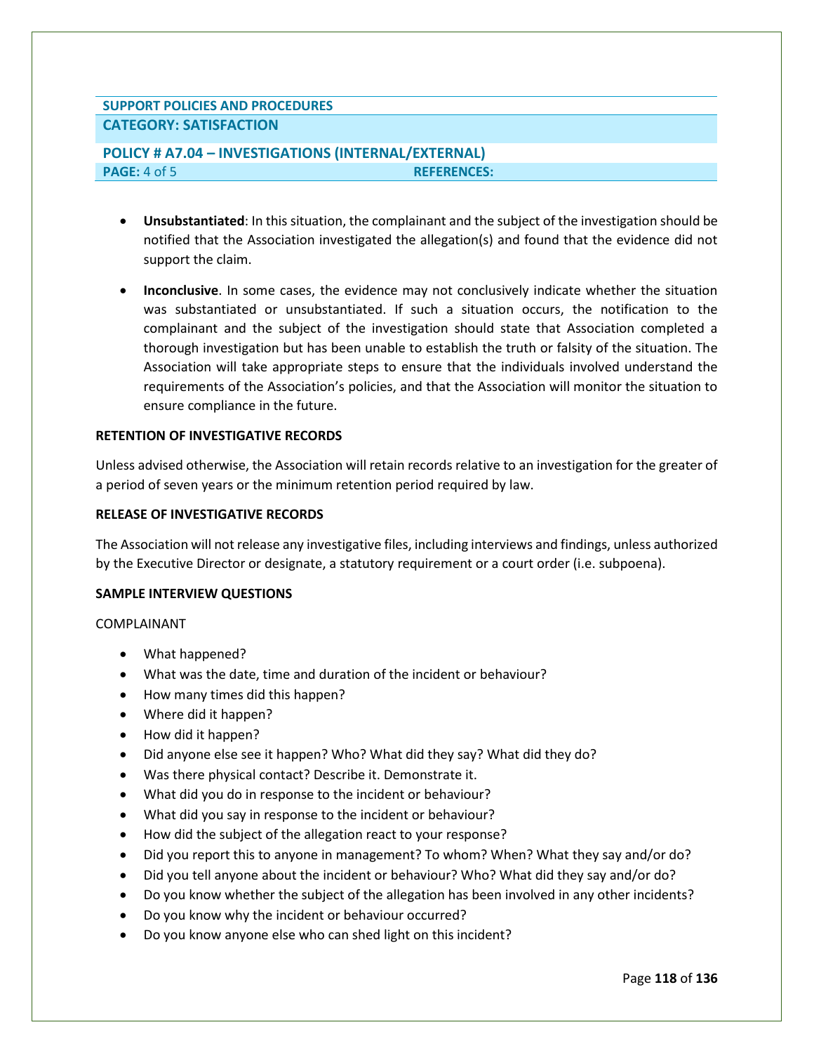- **Unsubstantiated**: In this situation, the complainant and the subject of the investigation should be notified that the Association investigated the allegation(s) and found that the evidence did not support the claim.

- **Inconclusive**. In some cases, the evidence may not conclusively indicate whether the situation was substantiated or unsubstantiated. If such a situation occurs, the notification to the complainant and the subject of the investigation should state that Association completed a thorough investigation but has been unable to establish the truth or falsity of the situation. The Association will take appropriate steps to ensure that the individuals involved understand the requirements of the Association's policies, and that the Association will monitor the situation to ensure compliance in the future.

**RETENTION OF INVESTIGATIVE RECORDS**

Unless advised otherwise, the Association will retain records relative to an investigation for the greater of a period of seven years or the minimum retention period required by law.

**RELEASE OF INVESTIGATIVE RECORDS**

The Association will not release any investigative files, including interviews and findings, unless authorized by the Executive Director or designate, a statutory requirement or a court order (i.e. subpoena).

**SAMPLE INTERVIEW QUESTIONS**

COMPLAINANT

- What happened?
- What was the date, time and duration of the incident or behaviour?
- How many times did this happen?
- Where did it happen?
- How did it happen?
- Did anyone else see it happen? Who? What did they say? What did they do?
- Was there physical contact? Describe it. Demonstrate it.
- What did you do in response to the incident or behaviour?
- What did you say in response to the incident or behaviour?
- How did the subject of the allegation react to your response?
- Did you report this to anyone in management? To whom? When? What they say and/or do?
- Did you tell anyone about the incident or behaviour? Who? What did they say and/or do?
- Do you know whether the subject of the allegation has been involved in any other incidents?
- Do you know why the incident or behaviour occurred?
- Do you know anyone else who can shed light on this incident?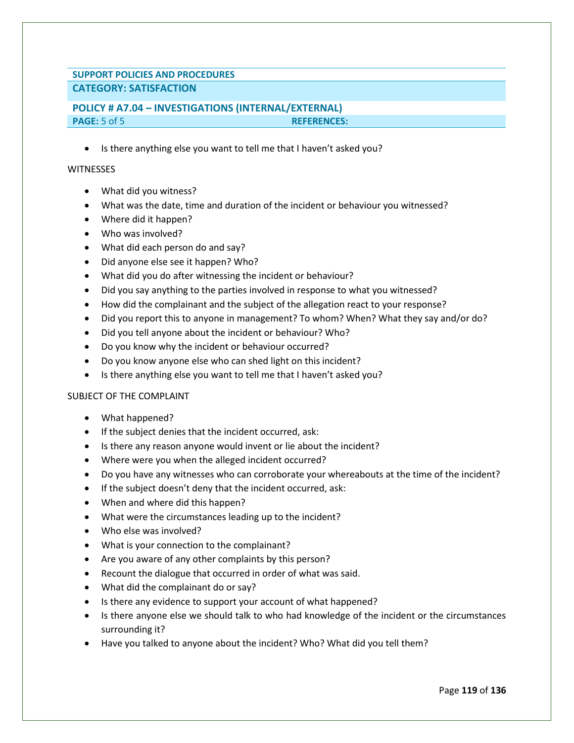- Is there anything else you want to tell me that I haven't asked you?

WITNESSES

- What did you witness?
- What was the date, time and duration of the incident or behaviour you witnessed?
- Where did it happen?
- Who was involved?
- What did each person do and say?
- Did anyone else see it happen? Who?
- What did you do after witnessing the incident or behaviour?
- Did you say anything to the parties involved in response to what you witnessed?
- How did the complainant and the subject of the allegation react to your response?
- Did you report this to anyone in management? To whom? When? What they say and/or do?
- Did you tell anyone about the incident or behaviour? Who?
- Do you know why the incident or behaviour occurred?
- Do you know anyone else who can shed light on this incident?
- Is there anything else you want to tell me that I haven't asked you?

SUBJECT OF THE COMPLAINT

- What happened?
- If the subject denies that the incident occurred, ask:
- Is there any reason anyone would invent or lie about the incident?
- Where were you when the alleged incident occurred?
- Do you have any witnesses who can corroborate your whereabouts at the time of the incident?
- If the subject doesn't deny that the incident occurred, ask:
- When and where did this happen?
- What were the circumstances leading up to the incident?
- Who else was involved?
- What is your connection to the complainant?
- Are you aware of any other complaints by this person?
- Recount the dialogue that occurred in order of what was said.
- What did the complainant do or say?
- Is there any evidence to support your account of what happened?
- Is there anyone else we should talk to who had knowledge of the incident or the circumstances surrounding it?
- Have you talked to anyone about the incident? Who? What did you tell them?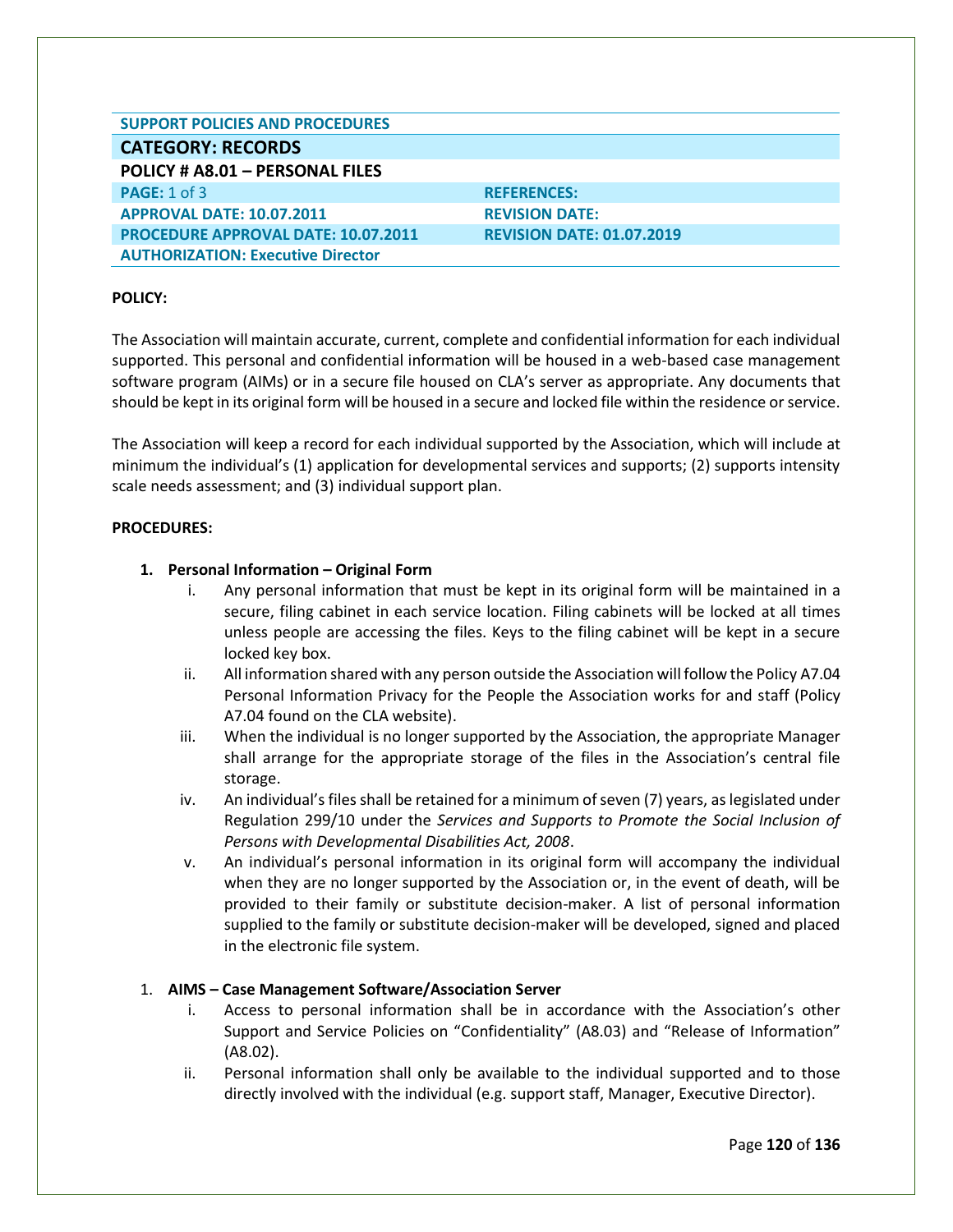| SUPPORT POLICIES AND PROCEDURES | |
|---|---|
| **CATEGORY: RECORDS** | |
| **POLICY # A8.01 – PERSONAL FILES** | |
| **PAGE:** 1 of 3 | **REFERENCES:** |
| **APPROVAL DATE: 10.07.2011** | **REVISION DATE:** |
| **PROCEDURE APPROVAL DATE: 10.07.2011** | **REVISION DATE: 01.07.2019** |
| **AUTHORIZATION: Executive Director** | |

**POLICY:**

The Association will maintain accurate, current, complete and confidential information for each individual supported. This personal and confidential information will be housed in a web-based case management software program (AIMs) or in a secure file housed on CLA's server as appropriate. Any documents that should be kept in its original form will be housed in a secure and locked file within the residence or service.

The Association will keep a record for each individual supported by the Association, which will include at minimum the individual's (1) application for developmental services and supports; (2) supports intensity scale needs assessment; and (3) individual support plan.

**PROCEDURES:**

1. **Personal Information – Original Form**
   i. Any personal information that must be kept in its original form will be maintained in a secure, filing cabinet in each service location. Filing cabinets will be locked at all times unless people are accessing the files. Keys to the filing cabinet will be kept in a secure locked key box.
   ii. All information shared with any person outside the Association will follow the Policy A7.04 Personal Information Privacy for the People the Association works for and staff (Policy A7.04 found on the CLA website).
   iii. When the individual is no longer supported by the Association, the appropriate Manager shall arrange for the appropriate storage of the files in the Association's central file storage.
   iv. An individual's files shall be retained for a minimum of seven (7) years, as legislated under Regulation 299/10 under the *Services and Supports to Promote the Social Inclusion of Persons with Developmental Disabilities Act, 2008*.
   v. An individual's personal information in its original form will accompany the individual when they are no longer supported by the Association or, in the event of death, will be provided to their family or substitute decision-maker. A list of personal information supplied to the family or substitute decision-maker will be developed, signed and placed in the electronic file system.

1. **AIMS – Case Management Software/Association Server**
   i. Access to personal information shall be in accordance with the Association's other Support and Service Policies on "Confidentiality" (A8.03) and "Release of Information" (A8.02).
   ii. Personal information shall only be available to the individual supported and to those directly involved with the individual (e.g. support staff, Manager, Executive Director).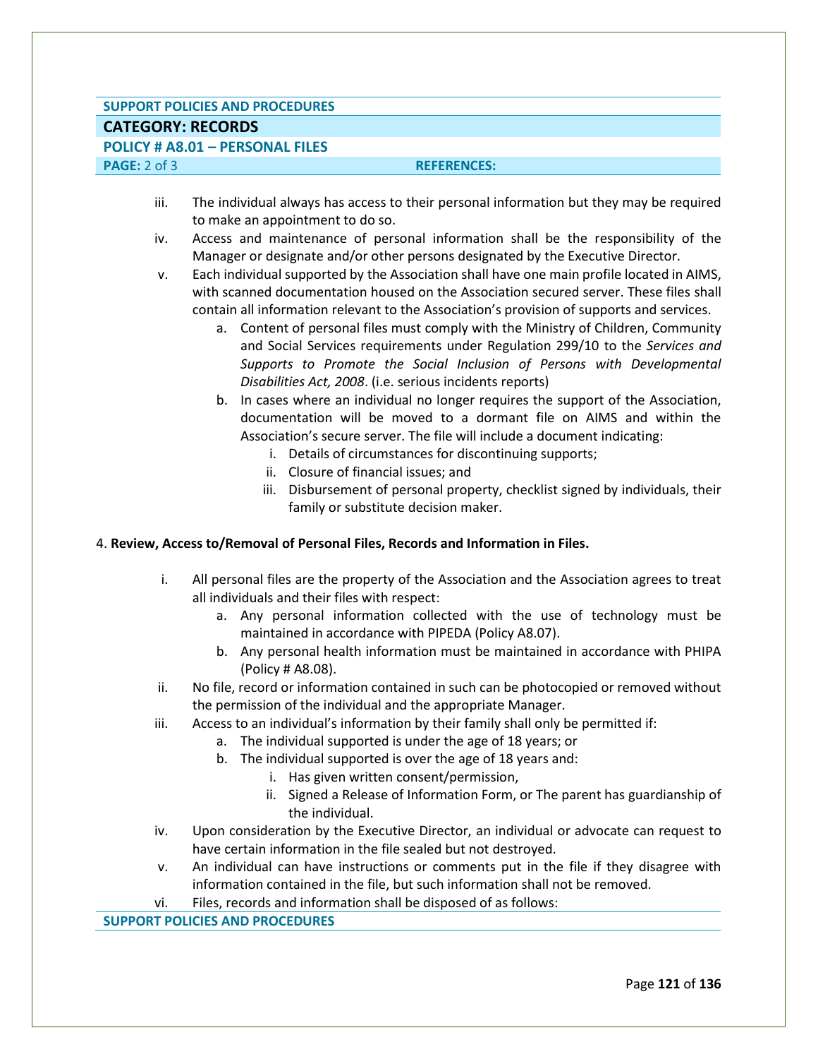**SUPPORT POLICIES AND PROCEDURES**

**CATEGORY: RECORDS**

**POLICY # A8.01 – PERSONAL FILES**

**PAGE:** 2 of 3 **REFERENCES:**

iii. The individual always has access to their personal information but they may be required to make an appointment to do so.

iv. Access and maintenance of personal information shall be the responsibility of the Manager or designate and/or other persons designated by the Executive Director.

v. Each individual supported by the Association shall have one main profile located in AIMS, with scanned documentation housed on the Association secured server. These files shall contain all information relevant to the Association's provision of supports and services.

   a. Content of personal files must comply with the Ministry of Children, Community and Social Services requirements under Regulation 299/10 to the *Services and Supports to Promote the Social Inclusion of Persons with Developmental Disabilities Act, 2008*. (i.e. serious incidents reports)

   b. In cases where an individual no longer requires the support of the Association, documentation will be moved to a dormant file on AIMS and within the Association's secure server. The file will include a document indicating:

      i. Details of circumstances for discontinuing supports;

      ii. Closure of financial issues; and

      iii. Disbursement of personal property, checklist signed by individuals, their family or substitute decision maker.

4. **Review, Access to/Removal of Personal Files, Records and Information in Files.**

i. All personal files are the property of the Association and the Association agrees to treat all individuals and their files with respect:

   a. Any personal information collected with the use of technology must be maintained in accordance with PIPEDA (Policy A8.07).

   b. Any personal health information must be maintained in accordance with PHIPA (Policy # A8.08).

ii. No file, record or information contained in such can be photocopied or removed without the permission of the individual and the appropriate Manager.

iii. Access to an individual's information by their family shall only be permitted if:

   a. The individual supported is under the age of 18 years; or

   b. The individual supported is over the age of 18 years and:

      i. Has given written consent/permission,

      ii. Signed a Release of Information Form, or The parent has guardianship of the individual.

iv. Upon consideration by the Executive Director, an individual or advocate can request to have certain information in the file sealed but not destroyed.

v. An individual can have instructions or comments put in the file if they disagree with information contained in the file, but such information shall not be removed.

vi. Files, records and information shall be disposed of as follows: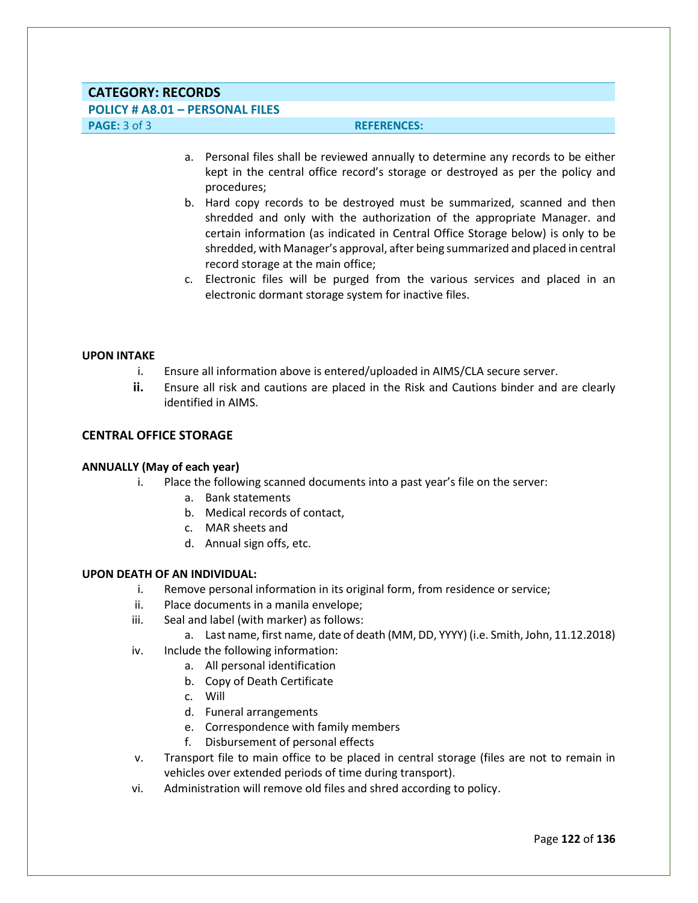**CATEGORY: RECORDS**

**POLICY # A8.01 – PERSONAL FILES**

**PAGE:** 3 of 3 **REFERENCES:**

a. Personal files shall be reviewed annually to determine any records to be either kept in the central office record's storage or destroyed as per the policy and procedures;

b. Hard copy records to be destroyed must be summarized, scanned and then shredded and only with the authorization of the appropriate Manager. and certain information (as indicated in Central Office Storage below) is only to be shredded, with Manager's approval, after being summarized and placed in central record storage at the main office;

c. Electronic files will be purged from the various services and placed in an electronic dormant storage system for inactive files.

**UPON INTAKE**

i. Ensure all information above is entered/uploaded in AIMS/CLA secure server.

**ii.** Ensure all risk and cautions are placed in the Risk and Cautions binder and are clearly identified in AIMS.

## CENTRAL OFFICE STORAGE

**ANNUALLY (May of each year)**

i. Place the following scanned documents into a past year's file on the server:
   a. Bank statements
   b. Medical records of contact,
   c. MAR sheets and
   d. Annual sign offs, etc.

**UPON DEATH OF AN INDIVIDUAL:**

i. Remove personal information in its original form, from residence or service;

ii. Place documents in a manila envelope;

iii. Seal and label (with marker) as follows:
   a. Last name, first name, date of death (MM, DD, YYYY) (i.e. Smith, John, 11.12.2018)

iv. Include the following information:
   a. All personal identification
   b. Copy of Death Certificate
   c. Will
   d. Funeral arrangements
   e. Correspondence with family members
   f. Disbursement of personal effects

v. Transport file to main office to be placed in central storage (files are not to remain in vehicles over extended periods of time during transport).

vi. Administration will remove old files and shred according to policy.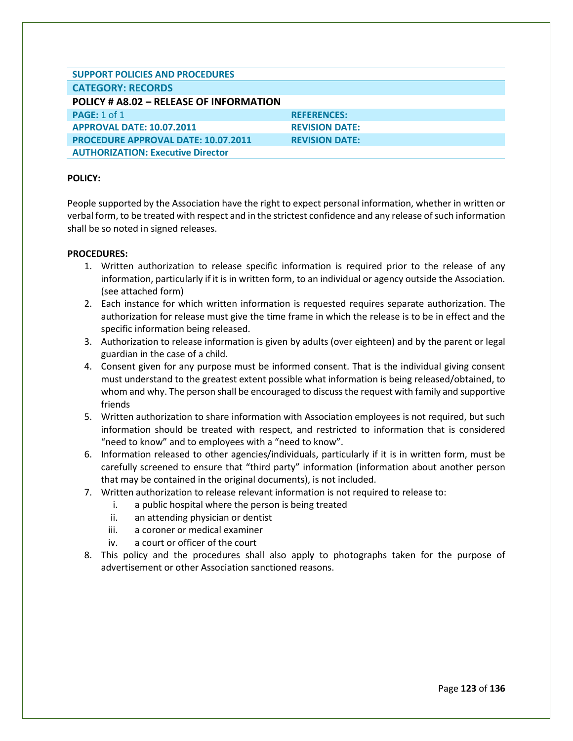| SUPPORT POLICIES AND PROCEDURES | |
|---|---|
| **CATEGORY: RECORDS** | |
| **POLICY # A8.02 – RELEASE OF INFORMATION** | |
| **PAGE:** 1 of 1 | **REFERENCES:** |
| **APPROVAL DATE: 10.07.2011** | **REVISION DATE:** |
| **PROCEDURE APPROVAL DATE: 10.07.2011** | **REVISION DATE:** |
| **AUTHORIZATION: Executive Director** | |

**POLICY:**

People supported by the Association have the right to expect personal information, whether in written or verbal form, to be treated with respect and in the strictest confidence and any release of such information shall be so noted in signed releases.

**PROCEDURES:**

1. Written authorization to release specific information is required prior to the release of any information, particularly if it is in written form, to an individual or agency outside the Association. (see attached form)
2. Each instance for which written information is requested requires separate authorization. The authorization for release must give the time frame in which the release is to be in effect and the specific information being released.
3. Authorization to release information is given by adults (over eighteen) and by the parent or legal guardian in the case of a child.
4. Consent given for any purpose must be informed consent. That is the individual giving consent must understand to the greatest extent possible what information is being released/obtained, to whom and why. The person shall be encouraged to discuss the request with family and supportive friends
5. Written authorization to share information with Association employees is not required, but such information should be treated with respect, and restricted to information that is considered "need to know" and to employees with a "need to know".
6. Information released to other agencies/individuals, particularly if it is in written form, must be carefully screened to ensure that "third party" information (information about another person that may be contained in the original documents), is not included.
7. Written authorization to release relevant information is not required to release to:
   1. a public hospital where the person is being treated
   2. an attending physician or dentist
   3. a coroner or medical examiner
   4. a court or officer of the court
8. This policy and the procedures shall also apply to photographs taken for the purpose of advertisement or other Association sanctioned reasons.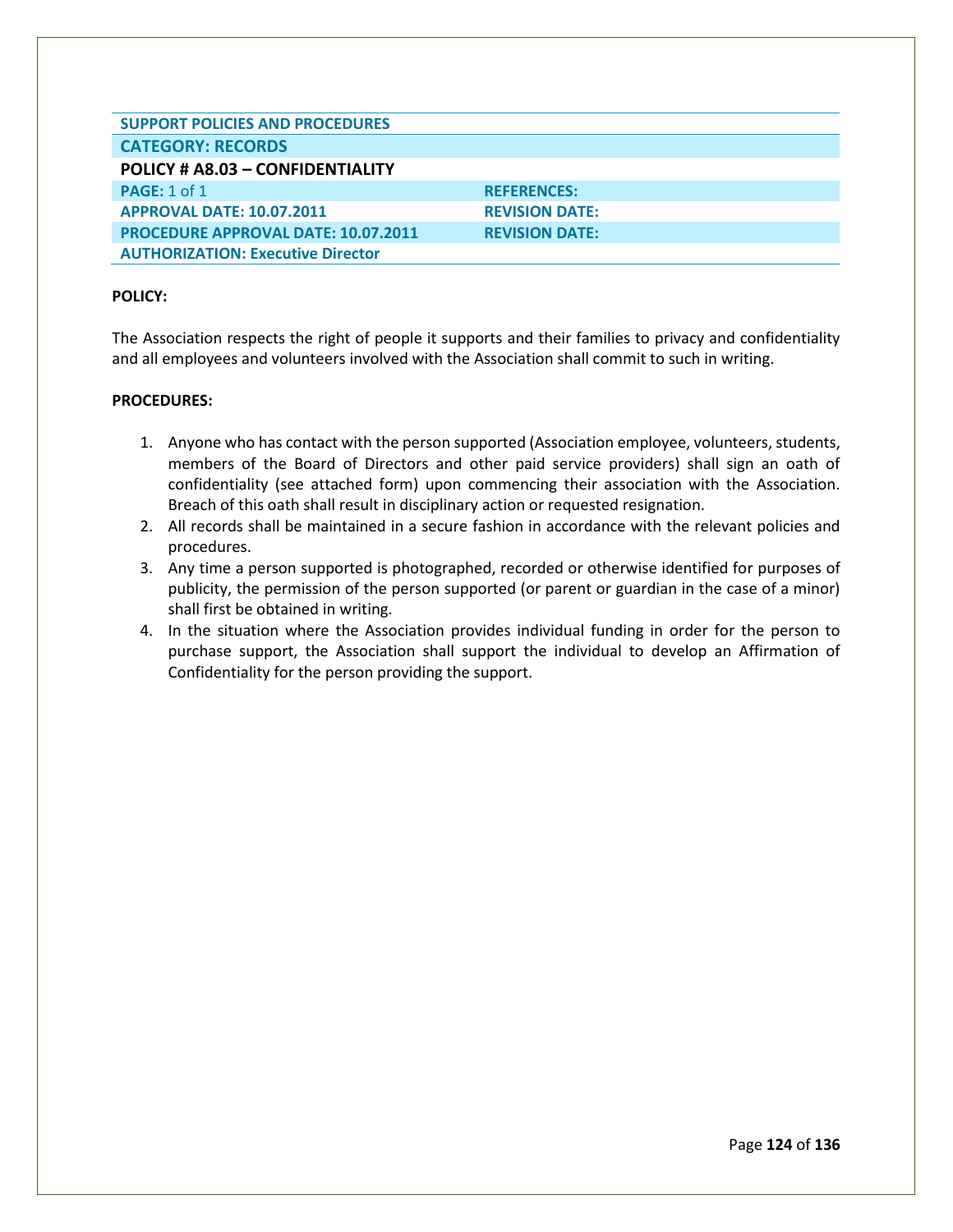| SUPPORT POLICIES AND PROCEDURES | |
|---|---|
| **CATEGORY: RECORDS** | |
| **POLICY # A8.03 – CONFIDENTIALITY** | |
| **PAGE:** 1 of 1 | **REFERENCES:** |
| **APPROVAL DATE: 10.07.2011** | **REVISION DATE:** |
| **PROCEDURE APPROVAL DATE: 10.07.2011** | **REVISION DATE:** |
| **AUTHORIZATION: Executive Director** | |

**POLICY:**

The Association respects the right of people it supports and their families to privacy and confidentiality and all employees and volunteers involved with the Association shall commit to such in writing.

**PROCEDURES:**

1. Anyone who has contact with the person supported (Association employee, volunteers, students, members of the Board of Directors and other paid service providers) shall sign an oath of confidentiality (see attached form) upon commencing their association with the Association. Breach of this oath shall result in disciplinary action or requested resignation.
2. All records shall be maintained in a secure fashion in accordance with the relevant policies and procedures.
3. Any time a person supported is photographed, recorded or otherwise identified for purposes of publicity, the permission of the person supported (or parent or guardian in the case of a minor) shall first be obtained in writing.
4. In the situation where the Association provides individual funding in order for the person to purchase support, the Association shall support the individual to develop an Affirmation of Confidentiality for the person providing the support.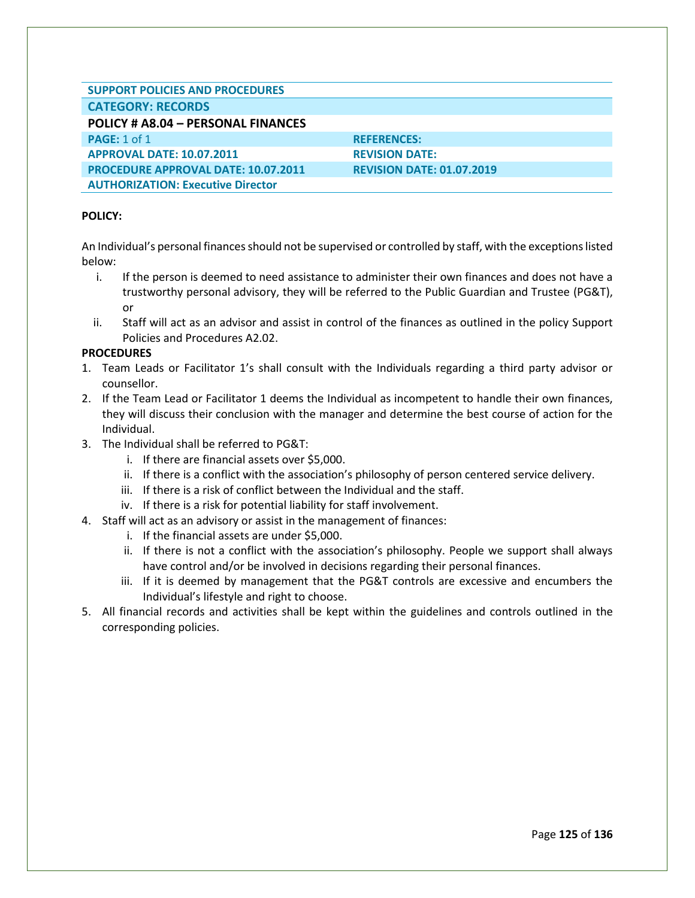| SUPPORT POLICIES AND PROCEDURES | |
|---|---|
| **CATEGORY: RECORDS** | |
| **POLICY # A8.04 – PERSONAL FINANCES** | |
| **PAGE:** 1 of 1 | **REFERENCES:** |
| **APPROVAL DATE: 10.07.2011** | **REVISION DATE:** |
| **PROCEDURE APPROVAL DATE: 10.07.2011** | **REVISION DATE: 01.07.2019** |
| **AUTHORIZATION: Executive Director** | |

**POLICY:**

An Individual's personal finances should not be supervised or controlled by staff, with the exceptions listed below:

i. If the person is deemed to need assistance to administer their own finances and does not have a trustworthy personal advisory, they will be referred to the Public Guardian and Trustee (PG&T), or

ii. Staff will act as an advisor and assist in control of the finances as outlined in the policy Support Policies and Procedures A2.02.

**PROCEDURES**

1. Team Leads or Facilitator 1's shall consult with the Individuals regarding a third party advisor or counsellor.
2. If the Team Lead or Facilitator 1 deems the Individual as incompetent to handle their own finances, they will discuss their conclusion with the manager and determine the best course of action for the Individual.
3. The Individual shall be referred to PG&T:
   i. If there are financial assets over $5,000.
   ii. If there is a conflict with the association's philosophy of person centered service delivery.
   iii. If there is a risk of conflict between the Individual and the staff.
   iv. If there is a risk for potential liability for staff involvement.
4. Staff will act as an advisory or assist in the management of finances:
   i. If the financial assets are under $5,000.
   ii. If there is not a conflict with the association's philosophy. People we support shall always have control and/or be involved in decisions regarding their personal finances.
   iii. If it is deemed by management that the PG&T controls are excessive and encumbers the Individual's lifestyle and right to choose.
5. All financial records and activities shall be kept within the guidelines and controls outlined in the corresponding policies.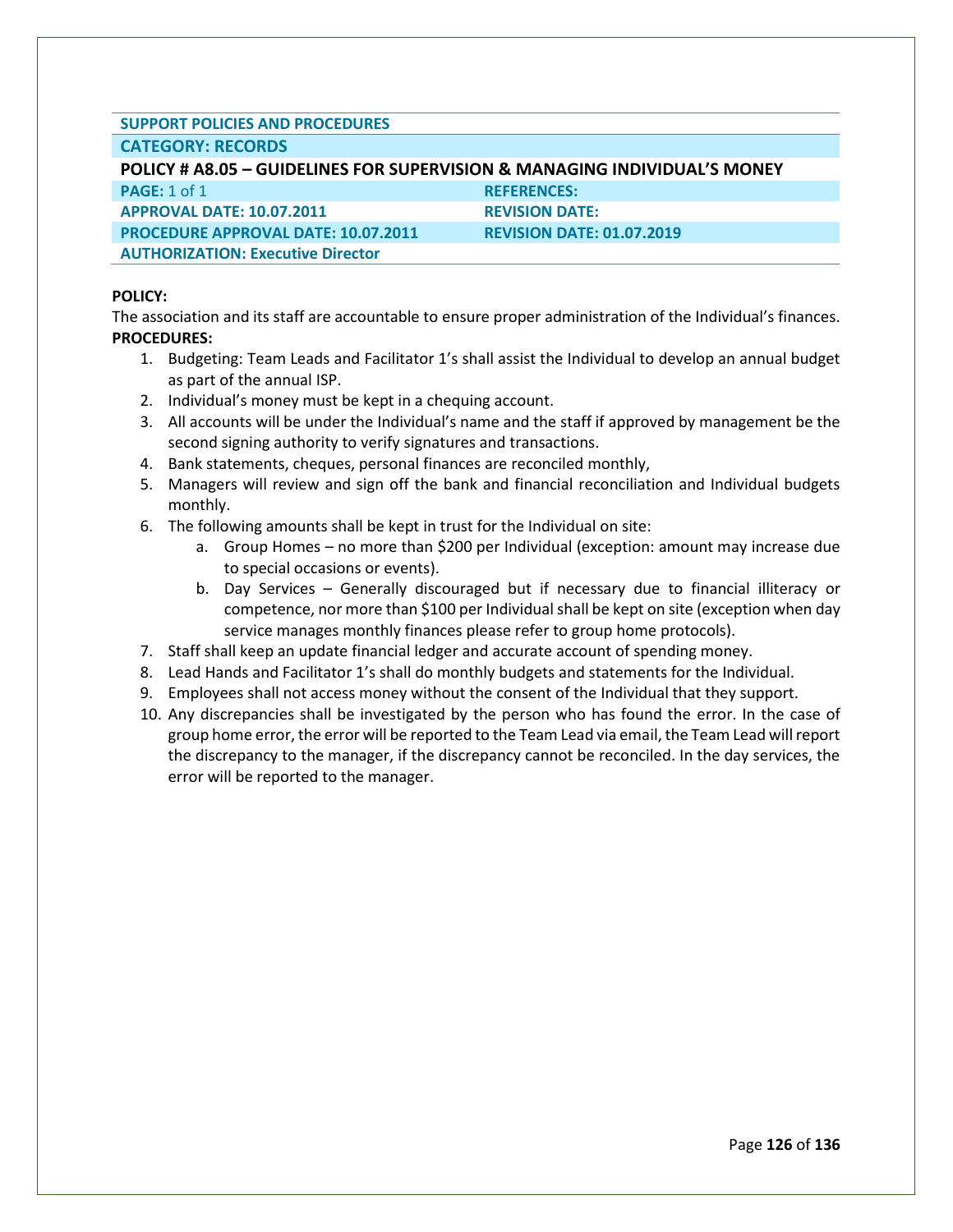**SUPPORT POLICIES AND PROCEDURES**

**CATEGORY: RECORDS**

**POLICY # A8.05 – GUIDELINES FOR SUPERVISION & MANAGING INDIVIDUAL'S MONEY**

| | |
|---|---|
| **PAGE:** 1 of 1 | **REFERENCES:** |
| **APPROVAL DATE: 10.07.2011** | **REVISION DATE:** |
| **PROCEDURE APPROVAL DATE: 10.07.2011** | **REVISION DATE: 01.07.2019** |
| **AUTHORIZATION: Executive Director** | |

**POLICY:**

The association and its staff are accountable to ensure proper administration of the Individual's finances.

**PROCEDURES:**

1. Budgeting: Team Leads and Facilitator 1's shall assist the Individual to develop an annual budget as part of the annual ISP.
2. Individual's money must be kept in a chequing account.
3. All accounts will be under the Individual's name and the staff if approved by management be the second signing authority to verify signatures and transactions.
4. Bank statements, cheques, personal finances are reconciled monthly,
5. Managers will review and sign off the bank and financial reconciliation and Individual budgets monthly.
6. The following amounts shall be kept in trust for the Individual on site:
    a. Group Homes – no more than $200 per Individual (exception: amount may increase due to special occasions or events).
    b. Day Services – Generally discouraged but if necessary due to financial illiteracy or competence, nor more than $100 per Individual shall be kept on site (exception when day service manages monthly finances please refer to group home protocols).
7. Staff shall keep an update financial ledger and accurate account of spending money.
8. Lead Hands and Facilitator 1's shall do monthly budgets and statements for the Individual.
9. Employees shall not access money without the consent of the Individual that they support.
10. Any discrepancies shall be investigated by the person who has found the error. In the case of group home error, the error will be reported to the Team Lead via email, the Team Lead will report the discrepancy to the manager, if the discrepancy cannot be reconciled. In the day services, the error will be reported to the manager.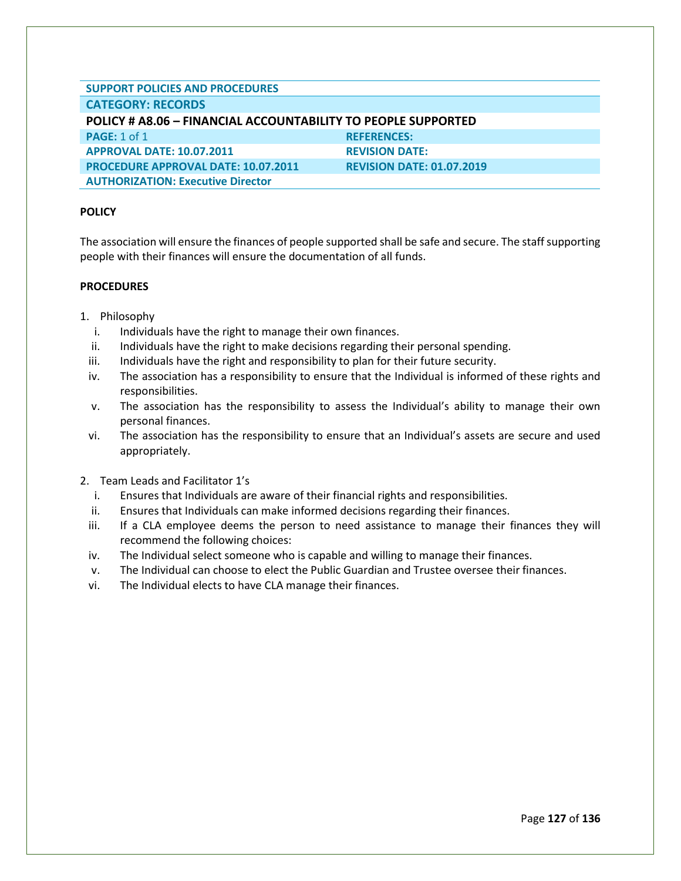| SUPPORT POLICIES AND PROCEDURES | |
|---|---|
| **CATEGORY: RECORDS** | |
| **POLICY # A8.06 – FINANCIAL ACCOUNTABILITY TO PEOPLE SUPPORTED** | |
| **PAGE:** 1 of 1 | **REFERENCES:** |
| **APPROVAL DATE: 10.07.2011** | **REVISION DATE:** |
| **PROCEDURE APPROVAL DATE: 10.07.2011** | **REVISION DATE: 01.07.2019** |
| **AUTHORIZATION: Executive Director** | |

**POLICY**

The association will ensure the finances of people supported shall be safe and secure. The staff supporting people with their finances will ensure the documentation of all funds.

**PROCEDURES**

1. Philosophy
   i. Individuals have the right to manage their own finances.
   ii. Individuals have the right to make decisions regarding their personal spending.
   iii. Individuals have the right and responsibility to plan for their future security.
   iv. The association has a responsibility to ensure that the Individual is informed of these rights and responsibilities.
   v. The association has the responsibility to assess the Individual's ability to manage their own personal finances.
   vi. The association has the responsibility to ensure that an Individual's assets are secure and used appropriately.

2. Team Leads and Facilitator 1's
   i. Ensures that Individuals are aware of their financial rights and responsibilities.
   ii. Ensures that Individuals can make informed decisions regarding their finances.
   iii. If a CLA employee deems the person to need assistance to manage their finances they will recommend the following choices:
   iv. The Individual select someone who is capable and willing to manage their finances.
   v. The Individual can choose to elect the Public Guardian and Trustee oversee their finances.
   vi. The Individual elects to have CLA manage their finances.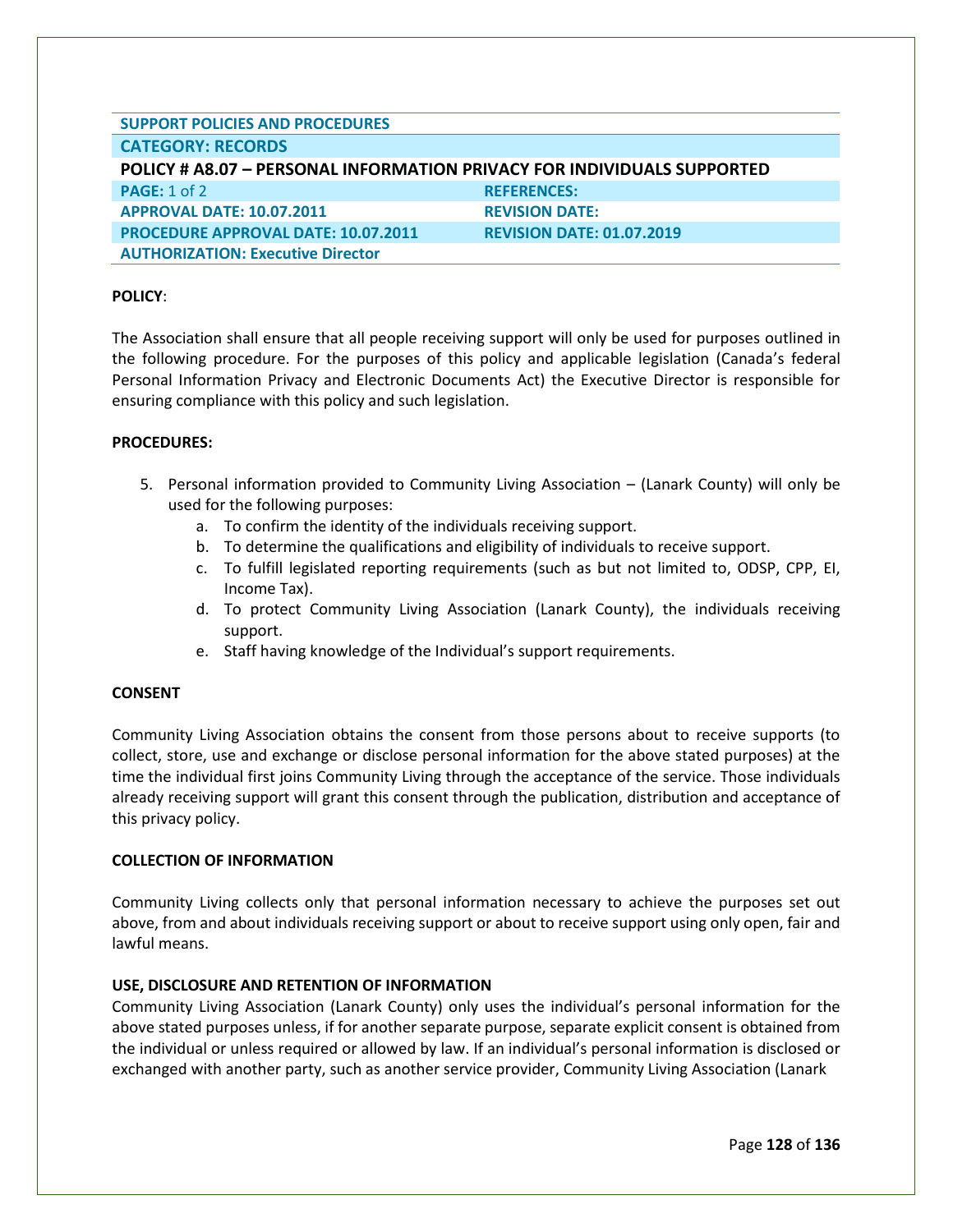| SUPPORT POLICIES AND PROCEDURES | |
|---|---|
| **CATEGORY: RECORDS** | |
| **POLICY # A8.07 – PERSONAL INFORMATION PRIVACY FOR INDIVIDUALS SUPPORTED** | |
| **PAGE:** 1 of 2 | **REFERENCES:** |
| **APPROVAL DATE: 10.07.2011** | **REVISION DATE:** |
| **PROCEDURE APPROVAL DATE: 10.07.2011** | **REVISION DATE: 01.07.2019** |
| **AUTHORIZATION: Executive Director** | |

**POLICY**:

The Association shall ensure that all people receiving support will only be used for purposes outlined in the following procedure. For the purposes of this policy and applicable legislation (Canada's federal Personal Information Privacy and Electronic Documents Act) the Executive Director is responsible for ensuring compliance with this policy and such legislation.

**PROCEDURES:**

5. Personal information provided to Community Living Association – (Lanark County) will only be used for the following purposes:
    a. To confirm the identity of the individuals receiving support.
    b. To determine the qualifications and eligibility of individuals to receive support.
    c. To fulfill legislated reporting requirements (such as but not limited to, ODSP, CPP, EI, Income Tax).
    d. To protect Community Living Association (Lanark County), the individuals receiving support.
    e. Staff having knowledge of the Individual's support requirements.

**CONSENT**

Community Living Association obtains the consent from those persons about to receive supports (to collect, store, use and exchange or disclose personal information for the above stated purposes) at the time the individual first joins Community Living through the acceptance of the service. Those individuals already receiving support will grant this consent through the publication, distribution and acceptance of this privacy policy.

**COLLECTION OF INFORMATION**

Community Living collects only that personal information necessary to achieve the purposes set out above, from and about individuals receiving support or about to receive support using only open, fair and lawful means.

**USE, DISCLOSURE AND RETENTION OF INFORMATION**

Community Living Association (Lanark County) only uses the individual's personal information for the above stated purposes unless, if for another separate purpose, separate explicit consent is obtained from the individual or unless required or allowed by law. If an individual's personal information is disclosed or exchanged with another party, such as another service provider, Community Living Association (Lanark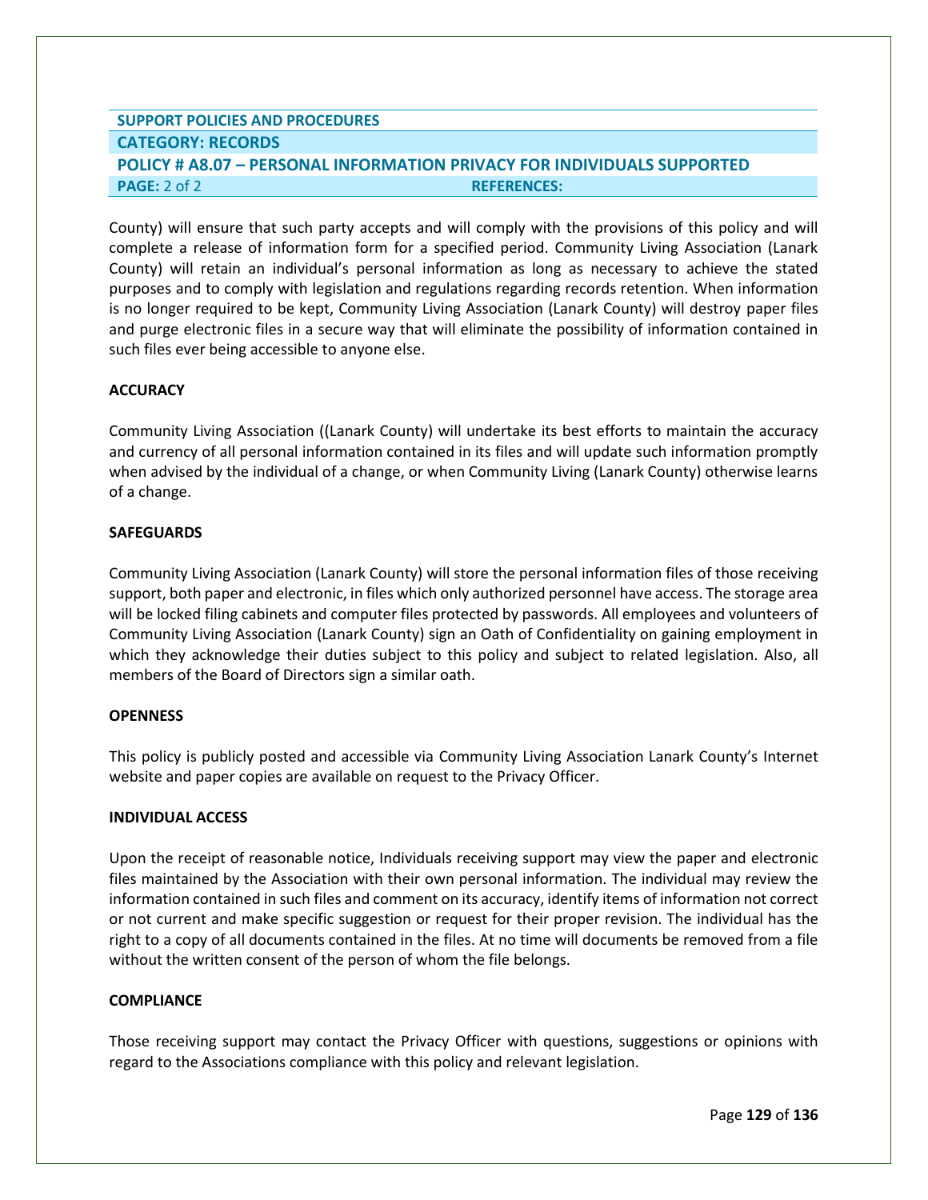| SUPPORT POLICIES AND PROCEDURES | |
|---|---|
| **CATEGORY: RECORDS** | |
| **POLICY # A8.07 – PERSONAL INFORMATION PRIVACY FOR INDIVIDUALS SUPPORTED** | |
| **PAGE:** 2 of 2 | **REFERENCES:** |

County) will ensure that such party accepts and will comply with the provisions of this policy and will complete a release of information form for a specified period. Community Living Association (Lanark County) will retain an individual's personal information as long as necessary to achieve the stated purposes and to comply with legislation and regulations regarding records retention. When information is no longer required to be kept, Community Living Association (Lanark County) will destroy paper files and purge electronic files in a secure way that will eliminate the possibility of information contained in such files ever being accessible to anyone else.

**ACCURACY**

Community Living Association ((Lanark County) will undertake its best efforts to maintain the accuracy and currency of all personal information contained in its files and will update such information promptly when advised by the individual of a change, or when Community Living (Lanark County) otherwise learns of a change.

**SAFEGUARDS**

Community Living Association (Lanark County) will store the personal information files of those receiving support, both paper and electronic, in files which only authorized personnel have access. The storage area will be locked filing cabinets and computer files protected by passwords. All employees and volunteers of Community Living Association (Lanark County) sign an Oath of Confidentiality on gaining employment in which they acknowledge their duties subject to this policy and subject to related legislation. Also, all members of the Board of Directors sign a similar oath.

**OPENNESS**

This policy is publicly posted and accessible via Community Living Association Lanark County's Internet website and paper copies are available on request to the Privacy Officer.

**INDIVIDUAL ACCESS**

Upon the receipt of reasonable notice, Individuals receiving support may view the paper and electronic files maintained by the Association with their own personal information. The individual may review the information contained in such files and comment on its accuracy, identify items of information not correct or not current and make specific suggestion or request for their proper revision. The individual has the right to a copy of all documents contained in the files. At no time will documents be removed from a file without the written consent of the person of whom the file belongs.

**COMPLIANCE**

Those receiving support may contact the Privacy Officer with questions, suggestions or opinions with regard to the Associations compliance with this policy and relevant legislation.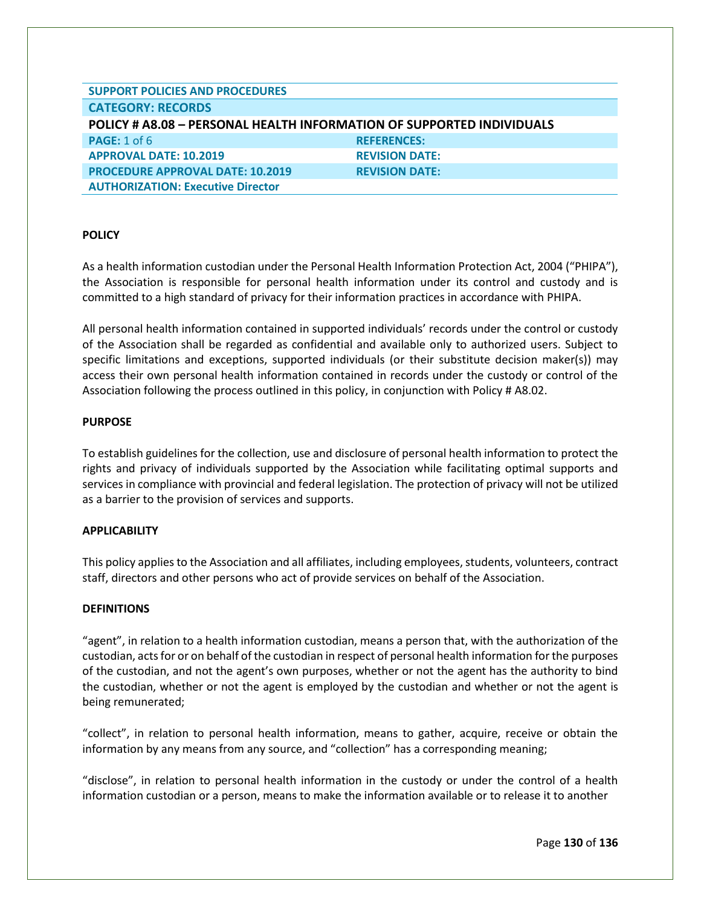| SUPPORT POLICIES AND PROCEDURES | |
|---|---|
| **CATEGORY: RECORDS** | |
| **POLICY # A8.08 – PERSONAL HEALTH INFORMATION OF SUPPORTED INDIVIDUALS** | |
| **PAGE:** 1 of 6 | **REFERENCES:** |
| **APPROVAL DATE: 10.2019** | **REVISION DATE:** |
| **PROCEDURE APPROVAL DATE: 10.2019** | **REVISION DATE:** |
| **AUTHORIZATION: Executive Director** | |

**POLICY**

As a health information custodian under the Personal Health Information Protection Act, 2004 ("PHIPA"), the Association is responsible for personal health information under its control and custody and is committed to a high standard of privacy for their information practices in accordance with PHIPA.

All personal health information contained in supported individuals' records under the control or custody of the Association shall be regarded as confidential and available only to authorized users. Subject to specific limitations and exceptions, supported individuals (or their substitute decision maker(s)) may access their own personal health information contained in records under the custody or control of the Association following the process outlined in this policy, in conjunction with Policy # A8.02.

**PURPOSE**

To establish guidelines for the collection, use and disclosure of personal health information to protect the rights and privacy of individuals supported by the Association while facilitating optimal supports and services in compliance with provincial and federal legislation. The protection of privacy will not be utilized as a barrier to the provision of services and supports.

**APPLICABILITY**

This policy applies to the Association and all affiliates, including employees, students, volunteers, contract staff, directors and other persons who act of provide services on behalf of the Association.

**DEFINITIONS**

"agent", in relation to a health information custodian, means a person that, with the authorization of the custodian, acts for or on behalf of the custodian in respect of personal health information for the purposes of the custodian, and not the agent's own purposes, whether or not the agent has the authority to bind the custodian, whether or not the agent is employed by the custodian and whether or not the agent is being remunerated;

"collect", in relation to personal health information, means to gather, acquire, receive or obtain the information by any means from any source, and "collection" has a corresponding meaning;

"disclose", in relation to personal health information in the custody or under the control of a health information custodian or a person, means to make the information available or to release it to another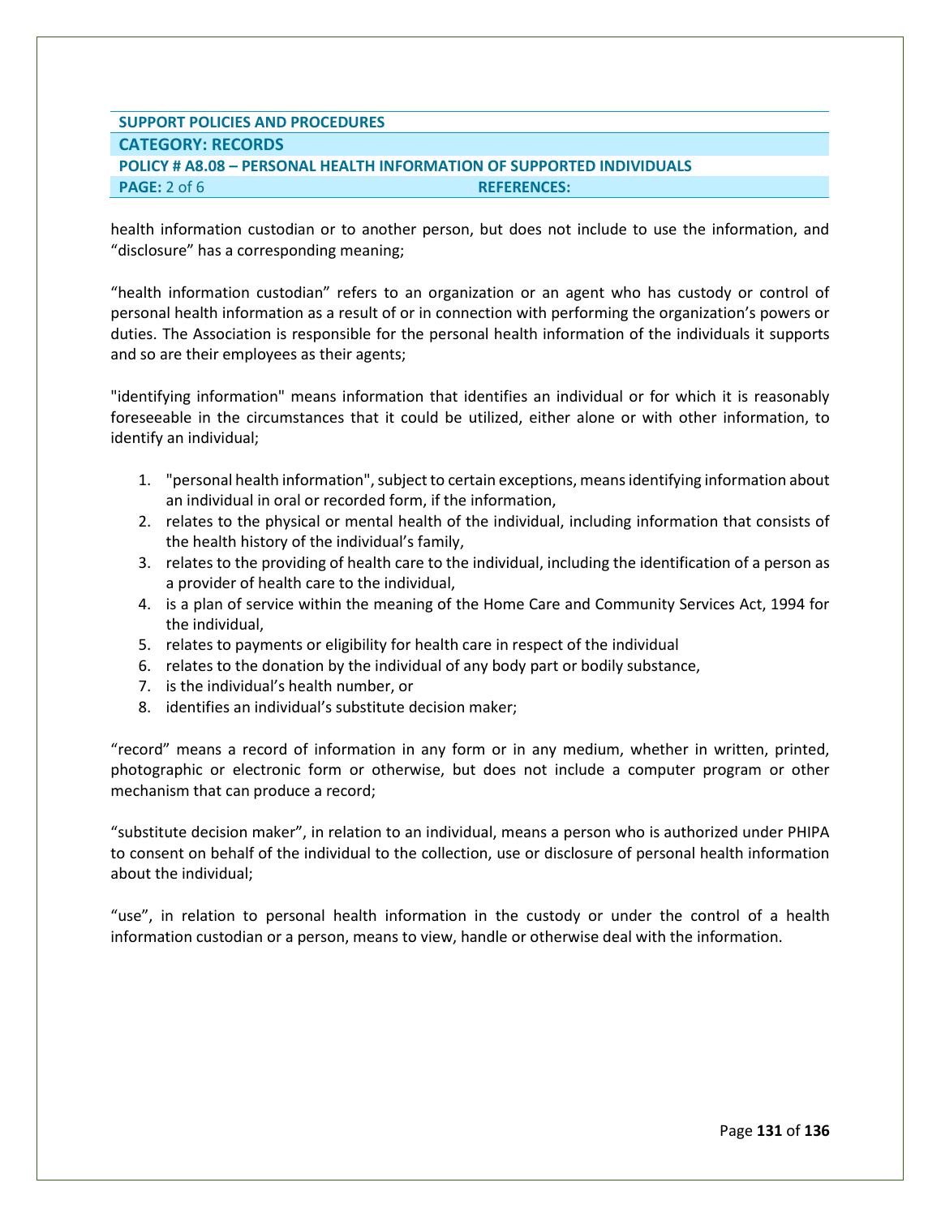health information custodian or to another person, but does not include to use the information, and "disclosure" has a corresponding meaning;

"health information custodian" refers to an organization or an agent who has custody or control of personal health information as a result of or in connection with performing the organization's powers or duties. The Association is responsible for the personal health information of the individuals it supports and so are their employees as their agents;

"identifying information" means information that identifies an individual or for which it is reasonably foreseeable in the circumstances that it could be utilized, either alone or with other information, to identify an individual;

1. "personal health information", subject to certain exceptions, means identifying information about an individual in oral or recorded form, if the information,
2. relates to the physical or mental health of the individual, including information that consists of the health history of the individual's family,
3. relates to the providing of health care to the individual, including the identification of a person as a provider of health care to the individual,
4. is a plan of service within the meaning of the Home Care and Community Services Act, 1994 for the individual,
5. relates to payments or eligibility for health care in respect of the individual
6. relates to the donation by the individual of any body part or bodily substance,
7. is the individual's health number, or
8. identifies an individual's substitute decision maker;

"record" means a record of information in any form or in any medium, whether in written, printed, photographic or electronic form or otherwise, but does not include a computer program or other mechanism that can produce a record;

"substitute decision maker", in relation to an individual, means a person who is authorized under PHIPA to consent on behalf of the individual to the collection, use or disclosure of personal health information about the individual;

"use", in relation to personal health information in the custody or under the control of a health information custodian or a person, means to view, handle or otherwise deal with the information.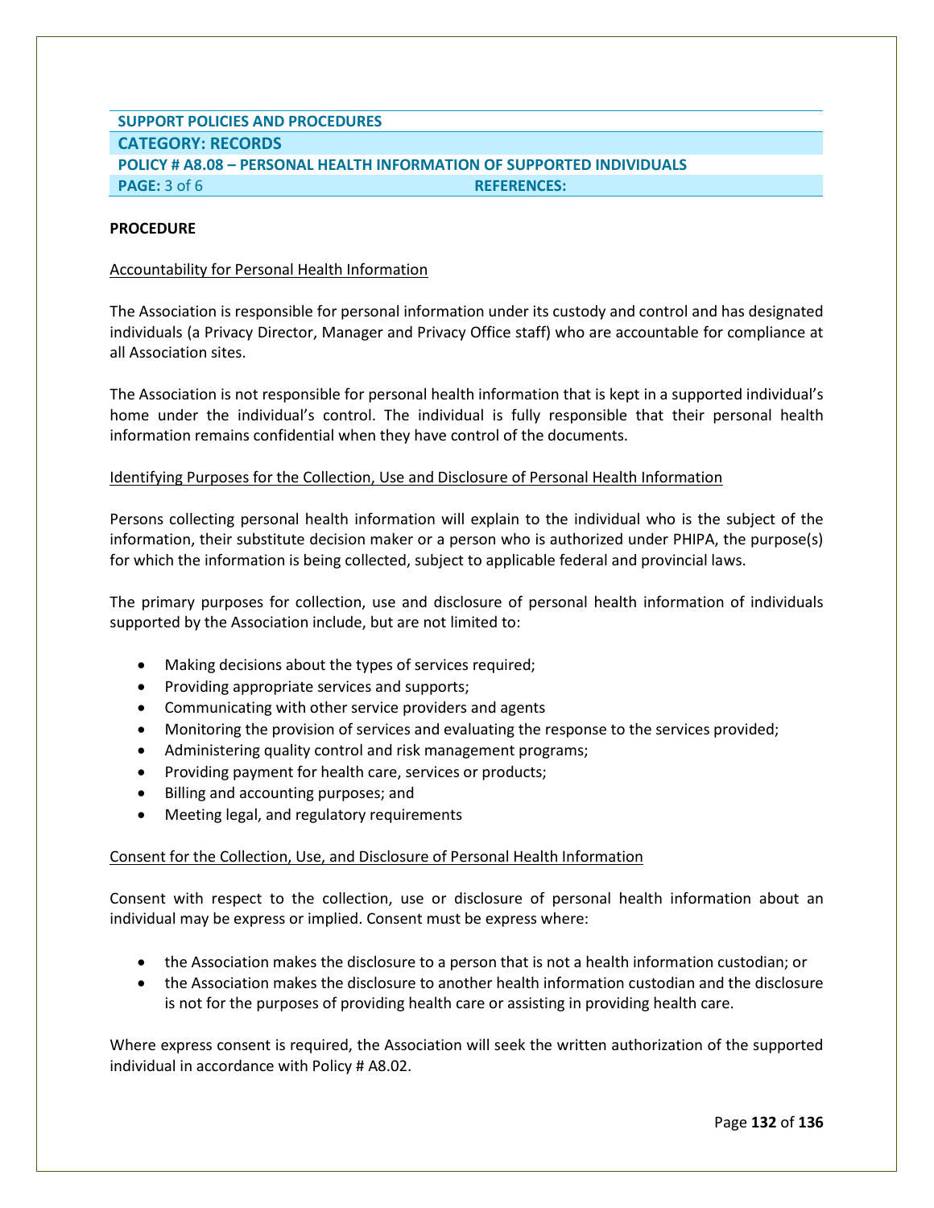| SUPPORT POLICIES AND PROCEDURES | |
|---|---|
| **CATEGORY: RECORDS** | |
| **POLICY # A8.08 – PERSONAL HEALTH INFORMATION OF SUPPORTED INDIVIDUALS** | |
| **PAGE:** 3 of 6 | **REFERENCES:** |

**PROCEDURE**

Accountability for Personal Health Information

The Association is responsible for personal information under its custody and control and has designated individuals (a Privacy Director, Manager and Privacy Office staff) who are accountable for compliance at all Association sites.

The Association is not responsible for personal health information that is kept in a supported individual's home under the individual's control. The individual is fully responsible that their personal health information remains confidential when they have control of the documents.

Identifying Purposes for the Collection, Use and Disclosure of Personal Health Information

Persons collecting personal health information will explain to the individual who is the subject of the information, their substitute decision maker or a person who is authorized under PHIPA, the purpose(s) for which the information is being collected, subject to applicable federal and provincial laws.

The primary purposes for collection, use and disclosure of personal health information of individuals supported by the Association include, but are not limited to:

- Making decisions about the types of services required;
- Providing appropriate services and supports;
- Communicating with other service providers and agents
- Monitoring the provision of services and evaluating the response to the services provided;
- Administering quality control and risk management programs;
- Providing payment for health care, services or products;
- Billing and accounting purposes; and
- Meeting legal, and regulatory requirements

Consent for the Collection, Use, and Disclosure of Personal Health Information

Consent with respect to the collection, use or disclosure of personal health information about an individual may be express or implied. Consent must be express where:

- the Association makes the disclosure to a person that is not a health information custodian; or
- the Association makes the disclosure to another health information custodian and the disclosure is not for the purposes of providing health care or assisting in providing health care.

Where express consent is required, the Association will seek the written authorization of the supported individual in accordance with Policy # A8.02.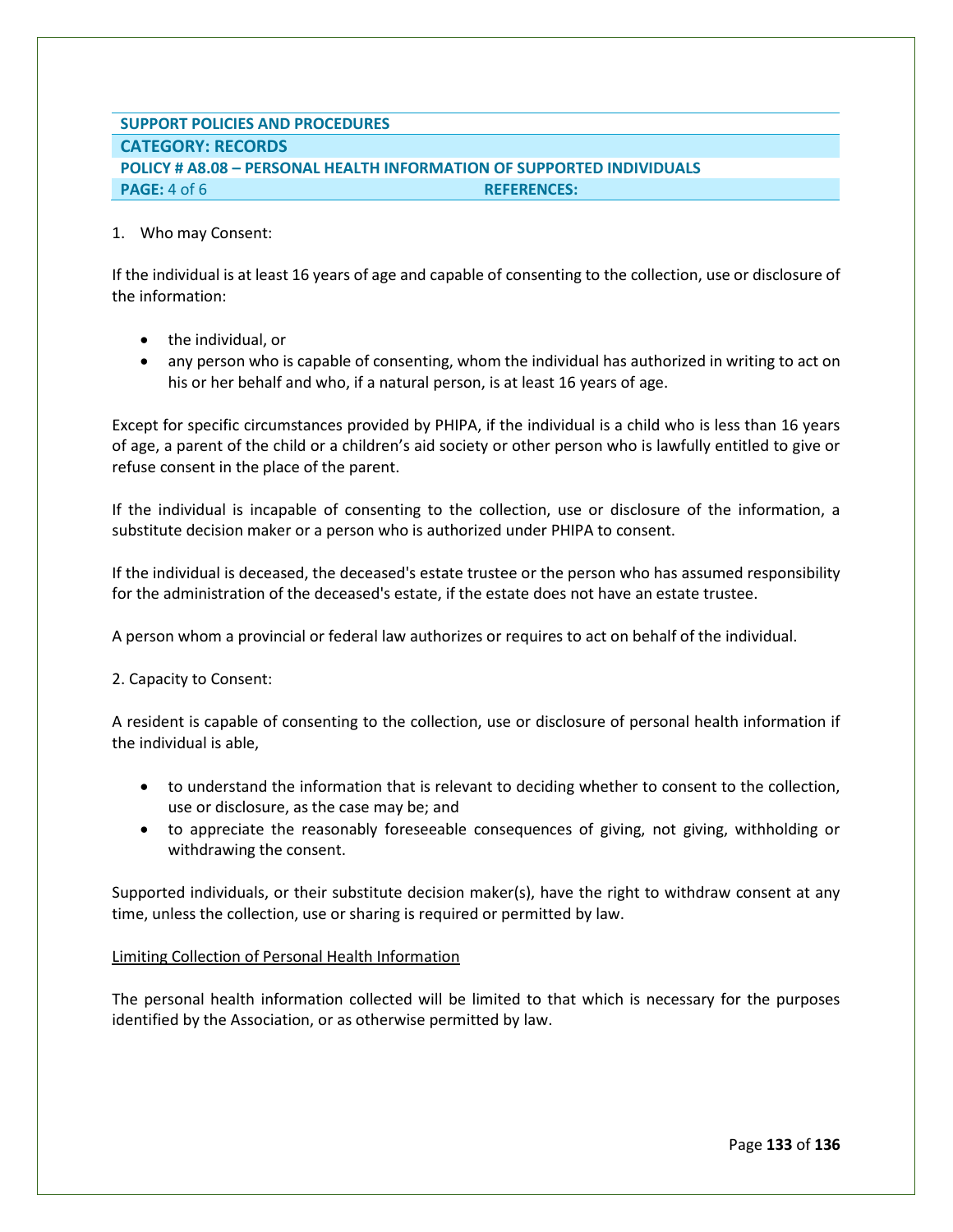1. Who may Consent:

If the individual is at least 16 years of age and capable of consenting to the collection, use or disclosure of the information:

- the individual, or
- any person who is capable of consenting, whom the individual has authorized in writing to act on his or her behalf and who, if a natural person, is at least 16 years of age.

Except for specific circumstances provided by PHIPA, if the individual is a child who is less than 16 years of age, a parent of the child or a children's aid society or other person who is lawfully entitled to give or refuse consent in the place of the parent.

If the individual is incapable of consenting to the collection, use or disclosure of the information, a substitute decision maker or a person who is authorized under PHIPA to consent.

If the individual is deceased, the deceased's estate trustee or the person who has assumed responsibility for the administration of the deceased's estate, if the estate does not have an estate trustee.

A person whom a provincial or federal law authorizes or requires to act on behalf of the individual.

2. Capacity to Consent:

A resident is capable of consenting to the collection, use or disclosure of personal health information if the individual is able,

- to understand the information that is relevant to deciding whether to consent to the collection, use or disclosure, as the case may be; and
- to appreciate the reasonably foreseeable consequences of giving, not giving, withholding or withdrawing the consent.

Supported individuals, or their substitute decision maker(s), have the right to withdraw consent at any time, unless the collection, use or sharing is required or permitted by law.

<u>Limiting Collection of Personal Health Information</u>

The personal health information collected will be limited to that which is necessary for the purposes identified by the Association, or as otherwise permitted by law.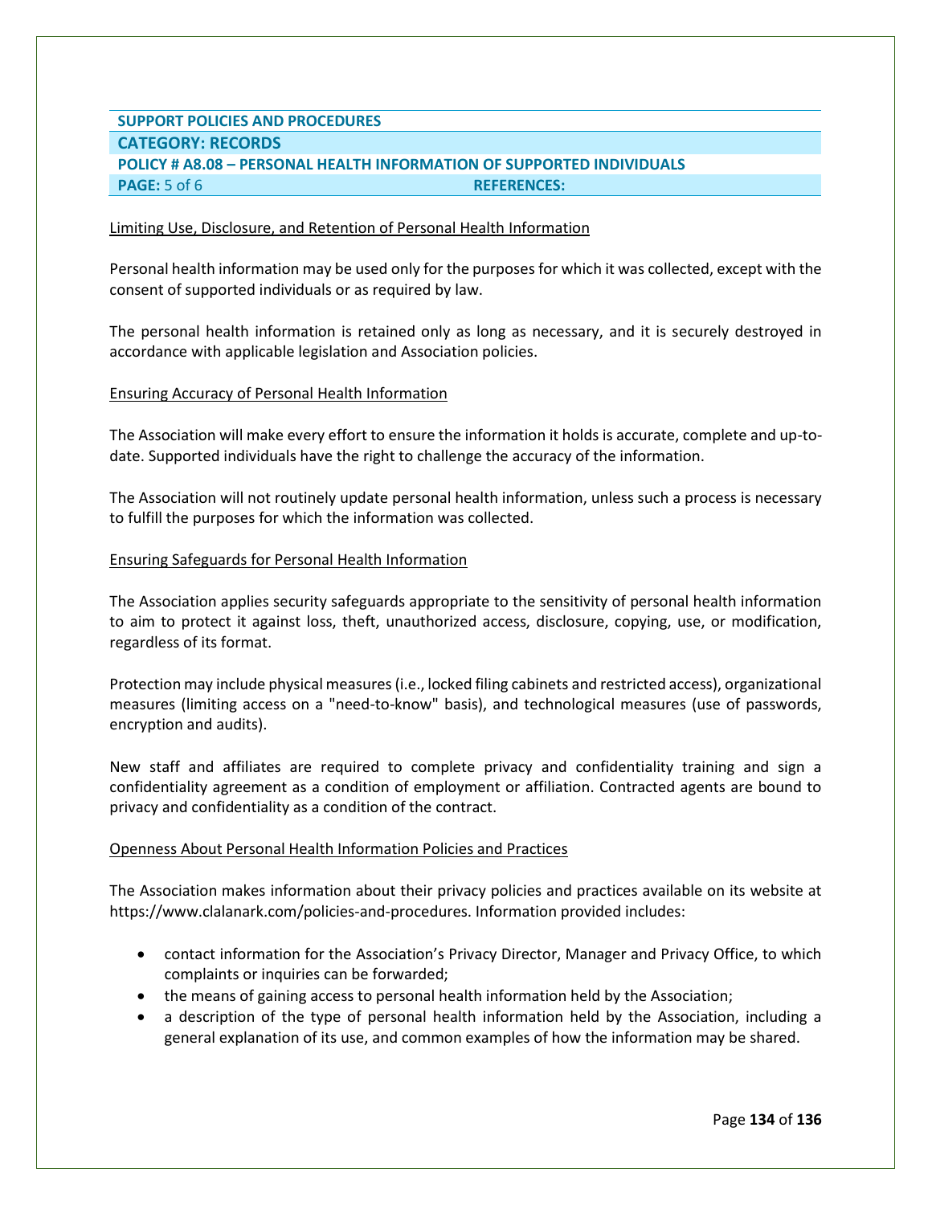Limiting Use, Disclosure, and Retention of Personal Health Information

Personal health information may be used only for the purposes for which it was collected, except with the consent of supported individuals or as required by law.

The personal health information is retained only as long as necessary, and it is securely destroyed in accordance with applicable legislation and Association policies.

Ensuring Accuracy of Personal Health Information

The Association will make every effort to ensure the information it holds is accurate, complete and up-to-date. Supported individuals have the right to challenge the accuracy of the information.

The Association will not routinely update personal health information, unless such a process is necessary to fulfill the purposes for which the information was collected.

Ensuring Safeguards for Personal Health Information

The Association applies security safeguards appropriate to the sensitivity of personal health information to aim to protect it against loss, theft, unauthorized access, disclosure, copying, use, or modification, regardless of its format.

Protection may include physical measures (i.e., locked filing cabinets and restricted access), organizational measures (limiting access on a "need-to-know" basis), and technological measures (use of passwords, encryption and audits).

New staff and affiliates are required to complete privacy and confidentiality training and sign a confidentiality agreement as a condition of employment or affiliation. Contracted agents are bound to privacy and confidentiality as a condition of the contract.

Openness About Personal Health Information Policies and Practices

The Association makes information about their privacy policies and practices available on its website at https://www.clalanark.com/policies-and-procedures. Information provided includes:

- contact information for the Association's Privacy Director, Manager and Privacy Office, to which complaints or inquiries can be forwarded;
- the means of gaining access to personal health information held by the Association;
- a description of the type of personal health information held by the Association, including a general explanation of its use, and common examples of how the information may be shared.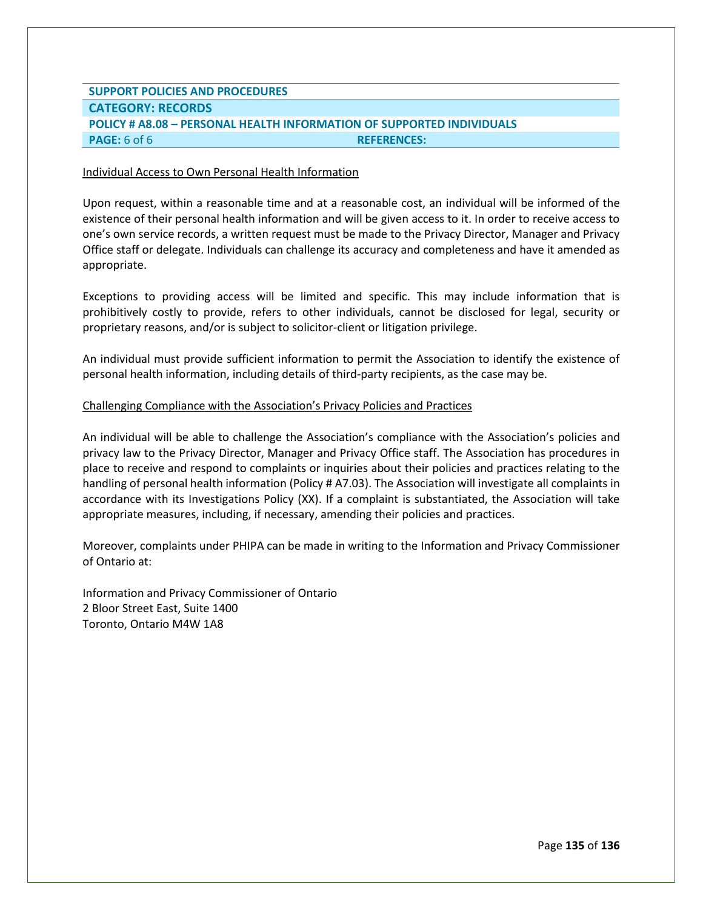| SUPPORT POLICIES AND PROCEDURES | |
|---|---|
| **CATEGORY: RECORDS** | |
| **POLICY # A8.08 – PERSONAL HEALTH INFORMATION OF SUPPORTED INDIVIDUALS** | |
| **PAGE:** 6 of 6 | **REFERENCES:** |

<u>Individual Access to Own Personal Health Information</u>

Upon request, within a reasonable time and at a reasonable cost, an individual will be informed of the existence of their personal health information and will be given access to it. In order to receive access to one's own service records, a written request must be made to the Privacy Director, Manager and Privacy Office staff or delegate. Individuals can challenge its accuracy and completeness and have it amended as appropriate.

Exceptions to providing access will be limited and specific. This may include information that is prohibitively costly to provide, refers to other individuals, cannot be disclosed for legal, security or proprietary reasons, and/or is subject to solicitor-client or litigation privilege.

An individual must provide sufficient information to permit the Association to identify the existence of personal health information, including details of third-party recipients, as the case may be.

<u>Challenging Compliance with the Association's Privacy Policies and Practices</u>

An individual will be able to challenge the Association's compliance with the Association's policies and privacy law to the Privacy Director, Manager and Privacy Office staff. The Association has procedures in place to receive and respond to complaints or inquiries about their policies and practices relating to the handling of personal health information (Policy # A7.03). The Association will investigate all complaints in accordance with its Investigations Policy (XX). If a complaint is substantiated, the Association will take appropriate measures, including, if necessary, amending their policies and practices.

Moreover, complaints under PHIPA can be made in writing to the Information and Privacy Commissioner of Ontario at:

Information and Privacy Commissioner of Ontario  
2 Bloor Street East, Suite 1400  
Toronto, Ontario M4W 1A8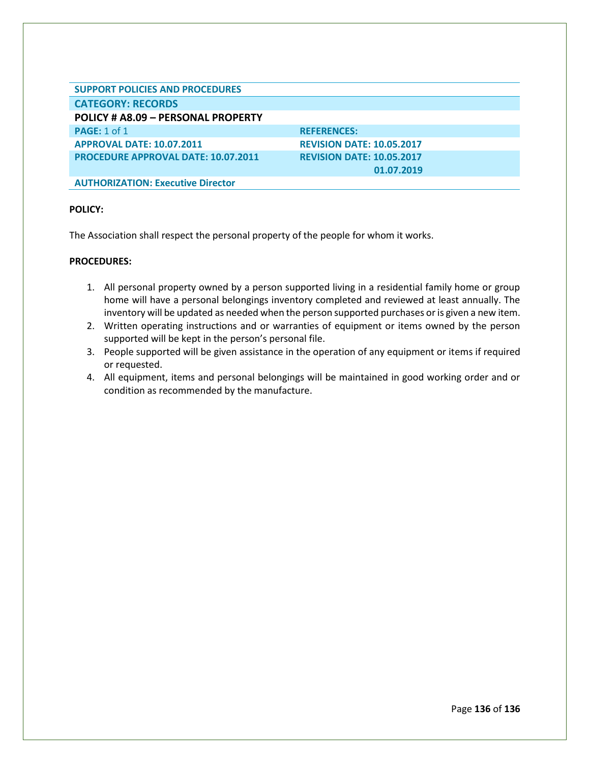| | |
|---|---|
| **SUPPORT POLICIES AND PROCEDURES** | |
| **CATEGORY: RECORDS** | |
| **POLICY # A8.09 – PERSONAL PROPERTY** | |
| **PAGE:** 1 of 1 | **REFERENCES:** |
| **APPROVAL DATE: 10.07.2011** | **REVISION DATE: 10.05.2017** |
| **PROCEDURE APPROVAL DATE: 10.07.2011** | **REVISION DATE: 10.05.2017 01.07.2019** |
| **AUTHORIZATION: Executive Director** | |

**POLICY:**

The Association shall respect the personal property of the people for whom it works.

**PROCEDURES:**

1. All personal property owned by a person supported living in a residential family home or group home will have a personal belongings inventory completed and reviewed at least annually. The inventory will be updated as needed when the person supported purchases or is given a new item.
2. Written operating instructions and or warranties of equipment or items owned by the person supported will be kept in the person's personal file.
3. People supported will be given assistance in the operation of any equipment or items if required or requested.
4. All equipment, items and personal belongings will be maintained in good working order and or condition as recommended by the manufacture.